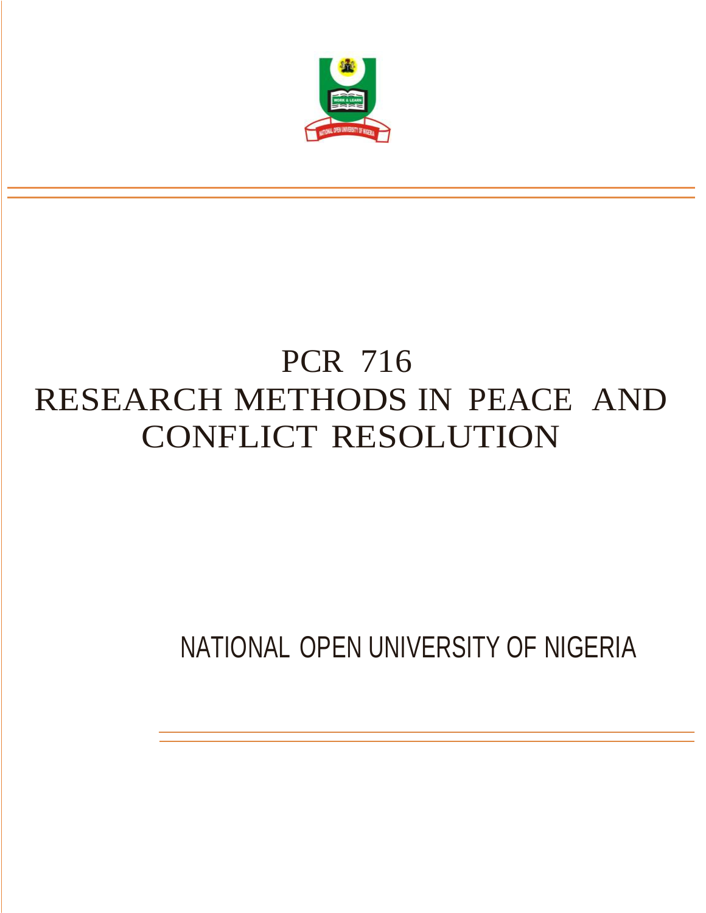# PCR 716

# RESEARCH METHODS IN PEACE AND CONFLICT RESOLUTION

NATIONAL OPEN UNIVERSITY OF NIGERIA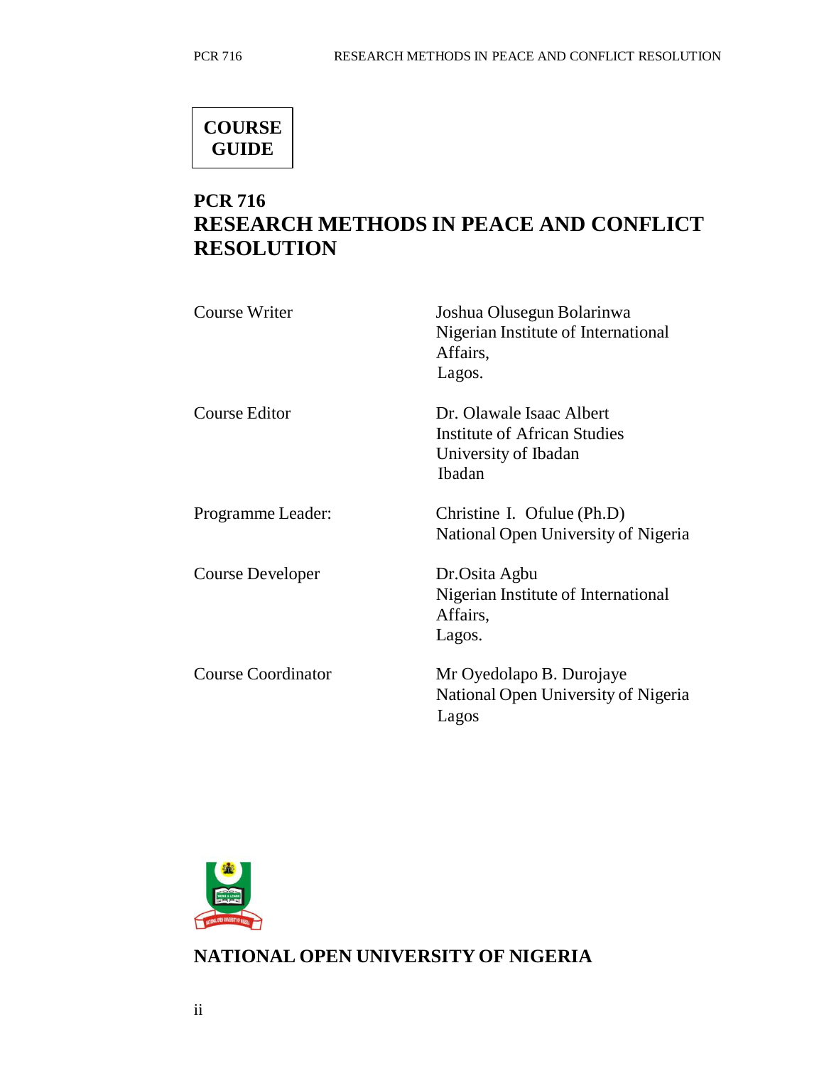**COURSE GUIDE**

# PCR 716
# RESEARCH METHODS IN PEACE AND CONFLICT RESOLUTION

| | |
|---|---|
| Course Writer | Joshua Olusegun Bolarinwa<br>Nigerian Institute of International Affairs,<br>Lagos. |
| Course Editor | Dr. Olawale Isaac Albert<br>Institute of African Studies<br>University of Ibadan<br>Ibadan |
| Programme Leader: | Christine I. Ofulue (Ph.D)<br>National Open University of Nigeria |
| Course Developer | Dr.Osita Agbu<br>Nigerian Institute of International Affairs,<br>Lagos. |
| Course Coordinator | Mr Oyedolapo B. Durojaye<br>National Open University of Nigeria<br>Lagos |

**NATIONAL OPEN UNIVERSITY OF NIGERIA**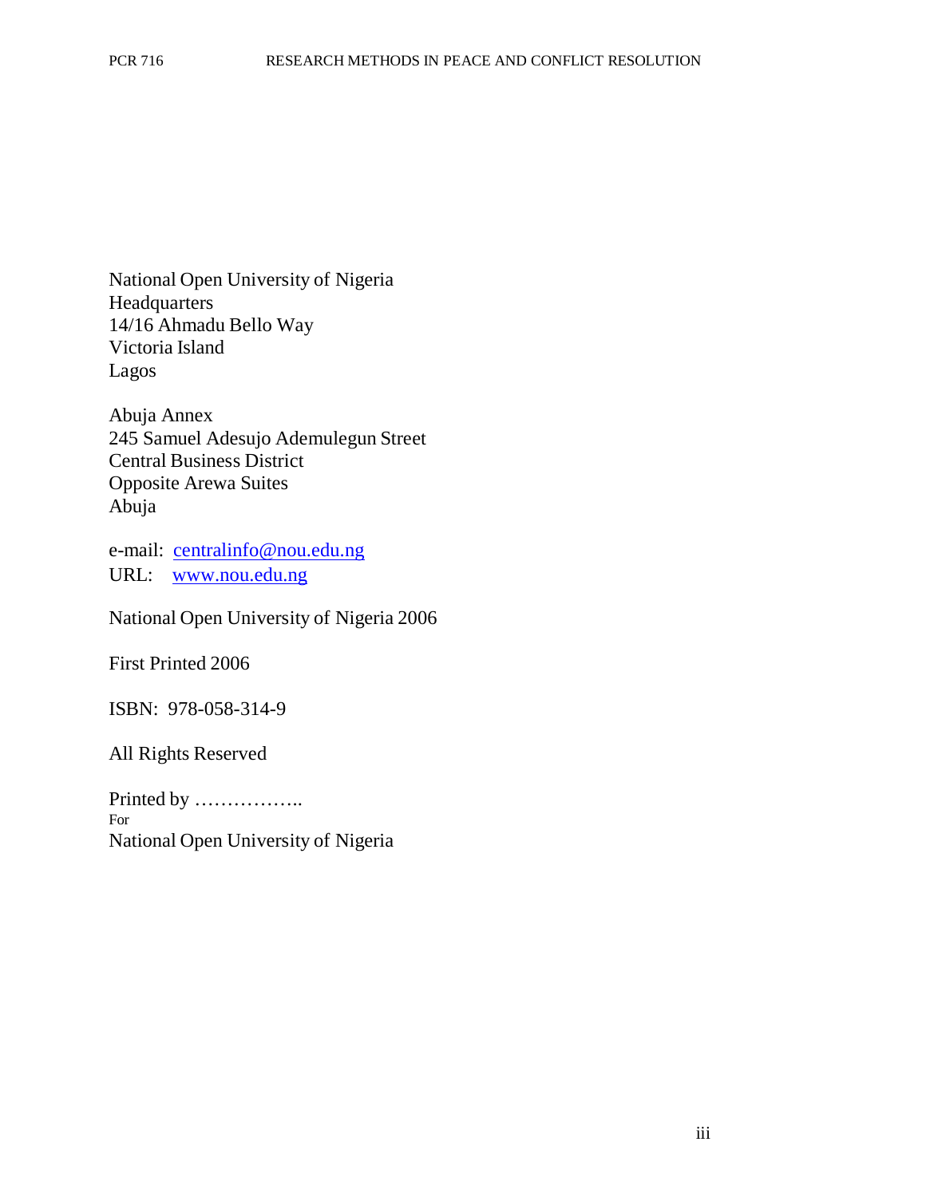National Open University of Nigeria
Headquarters
14/16 Ahmadu Bello Way
Victoria Island
Lagos

Abuja Annex
245 Samuel Adesujo Ademulegun Street
Central Business District
Opposite Arewa Suites
Abuja

e-mail: centralinfo@nou.edu.ng
URL: www.nou.edu.ng

National Open University of Nigeria 2006

First Printed 2006

ISBN: 978-058-314-9

All Rights Reserved

Printed by ……………..
For
National Open University of Nigeria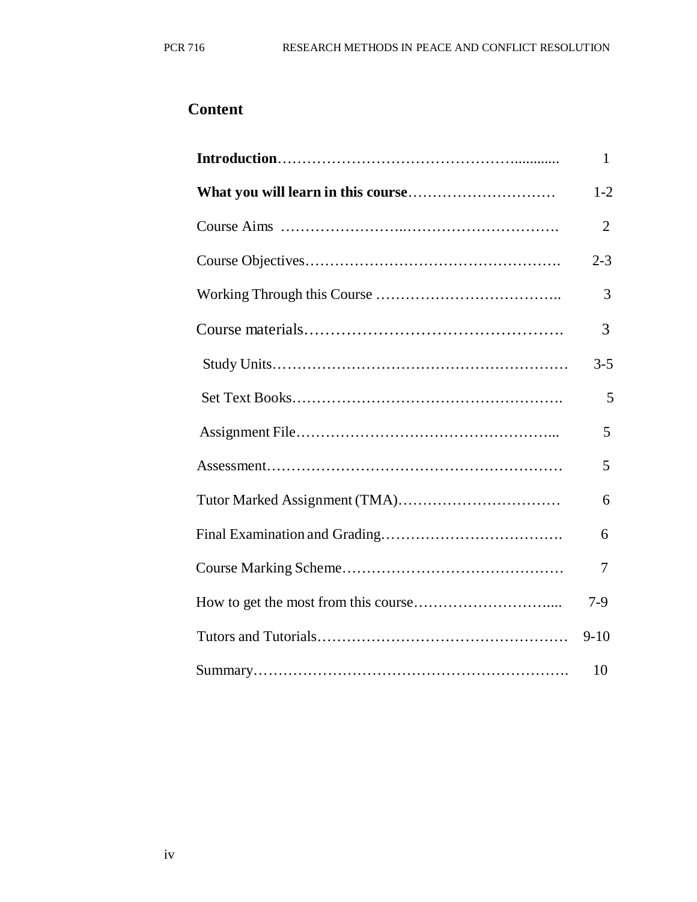## Content

| | |
|---|---|
| **Introduction** | 1 |
| **What you will learn in this course** | 1-2 |
| Course Aims | 2 |
| Course Objectives | 2-3 |
| Working Through this Course | 3 |
| Course materials | 3 |
| Study Units | 3-5 |
| Set Text Books | 5 |
| Assignment File | 5 |
| Assessment | 5 |
| Tutor Marked Assignment (TMA) | 6 |
| Final Examination and Grading | 6 |
| Course Marking Scheme | 7 |
| How to get the most from this course | 7-9 |
| Tutors and Tutorials | 9-10 |
| Summary | 10 |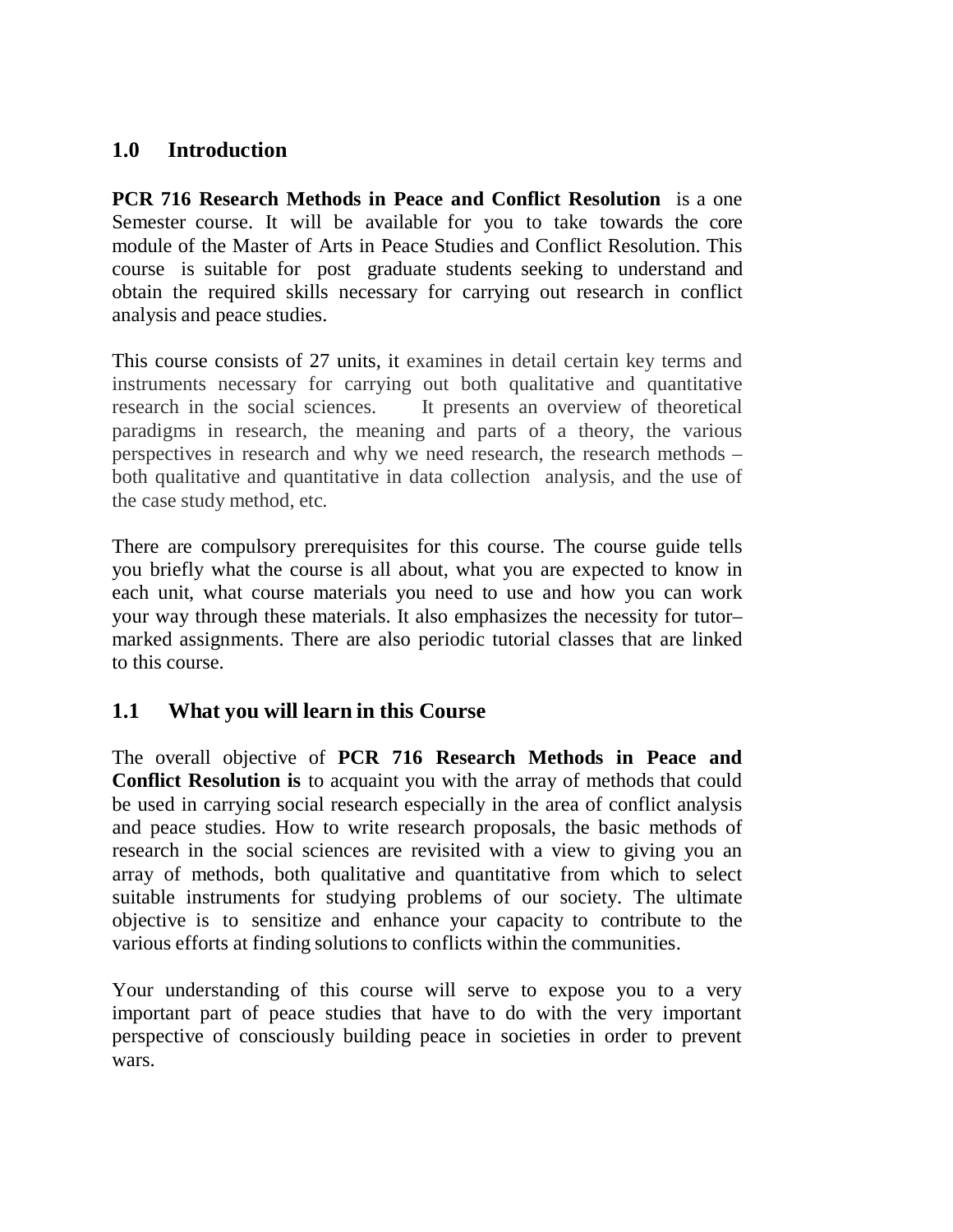## 1.0 Introduction

**PCR 716 Research Methods in Peace and Conflict Resolution** is a one Semester course. It will be available for you to take towards the core module of the Master of Arts in Peace Studies and Conflict Resolution. This course is suitable for post graduate students seeking to understand and obtain the required skills necessary for carrying out research in conflict analysis and peace studies.

This course consists of 27 units, it examines in detail certain key terms and instruments necessary for carrying out both qualitative and quantitative research in the social sciences. It presents an overview of theoretical paradigms in research, the meaning and parts of a theory, the various perspectives in research and why we need research, the research methods – both qualitative and quantitative in data collection analysis, and the use of the case study method, etc.

There are compulsory prerequisites for this course. The course guide tells you briefly what the course is all about, what you are expected to know in each unit, what course materials you need to use and how you can work your way through these materials. It also emphasizes the necessity for tutor–marked assignments. There are also periodic tutorial classes that are linked to this course.

## 1.1 What you will learn in this Course

The overall objective of **PCR 716 Research Methods in Peace and Conflict Resolution is** to acquaint you with the array of methods that could be used in carrying social research especially in the area of conflict analysis and peace studies. How to write research proposals, the basic methods of research in the social sciences are revisited with a view to giving you an array of methods, both qualitative and quantitative from which to select suitable instruments for studying problems of our society. The ultimate objective is to sensitize and enhance your capacity to contribute to the various efforts at finding solutions to conflicts within the communities.

Your understanding of this course will serve to expose you to a very important part of peace studies that have to do with the very important perspective of consciously building peace in societies in order to prevent wars.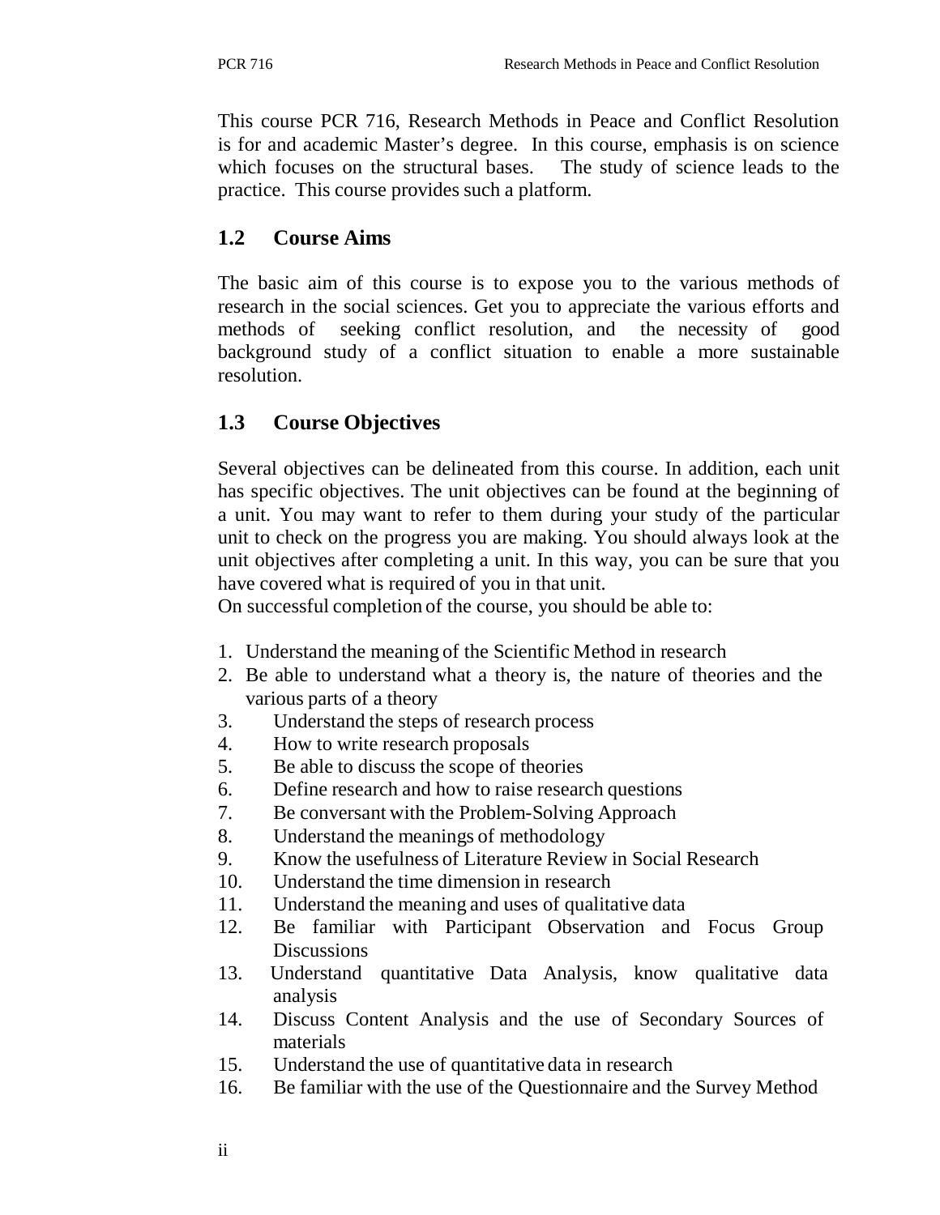This course PCR 716, Research Methods in Peace and Conflict Resolution is for and academic Master's degree. In this course, emphasis is on science which focuses on the structural bases. The study of science leads to the practice. This course provides such a platform.

## 1.2 Course Aims

The basic aim of this course is to expose you to the various methods of research in the social sciences. Get you to appreciate the various efforts and methods of seeking conflict resolution, and the necessity of good background study of a conflict situation to enable a more sustainable resolution.

## 1.3 Course Objectives

Several objectives can be delineated from this course. In addition, each unit has specific objectives. The unit objectives can be found at the beginning of a unit. You may want to refer to them during your study of the particular unit to check on the progress you are making. You should always look at the unit objectives after completing a unit. In this way, you can be sure that you have covered what is required of you in that unit.
On successful completion of the course, you should be able to:

1. Understand the meaning of the Scientific Method in research
2. Be able to understand what a theory is, the nature of theories and the various parts of a theory
3. Understand the steps of research process
4. How to write research proposals
5. Be able to discuss the scope of theories
6. Define research and how to raise research questions
7. Be conversant with the Problem-Solving Approach
8. Understand the meanings of methodology
9. Know the usefulness of Literature Review in Social Research
10. Understand the time dimension in research
11. Understand the meaning and uses of qualitative data
12. Be familiar with Participant Observation and Focus Group Discussions
13. Understand quantitative Data Analysis, know qualitative data analysis
14. Discuss Content Analysis and the use of Secondary Sources of materials
15. Understand the use of quantitative data in research
16. Be familiar with the use of the Questionnaire and the Survey Method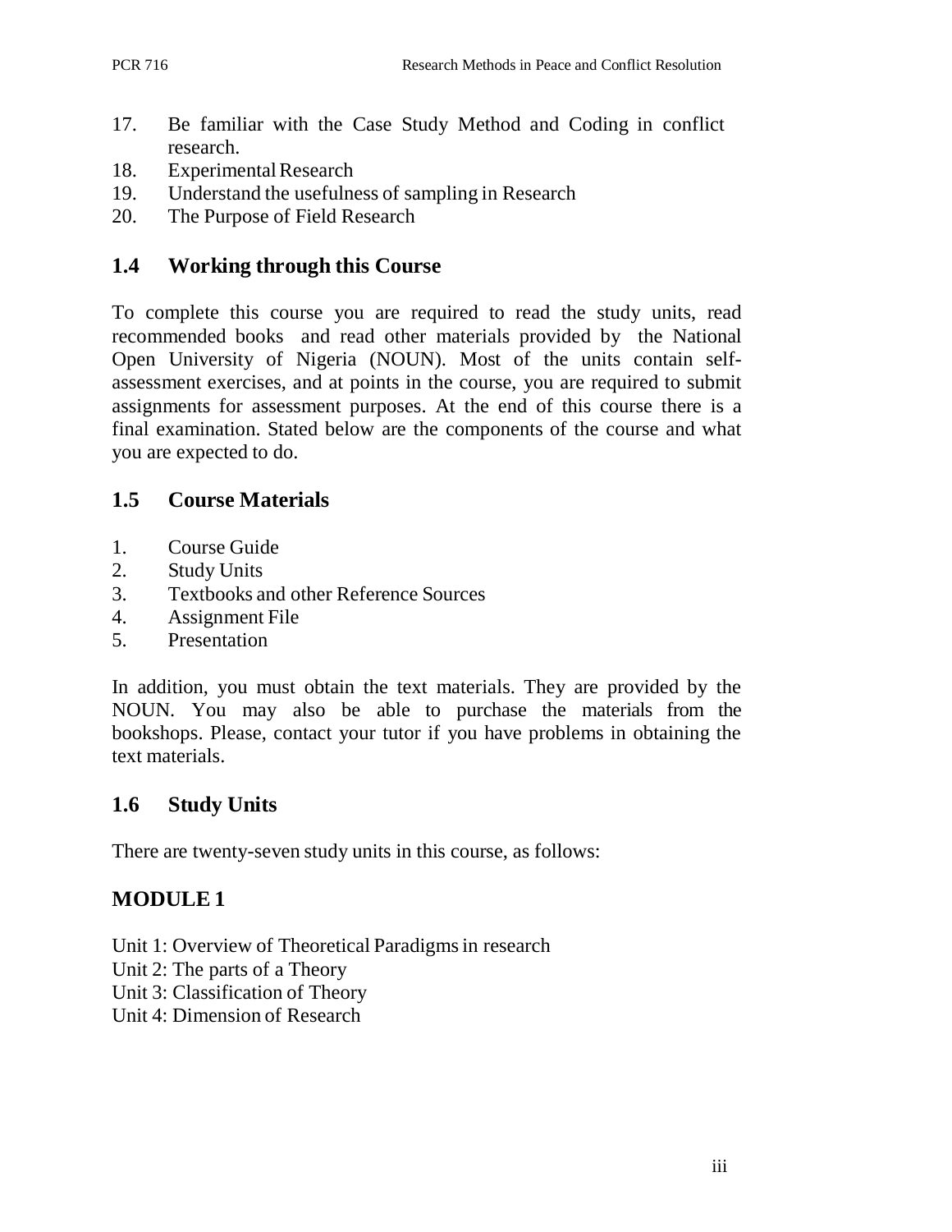17. Be familiar with the Case Study Method and Coding in conflict research.
18. Experimental Research
19. Understand the usefulness of sampling in Research
20. The Purpose of Field Research

## 1.4 Working through this Course

To complete this course you are required to read the study units, read recommended books and read other materials provided by the National Open University of Nigeria (NOUN). Most of the units contain self-assessment exercises, and at points in the course, you are required to submit assignments for assessment purposes. At the end of this course there is a final examination. Stated below are the components of the course and what you are expected to do.

## 1.5 Course Materials

1. Course Guide
2. Study Units
3. Textbooks and other Reference Sources
4. Assignment File
5. Presentation

In addition, you must obtain the text materials. They are provided by the NOUN. You may also be able to purchase the materials from the bookshops. Please, contact your tutor if you have problems in obtaining the text materials.

## 1.6 Study Units

There are twenty-seven study units in this course, as follows:

## MODULE 1

Unit 1: Overview of Theoretical Paradigms in research
Unit 2: The parts of a Theory
Unit 3: Classification of Theory
Unit 4: Dimension of Research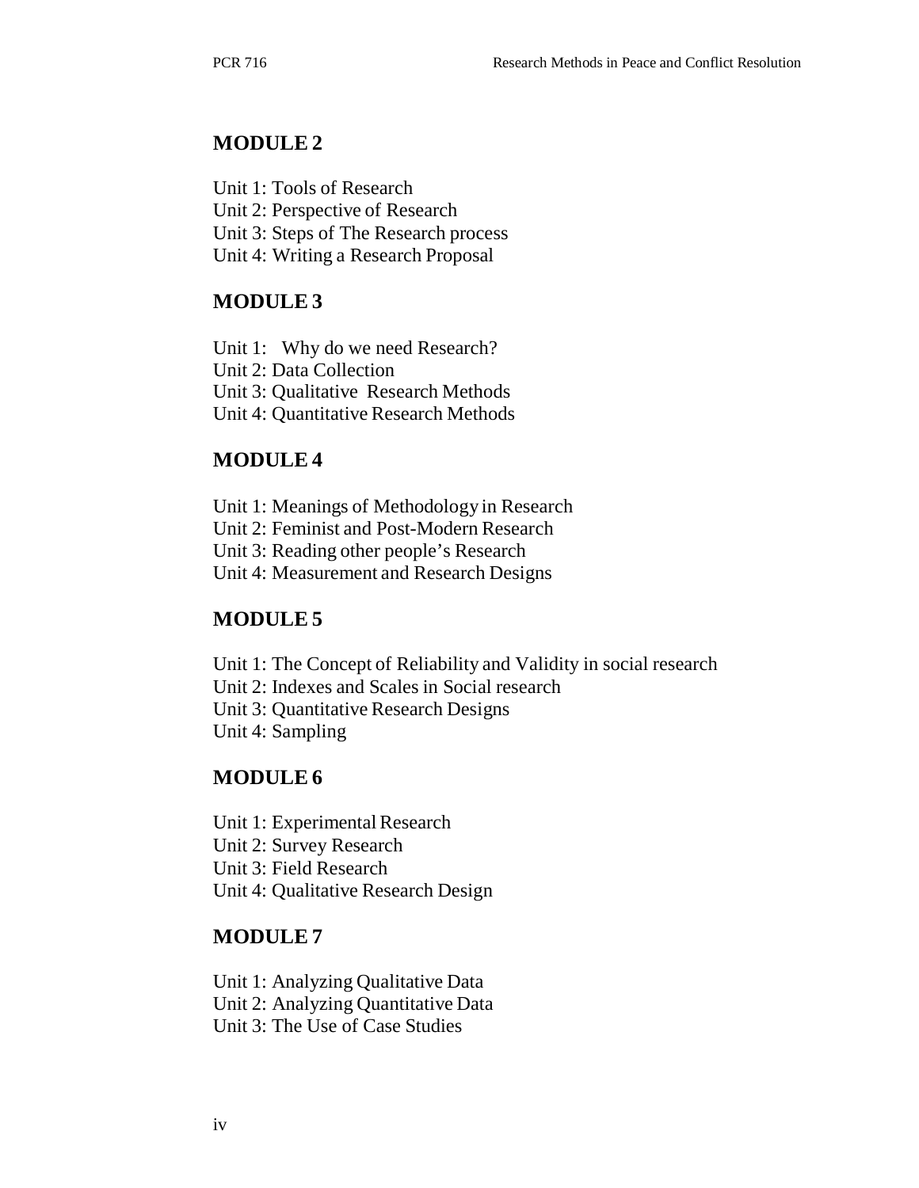## MODULE 2

Unit 1: Tools of Research
Unit 2: Perspective of Research
Unit 3: Steps of The Research process
Unit 4: Writing a Research Proposal

## MODULE 3

Unit 1: Why do we need Research?
Unit 2: Data Collection
Unit 3: Qualitative Research Methods
Unit 4: Quantitative Research Methods

## MODULE 4

Unit 1: Meanings of Methodology in Research
Unit 2: Feminist and Post-Modern Research
Unit 3: Reading other people's Research
Unit 4: Measurement and Research Designs

## MODULE 5

Unit 1: The Concept of Reliability and Validity in social research
Unit 2: Indexes and Scales in Social research
Unit 3: Quantitative Research Designs
Unit 4: Sampling

## MODULE 6

Unit 1: Experimental Research
Unit 2: Survey Research
Unit 3: Field Research
Unit 4: Qualitative Research Design

## MODULE 7

Unit 1: Analyzing Qualitative Data
Unit 2: Analyzing Quantitative Data
Unit 3: The Use of Case Studies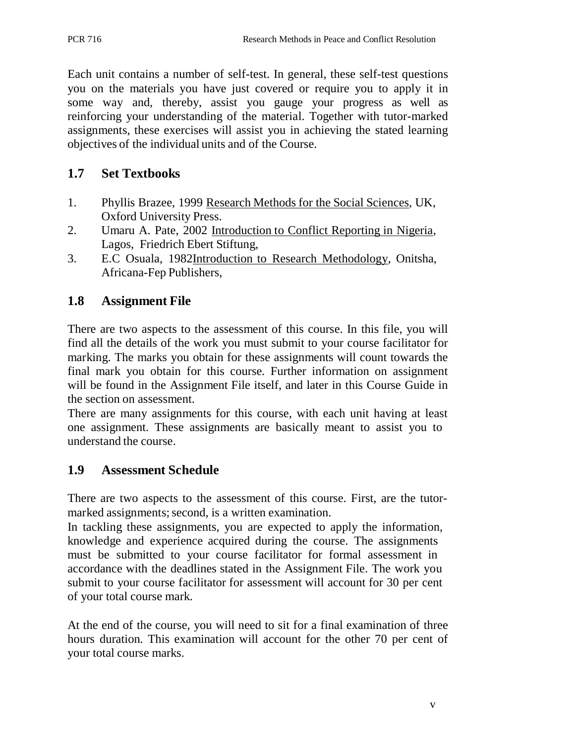Each unit contains a number of self-test. In general, these self-test questions you on the materials you have just covered or require you to apply it in some way and, thereby, assist you gauge your progress as well as reinforcing your understanding of the material. Together with tutor-marked assignments, these exercises will assist you in achieving the stated learning objectives of the individual units and of the Course.

## 1.7 Set Textbooks

1. Phyllis Brazee, 1999 Research Methods for the Social Sciences, UK, Oxford University Press.
2. Umaru A. Pate, 2002 Introduction to Conflict Reporting in Nigeria, Lagos, Friedrich Ebert Stiftung,
3. E.C Osuala, 1982Introduction to Research Methodology, Onitsha, Africana-Fep Publishers,

## 1.8 Assignment File

There are two aspects to the assessment of this course. In this file, you will find all the details of the work you must submit to your course facilitator for marking. The marks you obtain for these assignments will count towards the final mark you obtain for this course. Further information on assignment will be found in the Assignment File itself, and later in this Course Guide in the section on assessment.

There are many assignments for this course, with each unit having at least one assignment. These assignments are basically meant to assist you to understand the course.

## 1.9 Assessment Schedule

There are two aspects to the assessment of this course. First, are the tutor-marked assignments; second, is a written examination.

In tackling these assignments, you are expected to apply the information, knowledge and experience acquired during the course. The assignments must be submitted to your course facilitator for formal assessment in accordance with the deadlines stated in the Assignment File. The work you submit to your course facilitator for assessment will account for 30 per cent of your total course mark.

At the end of the course, you will need to sit for a final examination of three hours duration. This examination will account for the other 70 per cent of your total course marks.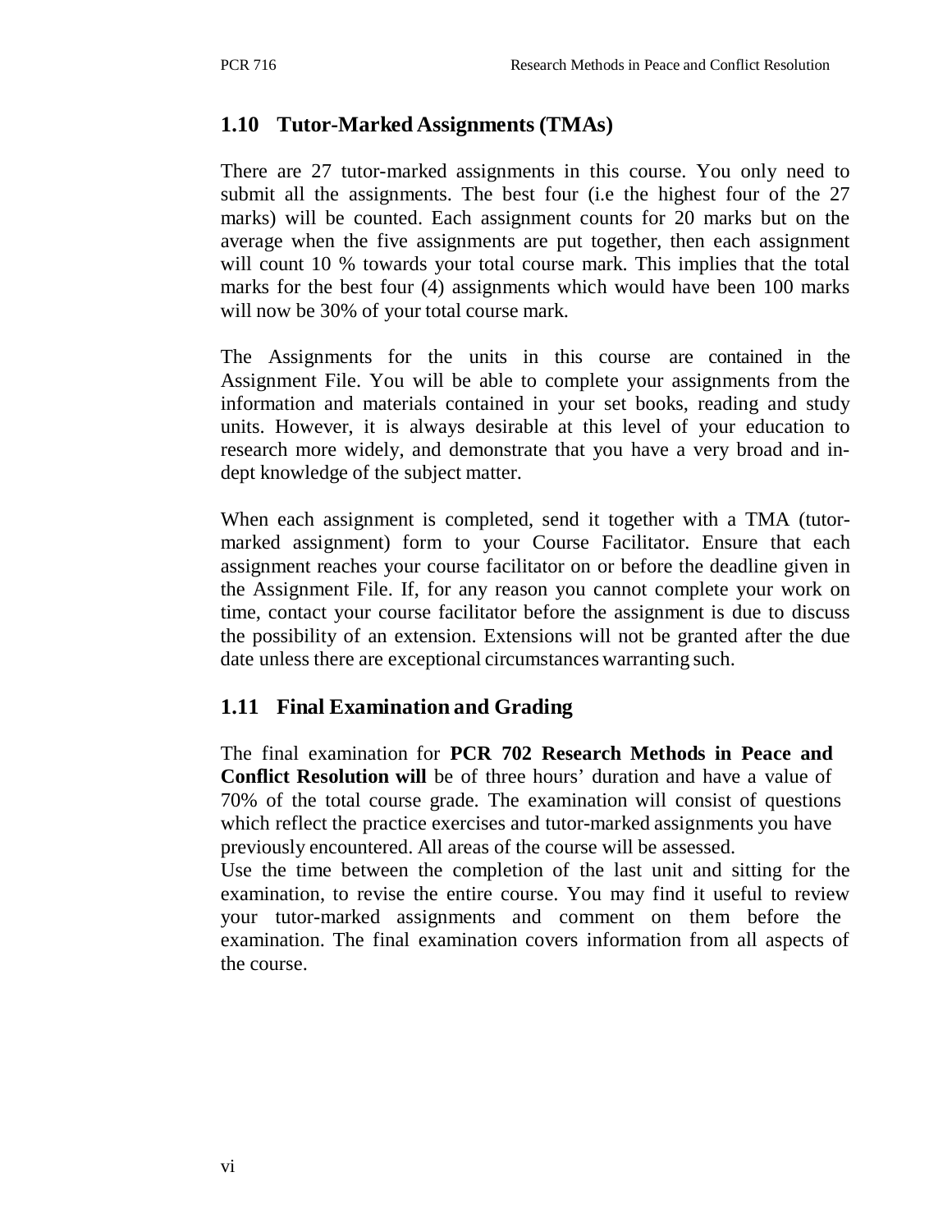## 1.10 Tutor-Marked Assignments (TMAs)

There are 27 tutor-marked assignments in this course. You only need to submit all the assignments. The best four (i.e the highest four of the 27 marks) will be counted. Each assignment counts for 20 marks but on the average when the five assignments are put together, then each assignment will count 10 % towards your total course mark. This implies that the total marks for the best four (4) assignments which would have been 100 marks will now be 30% of your total course mark.

The Assignments for the units in this course are contained in the Assignment File. You will be able to complete your assignments from the information and materials contained in your set books, reading and study units. However, it is always desirable at this level of your education to research more widely, and demonstrate that you have a very broad and in-dept knowledge of the subject matter.

When each assignment is completed, send it together with a TMA (tutor-marked assignment) form to your Course Facilitator. Ensure that each assignment reaches your course facilitator on or before the deadline given in the Assignment File. If, for any reason you cannot complete your work on time, contact your course facilitator before the assignment is due to discuss the possibility of an extension. Extensions will not be granted after the due date unless there are exceptional circumstances warranting such.

## 1.11 Final Examination and Grading

The final examination for **PCR 702 Research Methods in Peace and Conflict Resolution will** be of three hours' duration and have a value of 70% of the total course grade. The examination will consist of questions which reflect the practice exercises and tutor-marked assignments you have previously encountered. All areas of the course will be assessed.

Use the time between the completion of the last unit and sitting for the examination, to revise the entire course. You may find it useful to review your tutor-marked assignments and comment on them before the examination. The final examination covers information from all aspects of the course.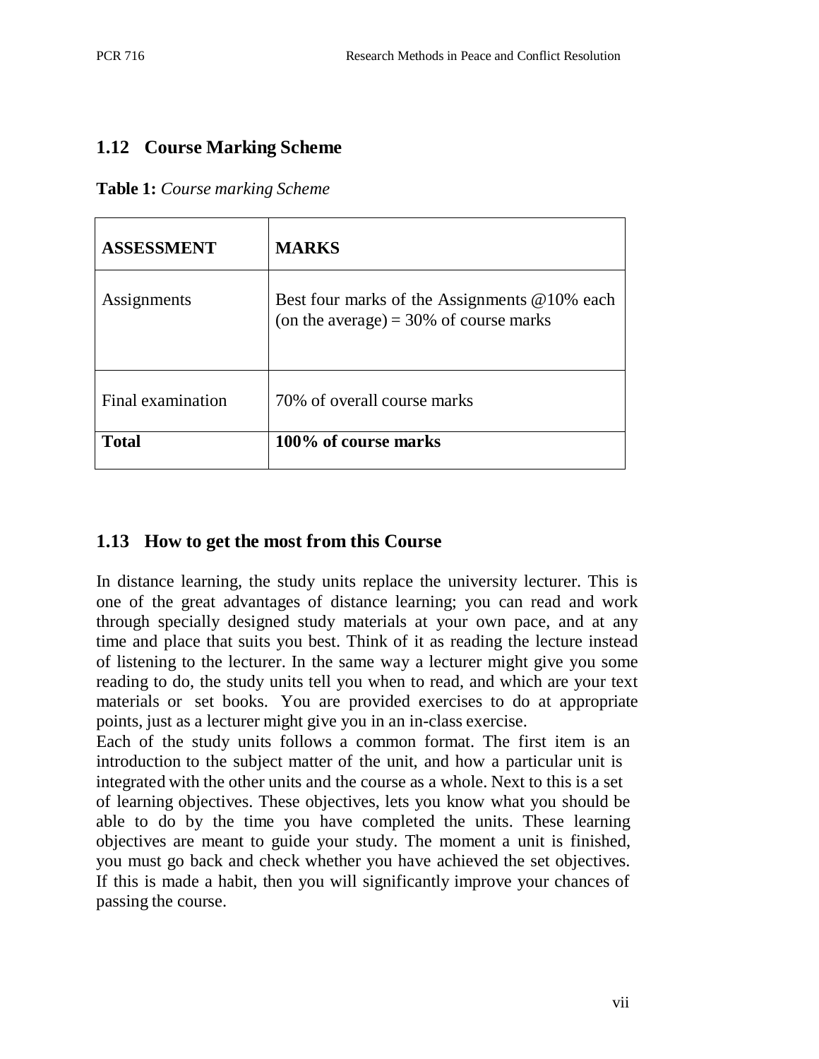## 1.12 Course Marking Scheme

**Table 1:** *Course marking Scheme*

| **ASSESSMENT** | **MARKS** |
| --- | --- |
| Assignments | Best four marks of the Assignments @10% each (on the average) = 30% of course marks |
| Final examination | 70% of overall course marks |
| **Total** | **100% of course marks** |

## 1.13 How to get the most from this Course

In distance learning, the study units replace the university lecturer. This is one of the great advantages of distance learning; you can read and work through specially designed study materials at your own pace, and at any time and place that suits you best. Think of it as reading the lecture instead of listening to the lecturer. In the same way a lecturer might give you some reading to do, the study units tell you when to read, and which are your text materials or set books. You are provided exercises to do at appropriate points, just as a lecturer might give you in an in-class exercise.

Each of the study units follows a common format. The first item is an introduction to the subject matter of the unit, and how a particular unit is integrated with the other units and the course as a whole. Next to this is a set of learning objectives. These objectives, lets you know what you should be able to do by the time you have completed the units. These learning objectives are meant to guide your study. The moment a unit is finished, you must go back and check whether you have achieved the set objectives. If this is made a habit, then you will significantly improve your chances of passing the course.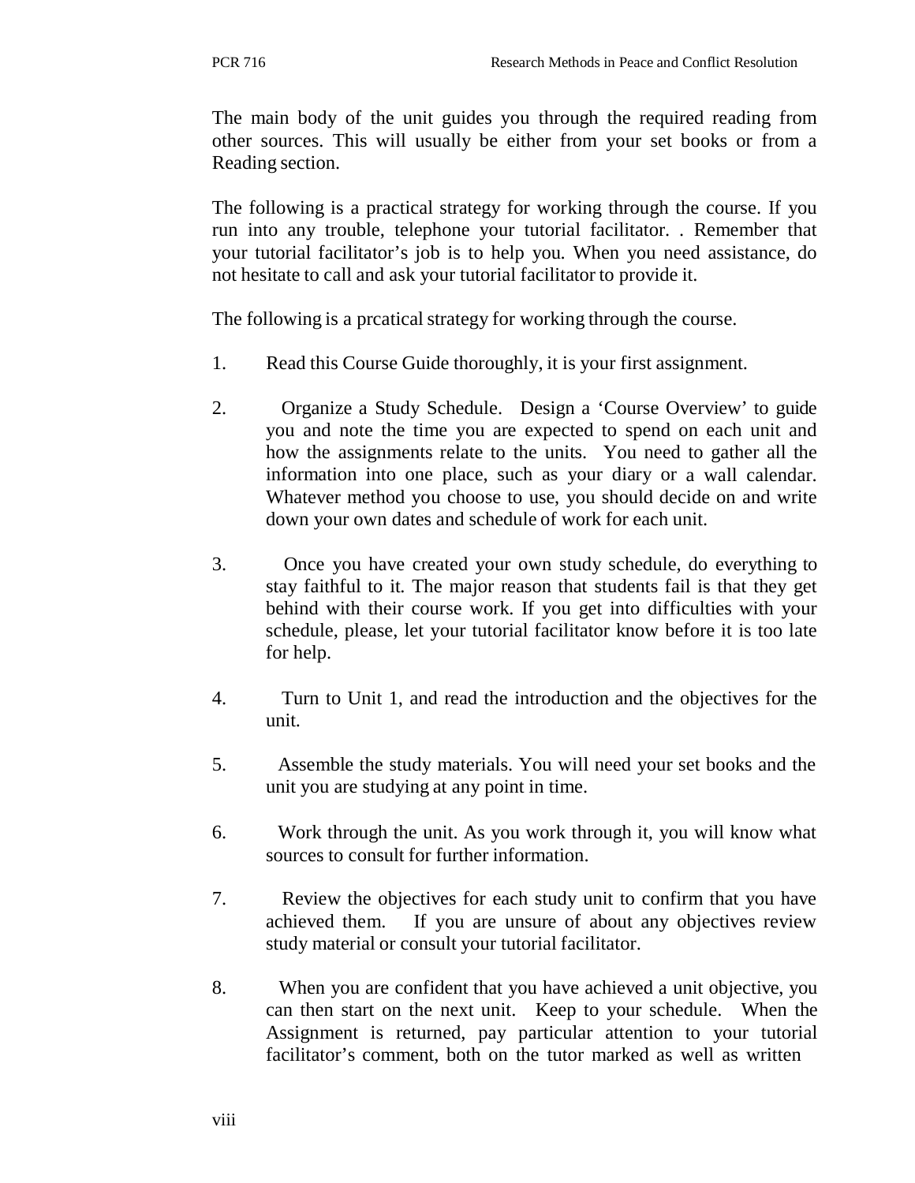The main body of the unit guides you through the required reading from other sources. This will usually be either from your set books or from a Reading section.

The following is a practical strategy for working through the course. If you run into any trouble, telephone your tutorial facilitator. . Remember that your tutorial facilitator's job is to help you. When you need assistance, do not hesitate to call and ask your tutorial facilitator to provide it.

The following is a prcatical strategy for working through the course.

1. Read this Course Guide thoroughly, it is your first assignment.

2. Organize a Study Schedule. Design a 'Course Overview' to guide you and note the time you are expected to spend on each unit and how the assignments relate to the units. You need to gather all the information into one place, such as your diary or a wall calendar. Whatever method you choose to use, you should decide on and write down your own dates and schedule of work for each unit.

3. Once you have created your own study schedule, do everything to stay faithful to it. The major reason that students fail is that they get behind with their course work. If you get into difficulties with your schedule, please, let your tutorial facilitator know before it is too late for help.

4. Turn to Unit 1, and read the introduction and the objectives for the unit.

5. Assemble the study materials. You will need your set books and the unit you are studying at any point in time.

6. Work through the unit. As you work through it, you will know what sources to consult for further information.

7. Review the objectives for each study unit to confirm that you have achieved them. If you are unsure of about any objectives review study material or consult your tutorial facilitator.

8. When you are confident that you have achieved a unit objective, you can then start on the next unit. Keep to your schedule. When the Assignment is returned, pay particular attention to your tutorial facilitator's comment, both on the tutor marked as well as written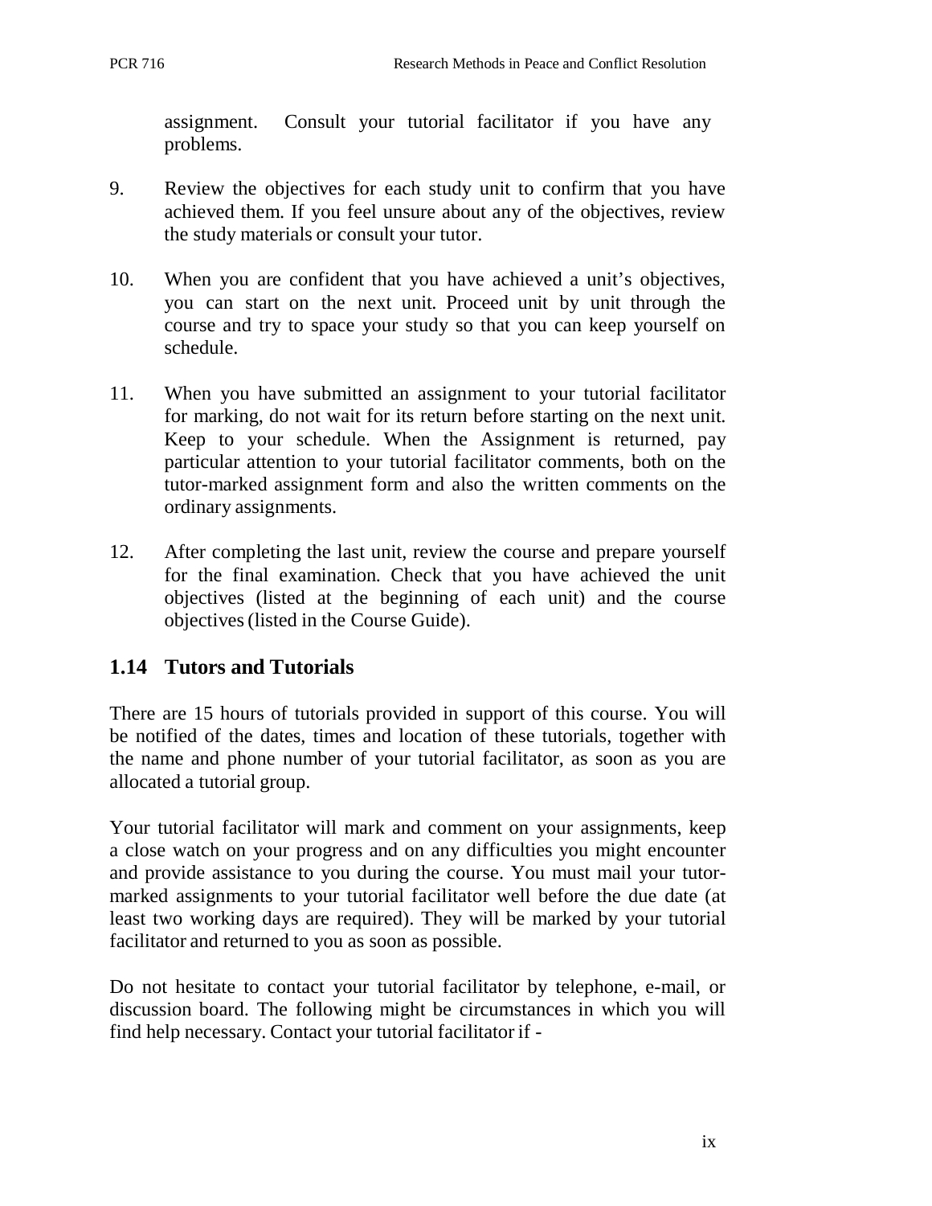assignment. Consult your tutorial facilitator if you have any problems.

9. Review the objectives for each study unit to confirm that you have achieved them. If you feel unsure about any of the objectives, review the study materials or consult your tutor.

10. When you are confident that you have achieved a unit's objectives, you can start on the next unit. Proceed unit by unit through the course and try to space your study so that you can keep yourself on schedule.

11. When you have submitted an assignment to your tutorial facilitator for marking, do not wait for its return before starting on the next unit. Keep to your schedule. When the Assignment is returned, pay particular attention to your tutorial facilitator comments, both on the tutor-marked assignment form and also the written comments on the ordinary assignments.

12. After completing the last unit, review the course and prepare yourself for the final examination. Check that you have achieved the unit objectives (listed at the beginning of each unit) and the course objectives (listed in the Course Guide).

## 1.14 Tutors and Tutorials

There are 15 hours of tutorials provided in support of this course. You will be notified of the dates, times and location of these tutorials, together with the name and phone number of your tutorial facilitator, as soon as you are allocated a tutorial group.

Your tutorial facilitator will mark and comment on your assignments, keep a close watch on your progress and on any difficulties you might encounter and provide assistance to you during the course. You must mail your tutor-marked assignments to your tutorial facilitator well before the due date (at least two working days are required). They will be marked by your tutorial facilitator and returned to you as soon as possible.

Do not hesitate to contact your tutorial facilitator by telephone, e-mail, or discussion board. The following might be circumstances in which you will find help necessary. Contact your tutorial facilitator if -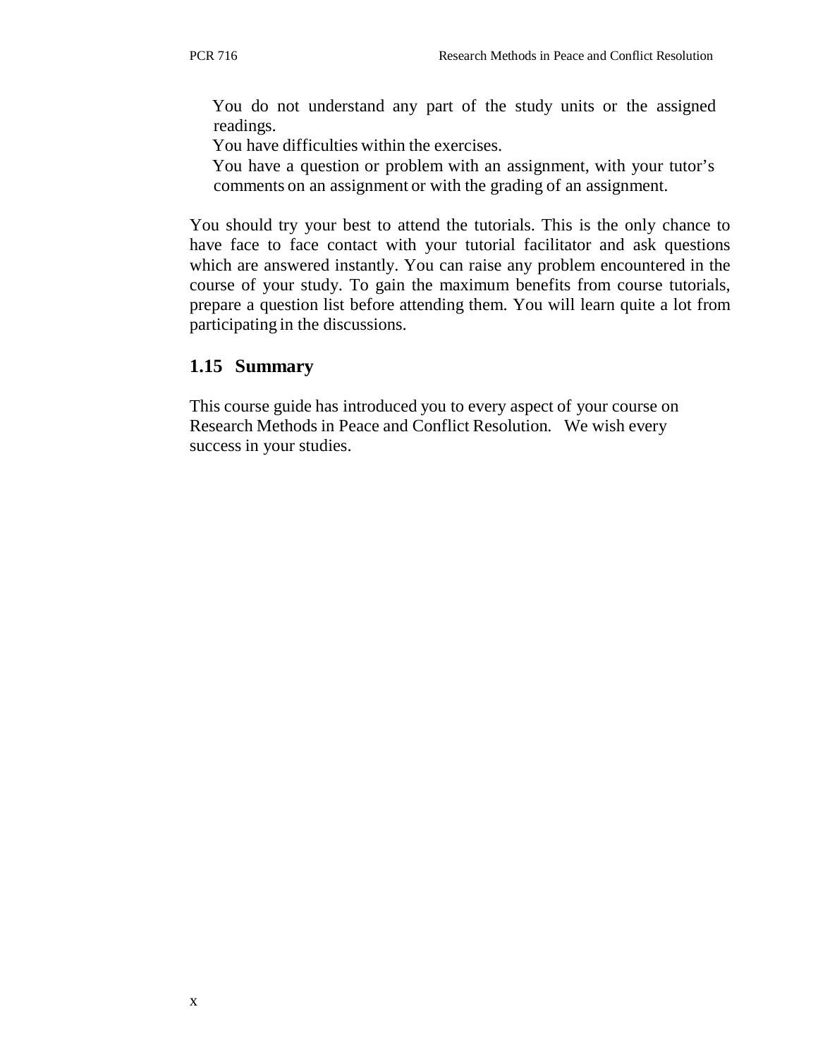- You do not understand any part of the study units or the assigned readings.
- You have difficulties within the exercises.
- You have a question or problem with an assignment, with your tutor's comments on an assignment or with the grading of an assignment.

You should try your best to attend the tutorials. This is the only chance to have face to face contact with your tutorial facilitator and ask questions which are answered instantly. You can raise any problem encountered in the course of your study. To gain the maximum benefits from course tutorials, prepare a question list before attending them. You will learn quite a lot from participating in the discussions.

## 1.15 Summary

This course guide has introduced you to every aspect of your course on Research Methods in Peace and Conflict Resolution. We wish every success in your studies.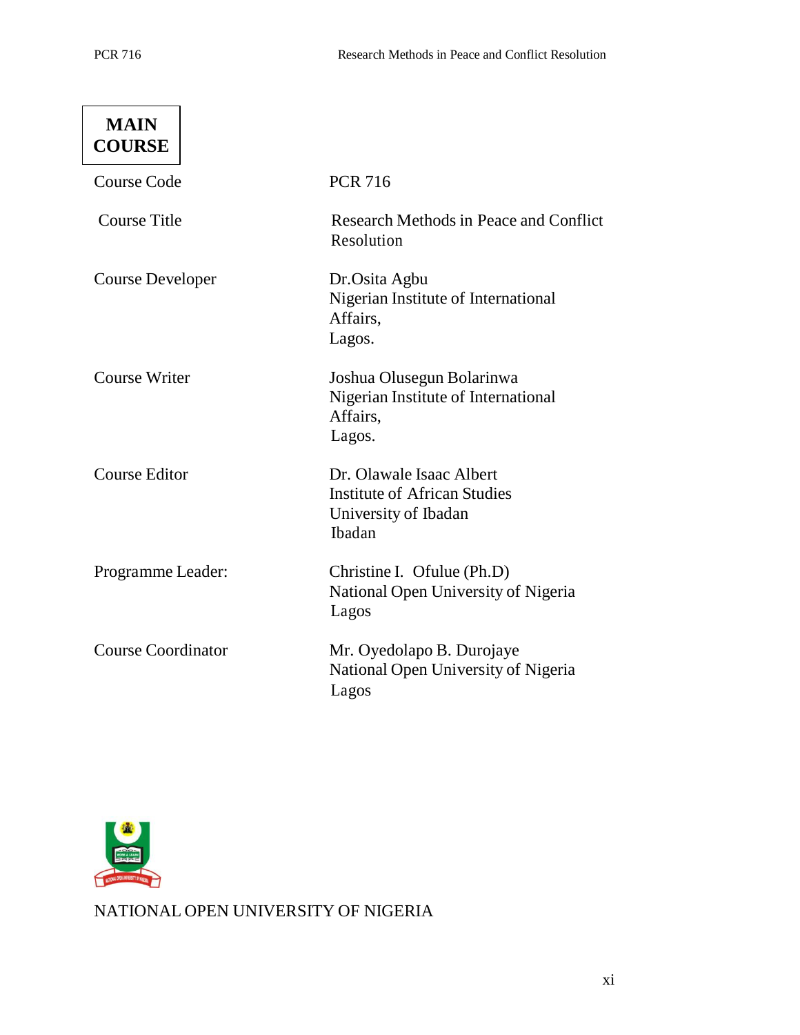**MAIN COURSE**

| | |
|---|---|
| Course Code | PCR 716 |
| Course Title | Research Methods in Peace and Conflict Resolution |
| Course Developer | Dr.Osita Agbu<br>Nigerian Institute of International Affairs,<br>Lagos. |
| Course Writer | Joshua Olusegun Bolarinwa<br>Nigerian Institute of International Affairs,<br>Lagos. |
| Course Editor | Dr. Olawale Isaac Albert<br>Institute of African Studies<br>University of Ibadan<br>Ibadan |
| Programme Leader: | Christine I. Ofulue (Ph.D)<br>National Open University of Nigeria<br>Lagos |
| Course Coordinator | Mr. Oyedolapo B. Durojaye<br>National Open University of Nigeria<br>Lagos |

NATIONAL OPEN UNIVERSITY OF NIGERIA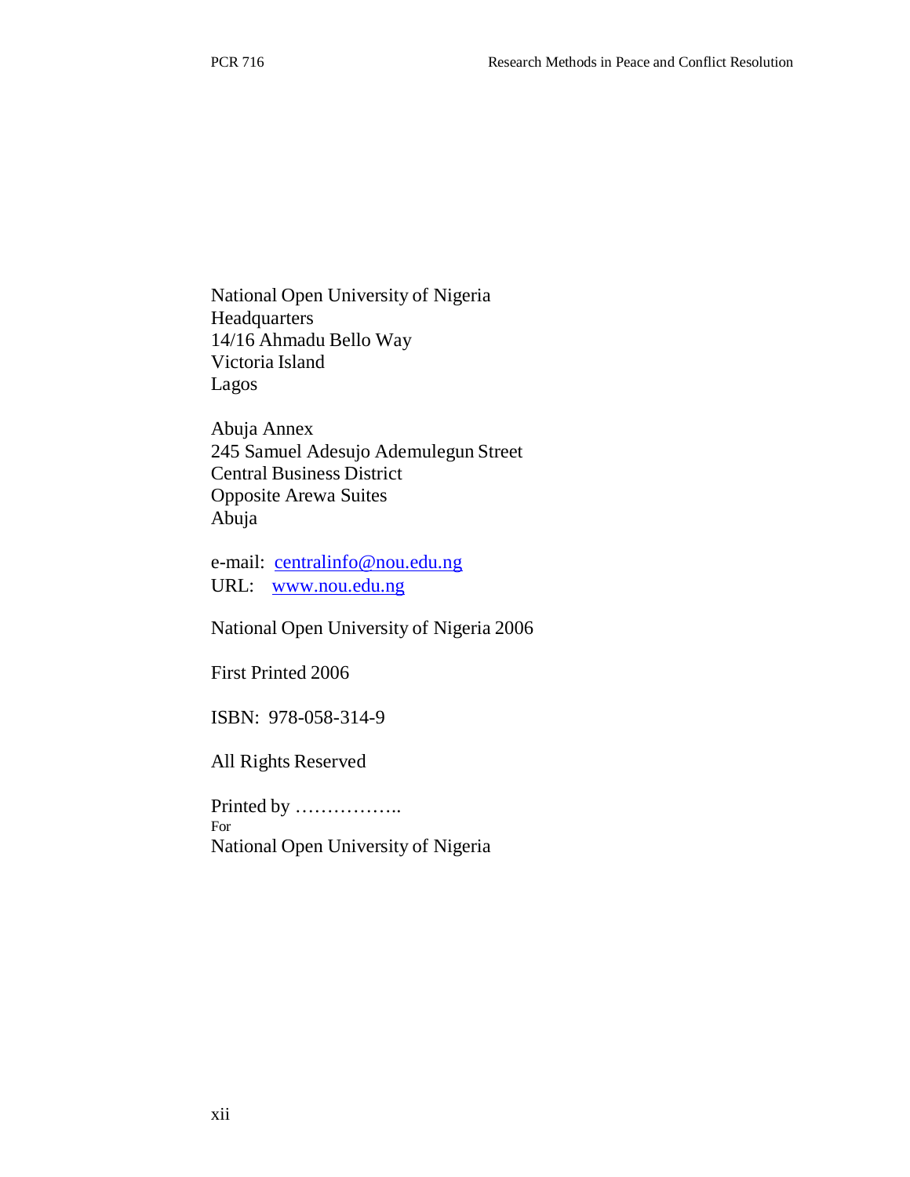National Open University of Nigeria
Headquarters
14/16 Ahmadu Bello Way
Victoria Island
Lagos

Abuja Annex
245 Samuel Adesujo Ademulegun Street
Central Business District
Opposite Arewa Suites
Abuja

e-mail: centralinfo@nou.edu.ng
URL: www.nou.edu.ng

National Open University of Nigeria 2006

First Printed 2006

ISBN: 978-058-314-9

All Rights Reserved

Printed by ……………..
For
National Open University of Nigeria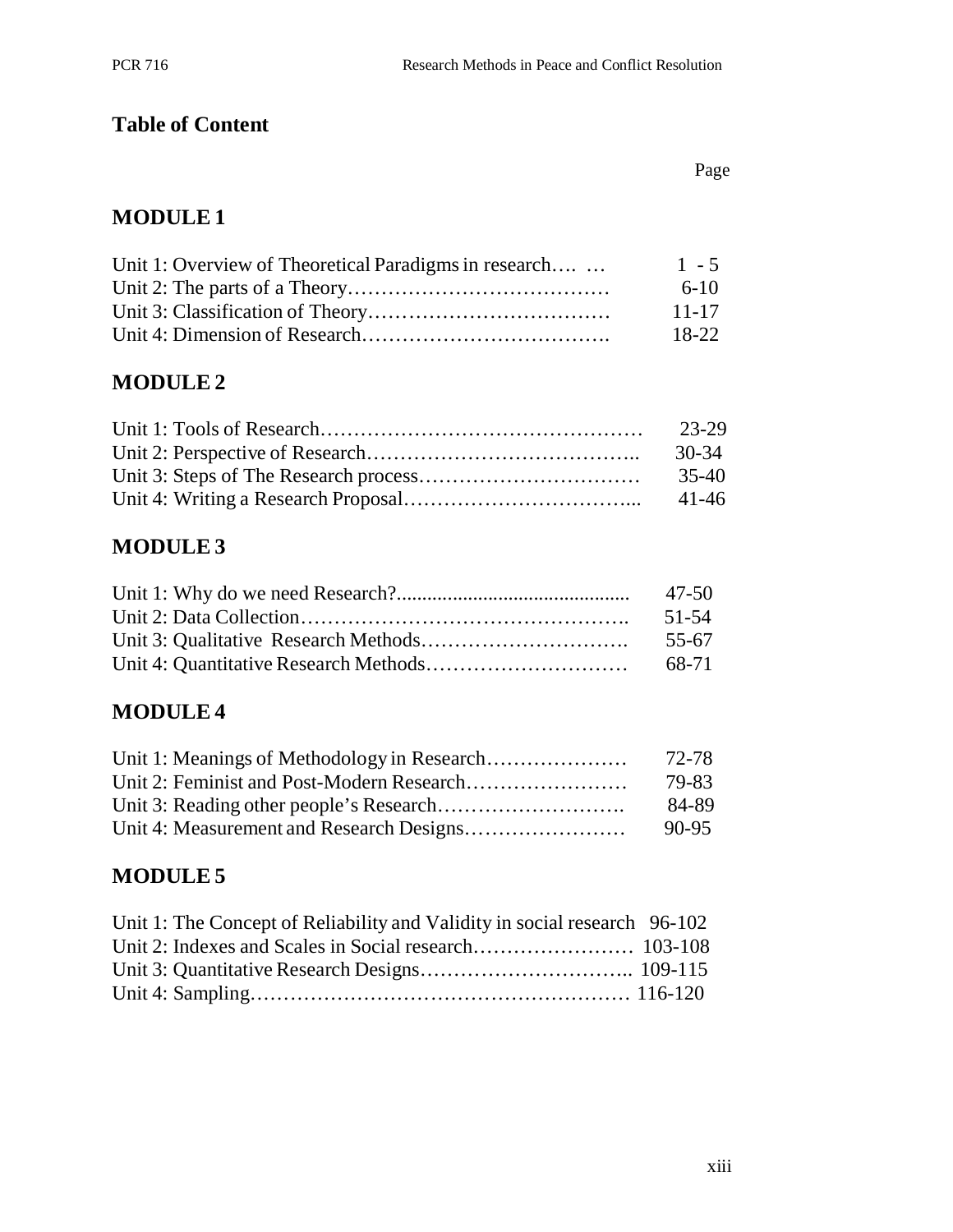## Table of Content

| | Page |
|---|---|
| **MODULE 1** | |
| Unit 1: Overview of Theoretical Paradigms in research…. … | 1 - 5 |
| Unit 2: The parts of a Theory………………………………… | 6-10 |
| Unit 3: Classification of Theory……………………………… | 11-17 |
| Unit 4: Dimension of Research………………………………. | 18-22 |
| **MODULE 2** | |
| Unit 1: Tools of Research………………………………………… | 23-29 |
| Unit 2: Perspective of Research………………………………….. | 30-34 |
| Unit 3: Steps of The Research process…………………………… | 35-40 |
| Unit 4: Writing a Research Proposal…………………………….. | 41-46 |
| **MODULE 3** | |
| Unit 1: Why do we need Research?............................................. | 47-50 |
| Unit 2: Data Collection……………………………………………. | 51-54 |
| Unit 3: Qualitative Research Methods…………………………. | 55-67 |
| Unit 4: Quantitative Research Methods………………………… | 68-71 |
| **MODULE 4** | |
| Unit 1: Meanings of Methodology in Research………………… | 72-78 |
| Unit 2: Feminist and Post-Modern Research…………………… | 79-83 |
| Unit 3: Reading other people's Research………………………. | 84-89 |
| Unit 4: Measurement and Research Designs…………………… | 90-95 |
| **MODULE 5** | |
| Unit 1: The Concept of Reliability and Validity in social research | 96-102 |
| Unit 2: Indexes and Scales in Social research…………………… | 103-108 |
| Unit 3: Quantitative Research Designs………………………….. | 109-115 |
| Unit 4: Sampling………………………………………………… | 116-120 |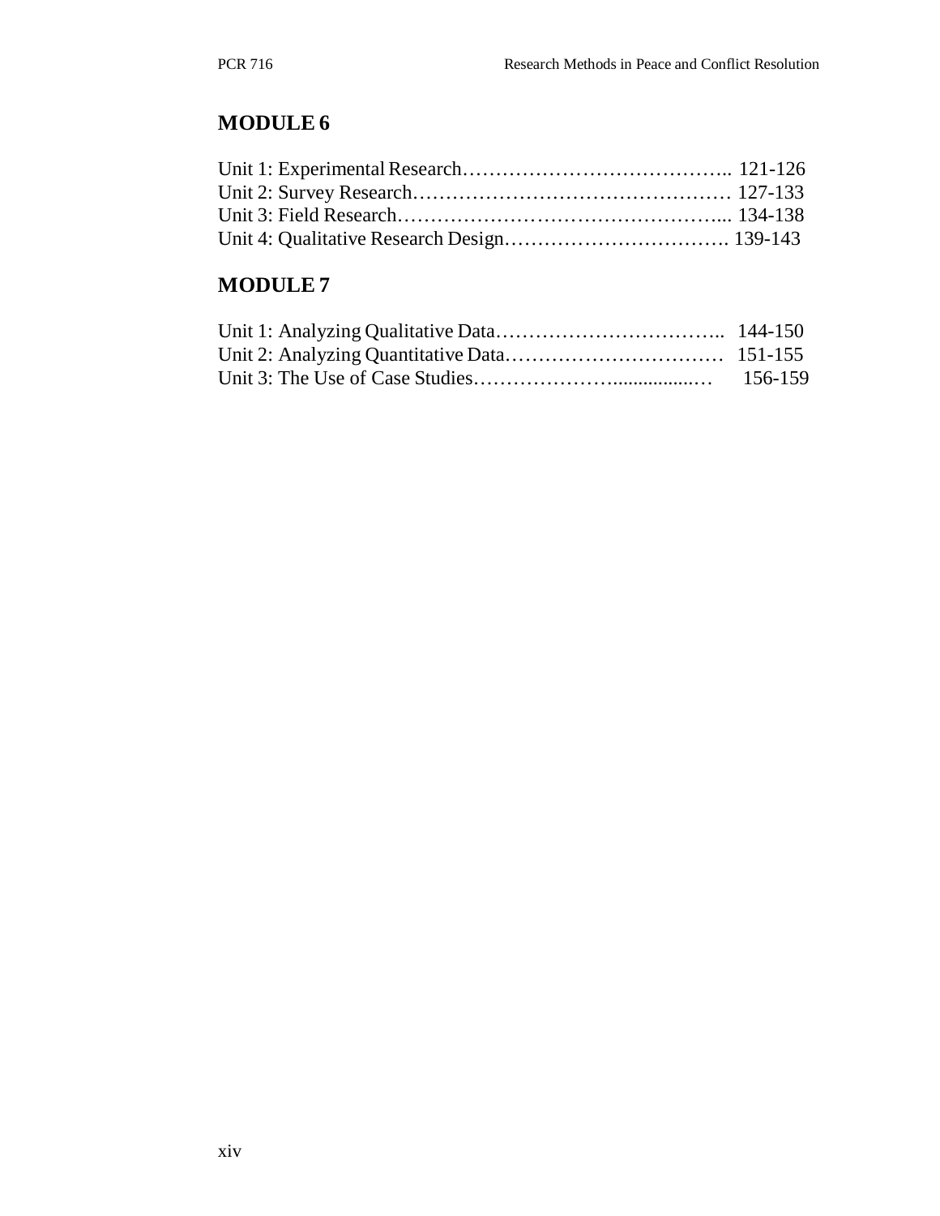## MODULE 6

Unit 1: Experimental Research………………………………….. 121-126
Unit 2: Survey Research………………………………………… 127-133
Unit 3: Field Research…………………………………………... 134-138
Unit 4: Qualitative Research Design……………………………. 139-143

## MODULE 7

Unit 1: Analyzing Qualitative Data…………………………….. 144-150
Unit 2: Analyzing Quantitative Data…………………………… 151-155
Unit 3: The Use of Case Studies…………………................… 156-159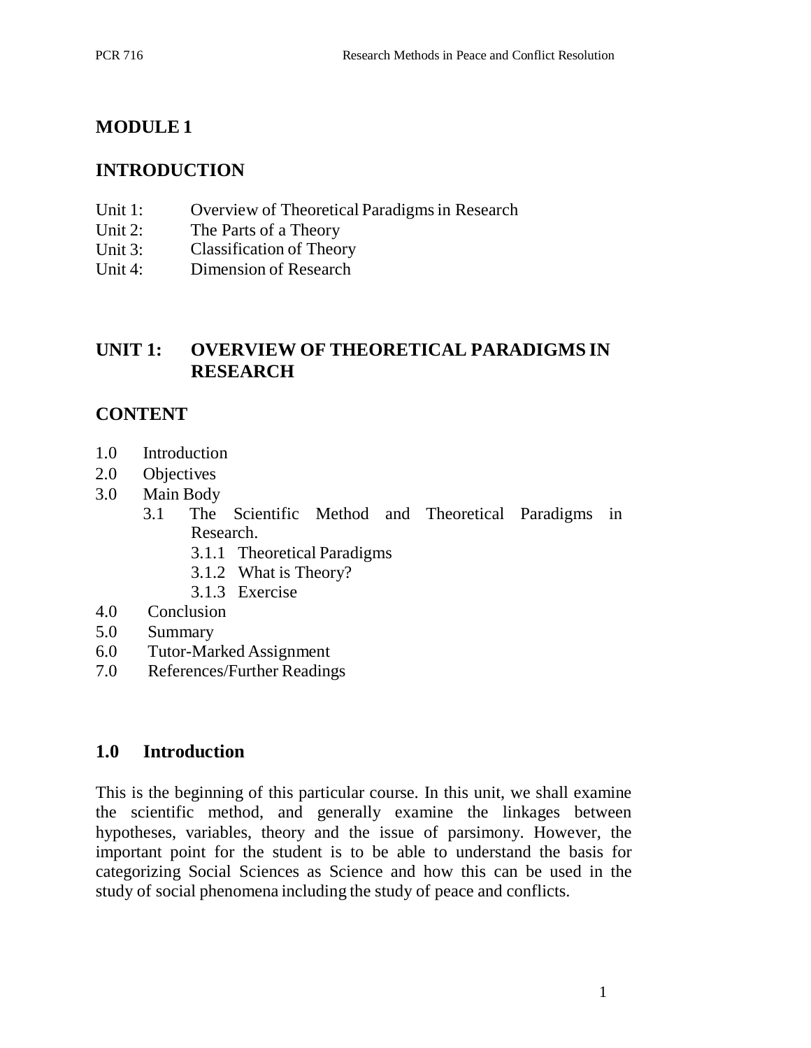## MODULE 1

## INTRODUCTION

Unit 1: Overview of Theoretical Paradigms in Research
Unit 2: The Parts of a Theory
Unit 3: Classification of Theory
Unit 4: Dimension of Research

## UNIT 1: OVERVIEW OF THEORETICAL PARADIGMS IN RESEARCH

## CONTENT

1.0 Introduction
2.0 Objectives
3.0 Main Body
 3.1 The Scientific Method and Theoretical Paradigms in Research.
  3.1.1 Theoretical Paradigms
  3.1.2 What is Theory?
  3.1.3 Exercise
4.0 Conclusion
5.0 Summary
6.0 Tutor-Marked Assignment
7.0 References/Further Readings

### 1.0 Introduction

This is the beginning of this particular course. In this unit, we shall examine the scientific method, and generally examine the linkages between hypotheses, variables, theory and the issue of parsimony. However, the important point for the student is to be able to understand the basis for categorizing Social Sciences as Science and how this can be used in the study of social phenomena including the study of peace and conflicts.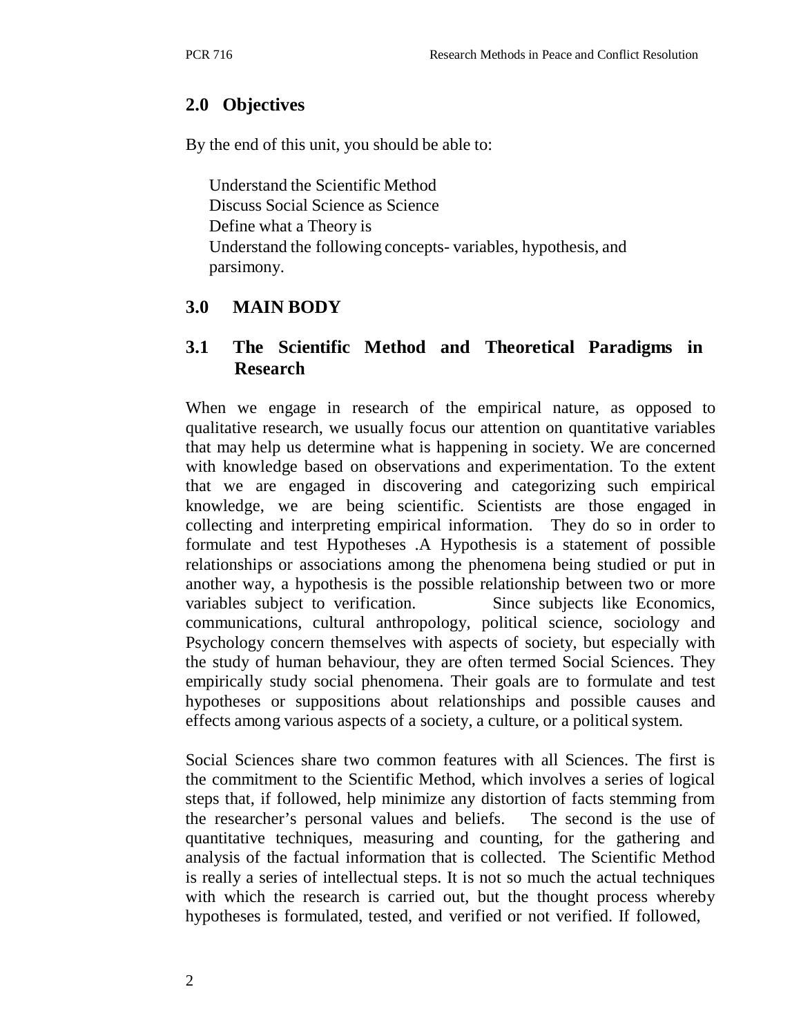## 2.0 Objectives

By the end of this unit, you should be able to:

- Understand the Scientific Method
- Discuss Social Science as Science
- Define what a Theory is
- Understand the following concepts- variables, hypothesis, and parsimony.

## 3.0 MAIN BODY

### 3.1 The Scientific Method and Theoretical Paradigms in Research

When we engage in research of the empirical nature, as opposed to qualitative research, we usually focus our attention on quantitative variables that may help us determine what is happening in society. We are concerned with knowledge based on observations and experimentation. To the extent that we are engaged in discovering and categorizing such empirical knowledge, we are being scientific. Scientists are those engaged in collecting and interpreting empirical information. They do so in order to formulate and test Hypotheses .A Hypothesis is a statement of possible relationships or associations among the phenomena being studied or put in another way, a hypothesis is the possible relationship between two or more variables subject to verification. Since subjects like Economics, communications, cultural anthropology, political science, sociology and Psychology concern themselves with aspects of society, but especially with the study of human behaviour, they are often termed Social Sciences. They empirically study social phenomena. Their goals are to formulate and test hypotheses or suppositions about relationships and possible causes and effects among various aspects of a society, a culture, or a political system.

Social Sciences share two common features with all Sciences. The first is the commitment to the Scientific Method, which involves a series of logical steps that, if followed, help minimize any distortion of facts stemming from the researcher's personal values and beliefs. The second is the use of quantitative techniques, measuring and counting, for the gathering and analysis of the factual information that is collected. The Scientific Method is really a series of intellectual steps. It is not so much the actual techniques with which the research is carried out, but the thought process whereby hypotheses is formulated, tested, and verified or not verified. If followed,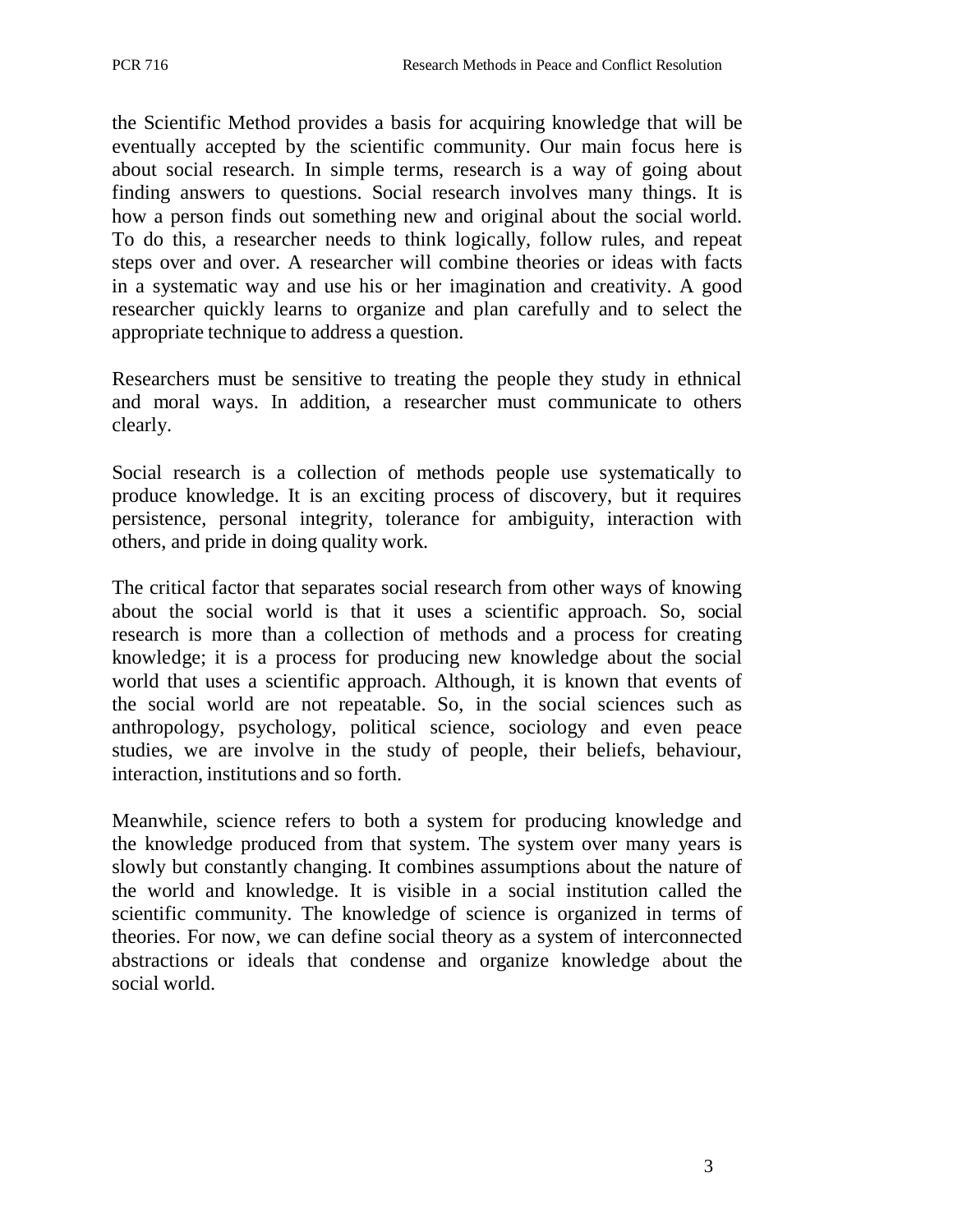the Scientific Method provides a basis for acquiring knowledge that will be eventually accepted by the scientific community. Our main focus here is about social research. In simple terms, research is a way of going about finding answers to questions. Social research involves many things. It is how a person finds out something new and original about the social world. To do this, a researcher needs to think logically, follow rules, and repeat steps over and over. A researcher will combine theories or ideas with facts in a systematic way and use his or her imagination and creativity. A good researcher quickly learns to organize and plan carefully and to select the appropriate technique to address a question.

Researchers must be sensitive to treating the people they study in ethnical and moral ways. In addition, a researcher must communicate to others clearly.

Social research is a collection of methods people use systematically to produce knowledge. It is an exciting process of discovery, but it requires persistence, personal integrity, tolerance for ambiguity, interaction with others, and pride in doing quality work.

The critical factor that separates social research from other ways of knowing about the social world is that it uses a scientific approach. So, social research is more than a collection of methods and a process for creating knowledge; it is a process for producing new knowledge about the social world that uses a scientific approach. Although, it is known that events of the social world are not repeatable. So, in the social sciences such as anthropology, psychology, political science, sociology and even peace studies, we are involve in the study of people, their beliefs, behaviour, interaction, institutions and so forth.

Meanwhile, science refers to both a system for producing knowledge and the knowledge produced from that system. The system over many years is slowly but constantly changing. It combines assumptions about the nature of the world and knowledge. It is visible in a social institution called the scientific community. The knowledge of science is organized in terms of theories. For now, we can define social theory as a system of interconnected abstractions or ideals that condense and organize knowledge about the social world.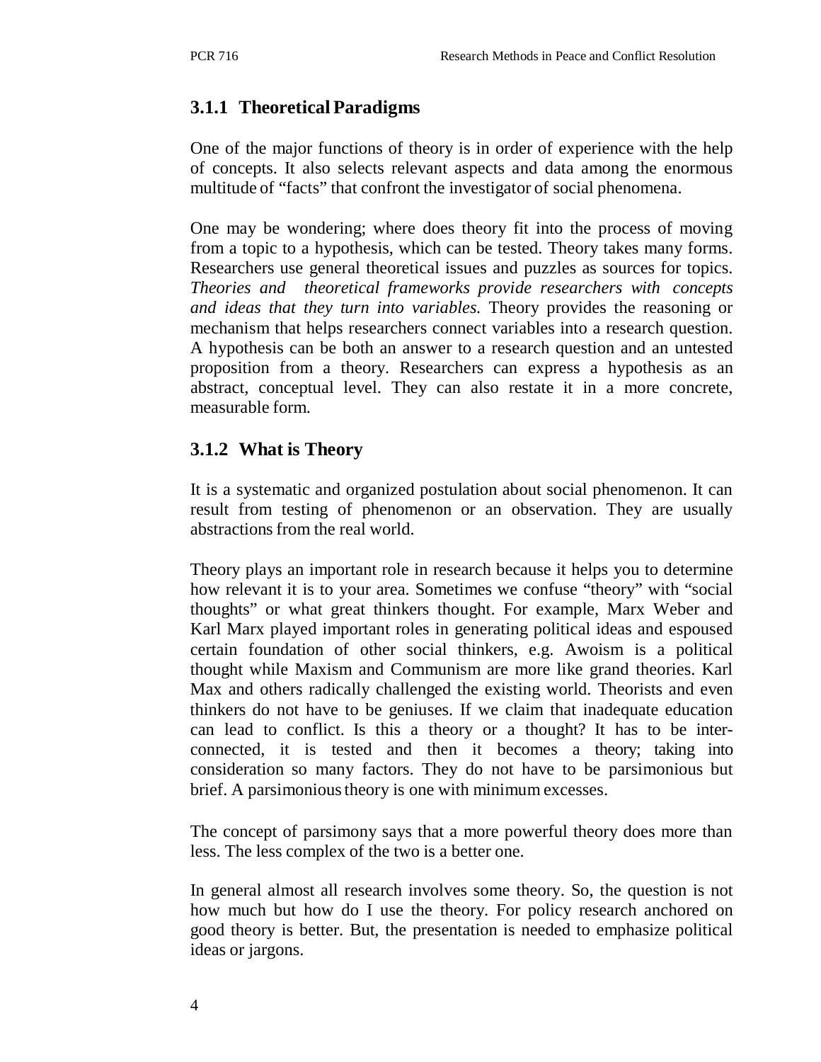### 3.1.1 Theoretical Paradigms

One of the major functions of theory is in order of experience with the help of concepts. It also selects relevant aspects and data among the enormous multitude of "facts" that confront the investigator of social phenomena.

One may be wondering; where does theory fit into the process of moving from a topic to a hypothesis, which can be tested. Theory takes many forms. Researchers use general theoretical issues and puzzles as sources for topics. *Theories and theoretical frameworks provide researchers with concepts and ideas that they turn into variables.* Theory provides the reasoning or mechanism that helps researchers connect variables into a research question. A hypothesis can be both an answer to a research question and an untested proposition from a theory. Researchers can express a hypothesis as an abstract, conceptual level. They can also restate it in a more concrete, measurable form.

### 3.1.2 What is Theory

It is a systematic and organized postulation about social phenomenon. It can result from testing of phenomenon or an observation. They are usually abstractions from the real world.

Theory plays an important role in research because it helps you to determine how relevant it is to your area. Sometimes we confuse "theory" with "social thoughts" or what great thinkers thought. For example, Marx Weber and Karl Marx played important roles in generating political ideas and espoused certain foundation of other social thinkers, e.g. Awoism is a political thought while Maxism and Communism are more like grand theories. Karl Max and others radically challenged the existing world. Theorists and even thinkers do not have to be geniuses. If we claim that inadequate education can lead to conflict. Is this a theory or a thought? It has to be inter-connected, it is tested and then it becomes a theory; taking into consideration so many factors. They do not have to be parsimonious but brief. A parsimonious theory is one with minimum excesses.

The concept of parsimony says that a more powerful theory does more than less. The less complex of the two is a better one.

In general almost all research involves some theory. So, the question is not how much but how do I use the theory. For policy research anchored on good theory is better. But, the presentation is needed to emphasize political ideas or jargons.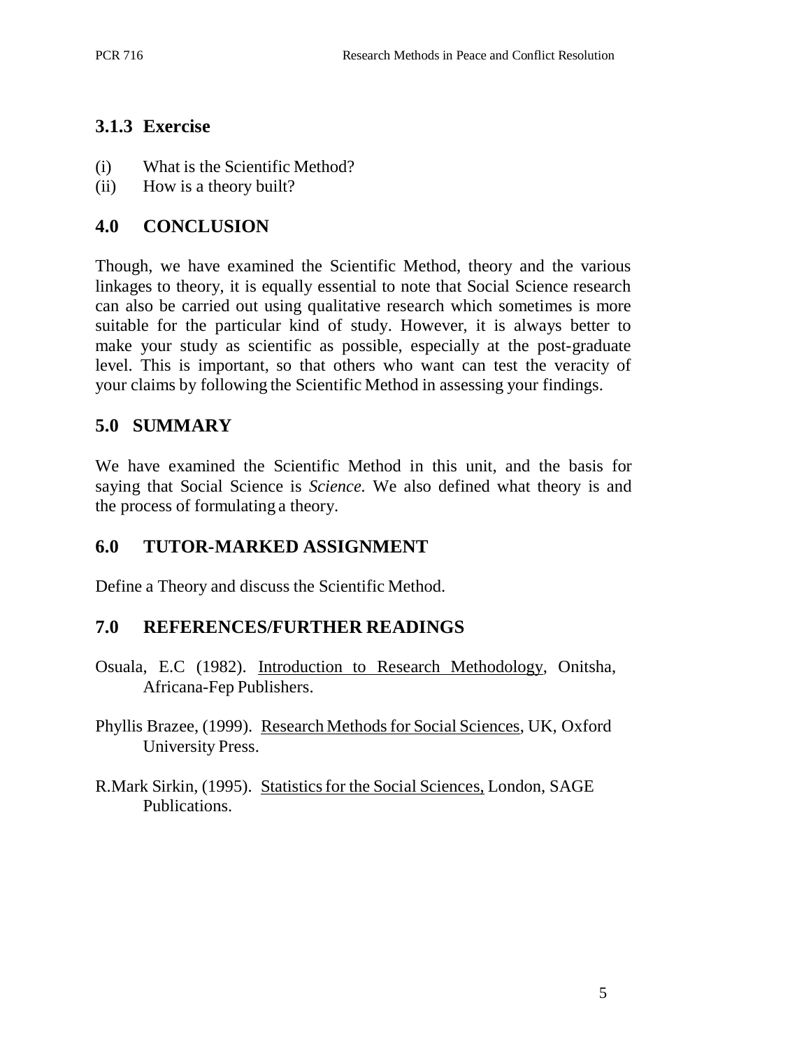### 3.1.3 Exercise

(i) What is the Scientific Method?
(ii) How is a theory built?

## 4.0 CONCLUSION

Though, we have examined the Scientific Method, theory and the various linkages to theory, it is equally essential to note that Social Science research can also be carried out using qualitative research which sometimes is more suitable for the particular kind of study. However, it is always better to make your study as scientific as possible, especially at the post-graduate level. This is important, so that others who want can test the veracity of your claims by following the Scientific Method in assessing your findings.

## 5.0 SUMMARY

We have examined the Scientific Method in this unit, and the basis for saying that Social Science is *Science*. We also defined what theory is and the process of formulating a theory.

## 6.0 TUTOR-MARKED ASSIGNMENT

Define a Theory and discuss the Scientific Method.

## 7.0 REFERENCES/FURTHER READINGS

Osuala, E.C (1982). Introduction to Research Methodology, Onitsha, Africana-Fep Publishers.

Phyllis Brazee, (1999). Research Methods for Social Sciences, UK, Oxford University Press.

R.Mark Sirkin, (1995). Statistics for the Social Sciences, London, SAGE Publications.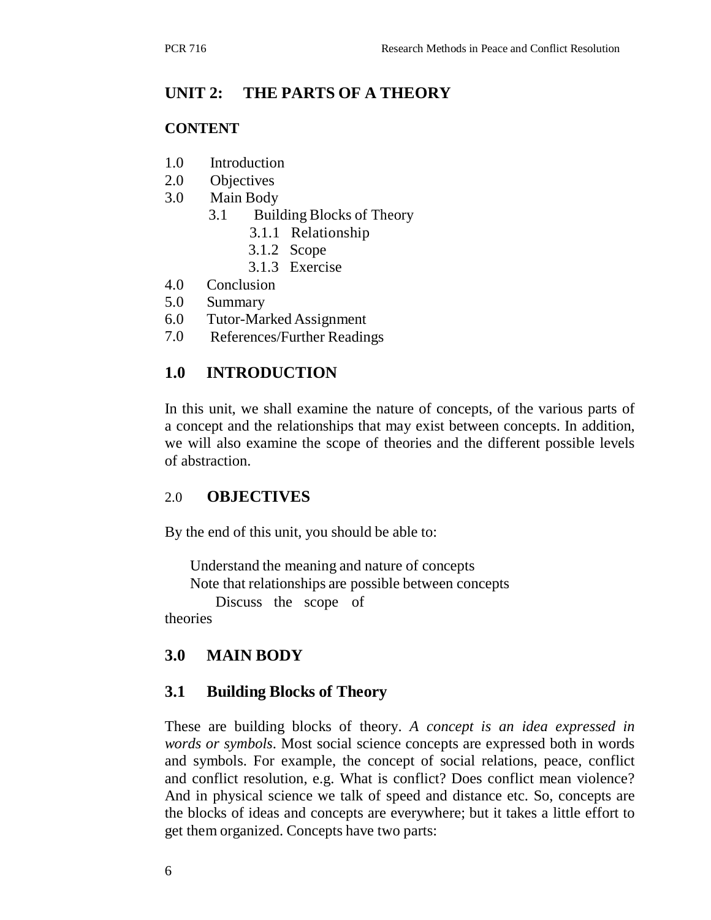## UNIT 2: THE PARTS OF A THEORY

### CONTENT

1.0 Introduction
2.0 Objectives
3.0 Main Body
   3.1 Building Blocks of Theory
      3.1.1 Relationship
      3.1.2 Scope
      3.1.3 Exercise
4.0 Conclusion
5.0 Summary
6.0 Tutor-Marked Assignment
7.0 References/Further Readings

## 1.0 INTRODUCTION

In this unit, we shall examine the nature of concepts, of the various parts of a concept and the relationships that may exist between concepts. In addition, we will also examine the scope of theories and the different possible levels of abstraction.

## 2.0 OBJECTIVES

By the end of this unit, you should be able to:

- Understand the meaning and nature of concepts
- Note that relationships are possible between concepts
- Discuss the scope of theories

## 3.0 MAIN BODY

### 3.1 Building Blocks of Theory

These are building blocks of theory. *A concept is an idea expressed in words or symbols.* Most social science concepts are expressed both in words and symbols. For example, the concept of social relations, peace, conflict and conflict resolution, e.g. What is conflict? Does conflict mean violence? And in physical science we talk of speed and distance etc. So, concepts are the blocks of ideas and concepts are everywhere; but it takes a little effort to get them organized. Concepts have two parts: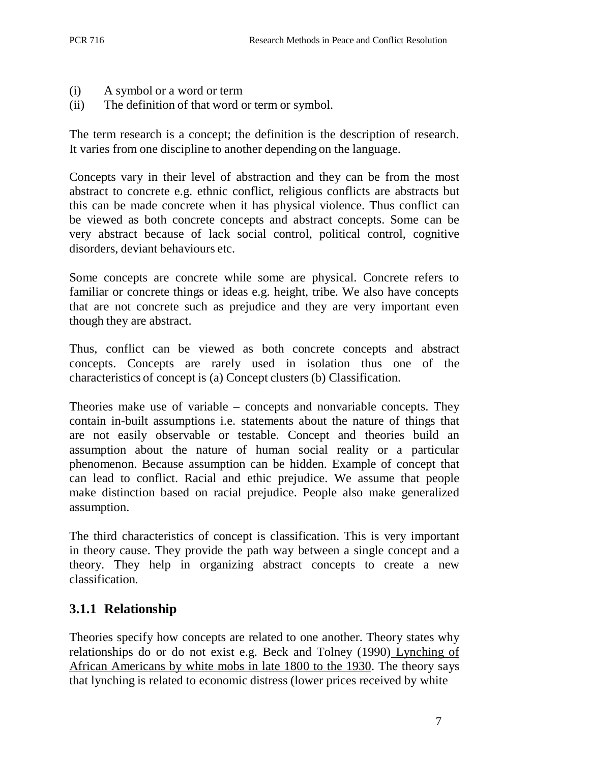(i) A symbol or a word or term
(ii) The definition of that word or term or symbol.

The term research is a concept; the definition is the description of research. It varies from one discipline to another depending on the language.

Concepts vary in their level of abstraction and they can be from the most abstract to concrete e.g. ethnic conflict, religious conflicts are abstracts but this can be made concrete when it has physical violence. Thus conflict can be viewed as both concrete concepts and abstract concepts. Some can be very abstract because of lack social control, political control, cognitive disorders, deviant behaviours etc.

Some concepts are concrete while some are physical. Concrete refers to familiar or concrete things or ideas e.g. height, tribe. We also have concepts that are not concrete such as prejudice and they are very important even though they are abstract.

Thus, conflict can be viewed as both concrete concepts and abstract concepts. Concepts are rarely used in isolation thus one of the characteristics of concept is (a) Concept clusters (b) Classification.

Theories make use of variable – concepts and nonvariable concepts. They contain in-built assumptions i.e. statements about the nature of things that are not easily observable or testable. Concept and theories build an assumption about the nature of human social reality or a particular phenomenon. Because assumption can be hidden. Example of concept that can lead to conflict. Racial and ethic prejudice. We assume that people make distinction based on racial prejudice. People also make generalized assumption.

The third characteristics of concept is classification. This is very important in theory cause. They provide the path way between a single concept and a theory. They help in organizing abstract concepts to create a new classification.

### 3.1.1 Relationship

Theories specify how concepts are related to one another. Theory states why relationships do or do not exist e.g. Beck and Tolney (1990) Lynching of African Americans by white mobs in late 1800 to the 1930. The theory says that lynching is related to economic distress (lower prices received by white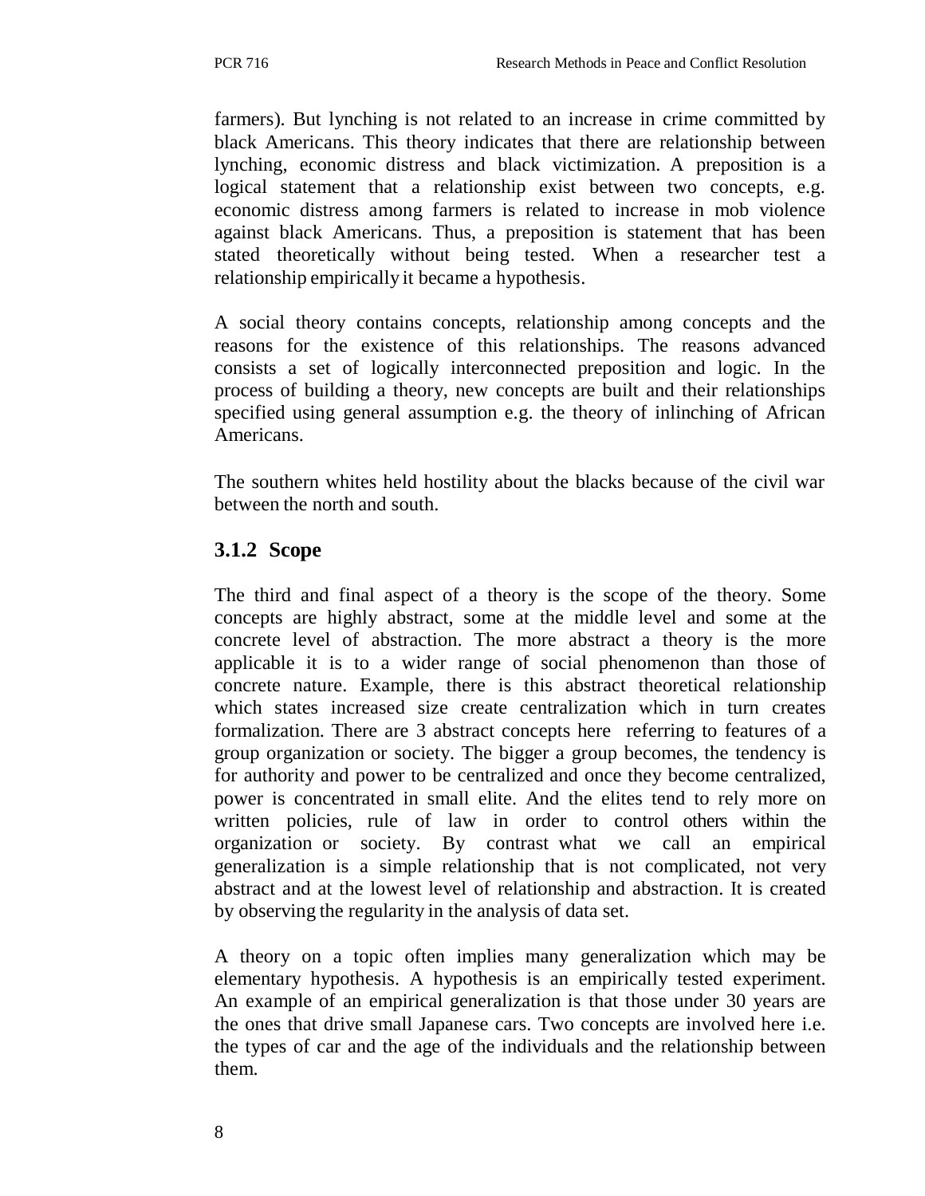farmers). But lynching is not related to an increase in crime committed by black Americans. This theory indicates that there are relationship between lynching, economic distress and black victimization. A preposition is a logical statement that a relationship exist between two concepts, e.g. economic distress among farmers is related to increase in mob violence against black Americans. Thus, a preposition is statement that has been stated theoretically without being tested. When a researcher test a relationship empirically it became a hypothesis.

A social theory contains concepts, relationship among concepts and the reasons for the existence of this relationships. The reasons advanced consists a set of logically interconnected preposition and logic. In the process of building a theory, new concepts are built and their relationships specified using general assumption e.g. the theory of inlinching of African Americans.

The southern whites held hostility about the blacks because of the civil war between the north and south.

### 3.1.2 Scope

The third and final aspect of a theory is the scope of the theory. Some concepts are highly abstract, some at the middle level and some at the concrete level of abstraction. The more abstract a theory is the more applicable it is to a wider range of social phenomenon than those of concrete nature. Example, there is this abstract theoretical relationship which states increased size create centralization which in turn creates formalization. There are 3 abstract concepts here referring to features of a group organization or society. The bigger a group becomes, the tendency is for authority and power to be centralized and once they become centralized, power is concentrated in small elite. And the elites tend to rely more on written policies, rule of law in order to control others within the organization or society. By contrast what we call an empirical generalization is a simple relationship that is not complicated, not very abstract and at the lowest level of relationship and abstraction. It is created by observing the regularity in the analysis of data set.

A theory on a topic often implies many generalization which may be elementary hypothesis. A hypothesis is an empirically tested experiment. An example of an empirical generalization is that those under 30 years are the ones that drive small Japanese cars. Two concepts are involved here i.e. the types of car and the age of the individuals and the relationship between them.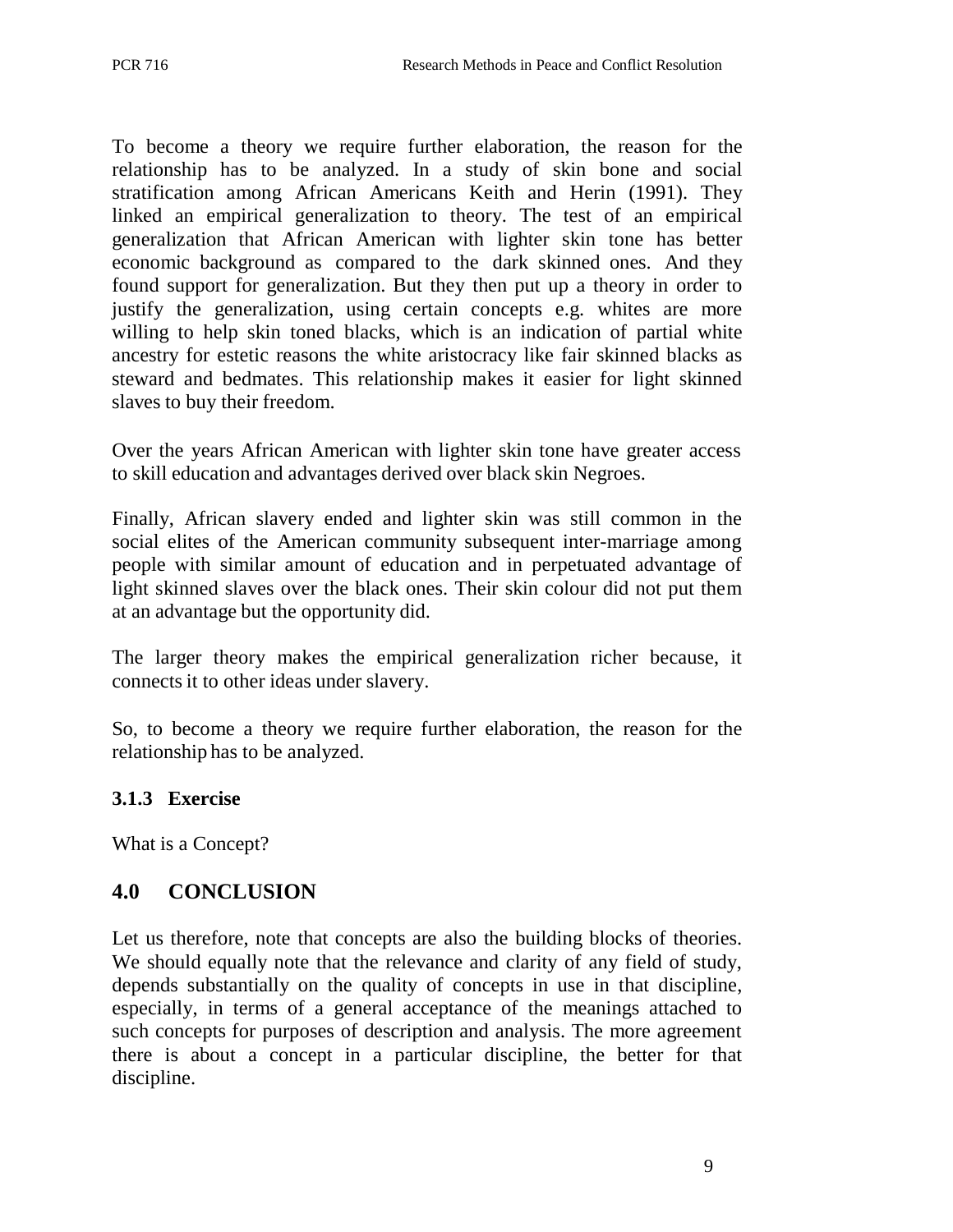To become a theory we require further elaboration, the reason for the relationship has to be analyzed. In a study of skin bone and social stratification among African Americans Keith and Herin (1991). They linked an empirical generalization to theory. The test of an empirical generalization that African American with lighter skin tone has better economic background as compared to the dark skinned ones. And they found support for generalization. But they then put up a theory in order to justify the generalization, using certain concepts e.g. whites are more willing to help skin toned blacks, which is an indication of partial white ancestry for estetic reasons the white aristocracy like fair skinned blacks as steward and bedmates. This relationship makes it easier for light skinned slaves to buy their freedom.

Over the years African American with lighter skin tone have greater access to skill education and advantages derived over black skin Negroes.

Finally, African slavery ended and lighter skin was still common in the social elites of the American community subsequent inter-marriage among people with similar amount of education and in perpetuated advantage of light skinned slaves over the black ones. Their skin colour did not put them at an advantage but the opportunity did.

The larger theory makes the empirical generalization richer because, it connects it to other ideas under slavery.

So, to become a theory we require further elaboration, the reason for the relationship has to be analyzed.

### 3.1.3 Exercise

What is a Concept?

## 4.0 CONCLUSION

Let us therefore, note that concepts are also the building blocks of theories. We should equally note that the relevance and clarity of any field of study, depends substantially on the quality of concepts in use in that discipline, especially, in terms of a general acceptance of the meanings attached to such concepts for purposes of description and analysis. The more agreement there is about a concept in a particular discipline, the better for that discipline.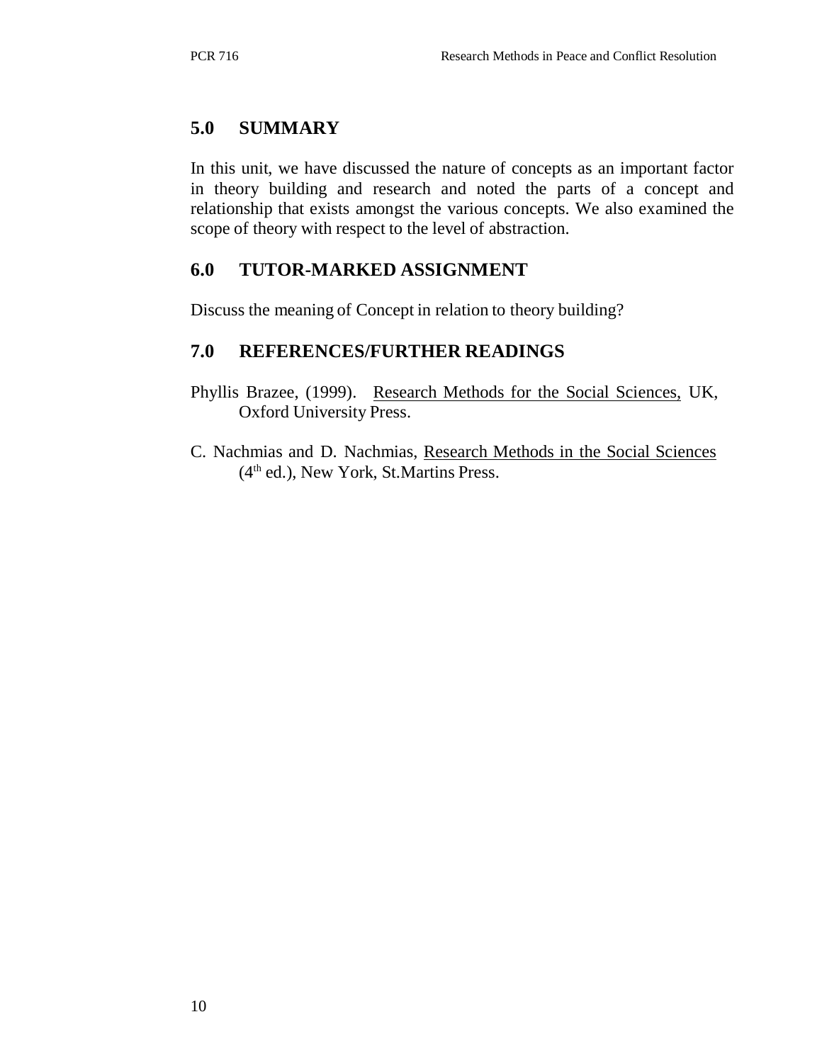## 5.0 SUMMARY

In this unit, we have discussed the nature of concepts as an important factor in theory building and research and noted the parts of a concept and relationship that exists amongst the various concepts. We also examined the scope of theory with respect to the level of abstraction.

## 6.0 TUTOR-MARKED ASSIGNMENT

Discuss the meaning of Concept in relation to theory building?

## 7.0 REFERENCES/FURTHER READINGS

Phyllis Brazee, (1999). Research Methods for the Social Sciences, UK, Oxford University Press.

C. Nachmias and D. Nachmias, Research Methods in the Social Sciences (4th ed.), New York, St.Martins Press.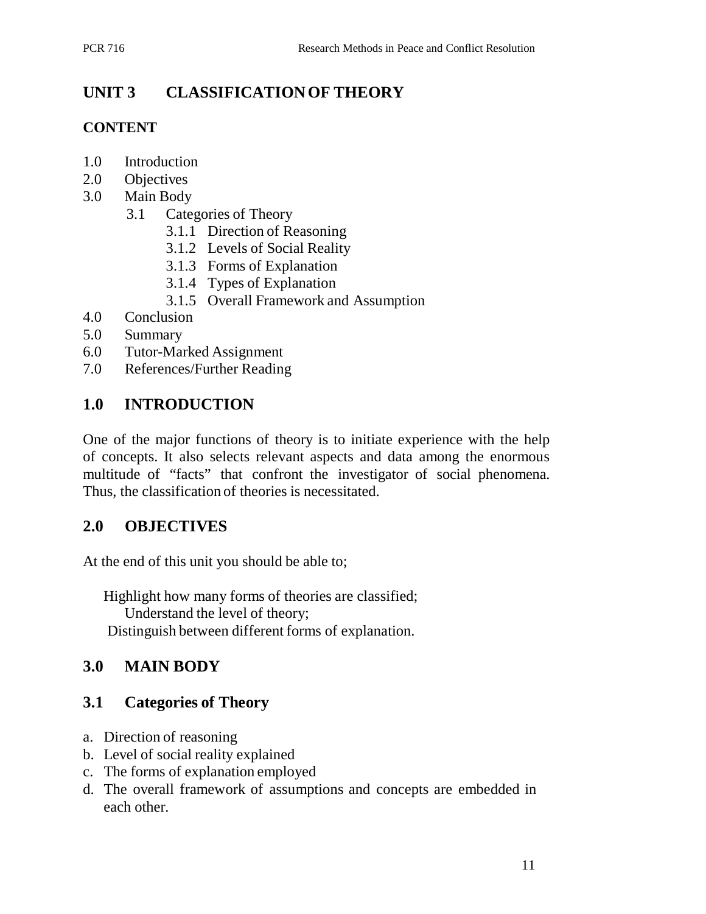## UNIT 3 CLASSIFICATION OF THEORY

### CONTENT

1.0 Introduction
2.0 Objectives
3.0 Main Body
    3.1 Categories of Theory
        3.1.1 Direction of Reasoning
        3.1.2 Levels of Social Reality
        3.1.3 Forms of Explanation
        3.1.4 Types of Explanation
        3.1.5 Overall Framework and Assumption
4.0 Conclusion
5.0 Summary
6.0 Tutor-Marked Assignment
7.0 References/Further Reading

## 1.0 INTRODUCTION

One of the major functions of theory is to initiate experience with the help of concepts. It also selects relevant aspects and data among the enormous multitude of "facts" that confront the investigator of social phenomena. Thus, the classification of theories is necessitated.

## 2.0 OBJECTIVES

At the end of this unit you should be able to;

- Highlight how many forms of theories are classified;
- Understand the level of theory;
- Distinguish between different forms of explanation.

## 3.0 MAIN BODY

### 3.1 Categories of Theory

a. Direction of reasoning
b. Level of social reality explained
c. The forms of explanation employed
d. The overall framework of assumptions and concepts are embedded in each other.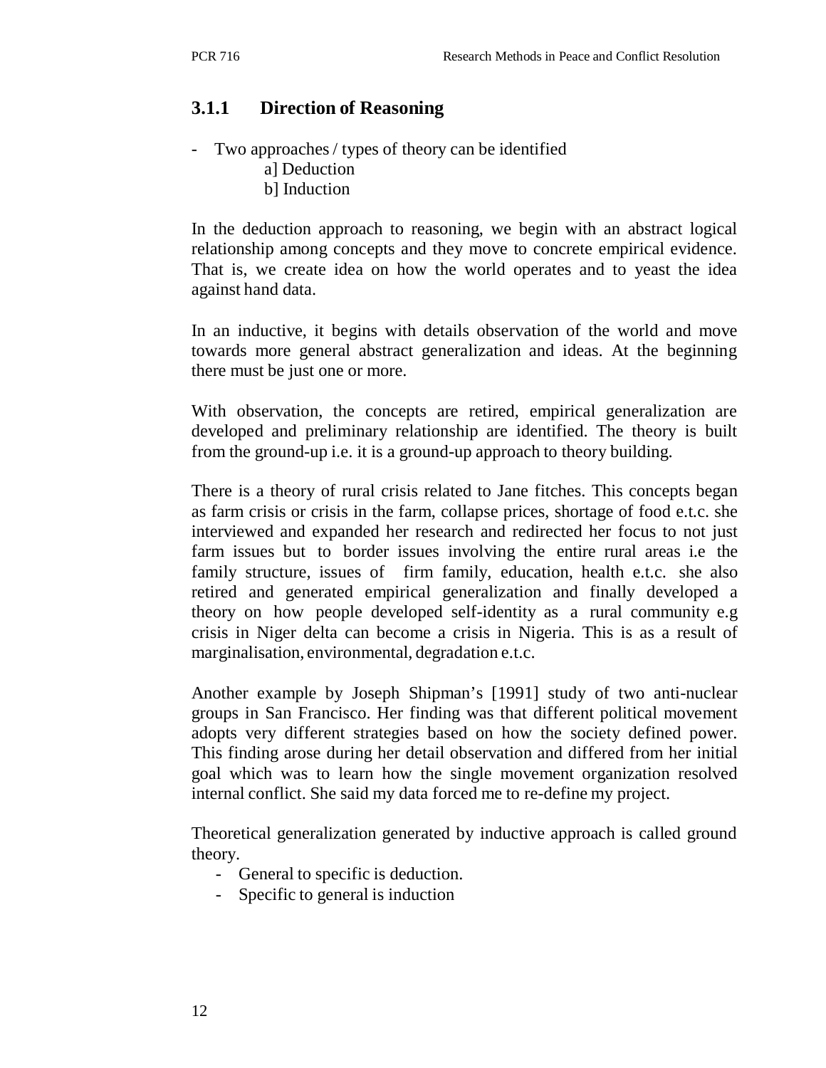### 3.1.1 Direction of Reasoning

- Two approaches / types of theory can be identified
  - a] Deduction
  - b] Induction

In the deduction approach to reasoning, we begin with an abstract logical relationship among concepts and they move to concrete empirical evidence. That is, we create idea on how the world operates and to yeast the idea against hand data.

In an inductive, it begins with details observation of the world and move towards more general abstract generalization and ideas. At the beginning there must be just one or more.

With observation, the concepts are retired, empirical generalization are developed and preliminary relationship are identified. The theory is built from the ground-up i.e. it is a ground-up approach to theory building.

There is a theory of rural crisis related to Jane fitches. This concepts began as farm crisis or crisis in the farm, collapse prices, shortage of food e.t.c. she interviewed and expanded her research and redirected her focus to not just farm issues but to border issues involving the entire rural areas i.e the family structure, issues of firm family, education, health e.t.c. she also retired and generated empirical generalization and finally developed a theory on how people developed self-identity as a rural community e.g crisis in Niger delta can become a crisis in Nigeria. This is as a result of marginalisation, environmental, degradation e.t.c.

Another example by Joseph Shipman's [1991] study of two anti-nuclear groups in San Francisco. Her finding was that different political movement adopts very different strategies based on how the society defined power. This finding arose during her detail observation and differed from her initial goal which was to learn how the single movement organization resolved internal conflict. She said my data forced me to re-define my project.

Theoretical generalization generated by inductive approach is called ground theory.

- General to specific is deduction.
- Specific to general is induction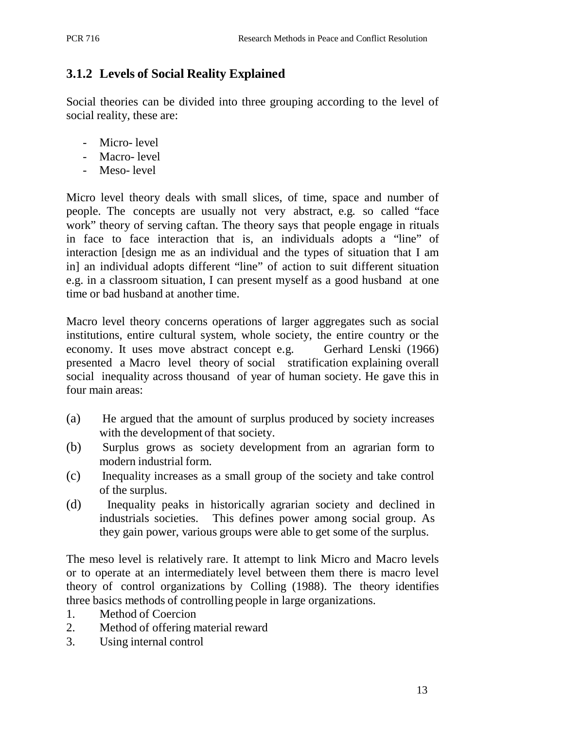### 3.1.2 Levels of Social Reality Explained

Social theories can be divided into three grouping according to the level of social reality, these are:

- Micro- level
- Macro- level
- Meso- level

Micro level theory deals with small slices, of time, space and number of people. The concepts are usually not very abstract, e.g. so called "face work" theory of serving caftan. The theory says that people engage in rituals in face to face interaction that is, an individuals adopts a "line" of interaction [design me as an individual and the types of situation that I am in] an individual adopts different "line" of action to suit different situation e.g. in a classroom situation, I can present myself as a good husband at one time or bad husband at another time.

Macro level theory concerns operations of larger aggregates such as social institutions, entire cultural system, whole society, the entire country or the economy. It uses move abstract concept e.g. Gerhard Lenski (1966) presented a Macro level theory of social stratification explaining overall social inequality across thousand of year of human society. He gave this in four main areas:

(a) He argued that the amount of surplus produced by society increases with the development of that society.
(b) Surplus grows as society development from an agrarian form to modern industrial form.
(c) Inequality increases as a small group of the society and take control of the surplus.
(d) Inequality peaks in historically agrarian society and declined in industrials societies. This defines power among social group. As they gain power, various groups were able to get some of the surplus.

The meso level is relatively rare. It attempt to link Micro and Macro levels or to operate at an intermediately level between them there is macro level theory of control organizations by Colling (1988). The theory identifies three basics methods of controlling people in large organizations.

1. Method of Coercion
2. Method of offering material reward
3. Using internal control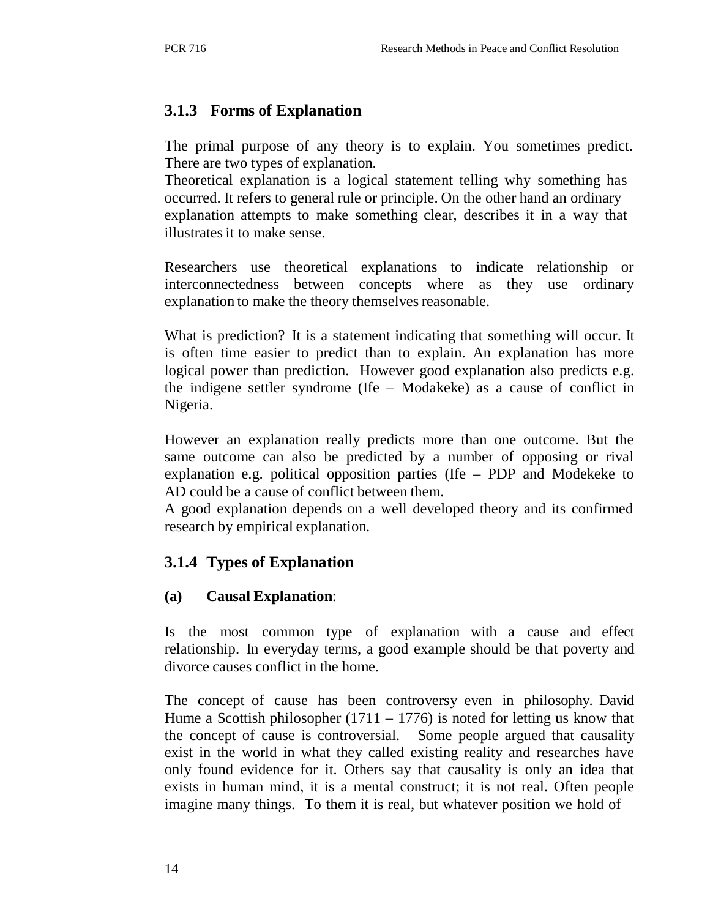### 3.1.3 Forms of Explanation

The primal purpose of any theory is to explain. You sometimes predict. There are two types of explanation.
Theoretical explanation is a logical statement telling why something has occurred. It refers to general rule or principle. On the other hand an ordinary explanation attempts to make something clear, describes it in a way that illustrates it to make sense.

Researchers use theoretical explanations to indicate relationship or interconnectedness between concepts where as they use ordinary explanation to make the theory themselves reasonable.

What is prediction? It is a statement indicating that something will occur. It is often time easier to predict than to explain. An explanation has more logical power than prediction. However good explanation also predicts e.g. the indigene settler syndrome (Ife – Modakeke) as a cause of conflict in Nigeria.

However an explanation really predicts more than one outcome. But the same outcome can also be predicted by a number of opposing or rival explanation e.g. political opposition parties (Ife – PDP and Modekeke to AD could be a cause of conflict between them.
A good explanation depends on a well developed theory and its confirmed research by empirical explanation.

### 3.1.4 Types of Explanation

**(a) Causal Explanation**:

Is the most common type of explanation with a cause and effect relationship. In everyday terms, a good example should be that poverty and divorce causes conflict in the home.

The concept of cause has been controversy even in philosophy. David Hume a Scottish philosopher (1711 – 1776) is noted for letting us know that the concept of cause is controversial. Some people argued that causality exist in the world in what they called existing reality and researches have only found evidence for it. Others say that causality is only an idea that exists in human mind, it is a mental construct; it is not real. Often people imagine many things. To them it is real, but whatever position we hold of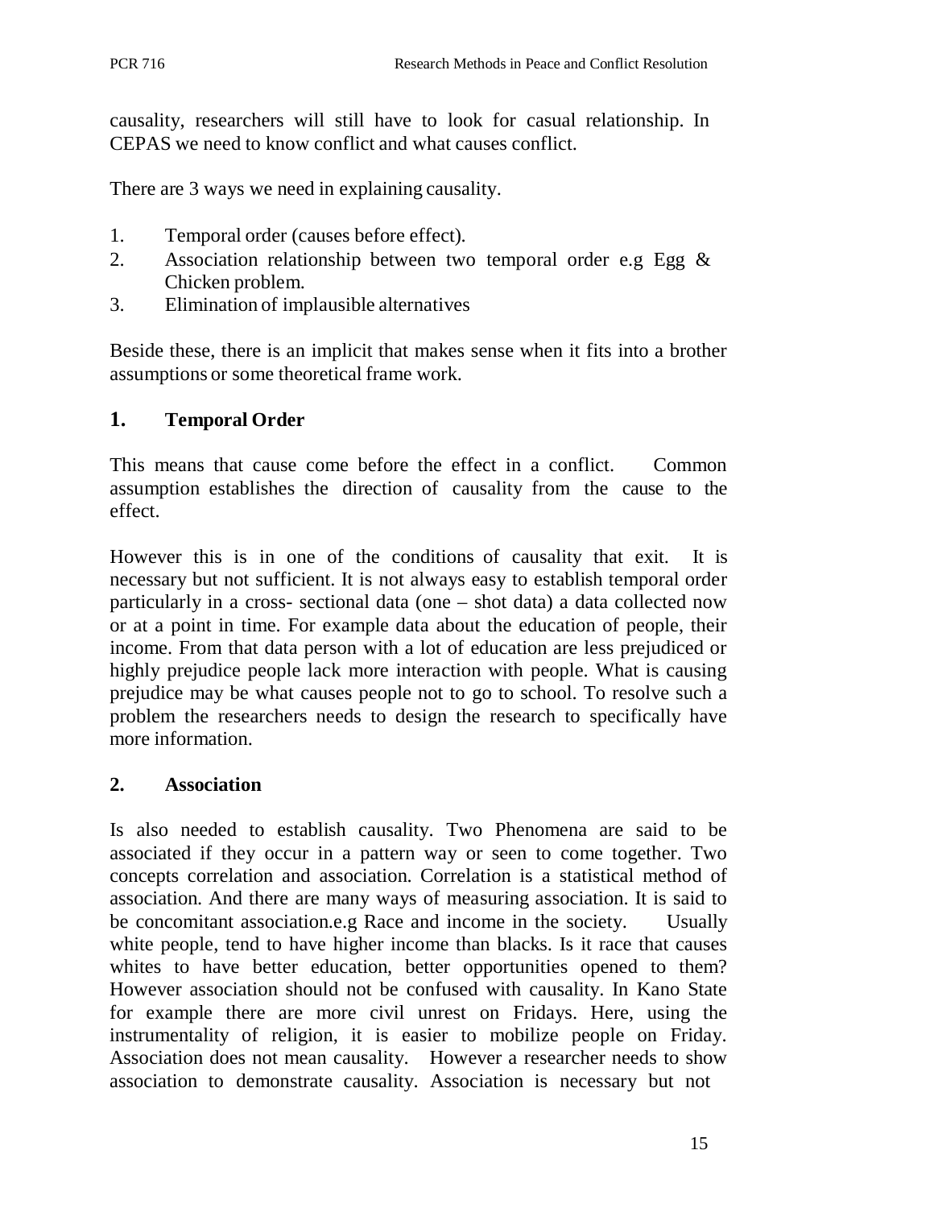causality, researchers will still have to look for casual relationship. In CEPAS we need to know conflict and what causes conflict.

There are 3 ways we need in explaining causality.

1. Temporal order (causes before effect).
2. Association relationship between two temporal order e.g Egg & Chicken problem.
3. Elimination of implausible alternatives

Beside these, there is an implicit that makes sense when it fits into a brother assumptions or some theoretical frame work.

## 1. Temporal Order

This means that cause come before the effect in a conflict. Common assumption establishes the direction of causality from the cause to the effect.

However this is in one of the conditions of causality that exit. It is necessary but not sufficient. It is not always easy to establish temporal order particularly in a cross- sectional data (one – shot data) a data collected now or at a point in time. For example data about the education of people, their income. From that data person with a lot of education are less prejudiced or highly prejudice people lack more interaction with people. What is causing prejudice may be what causes people not to go to school. To resolve such a problem the researchers needs to design the research to specifically have more information.

## 2. Association

Is also needed to establish causality. Two Phenomena are said to be associated if they occur in a pattern way or seen to come together. Two concepts correlation and association. Correlation is a statistical method of association. And there are many ways of measuring association. It is said to be concomitant association.e.g Race and income in the society. Usually white people, tend to have higher income than blacks. Is it race that causes whites to have better education, better opportunities opened to them? However association should not be confused with causality. In Kano State for example there are more civil unrest on Fridays. Here, using the instrumentality of religion, it is easier to mobilize people on Friday. Association does not mean causality. However a researcher needs to show association to demonstrate causality. Association is necessary but not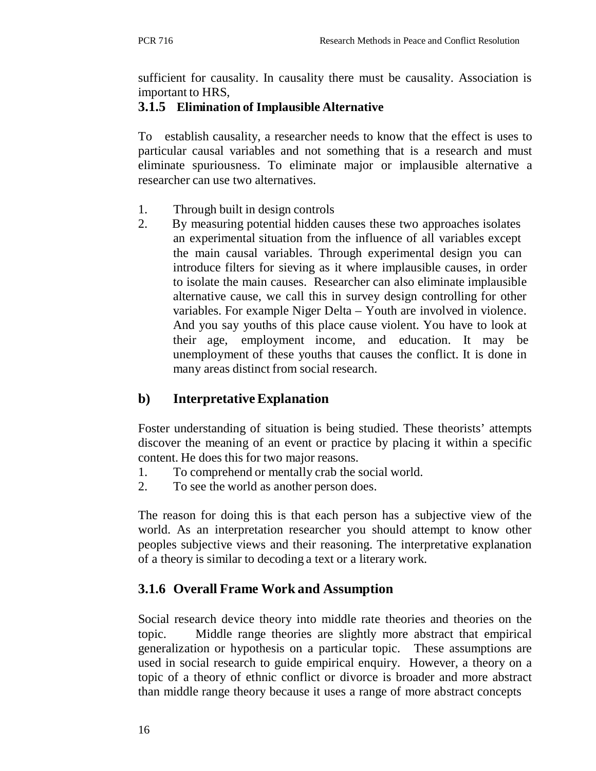sufficient for causality. In causality there must be causality. Association is important to HRS,

### 3.1.5 Elimination of Implausible Alternative

To establish causality, a researcher needs to know that the effect is uses to particular causal variables and not something that is a research and must eliminate spuriousness. To eliminate major or implausible alternative a researcher can use two alternatives.

1. Through built in design controls
2. By measuring potential hidden causes these two approaches isolates an experimental situation from the influence of all variables except the main causal variables. Through experimental design you can introduce filters for sieving as it where implausible causes, in order to isolate the main causes. Researcher can also eliminate implausible alternative cause, we call this in survey design controlling for other variables. For example Niger Delta – Youth are involved in violence. And you say youths of this place cause violent. You have to look at their age, employment income, and education. It may be unemployment of these youths that causes the conflict. It is done in many areas distinct from social research.

## b) Interpretative Explanation

Foster understanding of situation is being studied. These theorists' attempts discover the meaning of an event or practice by placing it within a specific content. He does this for two major reasons.

1. To comprehend or mentally crab the social world.
2. To see the world as another person does.

The reason for doing this is that each person has a subjective view of the world. As an interpretation researcher you should attempt to know other peoples subjective views and their reasoning. The interpretative explanation of a theory is similar to decoding a text or a literary work.

## 3.1.6 Overall Frame Work and Assumption

Social research device theory into middle rate theories and theories on the topic. Middle range theories are slightly more abstract that empirical generalization or hypothesis on a particular topic. These assumptions are used in social research to guide empirical enquiry. However, a theory on a topic of a theory of ethnic conflict or divorce is broader and more abstract than middle range theory because it uses a range of more abstract concepts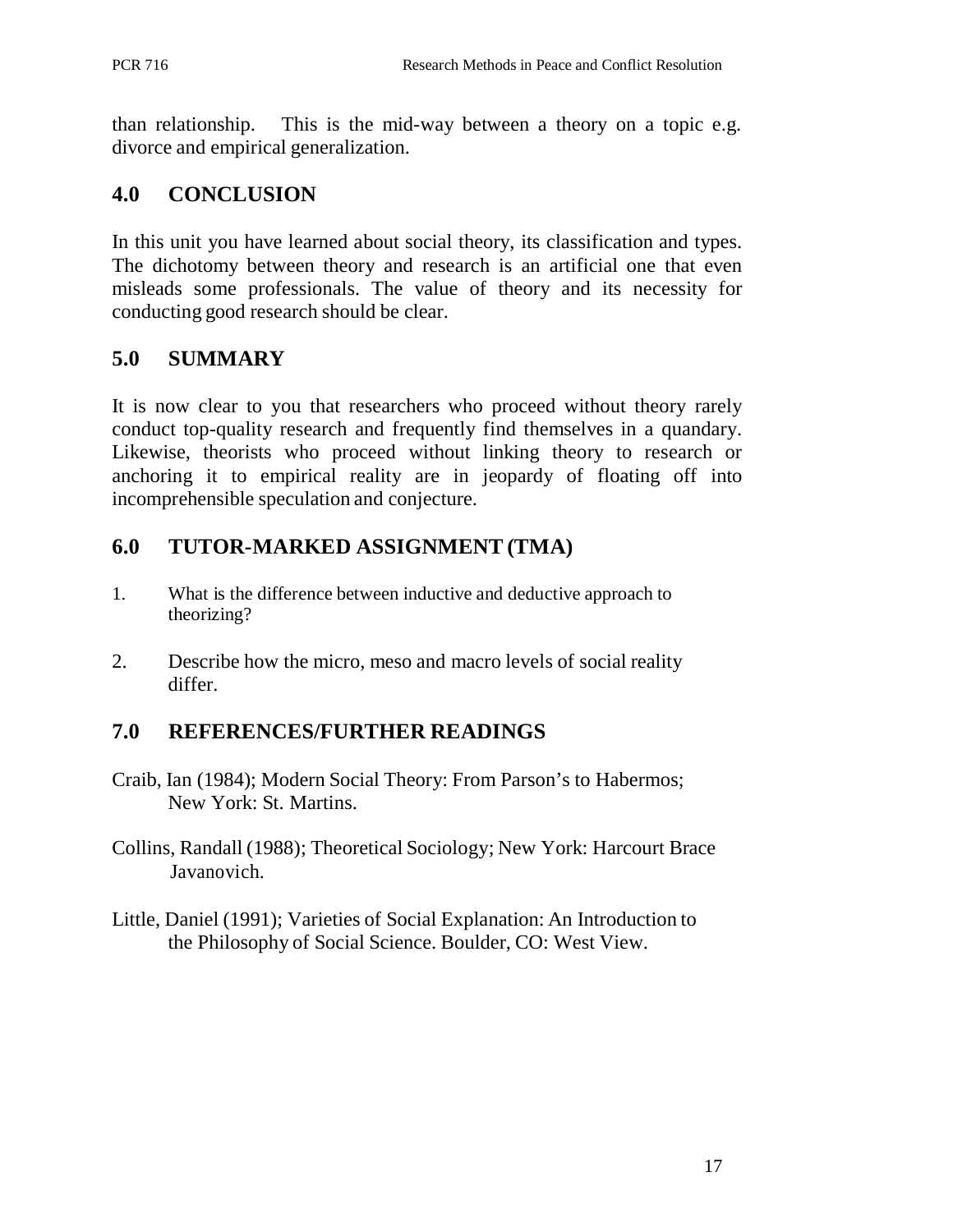than relationship. This is the mid-way between a theory on a topic e.g. divorce and empirical generalization.

## 4.0 CONCLUSION

In this unit you have learned about social theory, its classification and types. The dichotomy between theory and research is an artificial one that even misleads some professionals. The value of theory and its necessity for conducting good research should be clear.

## 5.0 SUMMARY

It is now clear to you that researchers who proceed without theory rarely conduct top-quality research and frequently find themselves in a quandary. Likewise, theorists who proceed without linking theory to research or anchoring it to empirical reality are in jeopardy of floating off into incomprehensible speculation and conjecture.

## 6.0 TUTOR-MARKED ASSIGNMENT (TMA)

1. What is the difference between inductive and deductive approach to theorizing?
2. Describe how the micro, meso and macro levels of social reality differ.

## 7.0 REFERENCES/FURTHER READINGS

Craib, Ian (1984); Modern Social Theory: From Parson's to Habermos; New York: St. Martins.

Collins, Randall (1988); Theoretical Sociology; New York: Harcourt Brace Javanovich.

Little, Daniel (1991); Varieties of Social Explanation: An Introduction to the Philosophy of Social Science. Boulder, CO: West View.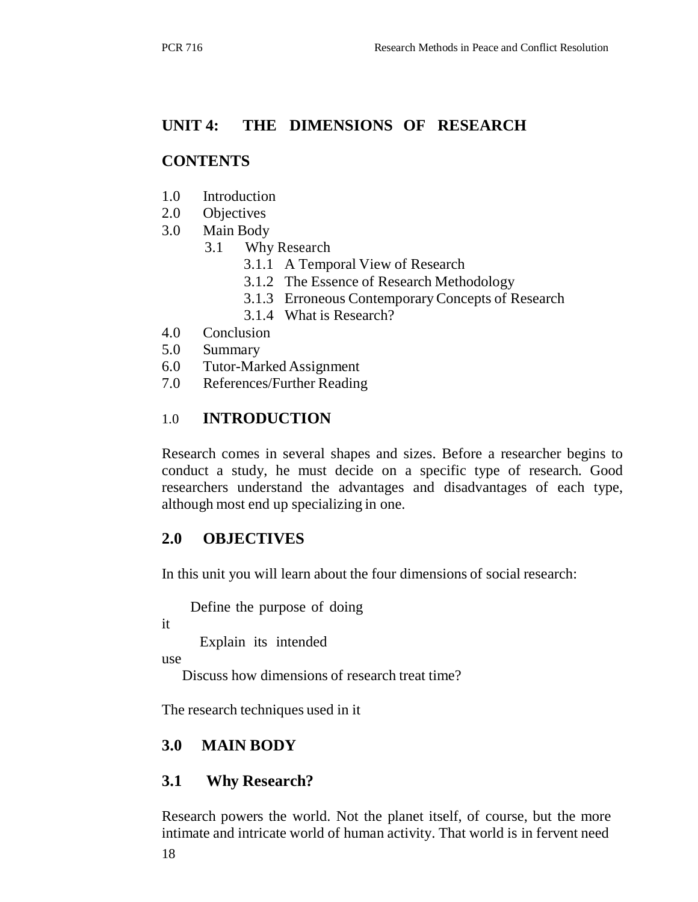## UNIT 4: THE DIMENSIONS OF RESEARCH

### CONTENTS

- 1.0 Introduction
- 2.0 Objectives
- 3.0 Main Body
  - 3.1 Why Research
    - 3.1.1 A Temporal View of Research
    - 3.1.2 The Essence of Research Methodology
    - 3.1.3 Erroneous Contemporary Concepts of Research
    - 3.1.4 What is Research?
- 4.0 Conclusion
- 5.0 Summary
- 6.0 Tutor-Marked Assignment
- 7.0 References/Further Reading

### 1.0 INTRODUCTION

Research comes in several shapes and sizes. Before a researcher begins to conduct a study, he must decide on a specific type of research. Good researchers understand the advantages and disadvantages of each type, although most end up specializing in one.

### 2.0 OBJECTIVES

In this unit you will learn about the four dimensions of social research:

- Define the purpose of doing it
- Explain its intended use
- Discuss how dimensions of research treat time?

The research techniques used in it

### 3.0 MAIN BODY

### 3.1 Why Research?

Research powers the world. Not the planet itself, of course, but the more intimate and intricate world of human activity. That world is in fervent need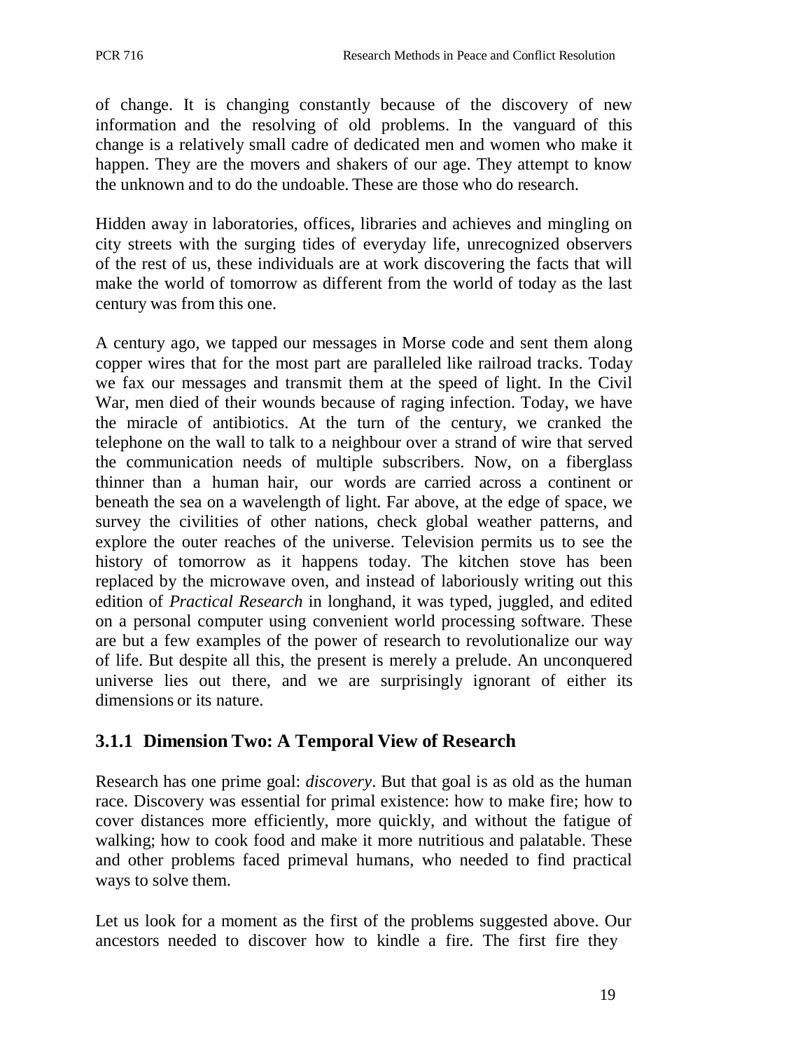of change. It is changing constantly because of the discovery of new information and the resolving of old problems. In the vanguard of this change is a relatively small cadre of dedicated men and women who make it happen. They are the movers and shakers of our age. They attempt to know the unknown and to do the undoable. These are those who do research.

Hidden away in laboratories, offices, libraries and achieves and mingling on city streets with the surging tides of everyday life, unrecognized observers of the rest of us, these individuals are at work discovering the facts that will make the world of tomorrow as different from the world of today as the last century was from this one.

A century ago, we tapped our messages in Morse code and sent them along copper wires that for the most part are paralleled like railroad tracks. Today we fax our messages and transmit them at the speed of light. In the Civil War, men died of their wounds because of raging infection. Today, we have the miracle of antibiotics. At the turn of the century, we cranked the telephone on the wall to talk to a neighbour over a strand of wire that served the communication needs of multiple subscribers. Now, on a fiberglass thinner than a human hair, our words are carried across a continent or beneath the sea on a wavelength of light. Far above, at the edge of space, we survey the civilities of other nations, check global weather patterns, and explore the outer reaches of the universe. Television permits us to see the history of tomorrow as it happens today. The kitchen stove has been replaced by the microwave oven, and instead of laboriously writing out this edition of *Practical Research* in longhand, it was typed, juggled, and edited on a personal computer using convenient world processing software. These are but a few examples of the power of research to revolutionalize our way of life. But despite all this, the present is merely a prelude. An unconquered universe lies out there, and we are surprisingly ignorant of either its dimensions or its nature.

### 3.1.1 Dimension Two: A Temporal View of Research

Research has one prime goal: *discovery*. But that goal is as old as the human race. Discovery was essential for primal existence: how to make fire; how to cover distances more efficiently, more quickly, and without the fatigue of walking; how to cook food and make it more nutritious and palatable. These and other problems faced primeval humans, who needed to find practical ways to solve them.

Let us look for a moment as the first of the problems suggested above. Our ancestors needed to discover how to kindle a fire. The first fire they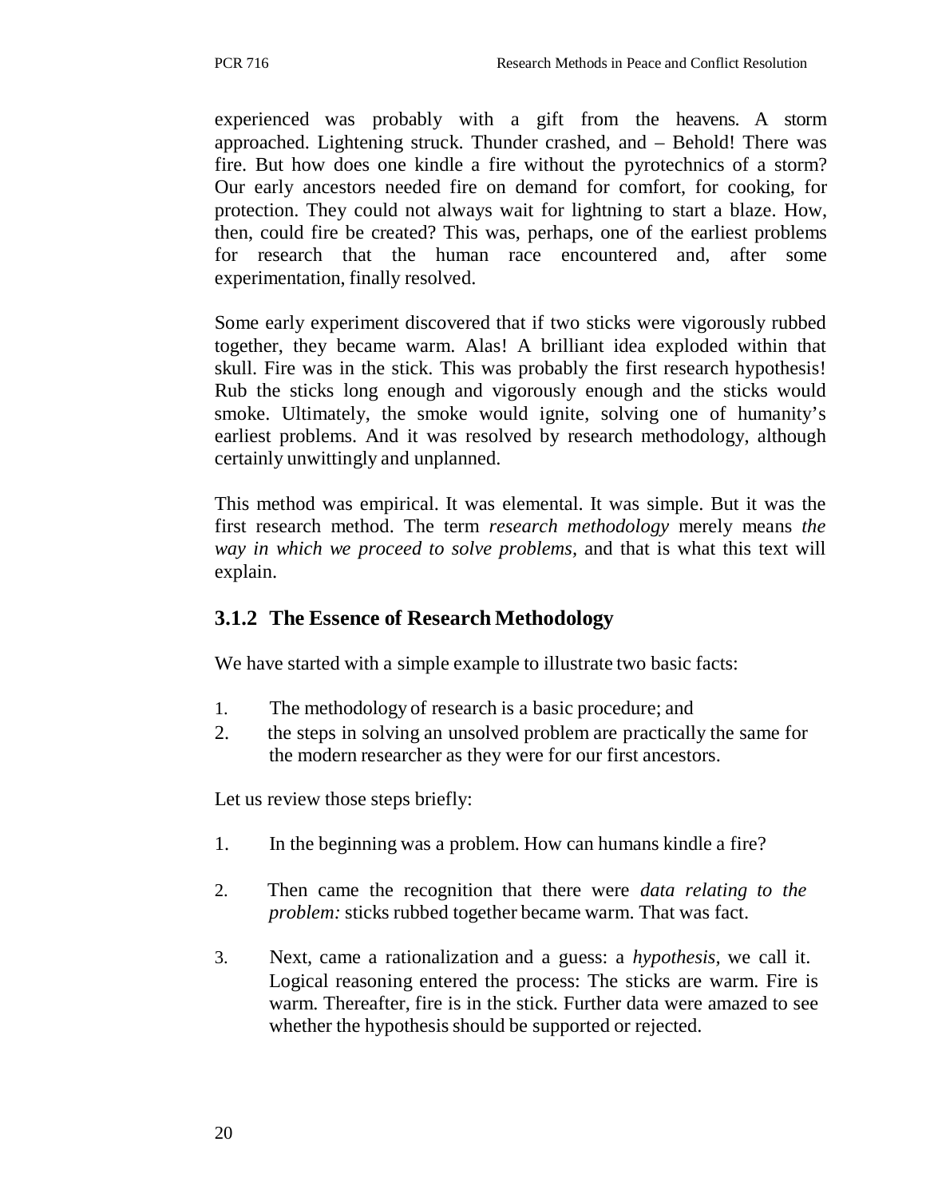experienced was probably with a gift from the heavens. A storm approached. Lightening struck. Thunder crashed, and – Behold! There was fire. But how does one kindle a fire without the pyrotechnics of a storm? Our early ancestors needed fire on demand for comfort, for cooking, for protection. They could not always wait for lightning to start a blaze. How, then, could fire be created? This was, perhaps, one of the earliest problems for research that the human race encountered and, after some experimentation, finally resolved.

Some early experiment discovered that if two sticks were vigorously rubbed together, they became warm. Alas! A brilliant idea exploded within that skull. Fire was in the stick. This was probably the first research hypothesis! Rub the sticks long enough and vigorously enough and the sticks would smoke. Ultimately, the smoke would ignite, solving one of humanity's earliest problems. And it was resolved by research methodology, although certainly unwittingly and unplanned.

This method was empirical. It was elemental. It was simple. But it was the first research method. The term *research methodology* merely means *the way in which we proceed to solve problems,* and that is what this text will explain.

### 3.1.2 The Essence of Research Methodology

We have started with a simple example to illustrate two basic facts:

1. The methodology of research is a basic procedure; and
2. the steps in solving an unsolved problem are practically the same for the modern researcher as they were for our first ancestors.

Let us review those steps briefly:

1. In the beginning was a problem. How can humans kindle a fire?

2. Then came the recognition that there were *data relating to the problem:* sticks rubbed together became warm. That was fact.

3. Next, came a rationalization and a guess: a *hypothesis,* we call it. Logical reasoning entered the process: The sticks are warm. Fire is warm. Thereafter, fire is in the stick. Further data were amazed to see whether the hypothesis should be supported or rejected.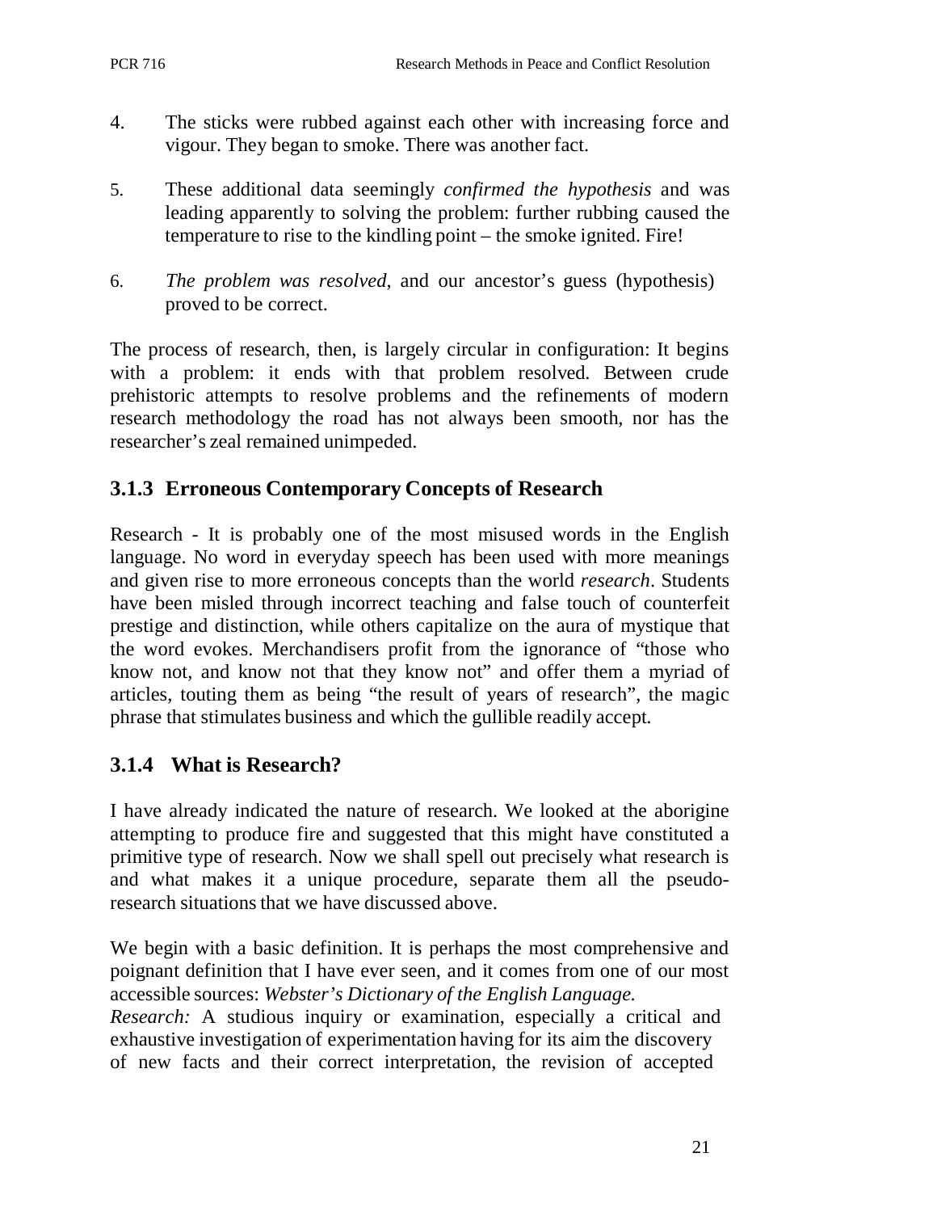4. The sticks were rubbed against each other with increasing force and vigour. They began to smoke. There was another fact.

5. These additional data seemingly *confirmed the hypothesis* and was leading apparently to solving the problem: further rubbing caused the temperature to rise to the kindling point – the smoke ignited. Fire!

6. *The problem was resolved*, and our ancestor's guess (hypothesis) proved to be correct.

The process of research, then, is largely circular in configuration: It begins with a problem: it ends with that problem resolved. Between crude prehistoric attempts to resolve problems and the refinements of modern research methodology the road has not always been smooth, nor has the researcher's zeal remained unimpeded.

### 3.1.3 Erroneous Contemporary Concepts of Research

Research - It is probably one of the most misused words in the English language. No word in everyday speech has been used with more meanings and given rise to more erroneous concepts than the world *research*. Students have been misled through incorrect teaching and false touch of counterfeit prestige and distinction, while others capitalize on the aura of mystique that the word evokes. Merchandisers profit from the ignorance of "those who know not, and know not that they know not" and offer them a myriad of articles, touting them as being "the result of years of research", the magic phrase that stimulates business and which the gullible readily accept.

### 3.1.4 What is Research?

I have already indicated the nature of research. We looked at the aborigine attempting to produce fire and suggested that this might have constituted a primitive type of research. Now we shall spell out precisely what research is and what makes it a unique procedure, separate them all the pseudo-research situations that we have discussed above.

We begin with a basic definition. It is perhaps the most comprehensive and poignant definition that I have ever seen, and it comes from one of our most accessible sources: *Webster's Dictionary of the English Language.*
*Research:* A studious inquiry or examination, especially a critical and exhaustive investigation of experimentation having for its aim the discovery of new facts and their correct interpretation, the revision of accepted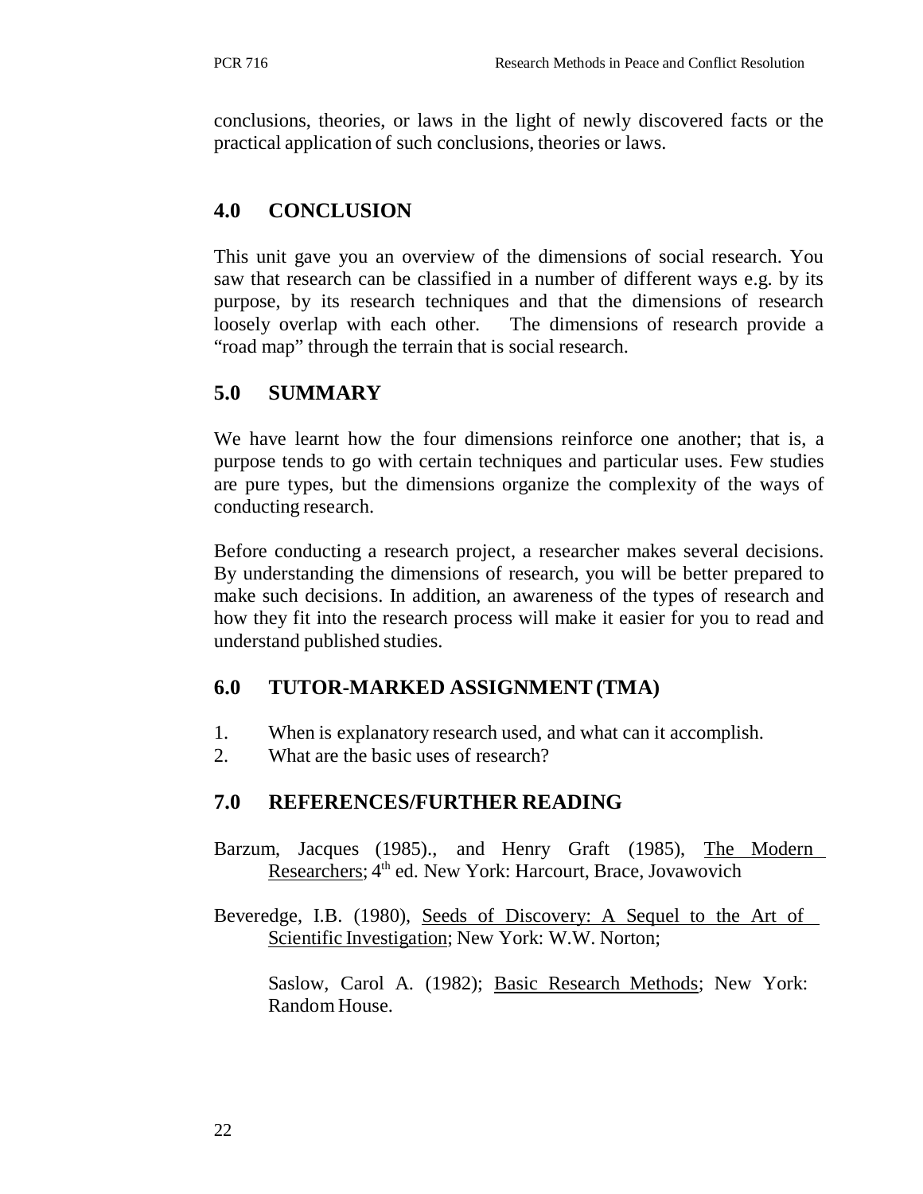conclusions, theories, or laws in the light of newly discovered facts or the practical application of such conclusions, theories or laws.

## 4.0 CONCLUSION

This unit gave you an overview of the dimensions of social research. You saw that research can be classified in a number of different ways e.g. by its purpose, by its research techniques and that the dimensions of research loosely overlap with each other. The dimensions of research provide a "road map" through the terrain that is social research.

## 5.0 SUMMARY

We have learnt how the four dimensions reinforce one another; that is, a purpose tends to go with certain techniques and particular uses. Few studies are pure types, but the dimensions organize the complexity of the ways of conducting research.

Before conducting a research project, a researcher makes several decisions. By understanding the dimensions of research, you will be better prepared to make such decisions. In addition, an awareness of the types of research and how they fit into the research process will make it easier for you to read and understand published studies.

## 6.0 TUTOR-MARKED ASSIGNMENT (TMA)

1. When is explanatory research used, and what can it accomplish.
2. What are the basic uses of research?

## 7.0 REFERENCES/FURTHER READING

Barzum, Jacques (1985)., and Henry Graft (1985), The Modern Researchers; 4th ed. New York: Harcourt, Brace, Jovawovich

Beveredge, I.B. (1980), Seeds of Discovery: A Sequel to the Art of Scientific Investigation; New York: W.W. Norton;

Saslow, Carol A. (1982); Basic Research Methods; New York: Random House.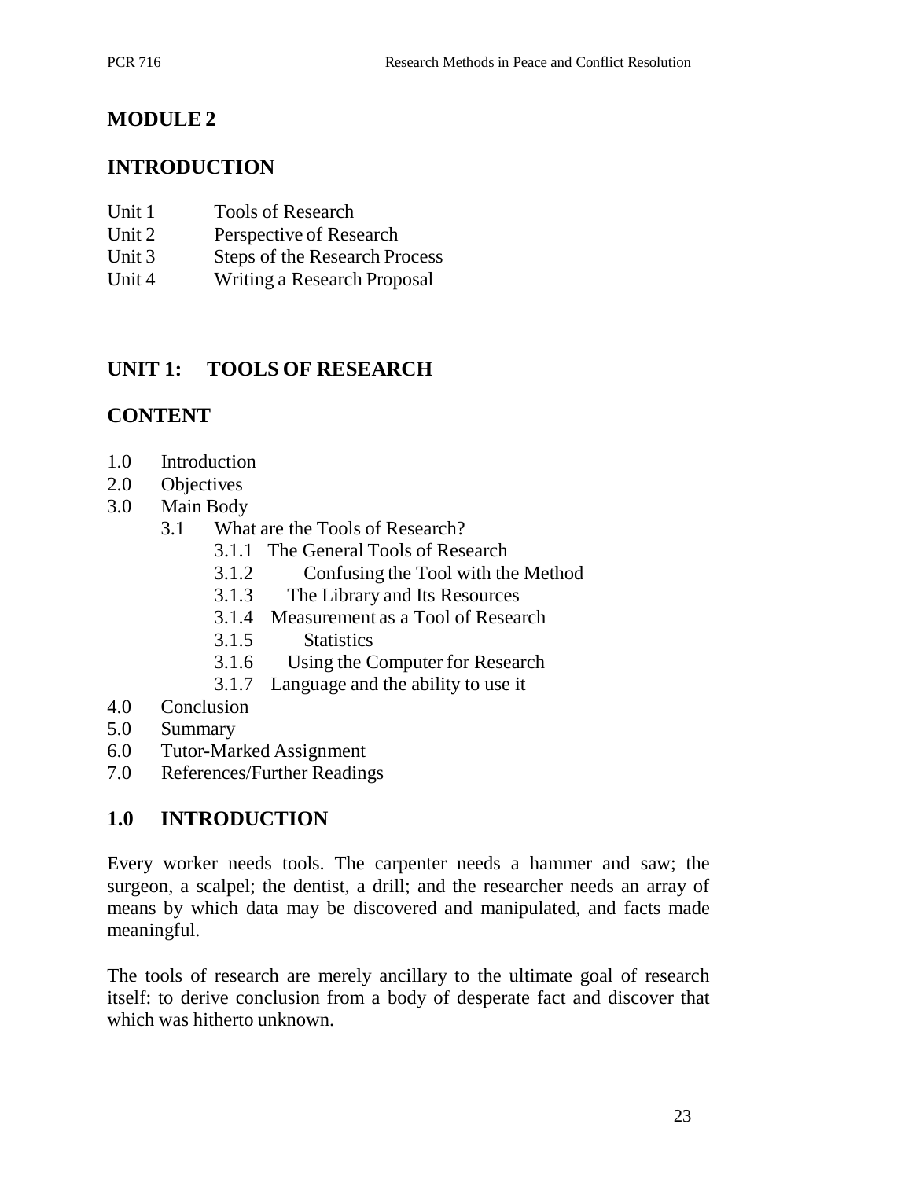## MODULE 2

## INTRODUCTION

Unit 1 Tools of Research
Unit 2 Perspective of Research
Unit 3 Steps of the Research Process
Unit 4 Writing a Research Proposal

## UNIT 1: TOOLS OF RESEARCH

## CONTENT

- 1.0 Introduction
- 2.0 Objectives
- 3.0 Main Body
  - 3.1 What are the Tools of Research?
    - 3.1.1 The General Tools of Research
    - 3.1.2 Confusing the Tool with the Method
    - 3.1.3 The Library and Its Resources
    - 3.1.4 Measurement as a Tool of Research
    - 3.1.5 Statistics
    - 3.1.6 Using the Computer for Research
    - 3.1.7 Language and the ability to use it
- 4.0 Conclusion
- 5.0 Summary
- 6.0 Tutor-Marked Assignment
- 7.0 References/Further Readings

## 1.0 INTRODUCTION

Every worker needs tools. The carpenter needs a hammer and saw; the surgeon, a scalpel; the dentist, a drill; and the researcher needs an array of means by which data may be discovered and manipulated, and facts made meaningful.

The tools of research are merely ancillary to the ultimate goal of research itself: to derive conclusion from a body of desperate fact and discover that which was hitherto unknown.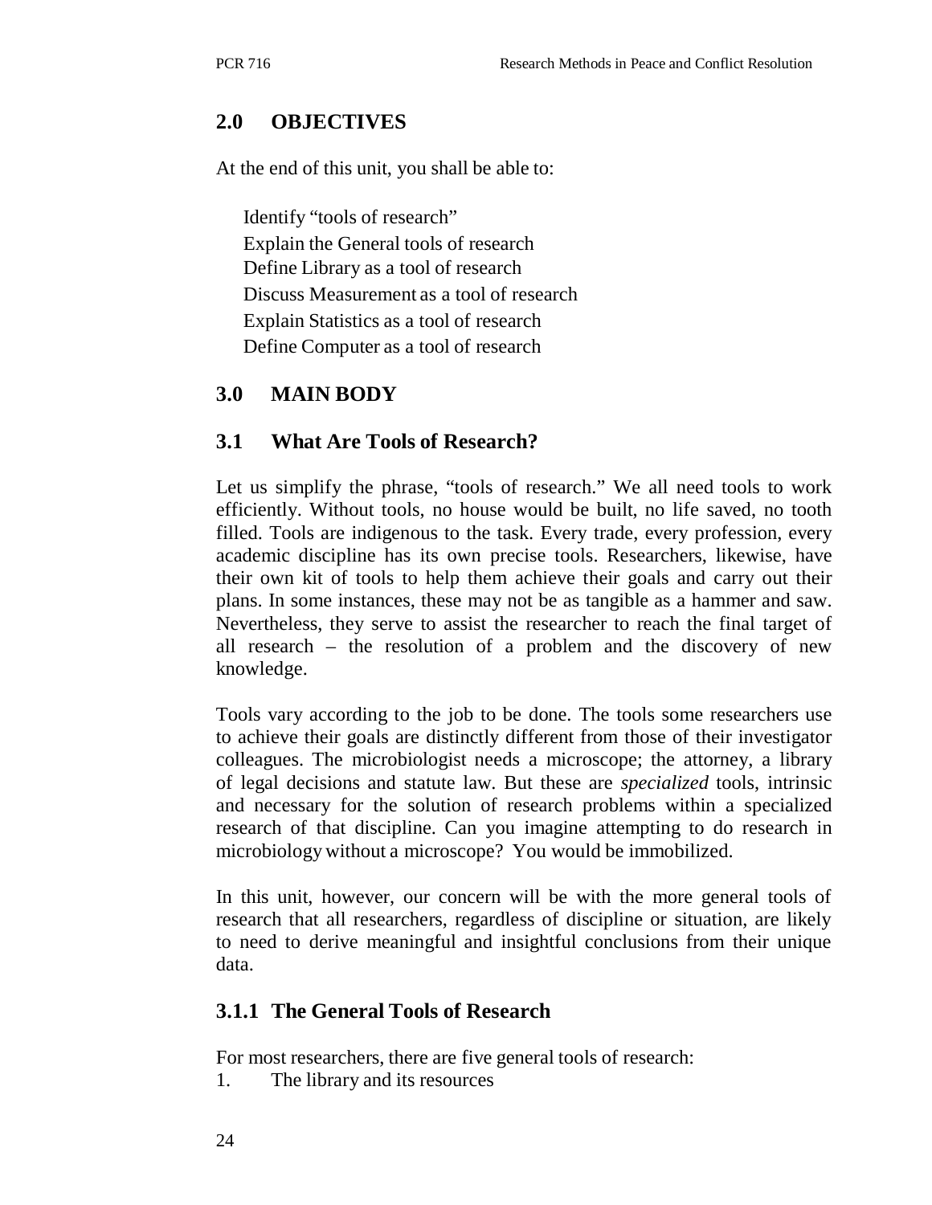## 2.0 OBJECTIVES

At the end of this unit, you shall be able to:

- Identify "tools of research"
- Explain the General tools of research
- Define Library as a tool of research
- Discuss Measurement as a tool of research
- Explain Statistics as a tool of research
- Define Computer as a tool of research

## 3.0 MAIN BODY

### 3.1 What Are Tools of Research?

Let us simplify the phrase, "tools of research." We all need tools to work efficiently. Without tools, no house would be built, no life saved, no tooth filled. Tools are indigenous to the task. Every trade, every profession, every academic discipline has its own precise tools. Researchers, likewise, have their own kit of tools to help them achieve their goals and carry out their plans. In some instances, these may not be as tangible as a hammer and saw. Nevertheless, they serve to assist the researcher to reach the final target of all research – the resolution of a problem and the discovery of new knowledge.

Tools vary according to the job to be done. The tools some researchers use to achieve their goals are distinctly different from those of their investigator colleagues. The microbiologist needs a microscope; the attorney, a library of legal decisions and statute law. But these are *specialized* tools, intrinsic and necessary for the solution of research problems within a specialized research of that discipline. Can you imagine attempting to do research in microbiology without a microscope? You would be immobilized.

In this unit, however, our concern will be with the more general tools of research that all researchers, regardless of discipline or situation, are likely to need to derive meaningful and insightful conclusions from their unique data.

### 3.1.1 The General Tools of Research

For most researchers, there are five general tools of research:

1. The library and its resources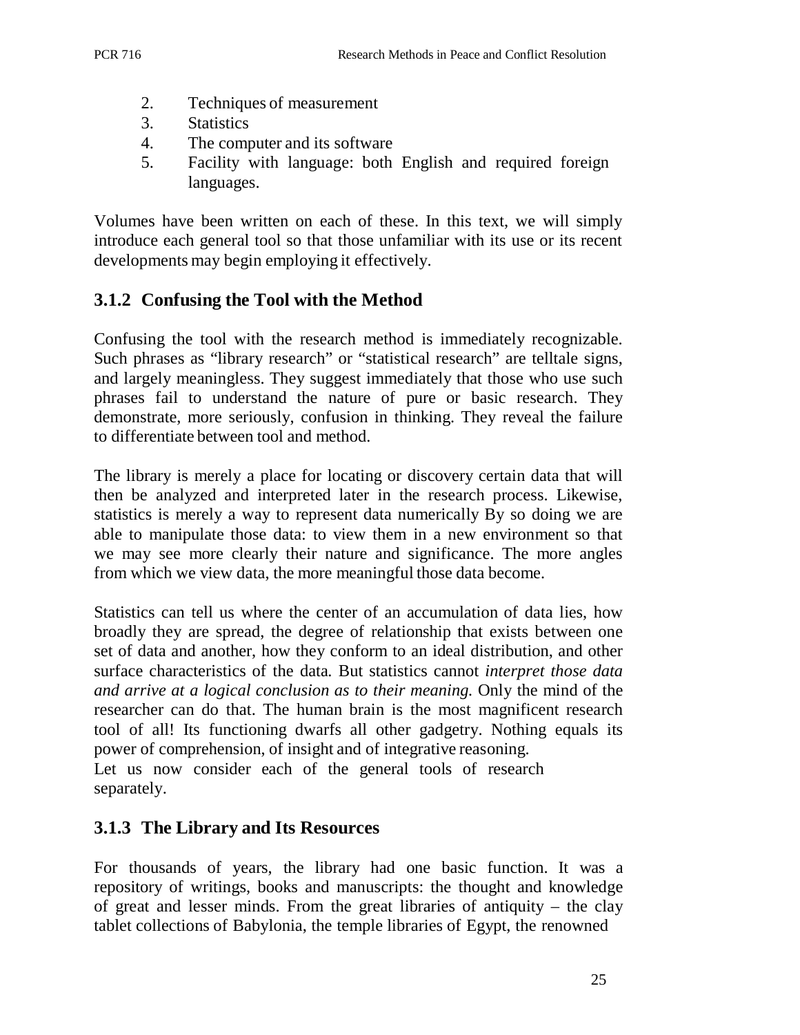2. Techniques of measurement
3. Statistics
4. The computer and its software
5. Facility with language: both English and required foreign languages.

Volumes have been written on each of these. In this text, we will simply introduce each general tool so that those unfamiliar with its use or its recent developments may begin employing it effectively.

### 3.1.2 Confusing the Tool with the Method

Confusing the tool with the research method is immediately recognizable. Such phrases as "library research" or "statistical research" are telltale signs, and largely meaningless. They suggest immediately that those who use such phrases fail to understand the nature of pure or basic research. They demonstrate, more seriously, confusion in thinking. They reveal the failure to differentiate between tool and method.

The library is merely a place for locating or discovery certain data that will then be analyzed and interpreted later in the research process. Likewise, statistics is merely a way to represent data numerically By so doing we are able to manipulate those data: to view them in a new environment so that we may see more clearly their nature and significance. The more angles from which we view data, the more meaningful those data become.

Statistics can tell us where the center of an accumulation of data lies, how broadly they are spread, the degree of relationship that exists between one set of data and another, how they conform to an ideal distribution, and other surface characteristics of the data. But statistics cannot *interpret those data and arrive at a logical conclusion as to their meaning.* Only the mind of the researcher can do that. The human brain is the most magnificent research tool of all! Its functioning dwarfs all other gadgetry. Nothing equals its power of comprehension, of insight and of integrative reasoning.
Let us now consider each of the general tools of research separately.

### 3.1.3 The Library and Its Resources

For thousands of years, the library had one basic function. It was a repository of writings, books and manuscripts: the thought and knowledge of great and lesser minds. From the great libraries of antiquity – the clay tablet collections of Babylonia, the temple libraries of Egypt, the renowned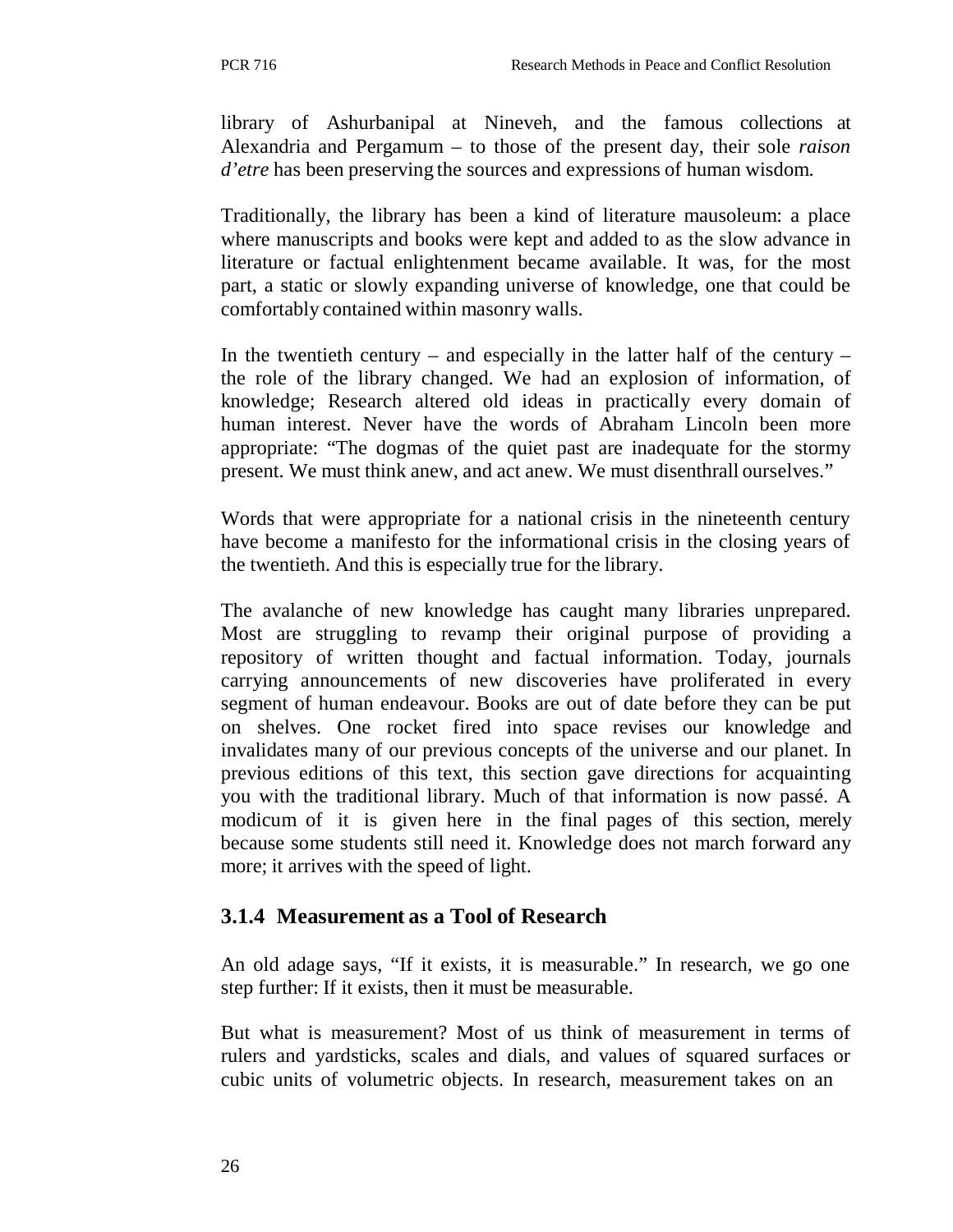library of Ashurbanipal at Nineveh, and the famous collections at Alexandria and Pergamum – to those of the present day, their sole *raison d'etre* has been preserving the sources and expressions of human wisdom.

Traditionally, the library has been a kind of literature mausoleum: a place where manuscripts and books were kept and added to as the slow advance in literature or factual enlightenment became available. It was, for the most part, a static or slowly expanding universe of knowledge, one that could be comfortably contained within masonry walls.

In the twentieth century – and especially in the latter half of the century – the role of the library changed. We had an explosion of information, of knowledge; Research altered old ideas in practically every domain of human interest. Never have the words of Abraham Lincoln been more appropriate: "The dogmas of the quiet past are inadequate for the stormy present. We must think anew, and act anew. We must disenthrall ourselves."

Words that were appropriate for a national crisis in the nineteenth century have become a manifesto for the informational crisis in the closing years of the twentieth. And this is especially true for the library.

The avalanche of new knowledge has caught many libraries unprepared. Most are struggling to revamp their original purpose of providing a repository of written thought and factual information. Today, journals carrying announcements of new discoveries have proliferated in every segment of human endeavour. Books are out of date before they can be put on shelves. One rocket fired into space revises our knowledge and invalidates many of our previous concepts of the universe and our planet. In previous editions of this text, this section gave directions for acquainting you with the traditional library. Much of that information is now passé. A modicum of it is given here in the final pages of this section, merely because some students still need it. Knowledge does not march forward any more; it arrives with the speed of light.

### 3.1.4 Measurement as a Tool of Research

An old adage says, "If it exists, it is measurable." In research, we go one step further: If it exists, then it must be measurable.

But what is measurement? Most of us think of measurement in terms of rulers and yardsticks, scales and dials, and values of squared surfaces or cubic units of volumetric objects. In research, measurement takes on an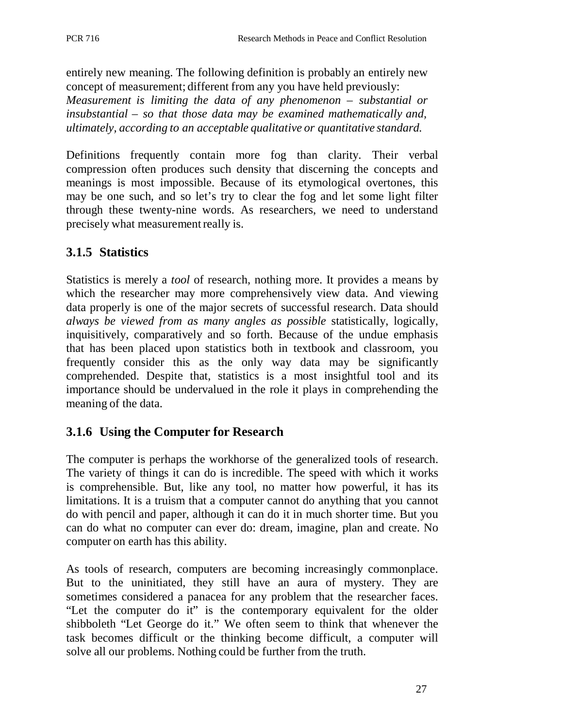entirely new meaning. The following definition is probably an entirely new concept of measurement; different from any you have held previously: *Measurement is limiting the data of any phenomenon – substantial or insubstantial – so that those data may be examined mathematically and, ultimately, according to an acceptable qualitative or quantitative standard.*

Definitions frequently contain more fog than clarity. Their verbal compression often produces such density that discerning the concepts and meanings is most impossible. Because of its etymological overtones, this may be one such, and so let's try to clear the fog and let some light filter through these twenty-nine words. As researchers, we need to understand precisely what measurement really is.

### 3.1.5 Statistics

Statistics is merely a *tool* of research, nothing more. It provides a means by which the researcher may more comprehensively view data. And viewing data properly is one of the major secrets of successful research. Data should *always be viewed from as many angles as possible* statistically, logically, inquisitively, comparatively and so forth. Because of the undue emphasis that has been placed upon statistics both in textbook and classroom, you frequently consider this as the only way data may be significantly comprehended. Despite that, statistics is a most insightful tool and its importance should be undervalued in the role it plays in comprehending the meaning of the data.

### 3.1.6 Using the Computer for Research

The computer is perhaps the workhorse of the generalized tools of research. The variety of things it can do is incredible. The speed with which it works is comprehensible. But, like any tool, no matter how powerful, it has its limitations. It is a truism that a computer cannot do anything that you cannot do with pencil and paper, although it can do it in much shorter time. But you can do what no computer can ever do: dream, imagine, plan and create. No computer on earth has this ability.

As tools of research, computers are becoming increasingly commonplace. But to the uninitiated, they still have an aura of mystery. They are sometimes considered a panacea for any problem that the researcher faces. "Let the computer do it" is the contemporary equivalent for the older shibboleth "Let George do it." We often seem to think that whenever the task becomes difficult or the thinking become difficult, a computer will solve all our problems. Nothing could be further from the truth.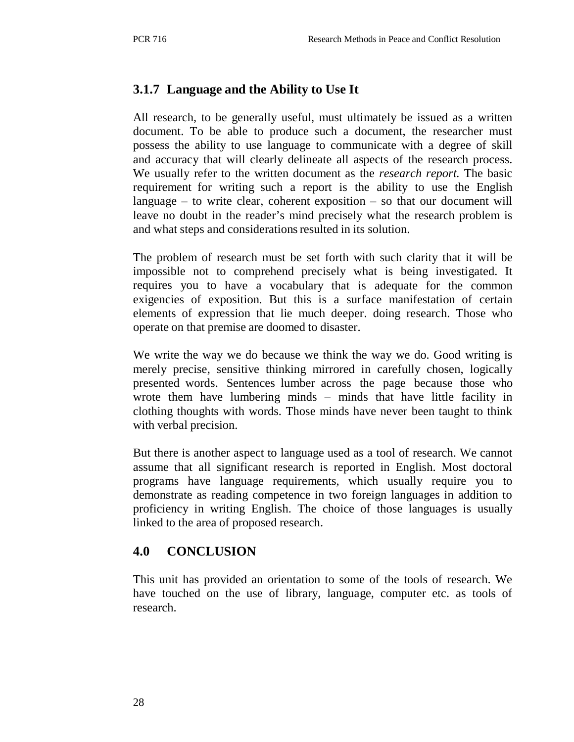### 3.1.7 Language and the Ability to Use It

All research, to be generally useful, must ultimately be issued as a written document. To be able to produce such a document, the researcher must possess the ability to use language to communicate with a degree of skill and accuracy that will clearly delineate all aspects of the research process. We usually refer to the written document as the *research report.* The basic requirement for writing such a report is the ability to use the English language – to write clear, coherent exposition – so that our document will leave no doubt in the reader's mind precisely what the research problem is and what steps and considerations resulted in its solution.

The problem of research must be set forth with such clarity that it will be impossible not to comprehend precisely what is being investigated. It requires you to have a vocabulary that is adequate for the common exigencies of exposition. But this is a surface manifestation of certain elements of expression that lie much deeper. doing research. Those who operate on that premise are doomed to disaster.

We write the way we do because we think the way we do. Good writing is merely precise, sensitive thinking mirrored in carefully chosen, logically presented words. Sentences lumber across the page because those who wrote them have lumbering minds – minds that have little facility in clothing thoughts with words. Those minds have never been taught to think with verbal precision.

But there is another aspect to language used as a tool of research. We cannot assume that all significant research is reported in English. Most doctoral programs have language requirements, which usually require you to demonstrate as reading competence in two foreign languages in addition to proficiency in writing English. The choice of those languages is usually linked to the area of proposed research.

## 4.0 CONCLUSION

This unit has provided an orientation to some of the tools of research. We have touched on the use of library, language, computer etc. as tools of research.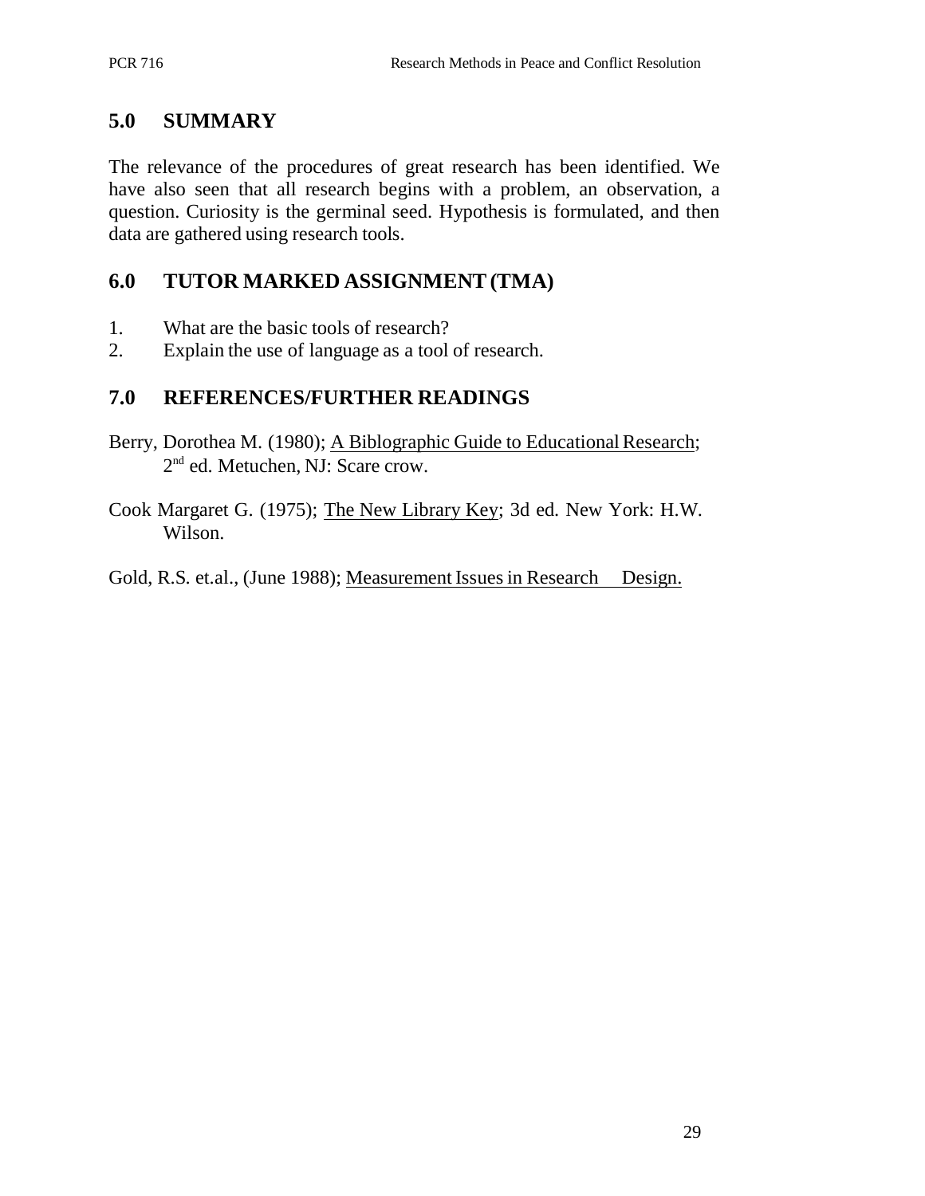## 5.0 SUMMARY

The relevance of the procedures of great research has been identified. We have also seen that all research begins with a problem, an observation, a question. Curiosity is the germinal seed. Hypothesis is formulated, and then data are gathered using research tools.

## 6.0 TUTOR MARKED ASSIGNMENT (TMA)

1. What are the basic tools of research?
2. Explain the use of language as a tool of research.

## 7.0 REFERENCES/FURTHER READINGS

Berry, Dorothea M. (1980); A Biblographic Guide to Educational Research; 2nd ed. Metuchen, NJ: Scare crow.

Cook Margaret G. (1975); The New Library Key; 3d ed. New York: H.W. Wilson.

Gold, R.S. et.al., (June 1988); Measurement Issues in Research Design.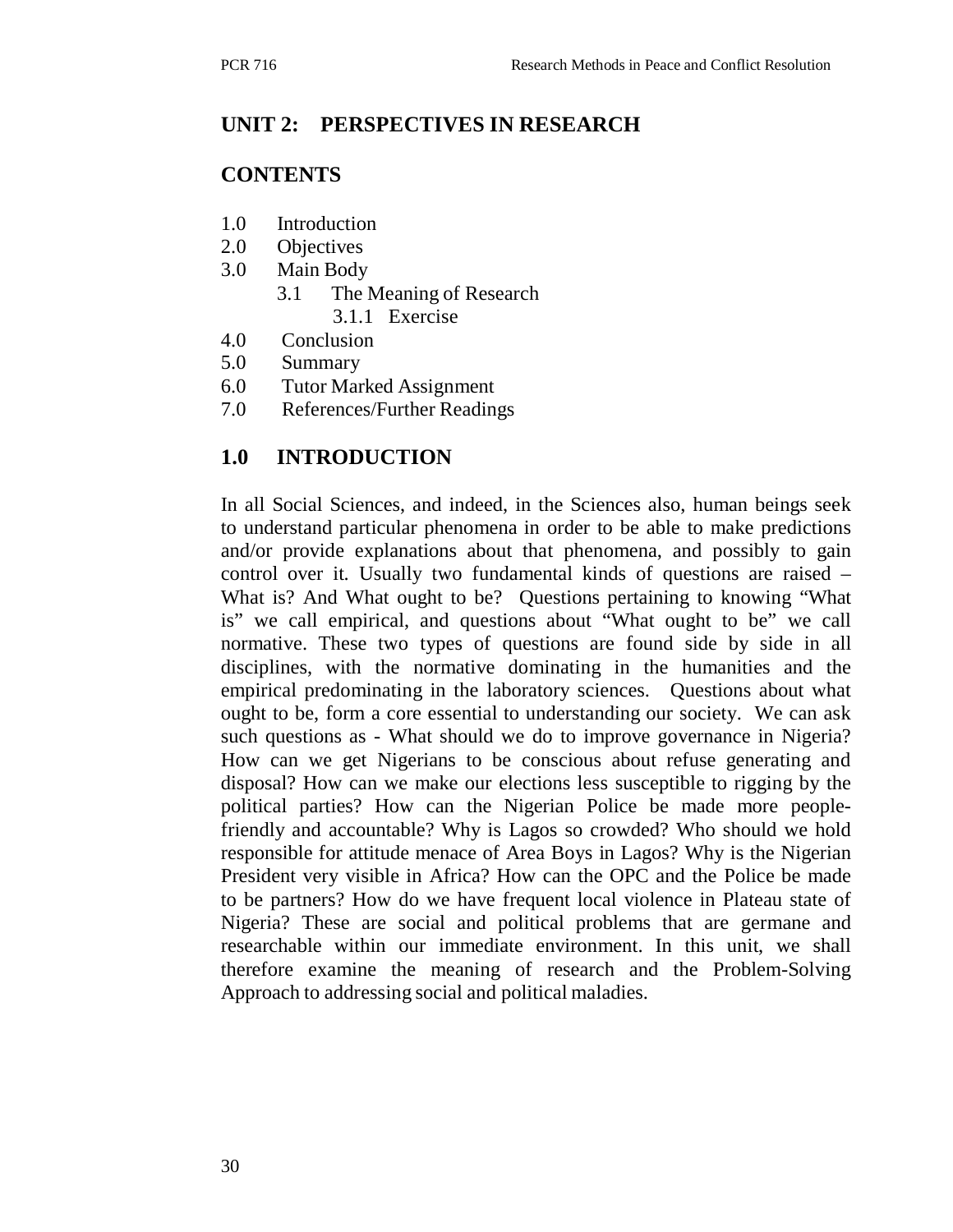## UNIT 2: PERSPECTIVES IN RESEARCH

### CONTENTS

1.0 Introduction
2.0 Objectives
3.0 Main Body
  3.1 The Meaning of Research
    3.1.1 Exercise
4.0 Conclusion
5.0 Summary
6.0 Tutor Marked Assignment
7.0 References/Further Readings

### 1.0 INTRODUCTION

In all Social Sciences, and indeed, in the Sciences also, human beings seek to understand particular phenomena in order to be able to make predictions and/or provide explanations about that phenomena, and possibly to gain control over it. Usually two fundamental kinds of questions are raised – What is? And What ought to be? Questions pertaining to knowing "What is" we call empirical, and questions about "What ought to be" we call normative. These two types of questions are found side by side in all disciplines, with the normative dominating in the humanities and the empirical predominating in the laboratory sciences. Questions about what ought to be, form a core essential to understanding our society. We can ask such questions as - What should we do to improve governance in Nigeria? How can we get Nigerians to be conscious about refuse generating and disposal? How can we make our elections less susceptible to rigging by the political parties? How can the Nigerian Police be made more people-friendly and accountable? Why is Lagos so crowded? Who should we hold responsible for attitude menace of Area Boys in Lagos? Why is the Nigerian President very visible in Africa? How can the OPC and the Police be made to be partners? How do we have frequent local violence in Plateau state of Nigeria? These are social and political problems that are germane and researchable within our immediate environment. In this unit, we shall therefore examine the meaning of research and the Problem-Solving Approach to addressing social and political maladies.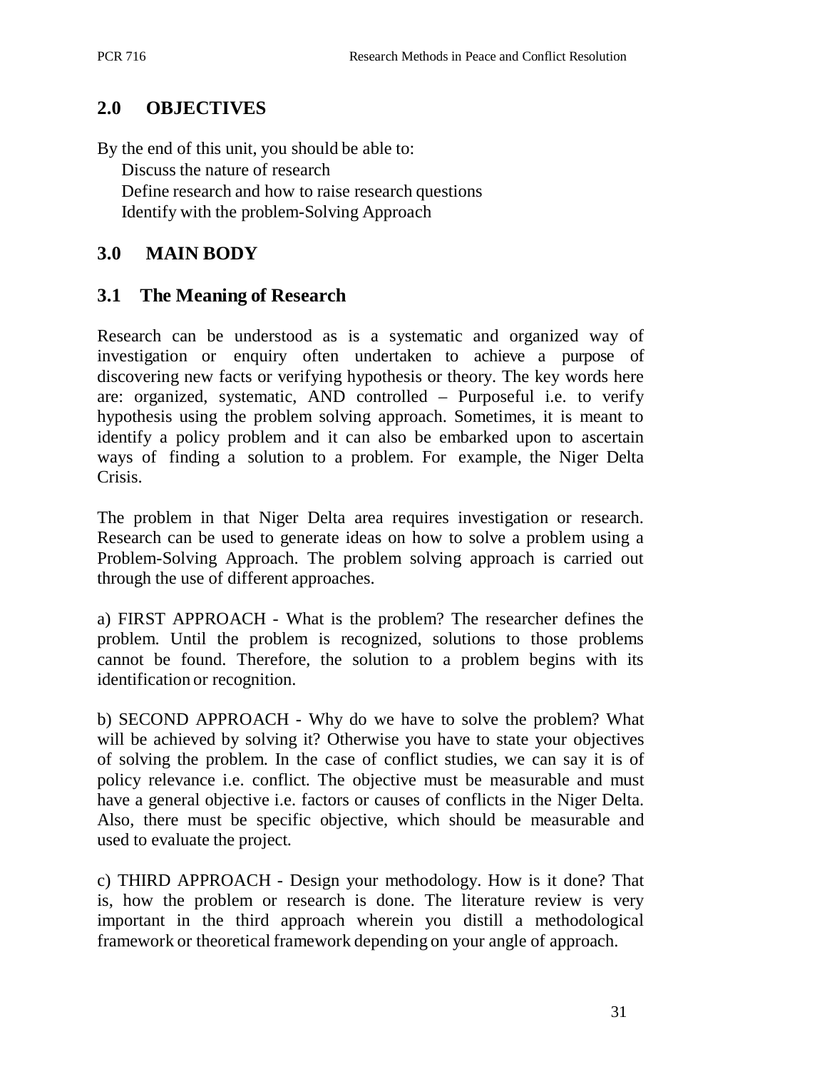## 2.0 OBJECTIVES

By the end of this unit, you should be able to:

- Discuss the nature of research
- Define research and how to raise research questions
- Identify with the problem-Solving Approach

## 3.0 MAIN BODY

### 3.1 The Meaning of Research

Research can be understood as is a systematic and organized way of investigation or enquiry often undertaken to achieve a purpose of discovering new facts or verifying hypothesis or theory. The key words here are: organized, systematic, AND controlled – Purposeful i.e. to verify hypothesis using the problem solving approach. Sometimes, it is meant to identify a policy problem and it can also be embarked upon to ascertain ways of finding a solution to a problem. For example, the Niger Delta Crisis.

The problem in that Niger Delta area requires investigation or research. Research can be used to generate ideas on how to solve a problem using a Problem-Solving Approach. The problem solving approach is carried out through the use of different approaches.

a) FIRST APPROACH - What is the problem? The researcher defines the problem. Until the problem is recognized, solutions to those problems cannot be found. Therefore, the solution to a problem begins with its identification or recognition.

b) SECOND APPROACH - Why do we have to solve the problem? What will be achieved by solving it? Otherwise you have to state your objectives of solving the problem. In the case of conflict studies, we can say it is of policy relevance i.e. conflict. The objective must be measurable and must have a general objective i.e. factors or causes of conflicts in the Niger Delta. Also, there must be specific objective, which should be measurable and used to evaluate the project.

c) THIRD APPROACH - Design your methodology. How is it done? That is, how the problem or research is done. The literature review is very important in the third approach wherein you distill a methodological framework or theoretical framework depending on your angle of approach.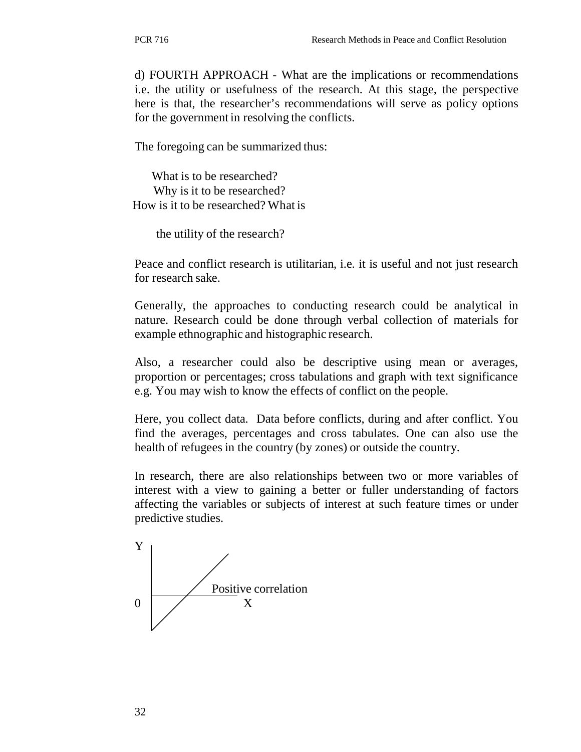d) FOURTH APPROACH - What are the implications or recommendations i.e. the utility or usefulness of the research. At this stage, the perspective here is that, the researcher's recommendations will serve as policy options for the government in resolving the conflicts.

The foregoing can be summarized thus:

What is to be researched?
Why is it to be researched?
How is it to be researched? What is

the utility of the research?

Peace and conflict research is utilitarian, i.e. it is useful and not just research for research sake.

Generally, the approaches to conducting research could be analytical in nature. Research could be done through verbal collection of materials for example ethnographic and histographic research.

Also, a researcher could also be descriptive using mean or averages, proportion or percentages; cross tabulations and graph with text significance e.g. You may wish to know the effects of conflict on the people.

Here, you collect data. Data before conflicts, during and after conflict. You find the averages, percentages and cross tabulates. One can also use the health of refugees in the country (by zones) or outside the country.

In research, there are also relationships between two or more variables of interest with a view to gaining a better or fuller understanding of factors affecting the variables or subjects of interest at such feature times or under predictive studies.

Y

Positive correlation

0 X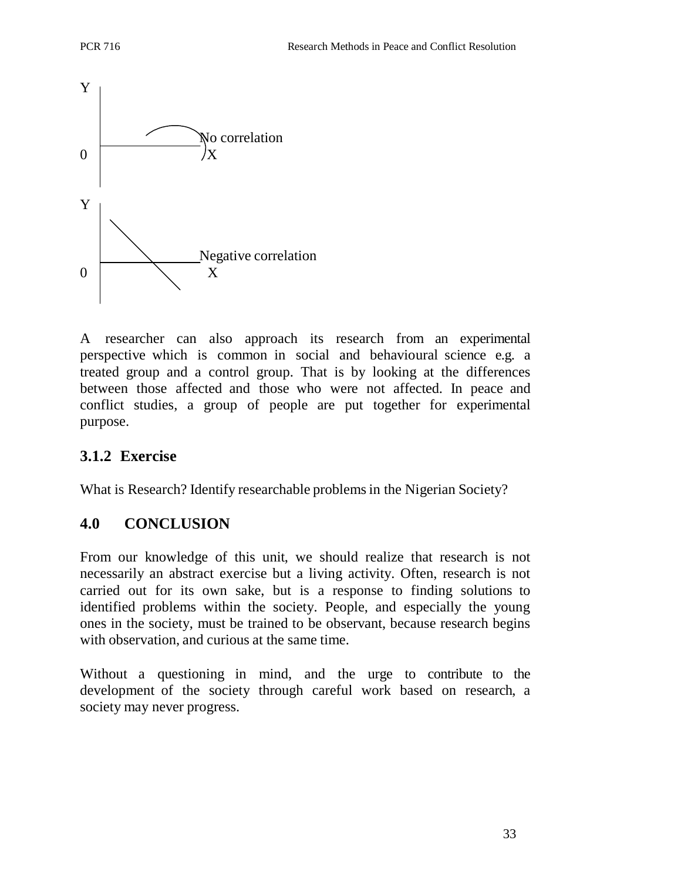Y

0 No correlation X

Y

0 Negative correlation X

A researcher can also approach its research from an experimental perspective which is common in social and behavioural science e.g. a treated group and a control group. That is by looking at the differences between those affected and those who were not affected. In peace and conflict studies, a group of people are put together for experimental purpose.

### 3.1.2 Exercise

What is Research? Identify researchable problems in the Nigerian Society?

## 4.0 CONCLUSION

From our knowledge of this unit, we should realize that research is not necessarily an abstract exercise but a living activity. Often, research is not carried out for its own sake, but is a response to finding solutions to identified problems within the society. People, and especially the young ones in the society, must be trained to be observant, because research begins with observation, and curious at the same time.

Without a questioning in mind, and the urge to contribute to the development of the society through careful work based on research, a society may never progress.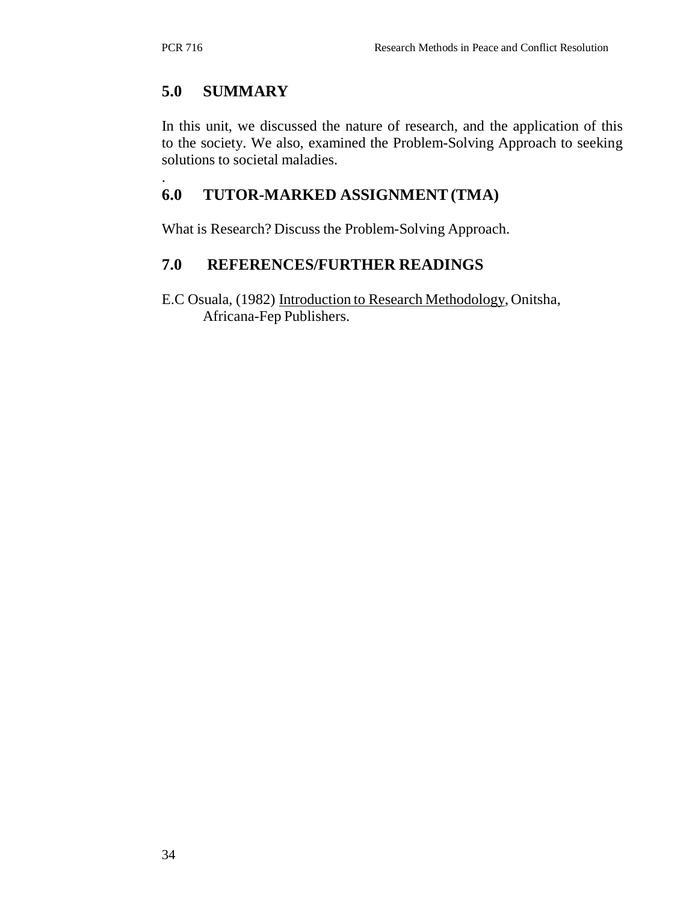## 5.0 SUMMARY

In this unit, we discussed the nature of research, and the application of this to the society. We also, examined the Problem-Solving Approach to seeking solutions to societal maladies.

.

## 6.0 TUTOR-MARKED ASSIGNMENT (TMA)

What is Research? Discuss the Problem-Solving Approach.

## 7.0 REFERENCES/FURTHER READINGS

E.C Osuala, (1982) Introduction to Research Methodology, Onitsha, Africana-Fep Publishers.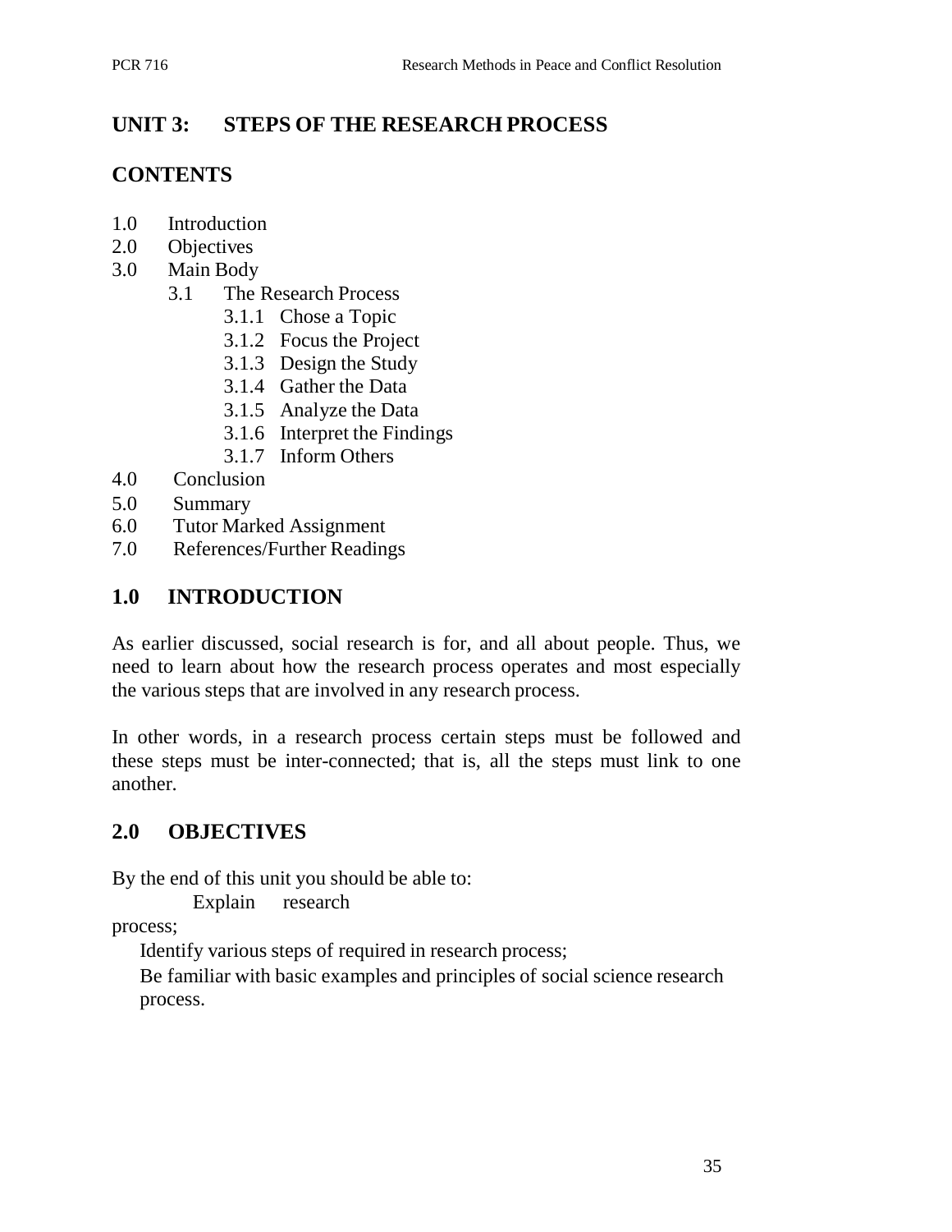## UNIT 3: STEPS OF THE RESEARCH PROCESS

### CONTENTS

1.0 Introduction
2.0 Objectives
3.0 Main Body
    3.1 The Research Process
        3.1.1 Chose a Topic
        3.1.2 Focus the Project
        3.1.3 Design the Study
        3.1.4 Gather the Data
        3.1.5 Analyze the Data
        3.1.6 Interpret the Findings
        3.1.7 Inform Others
4.0 Conclusion
5.0 Summary
6.0 Tutor Marked Assignment
7.0 References/Further Readings

## 1.0 INTRODUCTION

As earlier discussed, social research is for, and all about people. Thus, we need to learn about how the research process operates and most especially the various steps that are involved in any research process.

In other words, in a research process certain steps must be followed and these steps must be inter-connected; that is, all the steps must link to one another.

## 2.0 OBJECTIVES

By the end of this unit you should be able to:

- Explain research process;
- Identify various steps of required in research process;
- Be familiar with basic examples and principles of social science research process.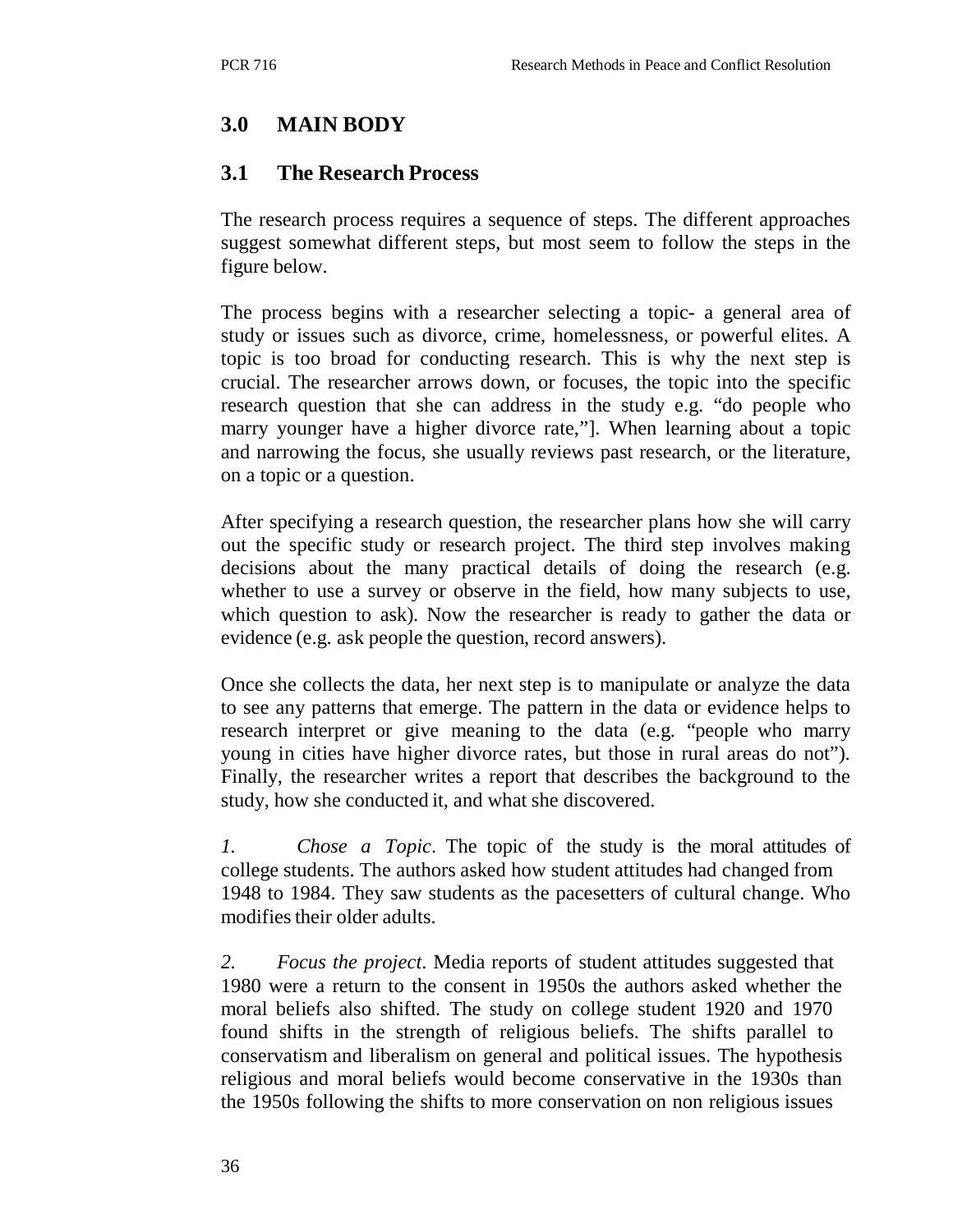## 3.0 MAIN BODY

### 3.1 The Research Process

The research process requires a sequence of steps. The different approaches suggest somewhat different steps, but most seem to follow the steps in the figure below.

The process begins with a researcher selecting a topic- a general area of study or issues such as divorce, crime, homelessness, or powerful elites. A topic is too broad for conducting research. This is why the next step is crucial. The researcher arrows down, or focuses, the topic into the specific research question that she can address in the study e.g. "do people who marry younger have a higher divorce rate,"]. When learning about a topic and narrowing the focus, she usually reviews past research, or the literature, on a topic or a question.

After specifying a research question, the researcher plans how she will carry out the specific study or research project. The third step involves making decisions about the many practical details of doing the research (e.g. whether to use a survey or observe in the field, how many subjects to use, which question to ask). Now the researcher is ready to gather the data or evidence (e.g. ask people the question, record answers).

Once she collects the data, her next step is to manipulate or analyze the data to see any patterns that emerge. The pattern in the data or evidence helps to research interpret or give meaning to the data (e.g. "people who marry young in cities have higher divorce rates, but those in rural areas do not"). Finally, the researcher writes a report that describes the background to the study, how she conducted it, and what she discovered.

*1.* *Chose a Topic*. The topic of the study is the moral attitudes of college students. The authors asked how student attitudes had changed from 1948 to 1984. They saw students as the pacesetters of cultural change. Who modifies their older adults.

*2.* *Focus the project*. Media reports of student attitudes suggested that 1980 were a return to the consent in 1950s the authors asked whether the moral beliefs also shifted. The study on college student 1920 and 1970 found shifts in the strength of religious beliefs. The shifts parallel to conservatism and liberalism on general and political issues. The hypothesis religious and moral beliefs would become conservative in the 1930s than the 1950s following the shifts to more conservation on non religious issues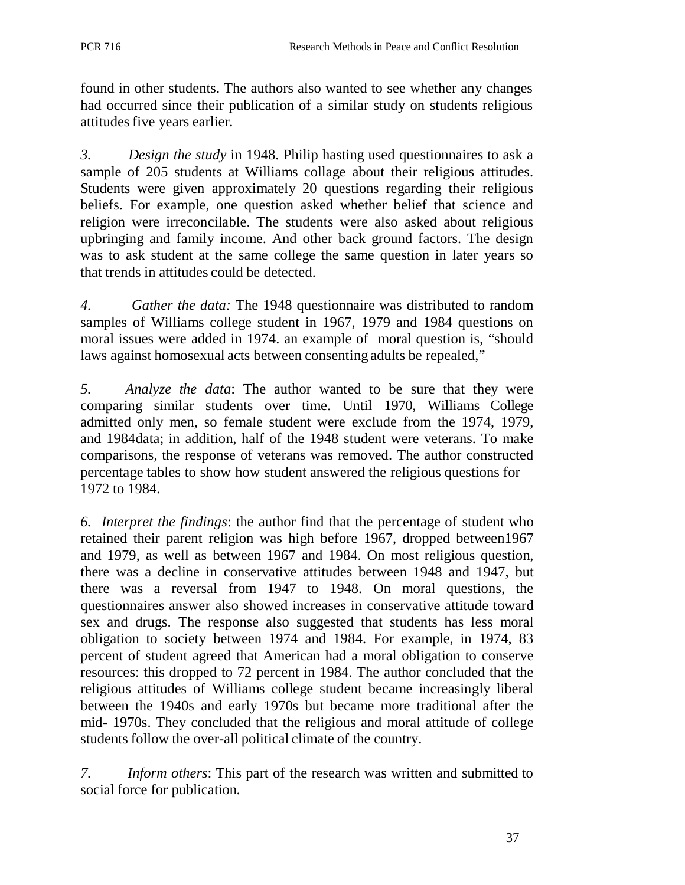found in other students. The authors also wanted to see whether any changes had occurred since their publication of a similar study on students religious attitudes five years earlier.

*3. Design the study* in 1948. Philip hasting used questionnaires to ask a sample of 205 students at Williams collage about their religious attitudes. Students were given approximately 20 questions regarding their religious beliefs. For example, one question asked whether belief that science and religion were irreconcilable. The students were also asked about religious upbringing and family income. And other back ground factors. The design was to ask student at the same college the same question in later years so that trends in attitudes could be detected.

*4. Gather the data:* The 1948 questionnaire was distributed to random samples of Williams college student in 1967, 1979 and 1984 questions on moral issues were added in 1974. an example of moral question is, "should laws against homosexual acts between consenting adults be repealed,"

*5. Analyze the data*: The author wanted to be sure that they were comparing similar students over time. Until 1970, Williams College admitted only men, so female student were exclude from the 1974, 1979, and 1984data; in addition, half of the 1948 student were veterans. To make comparisons, the response of veterans was removed. The author constructed percentage tables to show how student answered the religious questions for 1972 to 1984.

*6. Interpret the findings*: the author find that the percentage of student who retained their parent religion was high before 1967, dropped between1967 and 1979, as well as between 1967 and 1984. On most religious question, there was a decline in conservative attitudes between 1948 and 1947, but there was a reversal from 1947 to 1948. On moral questions, the questionnaires answer also showed increases in conservative attitude toward sex and drugs. The response also suggested that students has less moral obligation to society between 1974 and 1984. For example, in 1974, 83 percent of student agreed that American had a moral obligation to conserve resources: this dropped to 72 percent in 1984. The author concluded that the religious attitudes of Williams college student became increasingly liberal between the 1940s and early 1970s but became more traditional after the mid- 1970s. They concluded that the religious and moral attitude of college students follow the over-all political climate of the country.

*7. Inform others*: This part of the research was written and submitted to social force for publication.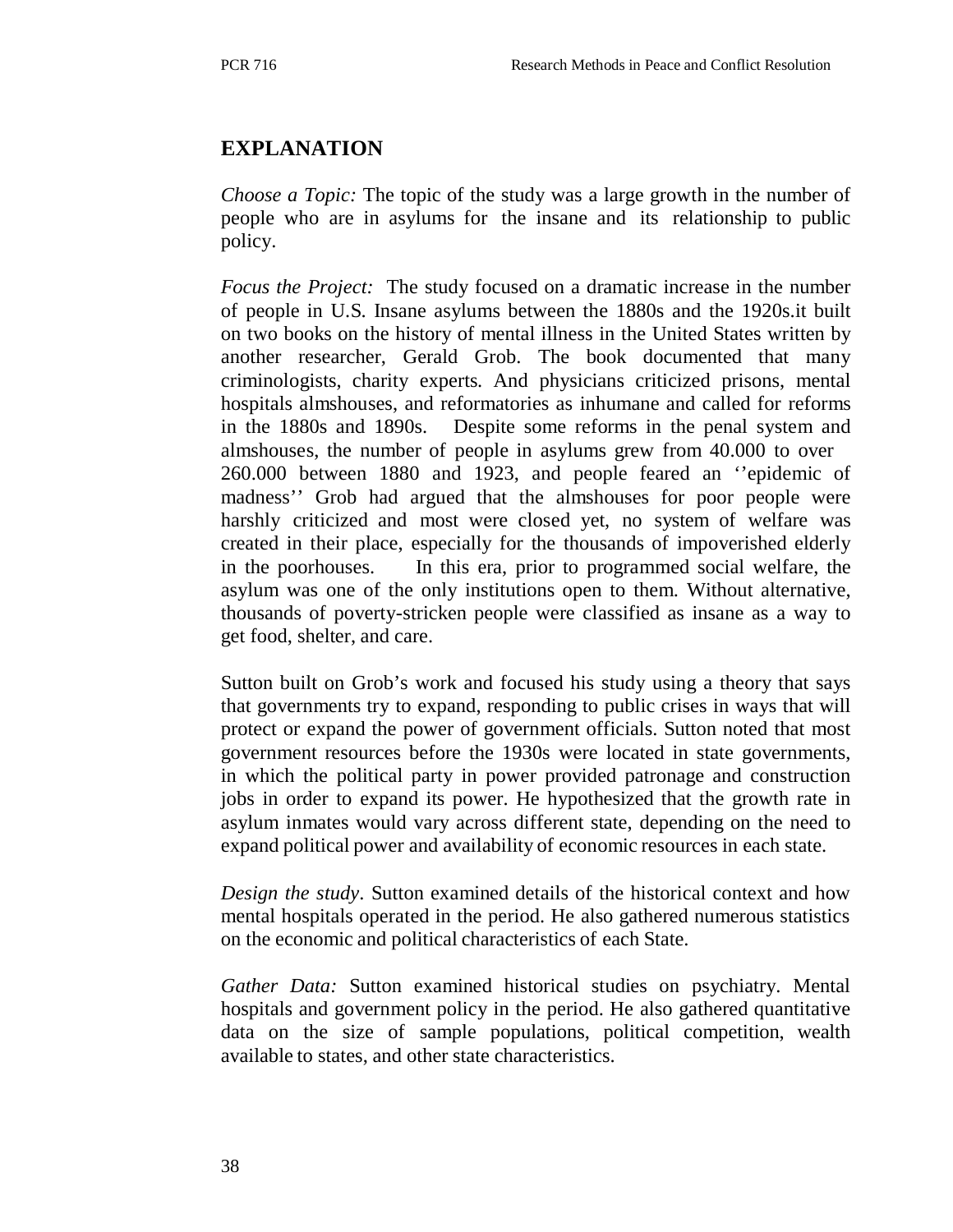## EXPLANATION

*Choose a Topic:* The topic of the study was a large growth in the number of people who are in asylums for the insane and its relationship to public policy.

*Focus the Project:* The study focused on a dramatic increase in the number of people in U.S. Insane asylums between the 1880s and the 1920s.it built on two books on the history of mental illness in the United States written by another researcher, Gerald Grob. The book documented that many criminologists, charity experts. And physicians criticized prisons, mental hospitals almshouses, and reformatories as inhumane and called for reforms in the 1880s and 1890s. Despite some reforms in the penal system and almshouses, the number of people in asylums grew from 40.000 to over 260.000 between 1880 and 1923, and people feared an ''epidemic of madness'' Grob had argued that the almshouses for poor people were harshly criticized and most were closed yet, no system of welfare was created in their place, especially for the thousands of impoverished elderly in the poorhouses. In this era, prior to programmed social welfare, the asylum was one of the only institutions open to them. Without alternative, thousands of poverty-stricken people were classified as insane as a way to get food, shelter, and care.

Sutton built on Grob's work and focused his study using a theory that says that governments try to expand, responding to public crises in ways that will protect or expand the power of government officials. Sutton noted that most government resources before the 1930s were located in state governments, in which the political party in power provided patronage and construction jobs in order to expand its power. He hypothesized that the growth rate in asylum inmates would vary across different state, depending on the need to expand political power and availability of economic resources in each state.

*Design the study*. Sutton examined details of the historical context and how mental hospitals operated in the period. He also gathered numerous statistics on the economic and political characteristics of each State.

*Gather Data:* Sutton examined historical studies on psychiatry. Mental hospitals and government policy in the period. He also gathered quantitative data on the size of sample populations, political competition, wealth available to states, and other state characteristics.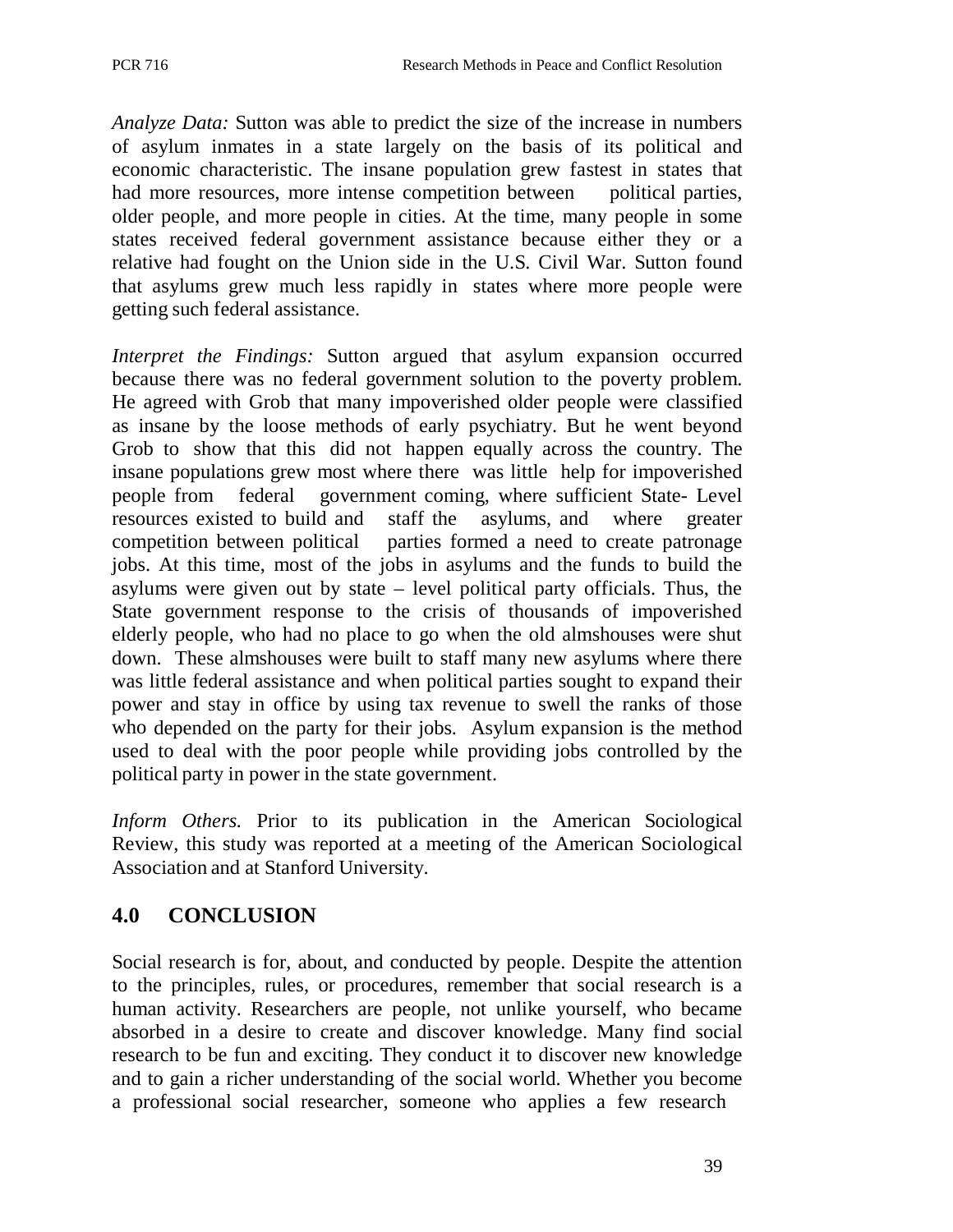*Analyze Data:* Sutton was able to predict the size of the increase in numbers of asylum inmates in a state largely on the basis of its political and economic characteristic. The insane population grew fastest in states that had more resources, more intense competition between political parties, older people, and more people in cities. At the time, many people in some states received federal government assistance because either they or a relative had fought on the Union side in the U.S. Civil War. Sutton found that asylums grew much less rapidly in states where more people were getting such federal assistance.

*Interpret the Findings:* Sutton argued that asylum expansion occurred because there was no federal government solution to the poverty problem. He agreed with Grob that many impoverished older people were classified as insane by the loose methods of early psychiatry. But he went beyond Grob to show that this did not happen equally across the country. The insane populations grew most where there was little help for impoverished people from federal government coming, where sufficient State- Level resources existed to build and staff the asylums, and where greater competition between political parties formed a need to create patronage jobs. At this time, most of the jobs in asylums and the funds to build the asylums were given out by state – level political party officials. Thus, the State government response to the crisis of thousands of impoverished elderly people, who had no place to go when the old almshouses were shut down. These almshouses were built to staff many new asylums where there was little federal assistance and when political parties sought to expand their power and stay in office by using tax revenue to swell the ranks of those who depended on the party for their jobs. Asylum expansion is the method used to deal with the poor people while providing jobs controlled by the political party in power in the state government.

*Inform Others.* Prior to its publication in the American Sociological Review, this study was reported at a meeting of the American Sociological Association and at Stanford University.

## 4.0 CONCLUSION

Social research is for, about, and conducted by people. Despite the attention to the principles, rules, or procedures, remember that social research is a human activity. Researchers are people, not unlike yourself, who became absorbed in a desire to create and discover knowledge. Many find social research to be fun and exciting. They conduct it to discover new knowledge and to gain a richer understanding of the social world. Whether you become a professional social researcher, someone who applies a few research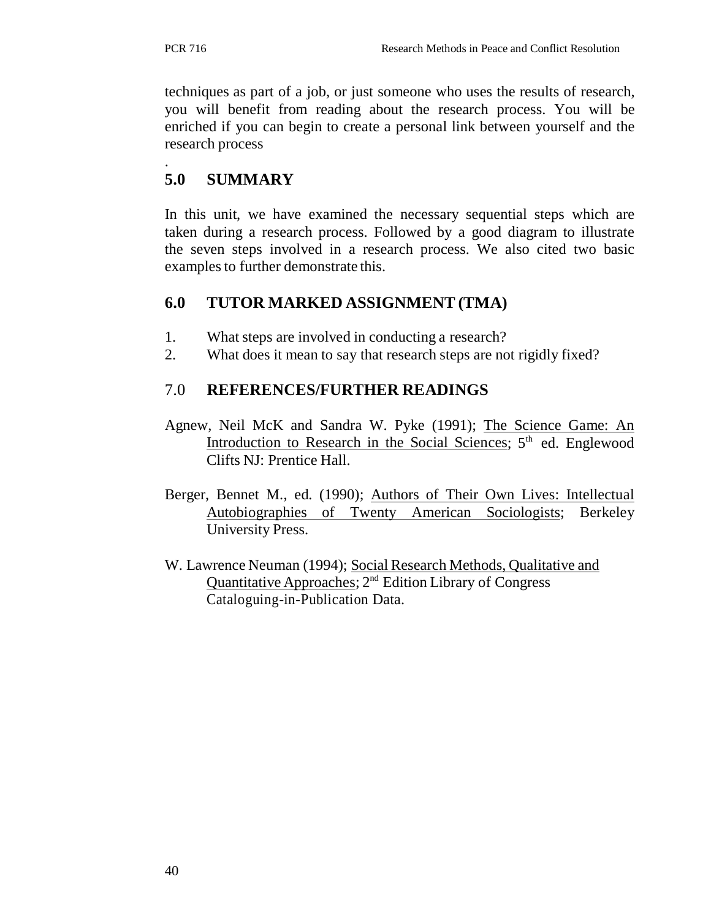techniques as part of a job, or just someone who uses the results of research, you will benefit from reading about the research process. You will be enriched if you can begin to create a personal link between yourself and the research process

.

## 5.0 SUMMARY

In this unit, we have examined the necessary sequential steps which are taken during a research process. Followed by a good diagram to illustrate the seven steps involved in a research process. We also cited two basic examples to further demonstrate this.

## 6.0 TUTOR MARKED ASSIGNMENT (TMA)

1. What steps are involved in conducting a research?
2. What does it mean to say that research steps are not rigidly fixed?

## 7.0 REFERENCES/FURTHER READINGS

Agnew, Neil McK and Sandra W. Pyke (1991); The Science Game: An Introduction to Research in the Social Sciences; 5th ed. Englewood Clifts NJ: Prentice Hall.

Berger, Bennet M., ed. (1990); Authors of Their Own Lives: Intellectual Autobiographies of Twenty American Sociologists; Berkeley University Press.

W. Lawrence Neuman (1994); Social Research Methods, Qualitative and Quantitative Approaches; 2nd Edition Library of Congress Cataloguing-in-Publication Data.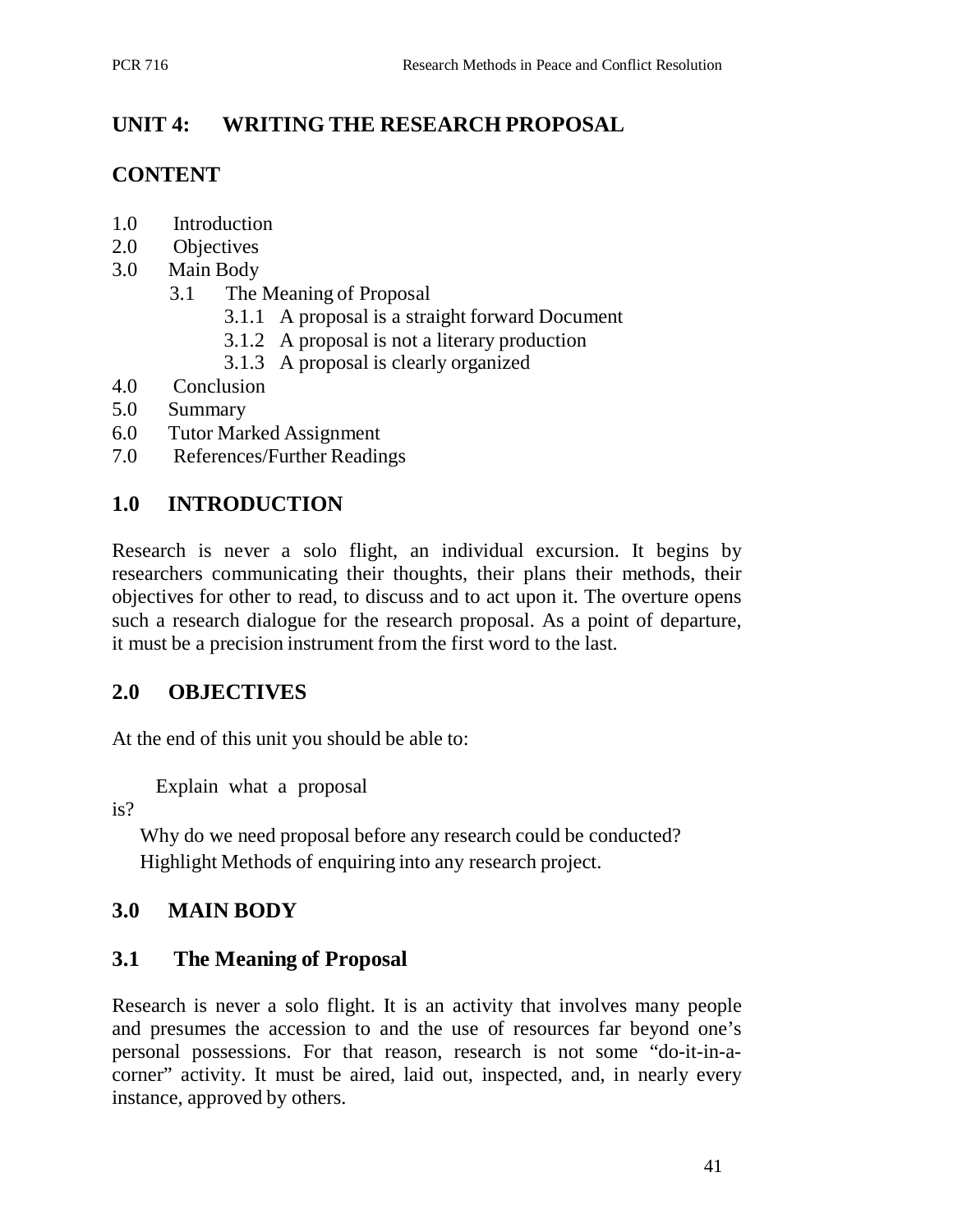## UNIT 4: WRITING THE RESEARCH PROPOSAL

## CONTENT

1.0 Introduction
2.0 Objectives
3.0 Main Body
    3.1 The Meaning of Proposal
        3.1.1 A proposal is a straight forward Document
        3.1.2 A proposal is not a literary production
        3.1.3 A proposal is clearly organized
4.0 Conclusion
5.0 Summary
6.0 Tutor Marked Assignment
7.0 References/Further Readings

## 1.0 INTRODUCTION

Research is never a solo flight, an individual excursion. It begins by researchers communicating their thoughts, their plans their methods, their objectives for other to read, to discuss and to act upon it. The overture opens such a research dialogue for the research proposal. As a point of departure, it must be a precision instrument from the first word to the last.

## 2.0 OBJECTIVES

At the end of this unit you should be able to:

- Explain what a proposal is?
- Why do we need proposal before any research could be conducted?
- Highlight Methods of enquiring into any research project.

## 3.0 MAIN BODY

### 3.1 The Meaning of Proposal

Research is never a solo flight. It is an activity that involves many people and presumes the accession to and the use of resources far beyond one's personal possessions. For that reason, research is not some "do-it-in-a-corner" activity. It must be aired, laid out, inspected, and, in nearly every instance, approved by others.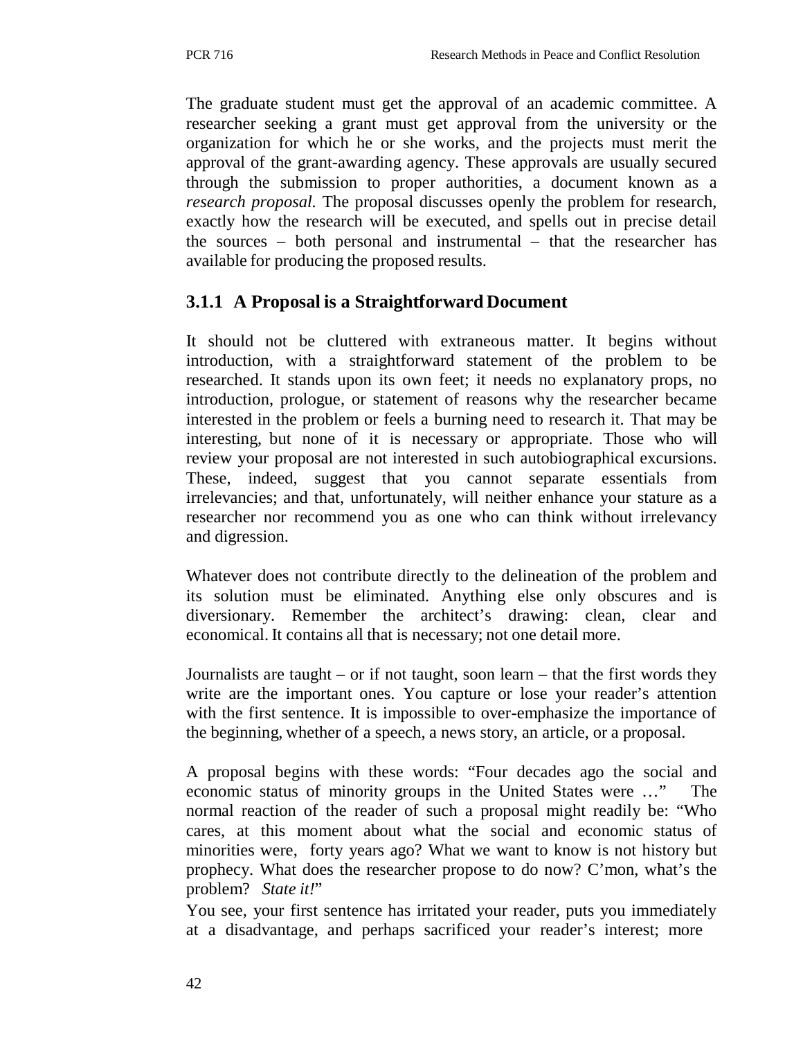The graduate student must get the approval of an academic committee. A researcher seeking a grant must get approval from the university or the organization for which he or she works, and the projects must merit the approval of the grant-awarding agency. These approvals are usually secured through the submission to proper authorities, a document known as a *research proposal.* The proposal discusses openly the problem for research, exactly how the research will be executed, and spells out in precise detail the sources – both personal and instrumental – that the researcher has available for producing the proposed results.

### 3.1.1 A Proposal is a Straightforward Document

It should not be cluttered with extraneous matter. It begins without introduction, with a straightforward statement of the problem to be researched. It stands upon its own feet; it needs no explanatory props, no introduction, prologue, or statement of reasons why the researcher became interested in the problem or feels a burning need to research it. That may be interesting, but none of it is necessary or appropriate. Those who will review your proposal are not interested in such autobiographical excursions. These, indeed, suggest that you cannot separate essentials from irrelevancies; and that, unfortunately, will neither enhance your stature as a researcher nor recommend you as one who can think without irrelevancy and digression.

Whatever does not contribute directly to the delineation of the problem and its solution must be eliminated. Anything else only obscures and is diversionary. Remember the architect's drawing: clean, clear and economical. It contains all that is necessary; not one detail more.

Journalists are taught – or if not taught, soon learn – that the first words they write are the important ones. You capture or lose your reader's attention with the first sentence. It is impossible to over-emphasize the importance of the beginning, whether of a speech, a news story, an article, or a proposal.

A proposal begins with these words: "Four decades ago the social and economic status of minority groups in the United States were …" The normal reaction of the reader of such a proposal might readily be: "Who cares, at this moment about what the social and economic status of minorities were, forty years ago? What we want to know is not history but prophecy. What does the researcher propose to do now? C'mon, what's the problem? *State it!*"

You see, your first sentence has irritated your reader, puts you immediately at a disadvantage, and perhaps sacrificed your reader's interest; more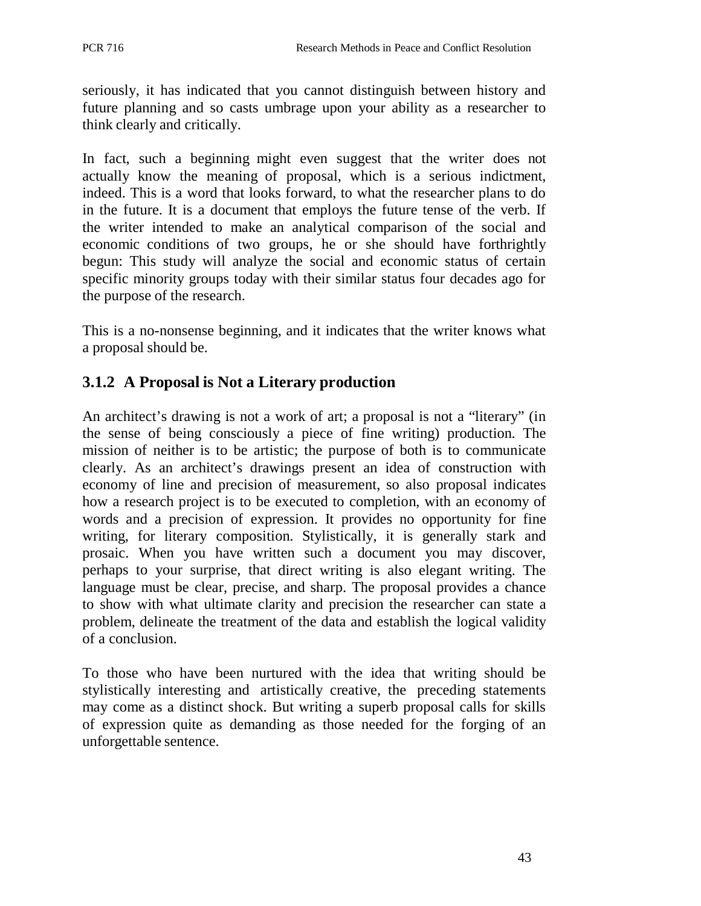seriously, it has indicated that you cannot distinguish between history and future planning and so casts umbrage upon your ability as a researcher to think clearly and critically.

In fact, such a beginning might even suggest that the writer does not actually know the meaning of proposal, which is a serious indictment, indeed. This is a word that looks forward, to what the researcher plans to do in the future. It is a document that employs the future tense of the verb. If the writer intended to make an analytical comparison of the social and economic conditions of two groups, he or she should have forthrightly begun: This study will analyze the social and economic status of certain specific minority groups today with their similar status four decades ago for the purpose of the research.

This is a no-nonsense beginning, and it indicates that the writer knows what a proposal should be.

### 3.1.2 A Proposal is Not a Literary production

An architect's drawing is not a work of art; a proposal is not a "literary" (in the sense of being consciously a piece of fine writing) production. The mission of neither is to be artistic; the purpose of both is to communicate clearly. As an architect's drawings present an idea of construction with economy of line and precision of measurement, so also proposal indicates how a research project is to be executed to completion, with an economy of words and a precision of expression. It provides no opportunity for fine writing, for literary composition. Stylistically, it is generally stark and prosaic. When you have written such a document you may discover, perhaps to your surprise, that direct writing is also elegant writing. The language must be clear, precise, and sharp. The proposal provides a chance to show with what ultimate clarity and precision the researcher can state a problem, delineate the treatment of the data and establish the logical validity of a conclusion.

To those who have been nurtured with the idea that writing should be stylistically interesting and artistically creative, the preceding statements may come as a distinct shock. But writing a superb proposal calls for skills of expression quite as demanding as those needed for the forging of an unforgettable sentence.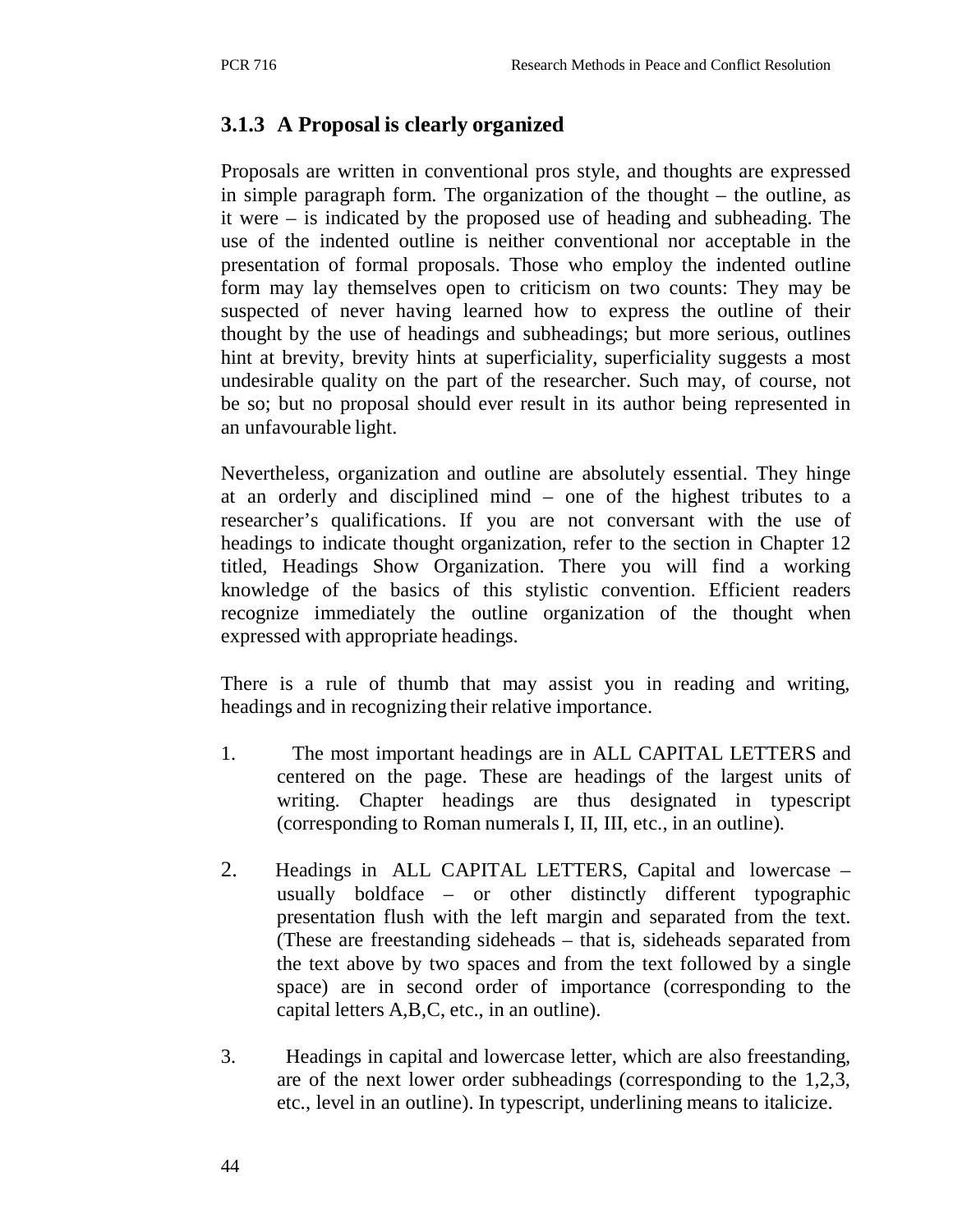### 3.1.3 A Proposal is clearly organized

Proposals are written in conventional pros style, and thoughts are expressed in simple paragraph form. The organization of the thought – the outline, as it were – is indicated by the proposed use of heading and subheading. The use of the indented outline is neither conventional nor acceptable in the presentation of formal proposals. Those who employ the indented outline form may lay themselves open to criticism on two counts: They may be suspected of never having learned how to express the outline of their thought by the use of headings and subheadings; but more serious, outlines hint at brevity, brevity hints at superficiality, superficiality suggests a most undesirable quality on the part of the researcher. Such may, of course, not be so; but no proposal should ever result in its author being represented in an unfavourable light.

Nevertheless, organization and outline are absolutely essential. They hinge at an orderly and disciplined mind – one of the highest tributes to a researcher's qualifications. If you are not conversant with the use of headings to indicate thought organization, refer to the section in Chapter 12 titled, Headings Show Organization. There you will find a working knowledge of the basics of this stylistic convention. Efficient readers recognize immediately the outline organization of the thought when expressed with appropriate headings.

There is a rule of thumb that may assist you in reading and writing, headings and in recognizing their relative importance.

1. The most important headings are in ALL CAPITAL LETTERS and centered on the page. These are headings of the largest units of writing. Chapter headings are thus designated in typescript (corresponding to Roman numerals I, II, III, etc., in an outline).

2. Headings in ALL CAPITAL LETTERS, Capital and lowercase – usually boldface – or other distinctly different typographic presentation flush with the left margin and separated from the text. (These are freestanding sideheads – that is, sideheads separated from the text above by two spaces and from the text followed by a single space) are in second order of importance (corresponding to the capital letters A,B,C, etc., in an outline).

3. Headings in capital and lowercase letter, which are also freestanding, are of the next lower order subheadings (corresponding to the 1,2,3, etc., level in an outline). In typescript, underlining means to italicize.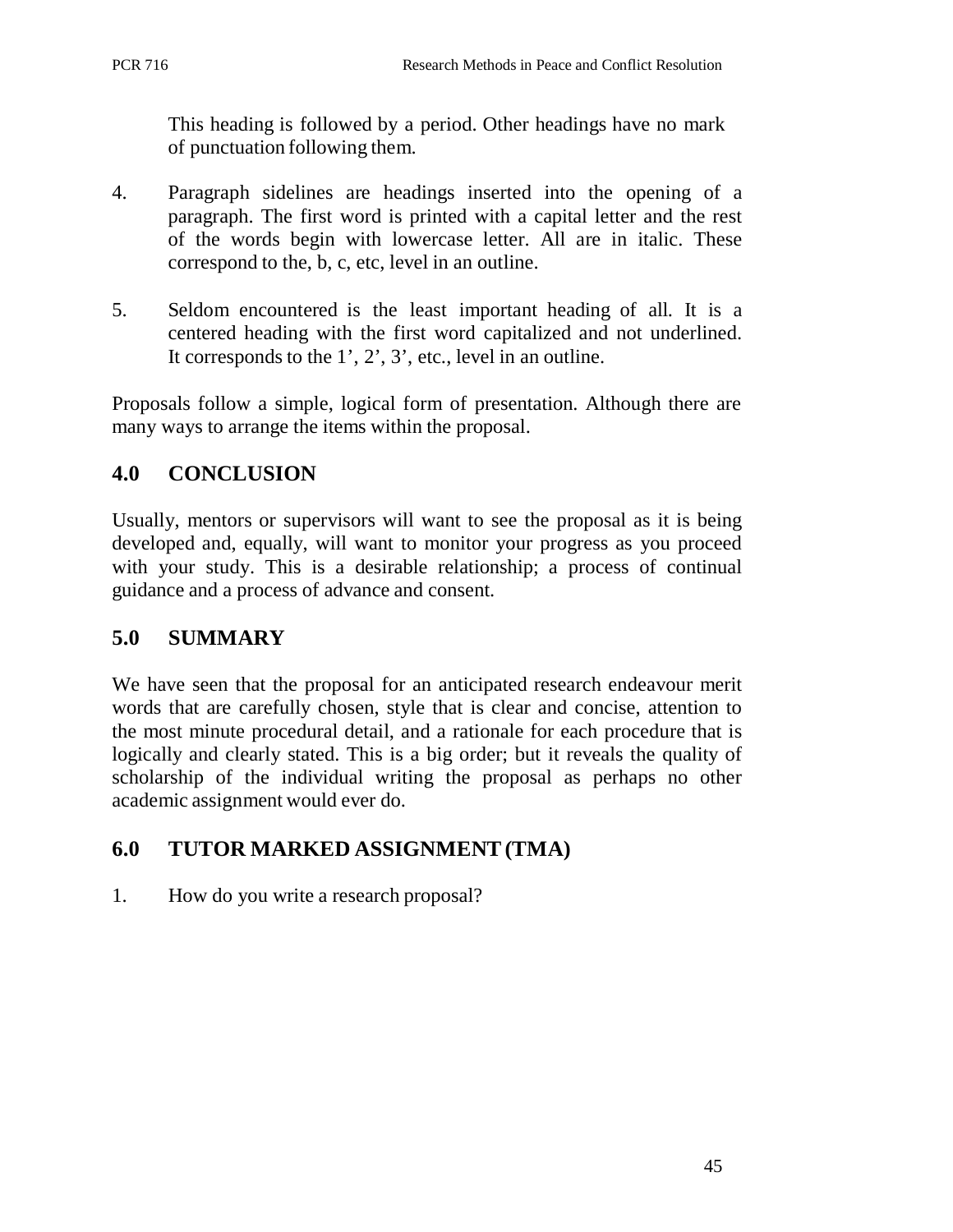This heading is followed by a period. Other headings have no mark of punctuation following them.

4. Paragraph sidelines are headings inserted into the opening of a paragraph. The first word is printed with a capital letter and the rest of the words begin with lowercase letter. All are in italic. These correspond to the, b, c, etc, level in an outline.

5. Seldom encountered is the least important heading of all. It is a centered heading with the first word capitalized and not underlined. It corresponds to the 1', 2', 3', etc., level in an outline.

Proposals follow a simple, logical form of presentation. Although there are many ways to arrange the items within the proposal.

## 4.0 CONCLUSION

Usually, mentors or supervisors will want to see the proposal as it is being developed and, equally, will want to monitor your progress as you proceed with your study. This is a desirable relationship; a process of continual guidance and a process of advance and consent.

## 5.0 SUMMARY

We have seen that the proposal for an anticipated research endeavour merit words that are carefully chosen, style that is clear and concise, attention to the most minute procedural detail, and a rationale for each procedure that is logically and clearly stated. This is a big order; but it reveals the quality of scholarship of the individual writing the proposal as perhaps no other academic assignment would ever do.

## 6.0 TUTOR MARKED ASSIGNMENT (TMA)

1. How do you write a research proposal?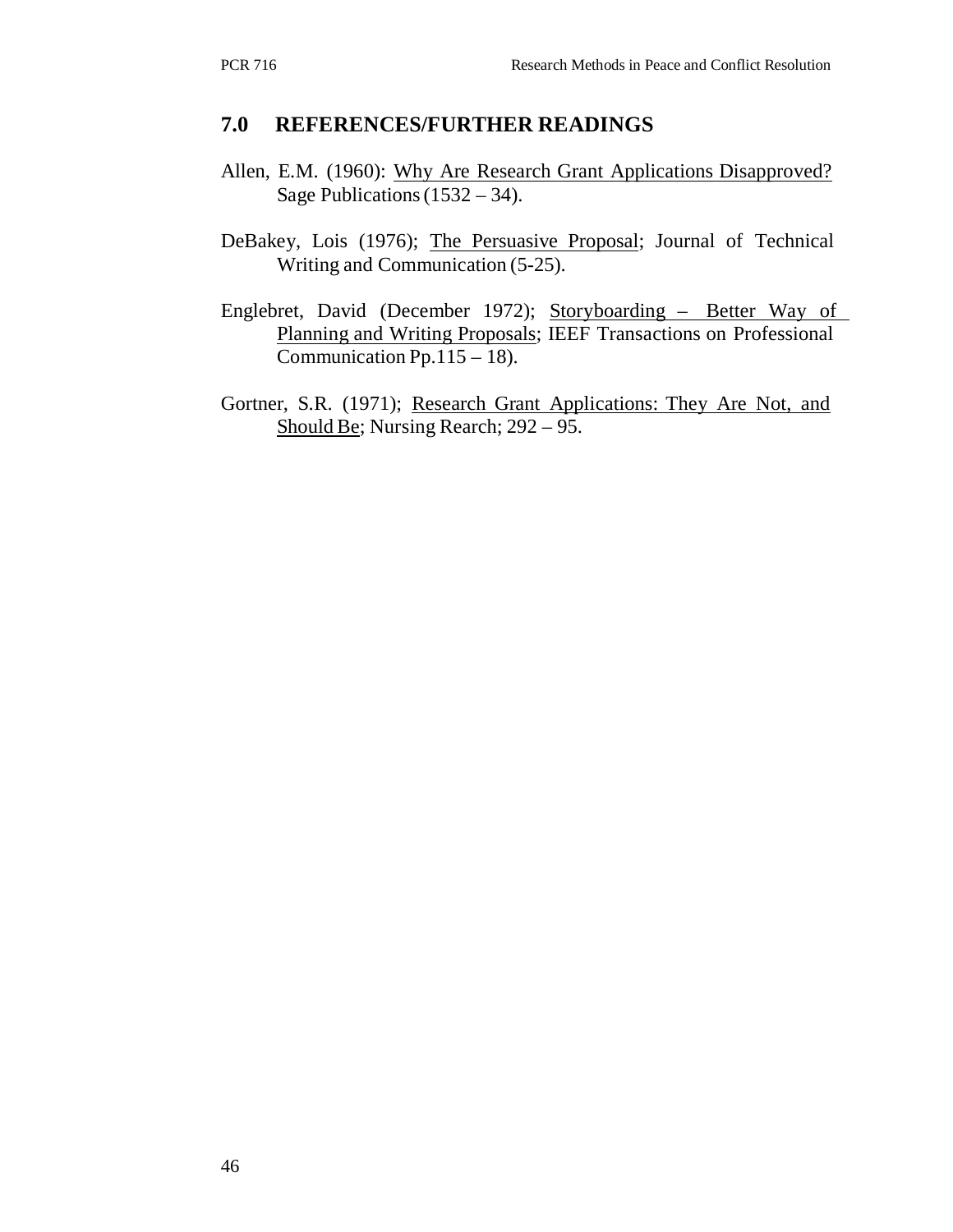## 7.0 REFERENCES/FURTHER READINGS

Allen, E.M. (1960): Why Are Research Grant Applications Disapproved? Sage Publications (1532 – 34).

DeBakey, Lois (1976); The Persuasive Proposal; Journal of Technical Writing and Communication (5-25).

Englebret, David (December 1972); Storyboarding – Better Way of Planning and Writing Proposals; IEEF Transactions on Professional Communication Pp.115 – 18).

Gortner, S.R. (1971); Research Grant Applications: They Are Not, and Should Be; Nursing Rearch; 292 – 95.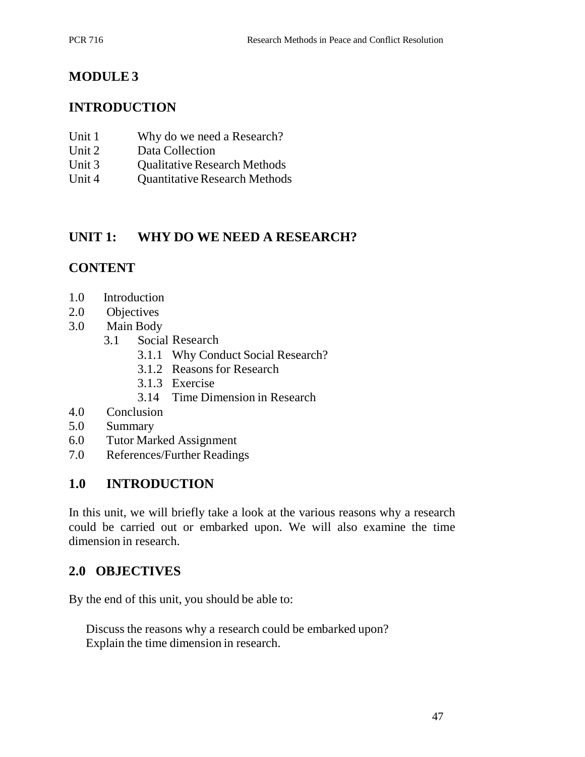## MODULE 3

## INTRODUCTION

- Unit 1 Why do we need a Research?
- Unit 2 Data Collection
- Unit 3 Qualitative Research Methods
- Unit 4 Quantitative Research Methods

## UNIT 1: WHY DO WE NEED A RESEARCH?

## CONTENT

- 1.0 Introduction
- 2.0 Objectives
- 3.0 Main Body
  - 3.1 Social Research
    - 3.1.1 Why Conduct Social Research?
    - 3.1.2 Reasons for Research
    - 3.1.3 Exercise
    - 3.14 Time Dimension in Research
- 4.0 Conclusion
- 5.0 Summary
- 6.0 Tutor Marked Assignment
- 7.0 References/Further Readings

## 1.0 INTRODUCTION

In this unit, we will briefly take a look at the various reasons why a research could be carried out or embarked upon. We will also examine the time dimension in research.

## 2.0 OBJECTIVES

By the end of this unit, you should be able to:

- Discuss the reasons why a research could be embarked upon?
- Explain the time dimension in research.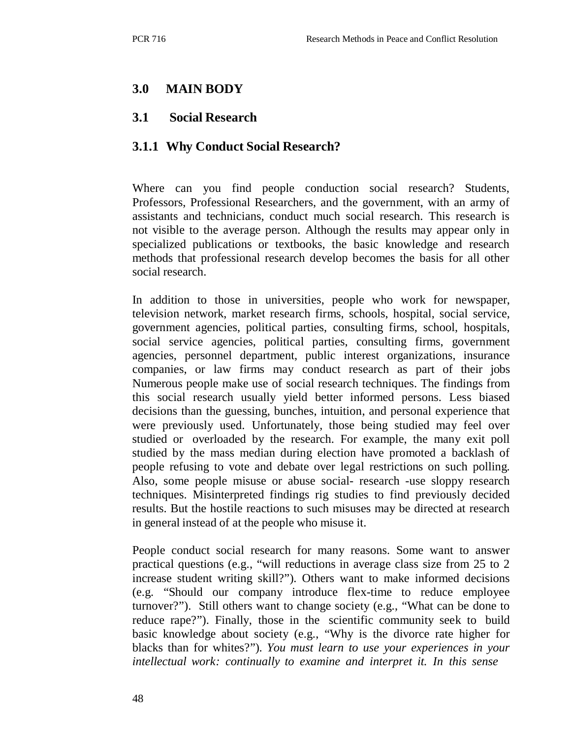## 3.0 MAIN BODY

### 3.1 Social Research

#### 3.1.1 Why Conduct Social Research?

Where can you find people conduction social research? Students, Professors, Professional Researchers, and the government, with an army of assistants and technicians, conduct much social research. This research is not visible to the average person. Although the results may appear only in specialized publications or textbooks, the basic knowledge and research methods that professional research develop becomes the basis for all other social research.

In addition to those in universities, people who work for newspaper, television network, market research firms, schools, hospital, social service, government agencies, political parties, consulting firms, school, hospitals, social service agencies, political parties, consulting firms, government agencies, personnel department, public interest organizations, insurance companies, or law firms may conduct research as part of their jobs Numerous people make use of social research techniques. The findings from this social research usually yield better informed persons. Less biased decisions than the guessing, bunches, intuition, and personal experience that were previously used. Unfortunately, those being studied may feel over studied or overloaded by the research. For example, the many exit poll studied by the mass median during election have promoted a backlash of people refusing to vote and debate over legal restrictions on such polling. Also, some people misuse or abuse social- research -use sloppy research techniques. Misinterpreted findings rig studies to find previously decided results. But the hostile reactions to such misuses may be directed at research in general instead of at the people who misuse it.

People conduct social research for many reasons. Some want to answer practical questions (e.g., "will reductions in average class size from 25 to 2 increase student writing skill?"). Others want to make informed decisions (e.g. "Should our company introduce flex-time to reduce employee turnover?"). Still others want to change society (e.g., "What can be done to reduce rape?"). Finally, those in the scientific community seek to build basic knowledge about society (e.g., "Why is the divorce rate higher for blacks than for whites?"). *You must learn to use your experiences in your intellectual work: continually to examine and interpret it. In this sense*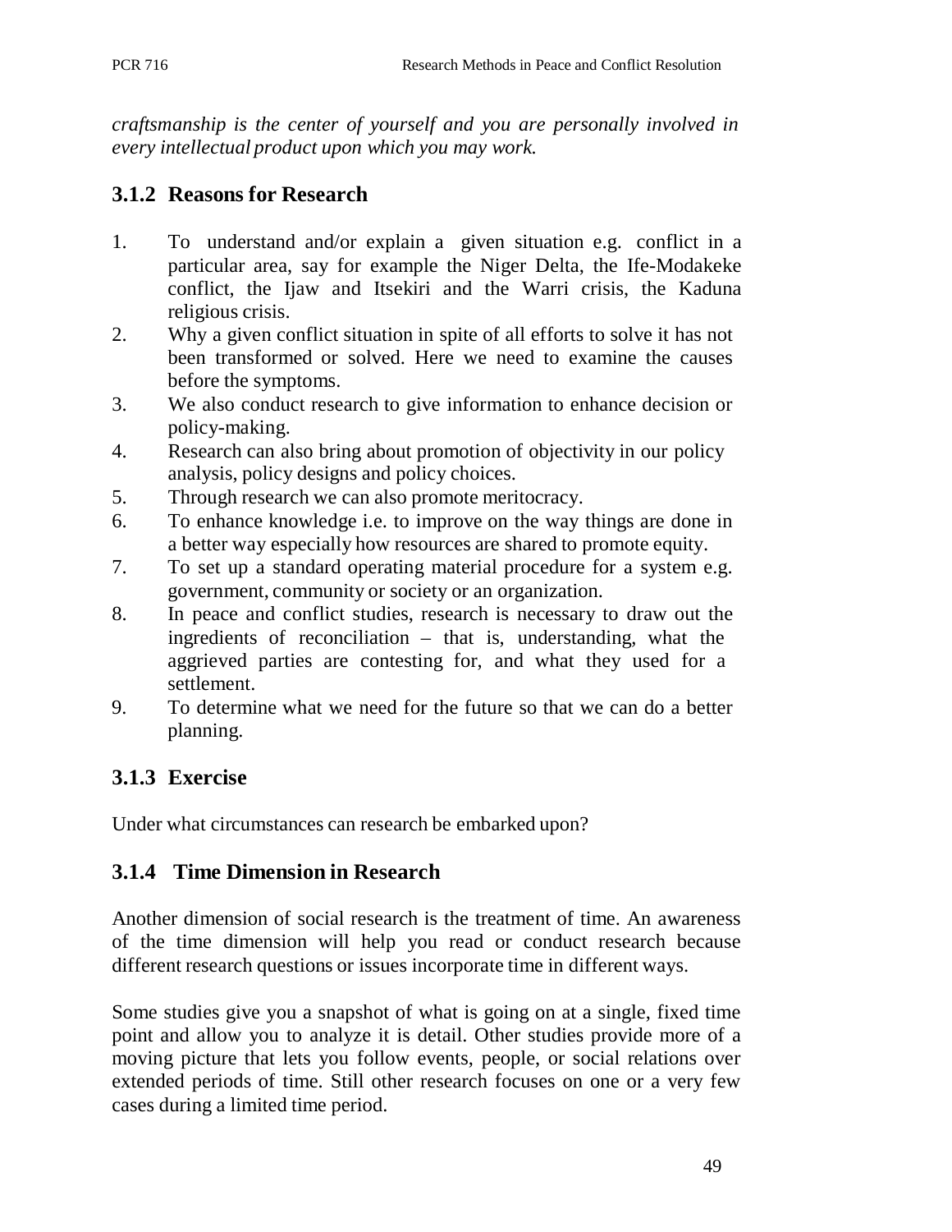*craftsmanship is the center of yourself and you are personally involved in every intellectual product upon which you may work.*

### 3.1.2 Reasons for Research

1. To understand and/or explain a given situation e.g. conflict in a particular area, say for example the Niger Delta, the Ife-Modakeke conflict, the Ijaw and Itsekiri and the Warri crisis, the Kaduna religious crisis.
2. Why a given conflict situation in spite of all efforts to solve it has not been transformed or solved. Here we need to examine the causes before the symptoms.
3. We also conduct research to give information to enhance decision or policy-making.
4. Research can also bring about promotion of objectivity in our policy analysis, policy designs and policy choices.
5. Through research we can also promote meritocracy.
6. To enhance knowledge i.e. to improve on the way things are done in a better way especially how resources are shared to promote equity.
7. To set up a standard operating material procedure for a system e.g. government, community or society or an organization.
8. In peace and conflict studies, research is necessary to draw out the ingredients of reconciliation – that is, understanding, what the aggrieved parties are contesting for, and what they used for a settlement.
9. To determine what we need for the future so that we can do a better planning.

### 3.1.3 Exercise

Under what circumstances can research be embarked upon?

### 3.1.4 Time Dimension in Research

Another dimension of social research is the treatment of time. An awareness of the time dimension will help you read or conduct research because different research questions or issues incorporate time in different ways.

Some studies give you a snapshot of what is going on at a single, fixed time point and allow you to analyze it is detail. Other studies provide more of a moving picture that lets you follow events, people, or social relations over extended periods of time. Still other research focuses on one or a very few cases during a limited time period.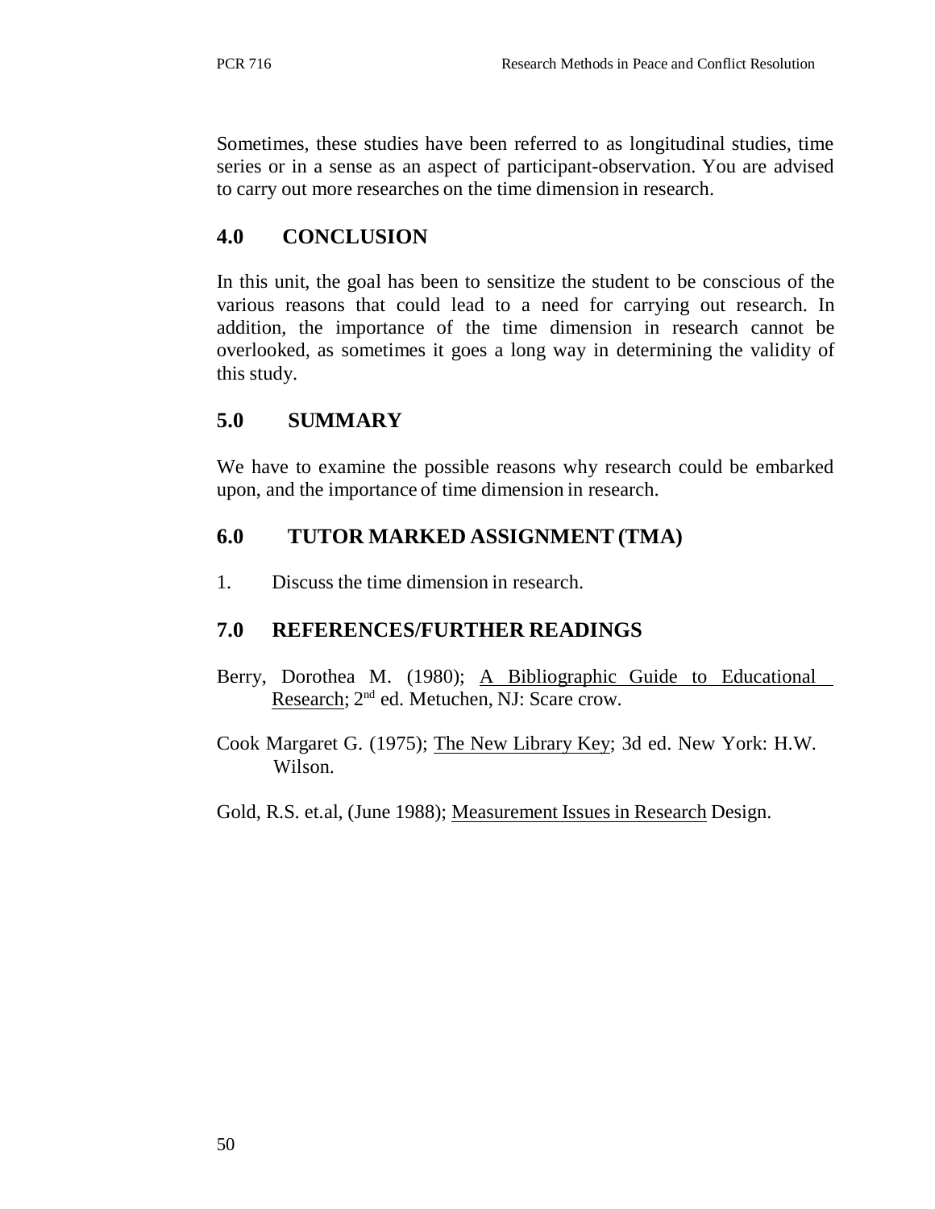Sometimes, these studies have been referred to as longitudinal studies, time series or in a sense as an aspect of participant-observation. You are advised to carry out more researches on the time dimension in research.

## 4.0 CONCLUSION

In this unit, the goal has been to sensitize the student to be conscious of the various reasons that could lead to a need for carrying out research. In addition, the importance of the time dimension in research cannot be overlooked, as sometimes it goes a long way in determining the validity of this study.

## 5.0 SUMMARY

We have to examine the possible reasons why research could be embarked upon, and the importance of time dimension in research.

## 6.0 TUTOR MARKED ASSIGNMENT (TMA)

1. Discuss the time dimension in research.

## 7.0 REFERENCES/FURTHER READINGS

Berry, Dorothea M. (1980); A Bibliographic Guide to Educational Research; 2nd ed. Metuchen, NJ: Scare crow.

Cook Margaret G. (1975); The New Library Key; 3d ed. New York: H.W. Wilson.

Gold, R.S. et.al, (June 1988); Measurement Issues in Research Design.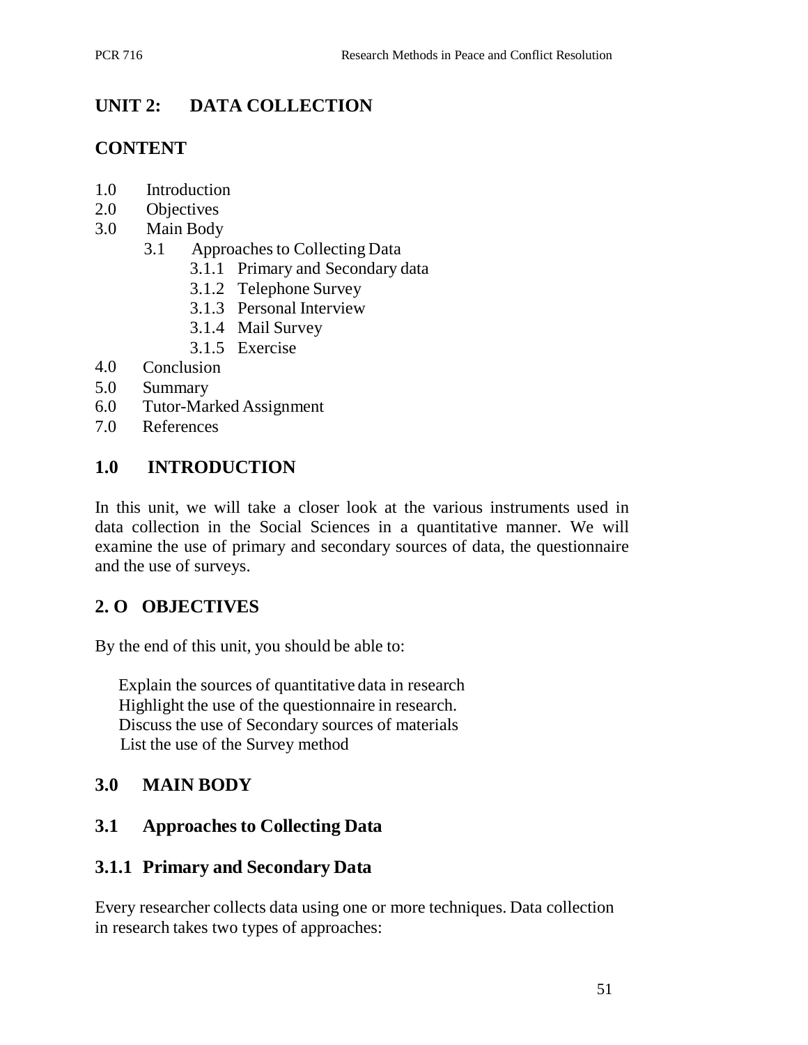## UNIT 2: DATA COLLECTION

## CONTENT

1.0 Introduction
2.0 Objectives
3.0 Main Body
   3.1 Approaches to Collecting Data
      3.1.1 Primary and Secondary data
      3.1.2 Telephone Survey
      3.1.3 Personal Interview
      3.1.4 Mail Survey
      3.1.5 Exercise
4.0 Conclusion
5.0 Summary
6.0 Tutor-Marked Assignment
7.0 References

## 1.0 INTRODUCTION

In this unit, we will take a closer look at the various instruments used in data collection in the Social Sciences in a quantitative manner. We will examine the use of primary and secondary sources of data, the questionnaire and the use of surveys.

## 2. O OBJECTIVES

By the end of this unit, you should be able to:

- Explain the sources of quantitative data in research
- Highlight the use of the questionnaire in research.
- Discuss the use of Secondary sources of materials
- List the use of the Survey method

## 3.0 MAIN BODY

### 3.1 Approaches to Collecting Data

### 3.1.1 Primary and Secondary Data

Every researcher collects data using one or more techniques. Data collection in research takes two types of approaches: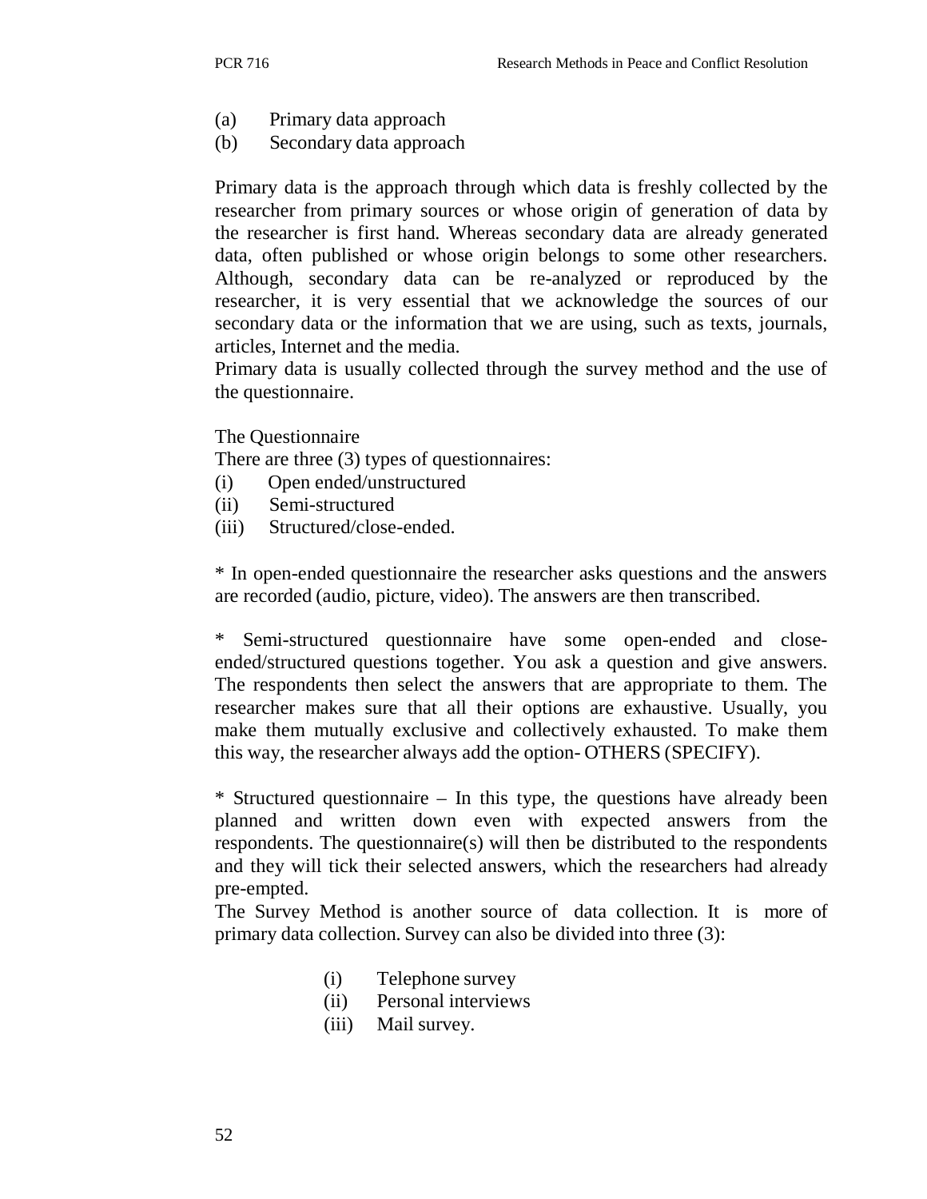(a) Primary data approach
(b) Secondary data approach

Primary data is the approach through which data is freshly collected by the researcher from primary sources or whose origin of generation of data by the researcher is first hand. Whereas secondary data are already generated data, often published or whose origin belongs to some other researchers. Although, secondary data can be re-analyzed or reproduced by the researcher, it is very essential that we acknowledge the sources of our secondary data or the information that we are using, such as texts, journals, articles, Internet and the media.
Primary data is usually collected through the survey method and the use of the questionnaire.

The Questionnaire
There are three (3) types of questionnaires:
(i) Open ended/unstructured
(ii) Semi-structured
(iii) Structured/close-ended.

* In open-ended questionnaire the researcher asks questions and the answers are recorded (audio, picture, video). The answers are then transcribed.

* Semi-structured questionnaire have some open-ended and close-ended/structured questions together. You ask a question and give answers. The respondents then select the answers that are appropriate to them. The researcher makes sure that all their options are exhaustive. Usually, you make them mutually exclusive and collectively exhausted. To make them this way, the researcher always add the option- OTHERS (SPECIFY).

* Structured questionnaire – In this type, the questions have already been planned and written down even with expected answers from the respondents. The questionnaire(s) will then be distributed to the respondents and they will tick their selected answers, which the researchers had already pre-empted.
The Survey Method is another source of data collection. It is more of primary data collection. Survey can also be divided into three (3):

(i) Telephone survey
(ii) Personal interviews
(iii) Mail survey.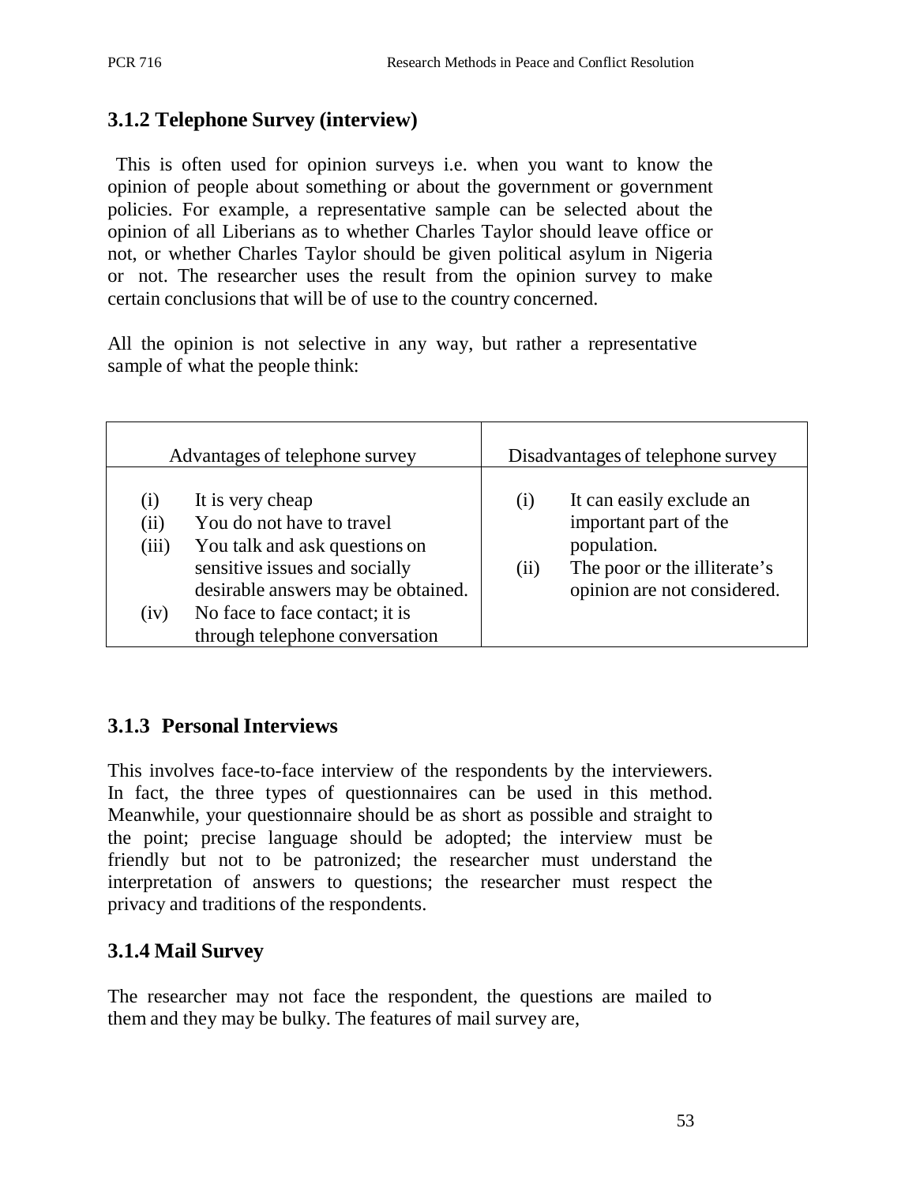### 3.1.2 Telephone Survey (interview)

This is often used for opinion surveys i.e. when you want to know the opinion of people about something or about the government or government policies. For example, a representative sample can be selected about the opinion of all Liberians as to whether Charles Taylor should leave office or not, or whether Charles Taylor should be given political asylum in Nigeria or not. The researcher uses the result from the opinion survey to make certain conclusions that will be of use to the country concerned.

All the opinion is not selective in any way, but rather a representative sample of what the people think:

| Advantages of telephone survey | Disadvantages of telephone survey |
|---|---|
| (i) It is very cheap<br>(ii) You do not have to travel<br>(iii) You talk and ask questions on sensitive issues and socially desirable answers may be obtained.<br>(iv) No face to face contact; it is through telephone conversation | (i) It can easily exclude an important part of the population.<br>(ii) The poor or the illiterate's opinion are not considered. |

### 3.1.3 Personal Interviews

This involves face-to-face interview of the respondents by the interviewers. In fact, the three types of questionnaires can be used in this method. Meanwhile, your questionnaire should be as short as possible and straight to the point; precise language should be adopted; the interview must be friendly but not to be patronized; the researcher must understand the interpretation of answers to questions; the researcher must respect the privacy and traditions of the respondents.

### 3.1.4 Mail Survey

The researcher may not face the respondent, the questions are mailed to them and they may be bulky. The features of mail survey are,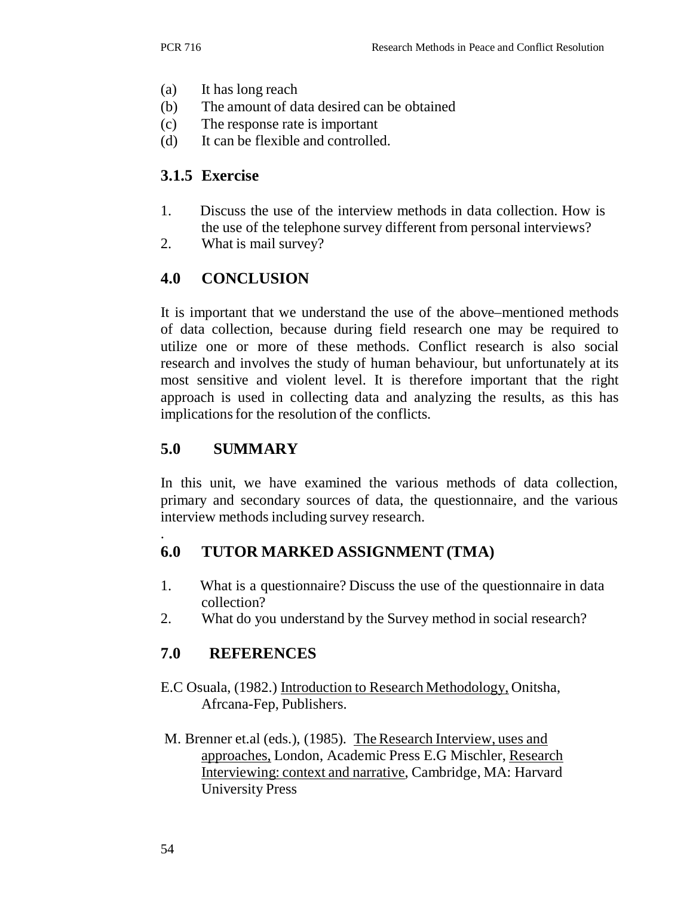(a) It has long reach
(b) The amount of data desired can be obtained
(c) The response rate is important
(d) It can be flexible and controlled.

### 3.1.5 Exercise

1. Discuss the use of the interview methods in data collection. How is the use of the telephone survey different from personal interviews?
2. What is mail survey?

## 4.0 CONCLUSION

It is important that we understand the use of the above–mentioned methods of data collection, because during field research one may be required to utilize one or more of these methods. Conflict research is also social research and involves the study of human behaviour, but unfortunately at its most sensitive and violent level. It is therefore important that the right approach is used in collecting data and analyzing the results, as this has implications for the resolution of the conflicts.

## 5.0 SUMMARY

In this unit, we have examined the various methods of data collection, primary and secondary sources of data, the questionnaire, and the various interview methods including survey research.

.

## 6.0 TUTOR MARKED ASSIGNMENT (TMA)

1. What is a questionnaire? Discuss the use of the questionnaire in data collection?
2. What do you understand by the Survey method in social research?

## 7.0 REFERENCES

E.C Osuala, (1982.) Introduction to Research Methodology, Onitsha, Afrcana-Fep, Publishers.

M. Brenner et.al (eds.), (1985). The Research Interview, uses and approaches, London, Academic Press E.G Mischler, Research Interviewing: context and narrative, Cambridge, MA: Harvard University Press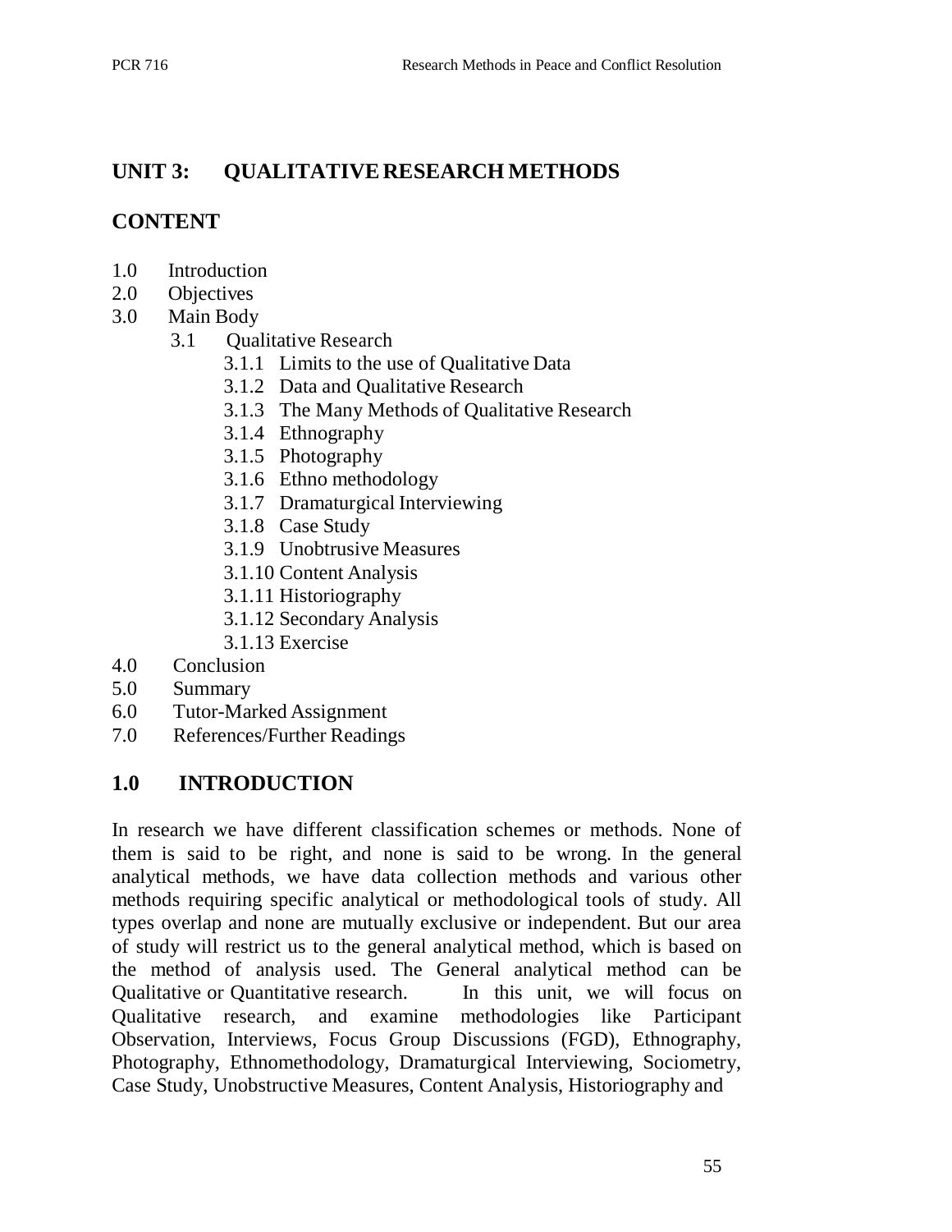## UNIT 3: QUALITATIVE RESEARCH METHODS

## CONTENT

1.0 Introduction
2.0 Objectives
3.0 Main Body
   - 3.1 Qualitative Research
      - 3.1.1 Limits to the use of Qualitative Data
      - 3.1.2 Data and Qualitative Research
      - 3.1.3 The Many Methods of Qualitative Research
      - 3.1.4 Ethnography
      - 3.1.5 Photography
      - 3.1.6 Ethno methodology
      - 3.1.7 Dramaturgical Interviewing
      - 3.1.8 Case Study
      - 3.1.9 Unobtrusive Measures
      - 3.1.10 Content Analysis
      - 3.1.11 Historiography
      - 3.1.12 Secondary Analysis
      - 3.1.13 Exercise

4.0 Conclusion
5.0 Summary
6.0 Tutor-Marked Assignment
7.0 References/Further Readings

## 1.0 INTRODUCTION

In research we have different classification schemes or methods. None of them is said to be right, and none is said to be wrong. In the general analytical methods, we have data collection methods and various other methods requiring specific analytical or methodological tools of study. All types overlap and none are mutually exclusive or independent. But our area of study will restrict us to the general analytical method, which is based on the method of analysis used. The General analytical method can be Qualitative or Quantitative research. In this unit, we will focus on Qualitative research, and examine methodologies like Participant Observation, Interviews, Focus Group Discussions (FGD), Ethnography, Photography, Ethnomethodology, Dramaturgical Interviewing, Sociometry, Case Study, Unobstructive Measures, Content Analysis, Historiography and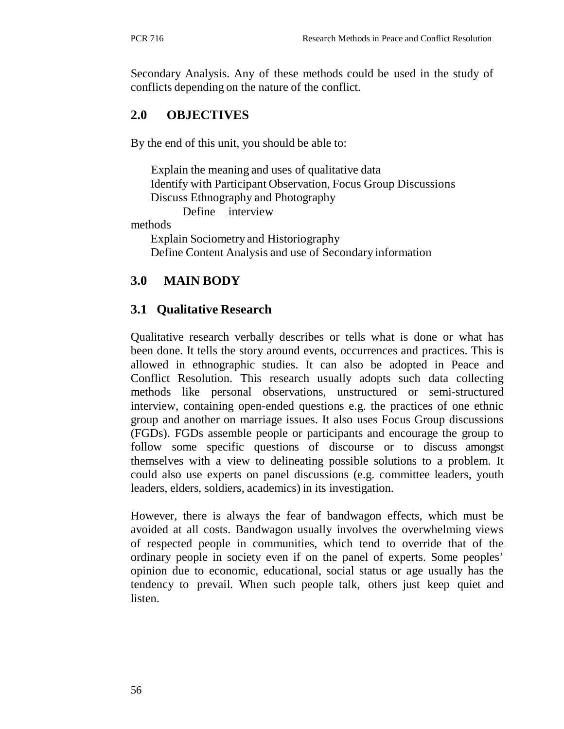Secondary Analysis. Any of these methods could be used in the study of conflicts depending on the nature of the conflict.

## 2.0 OBJECTIVES

By the end of this unit, you should be able to:

- Explain the meaning and uses of qualitative data
- Identify with Participant Observation, Focus Group Discussions
- Discuss Ethnography and Photography
- Define interview methods
- Explain Sociometry and Historiography
- Define Content Analysis and use of Secondary information

## 3.0 MAIN BODY

### 3.1 Qualitative Research

Qualitative research verbally describes or tells what is done or what has been done. It tells the story around events, occurrences and practices. This is allowed in ethnographic studies. It can also be adopted in Peace and Conflict Resolution. This research usually adopts such data collecting methods like personal observations, unstructured or semi-structured interview, containing open-ended questions e.g. the practices of one ethnic group and another on marriage issues. It also uses Focus Group discussions (FGDs). FGDs assemble people or participants and encourage the group to follow some specific questions of discourse or to discuss amongst themselves with a view to delineating possible solutions to a problem. It could also use experts on panel discussions (e.g. committee leaders, youth leaders, elders, soldiers, academics) in its investigation.

However, there is always the fear of bandwagon effects, which must be avoided at all costs. Bandwagon usually involves the overwhelming views of respected people in communities, which tend to override that of the ordinary people in society even if on the panel of experts. Some peoples' opinion due to economic, educational, social status or age usually has the tendency to prevail. When such people talk, others just keep quiet and listen.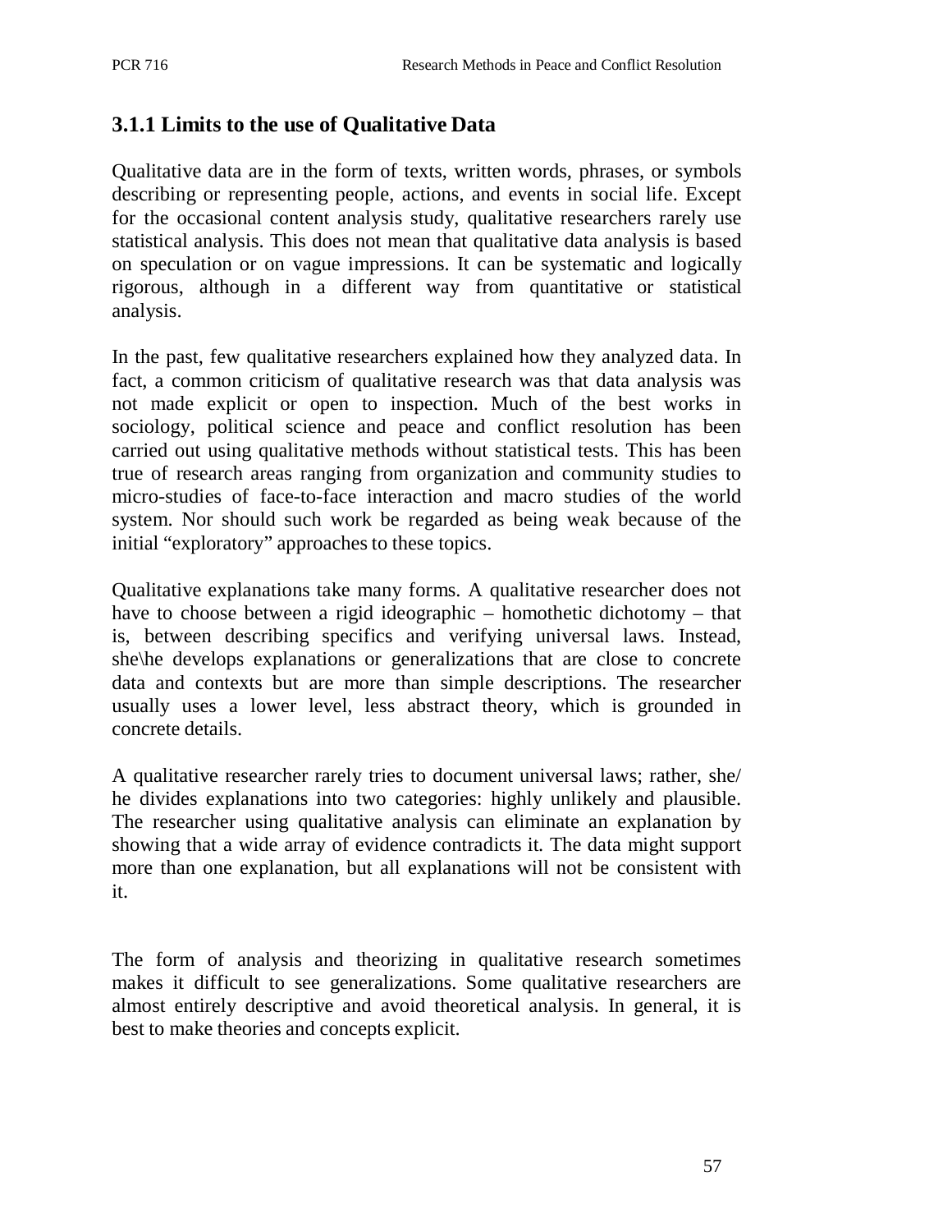### 3.1.1 Limits to the use of Qualitative Data

Qualitative data are in the form of texts, written words, phrases, or symbols describing or representing people, actions, and events in social life. Except for the occasional content analysis study, qualitative researchers rarely use statistical analysis. This does not mean that qualitative data analysis is based on speculation or on vague impressions. It can be systematic and logically rigorous, although in a different way from quantitative or statistical analysis.

In the past, few qualitative researchers explained how they analyzed data. In fact, a common criticism of qualitative research was that data analysis was not made explicit or open to inspection. Much of the best works in sociology, political science and peace and conflict resolution has been carried out using qualitative methods without statistical tests. This has been true of research areas ranging from organization and community studies to micro-studies of face-to-face interaction and macro studies of the world system. Nor should such work be regarded as being weak because of the initial "exploratory" approaches to these topics.

Qualitative explanations take many forms. A qualitative researcher does not have to choose between a rigid ideographic – homothetic dichotomy – that is, between describing specifics and verifying universal laws. Instead, she\he develops explanations or generalizations that are close to concrete data and contexts but are more than simple descriptions. The researcher usually uses a lower level, less abstract theory, which is grounded in concrete details.

A qualitative researcher rarely tries to document universal laws; rather, she/he divides explanations into two categories: highly unlikely and plausible. The researcher using qualitative analysis can eliminate an explanation by showing that a wide array of evidence contradicts it. The data might support more than one explanation, but all explanations will not be consistent with it.

The form of analysis and theorizing in qualitative research sometimes makes it difficult to see generalizations. Some qualitative researchers are almost entirely descriptive and avoid theoretical analysis. In general, it is best to make theories and concepts explicit.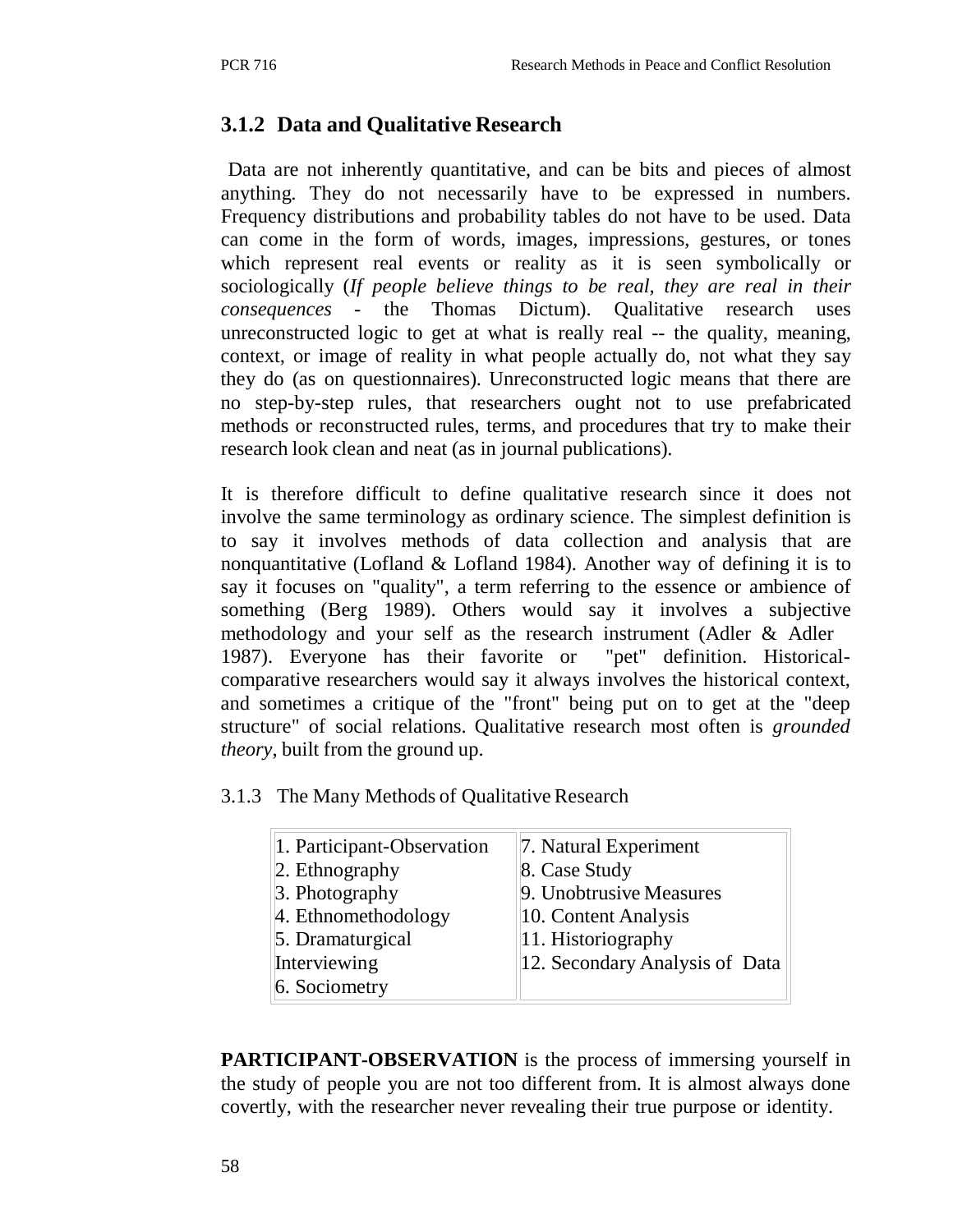### 3.1.2 Data and Qualitative Research

Data are not inherently quantitative, and can be bits and pieces of almost anything. They do not necessarily have to be expressed in numbers. Frequency distributions and probability tables do not have to be used. Data can come in the form of words, images, impressions, gestures, or tones which represent real events or reality as it is seen symbolically or sociologically (*If people believe things to be real, they are real in their consequences* - the Thomas Dictum). Qualitative research uses unreconstructed logic to get at what is really real -- the quality, meaning, context, or image of reality in what people actually do, not what they say they do (as on questionnaires). Unreconstructed logic means that there are no step-by-step rules, that researchers ought not to use prefabricated methods or reconstructed rules, terms, and procedures that try to make their research look clean and neat (as in journal publications).

It is therefore difficult to define qualitative research since it does not involve the same terminology as ordinary science. The simplest definition is to say it involves methods of data collection and analysis that are nonquantitative (Lofland & Lofland 1984). Another way of defining it is to say it focuses on "quality", a term referring to the essence or ambience of something (Berg 1989). Others would say it involves a subjective methodology and your self as the research instrument (Adler & Adler 1987). Everyone has their favorite or "pet" definition. Historical-comparative researchers would say it always involves the historical context, and sometimes a critique of the "front" being put on to get at the "deep structure" of social relations. Qualitative research most often is *grounded theory*, built from the ground up.

3.1.3 The Many Methods of Qualitative Research

| | |
|---|---|
| 1. Participant-Observation<br>2. Ethnography<br>3. Photography<br>4. Ethnomethodology<br>5. Dramaturgical Interviewing<br>6. Sociometry | 7. Natural Experiment<br>8. Case Study<br>9. Unobtrusive Measures<br>10. Content Analysis<br>11. Historiography<br>12. Secondary Analysis of Data |

**PARTICIPANT-OBSERVATION** is the process of immersing yourself in the study of people you are not too different from. It is almost always done covertly, with the researcher never revealing their true purpose or identity.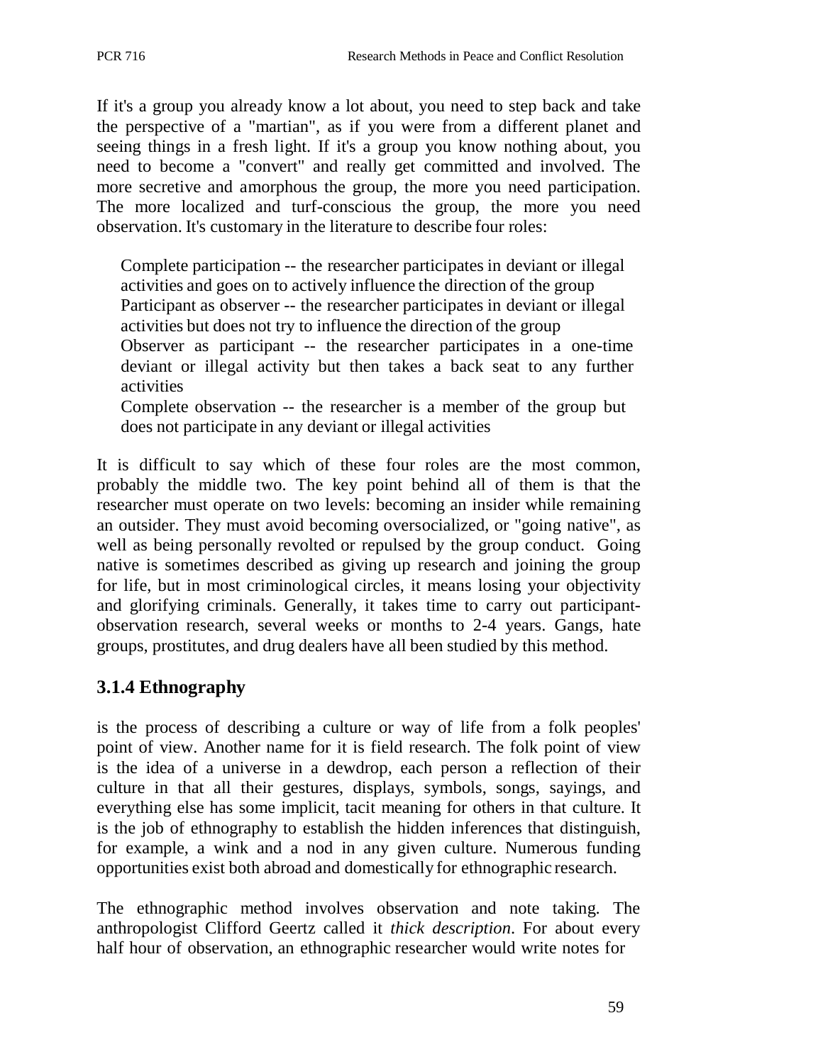If it's a group you already know a lot about, you need to step back and take the perspective of a "martian", as if you were from a different planet and seeing things in a fresh light. If it's a group you know nothing about, you need to become a "convert" and really get committed and involved. The more secretive and amorphous the group, the more you need participation. The more localized and turf-conscious the group, the more you need observation. It's customary in the literature to describe four roles:

Complete participation -- the researcher participates in deviant or illegal activities and goes on to actively influence the direction of the group
Participant as observer -- the researcher participates in deviant or illegal activities but does not try to influence the direction of the group
Observer as participant -- the researcher participates in a one-time deviant or illegal activity but then takes a back seat to any further activities
Complete observation -- the researcher is a member of the group but does not participate in any deviant or illegal activities

It is difficult to say which of these four roles are the most common, probably the middle two. The key point behind all of them is that the researcher must operate on two levels: becoming an insider while remaining an outsider. They must avoid becoming oversocialized, or "going native", as well as being personally revolted or repulsed by the group conduct. Going native is sometimes described as giving up research and joining the group for life, but in most criminological circles, it means losing your objectivity and glorifying criminals. Generally, it takes time to carry out participant-observation research, several weeks or months to 2-4 years. Gangs, hate groups, prostitutes, and drug dealers have all been studied by this method.

### 3.1.4 Ethnography

is the process of describing a culture or way of life from a folk peoples' point of view. Another name for it is field research. The folk point of view is the idea of a universe in a dewdrop, each person a reflection of their culture in that all their gestures, displays, symbols, songs, sayings, and everything else has some implicit, tacit meaning for others in that culture. It is the job of ethnography to establish the hidden inferences that distinguish, for example, a wink and a nod in any given culture. Numerous funding opportunities exist both abroad and domestically for ethnographic research.

The ethnographic method involves observation and note taking. The anthropologist Clifford Geertz called it *thick description*. For about every half hour of observation, an ethnographic researcher would write notes for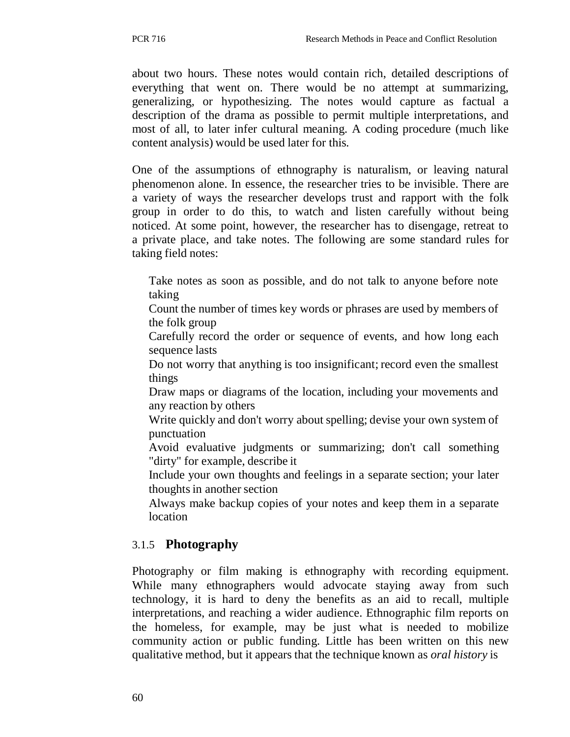about two hours. These notes would contain rich, detailed descriptions of everything that went on. There would be no attempt at summarizing, generalizing, or hypothesizing. The notes would capture as factual a description of the drama as possible to permit multiple interpretations, and most of all, to later infer cultural meaning. A coding procedure (much like content analysis) would be used later for this.

One of the assumptions of ethnography is naturalism, or leaving natural phenomenon alone. In essence, the researcher tries to be invisible. There are a variety of ways the researcher develops trust and rapport with the folk group in order to do this, to watch and listen carefully without being noticed. At some point, however, the researcher has to disengage, retreat to a private place, and take notes. The following are some standard rules for taking field notes:

- Take notes as soon as possible, and do not talk to anyone before note taking
- Count the number of times key words or phrases are used by members of the folk group
- Carefully record the order or sequence of events, and how long each sequence lasts
- Do not worry that anything is too insignificant; record even the smallest things
- Draw maps or diagrams of the location, including your movements and any reaction by others
- Write quickly and don't worry about spelling; devise your own system of punctuation
- Avoid evaluative judgments or summarizing; don't call something "dirty" for example, describe it
- Include your own thoughts and feelings in a separate section; your later thoughts in another section
- Always make backup copies of your notes and keep them in a separate location

### 3.1.5 Photography

Photography or film making is ethnography with recording equipment. While many ethnographers would advocate staying away from such technology, it is hard to deny the benefits as an aid to recall, multiple interpretations, and reaching a wider audience. Ethnographic film reports on the homeless, for example, may be just what is needed to mobilize community action or public funding. Little has been written on this new qualitative method, but it appears that the technique known as *oral history* is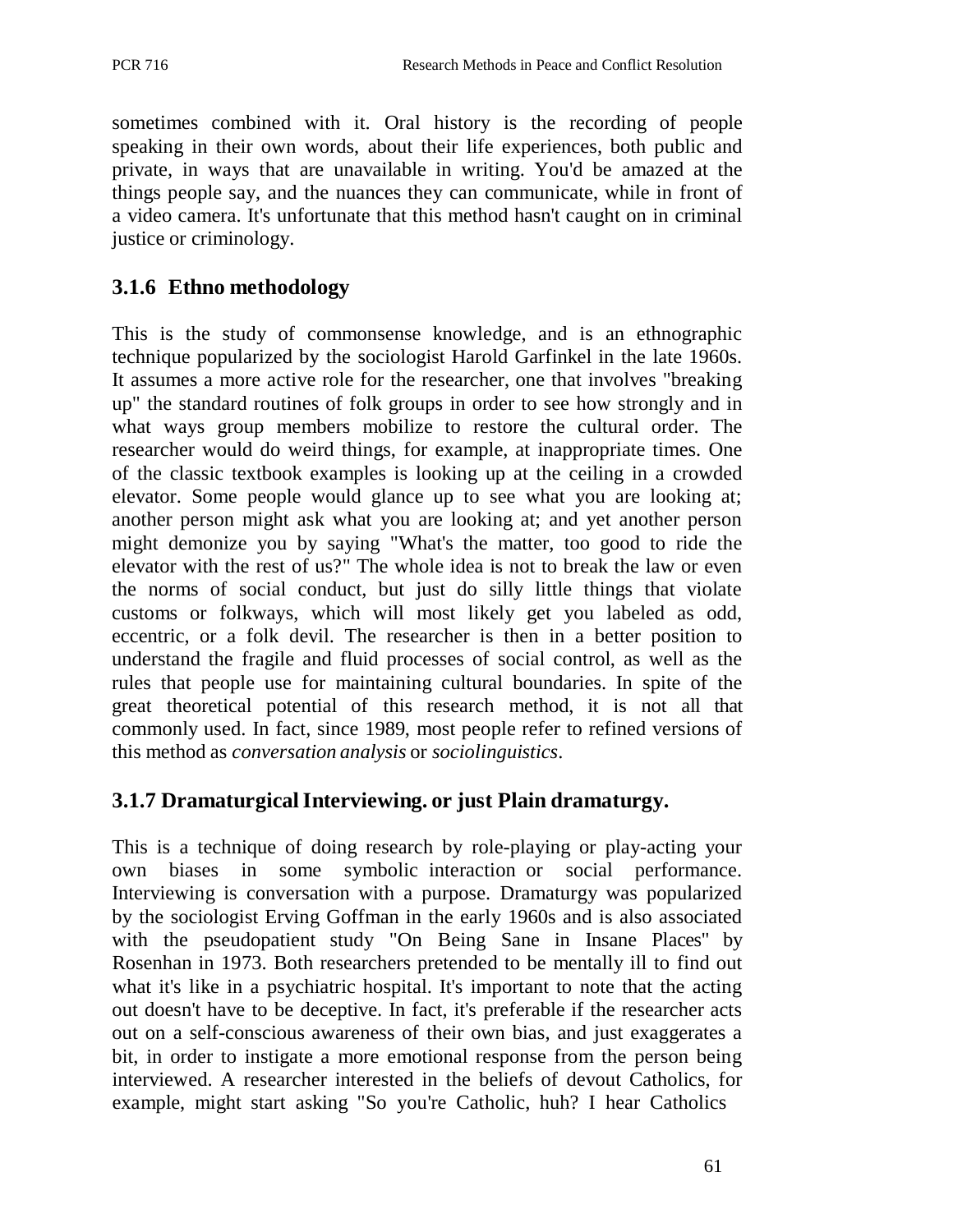sometimes combined with it. Oral history is the recording of people speaking in their own words, about their life experiences, both public and private, in ways that are unavailable in writing. You'd be amazed at the things people say, and the nuances they can communicate, while in front of a video camera. It's unfortunate that this method hasn't caught on in criminal justice or criminology.

### 3.1.6 Ethno methodology

This is the study of commonsense knowledge, and is an ethnographic technique popularized by the sociologist Harold Garfinkel in the late 1960s. It assumes a more active role for the researcher, one that involves "breaking up" the standard routines of folk groups in order to see how strongly and in what ways group members mobilize to restore the cultural order. The researcher would do weird things, for example, at inappropriate times. One of the classic textbook examples is looking up at the ceiling in a crowded elevator. Some people would glance up to see what you are looking at; another person might ask what you are looking at; and yet another person might demonize you by saying "What's the matter, too good to ride the elevator with the rest of us?" The whole idea is not to break the law or even the norms of social conduct, but just do silly little things that violate customs or folkways, which will most likely get you labeled as odd, eccentric, or a folk devil. The researcher is then in a better position to understand the fragile and fluid processes of social control, as well as the rules that people use for maintaining cultural boundaries. In spite of the great theoretical potential of this research method, it is not all that commonly used. In fact, since 1989, most people refer to refined versions of this method as *conversation analysis* or *sociolinguistics*.

### 3.1.7 Dramaturgical Interviewing. or just Plain dramaturgy.

This is a technique of doing research by role-playing or play-acting your own biases in some symbolic interaction or social performance. Interviewing is conversation with a purpose. Dramaturgy was popularized by the sociologist Erving Goffman in the early 1960s and is also associated with the pseudopatient study "On Being Sane in Insane Places" by Rosenhan in 1973. Both researchers pretended to be mentally ill to find out what it's like in a psychiatric hospital. It's important to note that the acting out doesn't have to be deceptive. In fact, it's preferable if the researcher acts out on a self-conscious awareness of their own bias, and just exaggerates a bit, in order to instigate a more emotional response from the person being interviewed. A researcher interested in the beliefs of devout Catholics, for example, might start asking "So you're Catholic, huh? I hear Catholics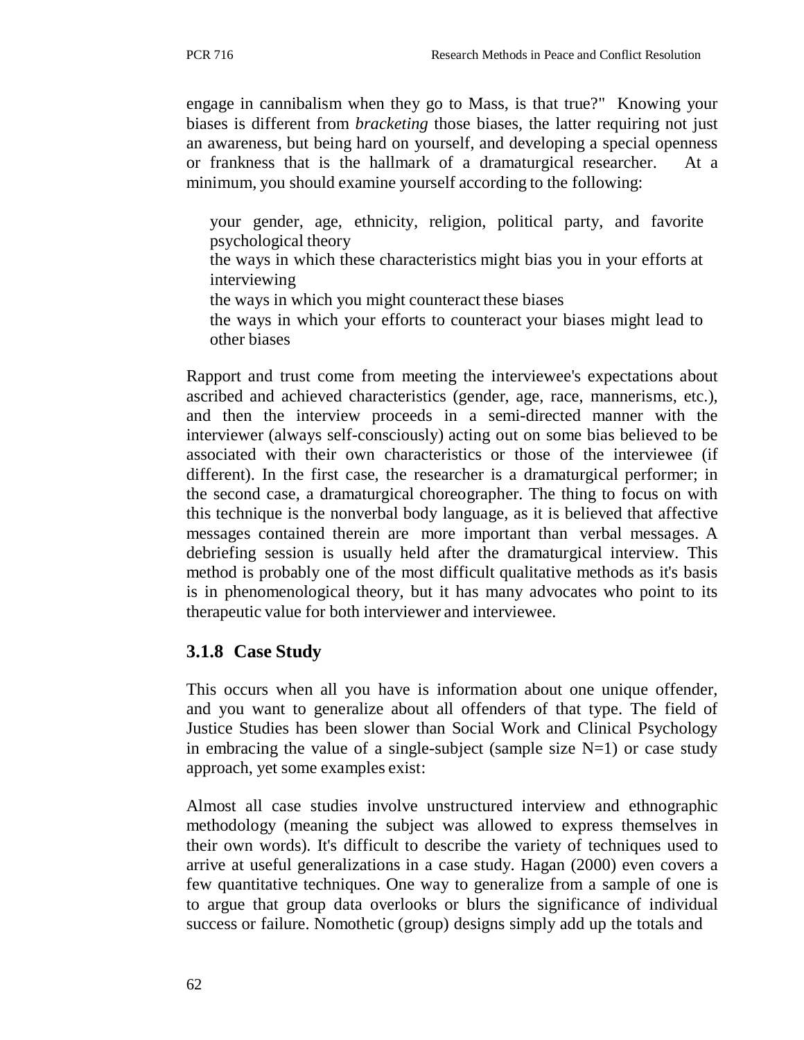engage in cannibalism when they go to Mass, is that true?" Knowing your biases is different from *bracketing* those biases, the latter requiring not just an awareness, but being hard on yourself, and developing a special openness or frankness that is the hallmark of a dramaturgical researcher. At a minimum, you should examine yourself according to the following:

your gender, age, ethnicity, religion, political party, and favorite psychological theory

the ways in which these characteristics might bias you in your efforts at interviewing

the ways in which you might counteract these biases

the ways in which your efforts to counteract your biases might lead to other biases

Rapport and trust come from meeting the interviewee's expectations about ascribed and achieved characteristics (gender, age, race, mannerisms, etc.), and then the interview proceeds in a semi-directed manner with the interviewer (always self-consciously) acting out on some bias believed to be associated with their own characteristics or those of the interviewee (if different). In the first case, the researcher is a dramaturgical performer; in the second case, a dramaturgical choreographer. The thing to focus on with this technique is the nonverbal body language, as it is believed that affective messages contained therein are more important than verbal messages. A debriefing session is usually held after the dramaturgical interview. This method is probably one of the most difficult qualitative methods as it's basis is in phenomenological theory, but it has many advocates who point to its therapeutic value for both interviewer and interviewee.

### 3.1.8 Case Study

This occurs when all you have is information about one unique offender, and you want to generalize about all offenders of that type. The field of Justice Studies has been slower than Social Work and Clinical Psychology in embracing the value of a single-subject (sample size N=1) or case study approach, yet some examples exist:

Almost all case studies involve unstructured interview and ethnographic methodology (meaning the subject was allowed to express themselves in their own words). It's difficult to describe the variety of techniques used to arrive at useful generalizations in a case study. Hagan (2000) even covers a few quantitative techniques. One way to generalize from a sample of one is to argue that group data overlooks or blurs the significance of individual success or failure. Nomothetic (group) designs simply add up the totals and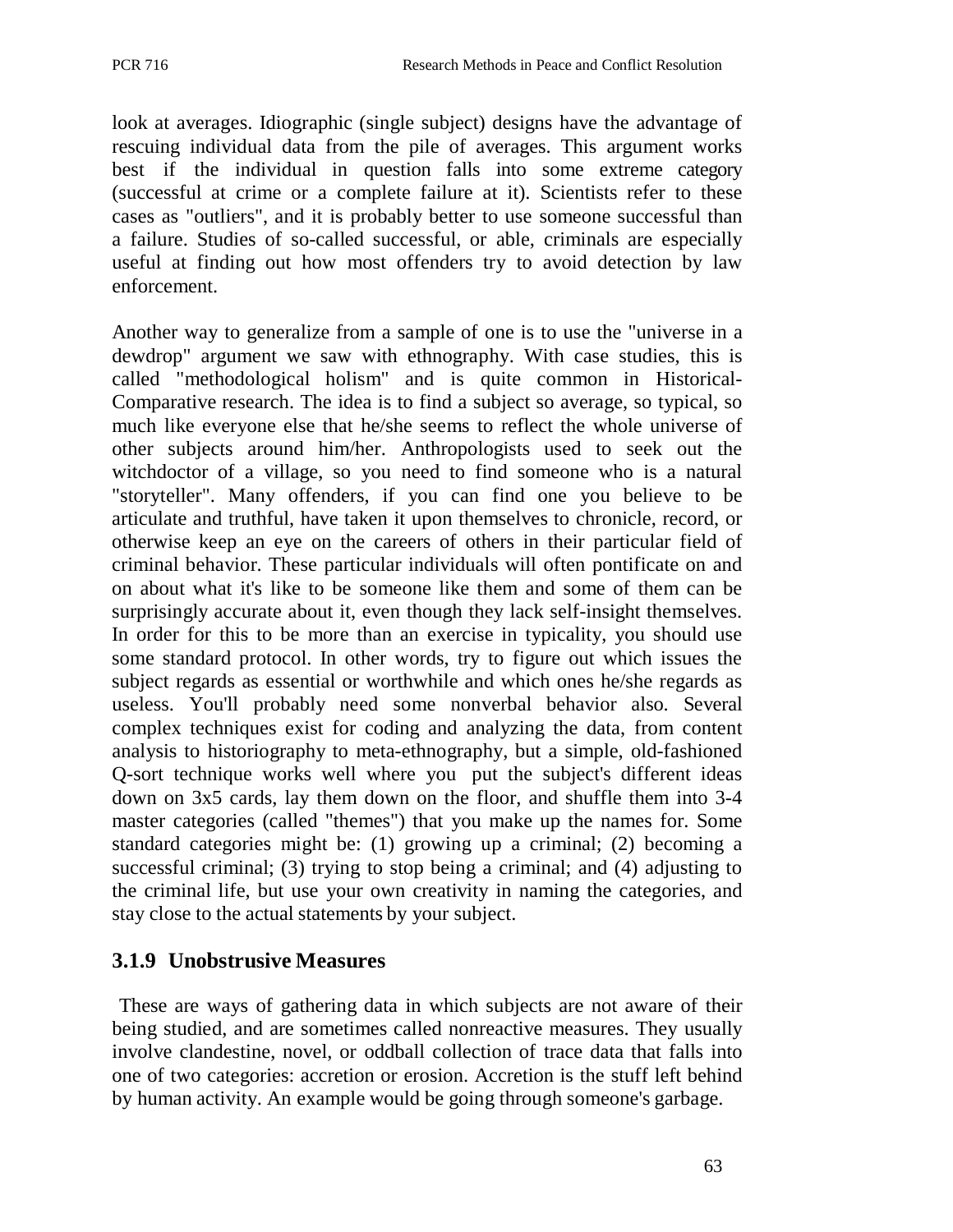look at averages. Idiographic (single subject) designs have the advantage of rescuing individual data from the pile of averages. This argument works best if the individual in question falls into some extreme category (successful at crime or a complete failure at it). Scientists refer to these cases as "outliers", and it is probably better to use someone successful than a failure. Studies of so-called successful, or able, criminals are especially useful at finding out how most offenders try to avoid detection by law enforcement.

Another way to generalize from a sample of one is to use the "universe in a dewdrop" argument we saw with ethnography. With case studies, this is called "methodological holism" and is quite common in Historical-Comparative research. The idea is to find a subject so average, so typical, so much like everyone else that he/she seems to reflect the whole universe of other subjects around him/her. Anthropologists used to seek out the witchdoctor of a village, so you need to find someone who is a natural "storyteller". Many offenders, if you can find one you believe to be articulate and truthful, have taken it upon themselves to chronicle, record, or otherwise keep an eye on the careers of others in their particular field of criminal behavior. These particular individuals will often pontificate on and on about what it's like to be someone like them and some of them can be surprisingly accurate about it, even though they lack self-insight themselves. In order for this to be more than an exercise in typicality, you should use some standard protocol. In other words, try to figure out which issues the subject regards as essential or worthwhile and which ones he/she regards as useless. You'll probably need some nonverbal behavior also. Several complex techniques exist for coding and analyzing the data, from content analysis to historiography to meta-ethnography, but a simple, old-fashioned Q-sort technique works well where you put the subject's different ideas down on 3x5 cards, lay them down on the floor, and shuffle them into 3-4 master categories (called "themes") that you make up the names for. Some standard categories might be: (1) growing up a criminal; (2) becoming a successful criminal; (3) trying to stop being a criminal; and (4) adjusting to the criminal life, but use your own creativity in naming the categories, and stay close to the actual statements by your subject.

### 3.1.9 Unobstrusive Measures

These are ways of gathering data in which subjects are not aware of their being studied, and are sometimes called nonreactive measures. They usually involve clandestine, novel, or oddball collection of trace data that falls into one of two categories: accretion or erosion. Accretion is the stuff left behind by human activity. An example would be going through someone's garbage.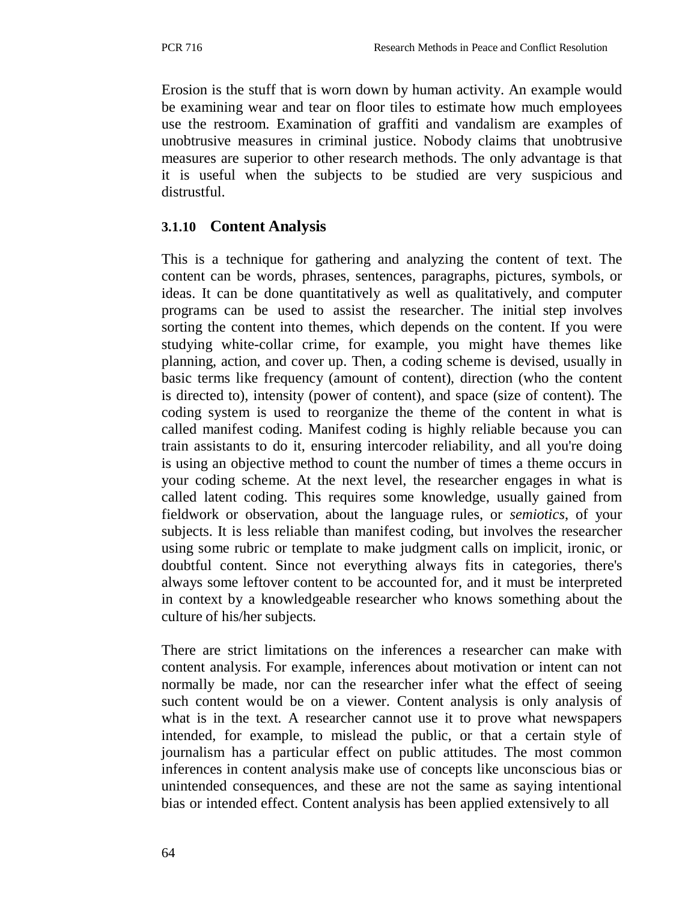Erosion is the stuff that is worn down by human activity. An example would be examining wear and tear on floor tiles to estimate how much employees use the restroom. Examination of graffiti and vandalism are examples of unobtrusive measures in criminal justice. Nobody claims that unobtrusive measures are superior to other research methods. The only advantage is that it is useful when the subjects to be studied are very suspicious and distrustful.

### 3.1.10 Content Analysis

This is a technique for gathering and analyzing the content of text. The content can be words, phrases, sentences, paragraphs, pictures, symbols, or ideas. It can be done quantitatively as well as qualitatively, and computer programs can be used to assist the researcher. The initial step involves sorting the content into themes, which depends on the content. If you were studying white-collar crime, for example, you might have themes like planning, action, and cover up. Then, a coding scheme is devised, usually in basic terms like frequency (amount of content), direction (who the content is directed to), intensity (power of content), and space (size of content). The coding system is used to reorganize the theme of the content in what is called manifest coding. Manifest coding is highly reliable because you can train assistants to do it, ensuring intercoder reliability, and all you're doing is using an objective method to count the number of times a theme occurs in your coding scheme. At the next level, the researcher engages in what is called latent coding. This requires some knowledge, usually gained from fieldwork or observation, about the language rules, or *semiotics*, of your subjects. It is less reliable than manifest coding, but involves the researcher using some rubric or template to make judgment calls on implicit, ironic, or doubtful content. Since not everything always fits in categories, there's always some leftover content to be accounted for, and it must be interpreted in context by a knowledgeable researcher who knows something about the culture of his/her subjects.

There are strict limitations on the inferences a researcher can make with content analysis. For example, inferences about motivation or intent can not normally be made, nor can the researcher infer what the effect of seeing such content would be on a viewer. Content analysis is only analysis of what is in the text. A researcher cannot use it to prove what newspapers intended, for example, to mislead the public, or that a certain style of journalism has a particular effect on public attitudes. The most common inferences in content analysis make use of concepts like unconscious bias or unintended consequences, and these are not the same as saying intentional bias or intended effect. Content analysis has been applied extensively to all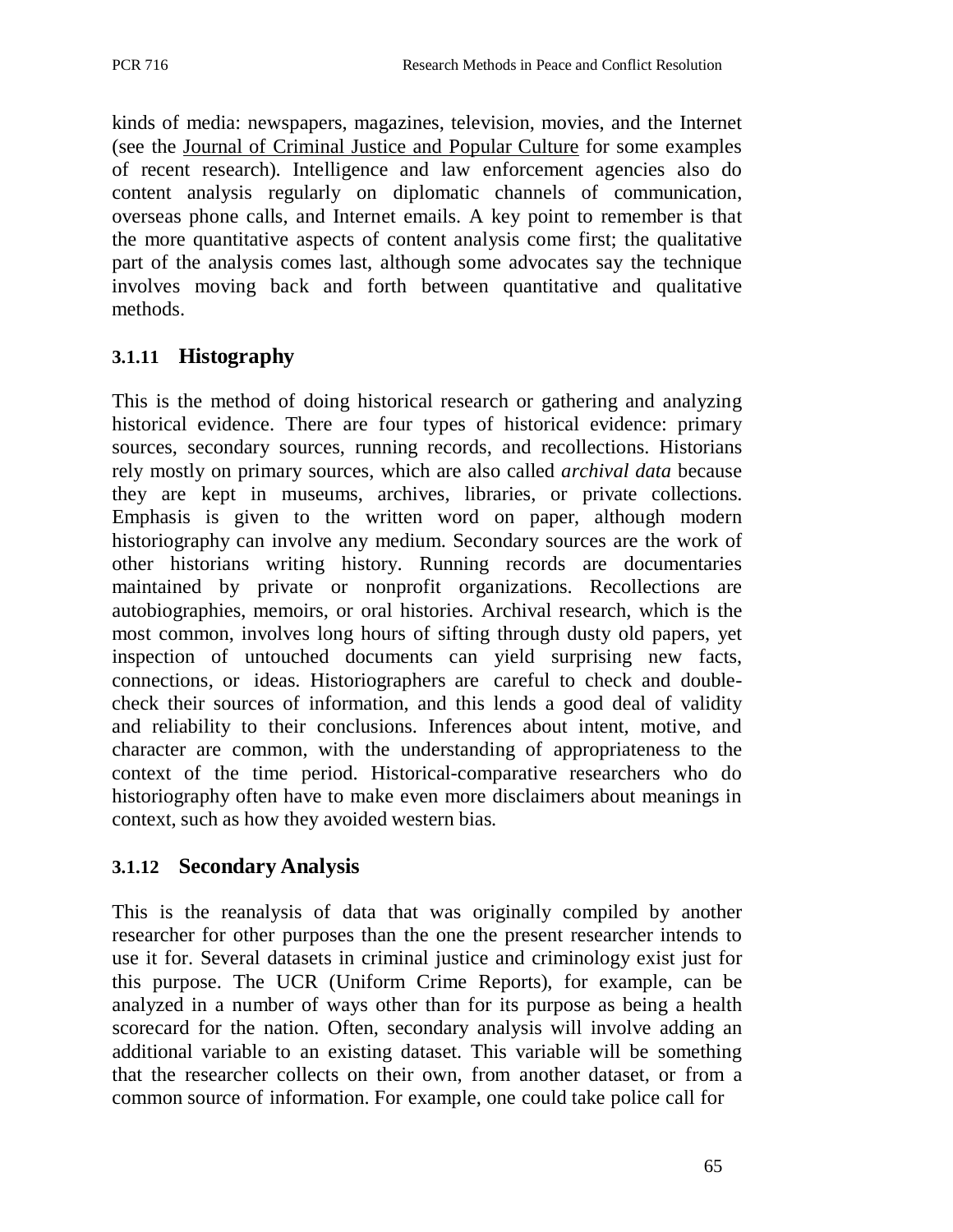kinds of media: newspapers, magazines, television, movies, and the Internet (see the Journal of Criminal Justice and Popular Culture for some examples of recent research). Intelligence and law enforcement agencies also do content analysis regularly on diplomatic channels of communication, overseas phone calls, and Internet emails. A key point to remember is that the more quantitative aspects of content analysis come first; the qualitative part of the analysis comes last, although some advocates say the technique involves moving back and forth between quantitative and qualitative methods.

### 3.1.11 Histography

This is the method of doing historical research or gathering and analyzing historical evidence. There are four types of historical evidence: primary sources, secondary sources, running records, and recollections. Historians rely mostly on primary sources, which are also called *archival data* because they are kept in museums, archives, libraries, or private collections. Emphasis is given to the written word on paper, although modern historiography can involve any medium. Secondary sources are the work of other historians writing history. Running records are documentaries maintained by private or nonprofit organizations. Recollections are autobiographies, memoirs, or oral histories. Archival research, which is the most common, involves long hours of sifting through dusty old papers, yet inspection of untouched documents can yield surprising new facts, connections, or ideas. Historiographers are careful to check and double-check their sources of information, and this lends a good deal of validity and reliability to their conclusions. Inferences about intent, motive, and character are common, with the understanding of appropriateness to the context of the time period. Historical-comparative researchers who do historiography often have to make even more disclaimers about meanings in context, such as how they avoided western bias.

### 3.1.12 Secondary Analysis

This is the reanalysis of data that was originally compiled by another researcher for other purposes than the one the present researcher intends to use it for. Several datasets in criminal justice and criminology exist just for this purpose. The UCR (Uniform Crime Reports), for example, can be analyzed in a number of ways other than for its purpose as being a health scorecard for the nation. Often, secondary analysis will involve adding an additional variable to an existing dataset. This variable will be something that the researcher collects on their own, from another dataset, or from a common source of information. For example, one could take police call for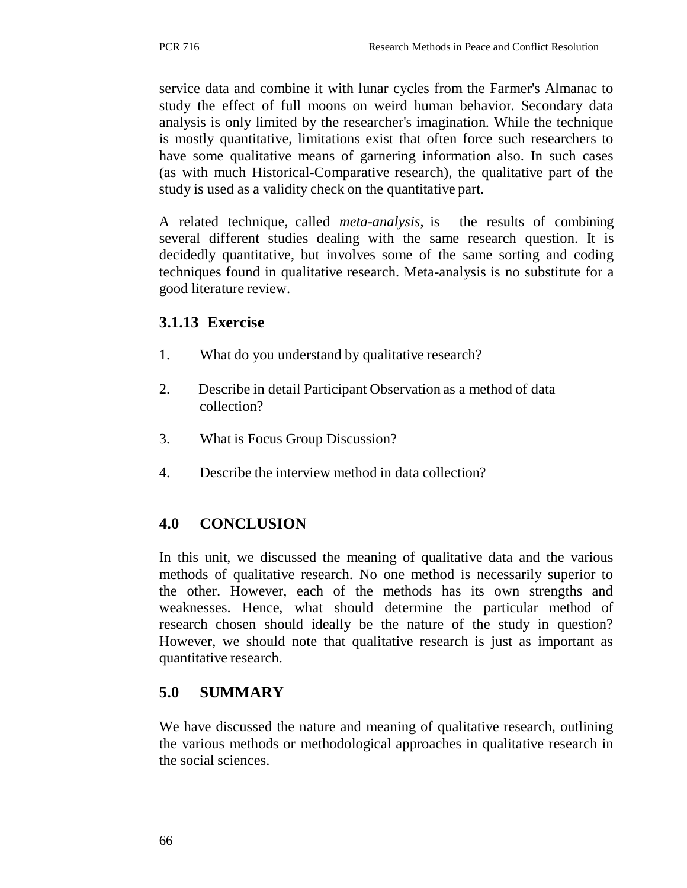service data and combine it with lunar cycles from the Farmer's Almanac to study the effect of full moons on weird human behavior. Secondary data analysis is only limited by the researcher's imagination. While the technique is mostly quantitative, limitations exist that often force such researchers to have some qualitative means of garnering information also. In such cases (as with much Historical-Comparative research), the qualitative part of the study is used as a validity check on the quantitative part.

A related technique, called *meta-analysis*, is the results of combining several different studies dealing with the same research question. It is decidedly quantitative, but involves some of the same sorting and coding techniques found in qualitative research. Meta-analysis is no substitute for a good literature review.

### 3.1.13 Exercise

1. What do you understand by qualitative research?
2. Describe in detail Participant Observation as a method of data collection?
3. What is Focus Group Discussion?
4. Describe the interview method in data collection?

## 4.0 CONCLUSION

In this unit, we discussed the meaning of qualitative data and the various methods of qualitative research. No one method is necessarily superior to the other. However, each of the methods has its own strengths and weaknesses. Hence, what should determine the particular method of research chosen should ideally be the nature of the study in question? However, we should note that qualitative research is just as important as quantitative research.

## 5.0 SUMMARY

We have discussed the nature and meaning of qualitative research, outlining the various methods or methodological approaches in qualitative research in the social sciences.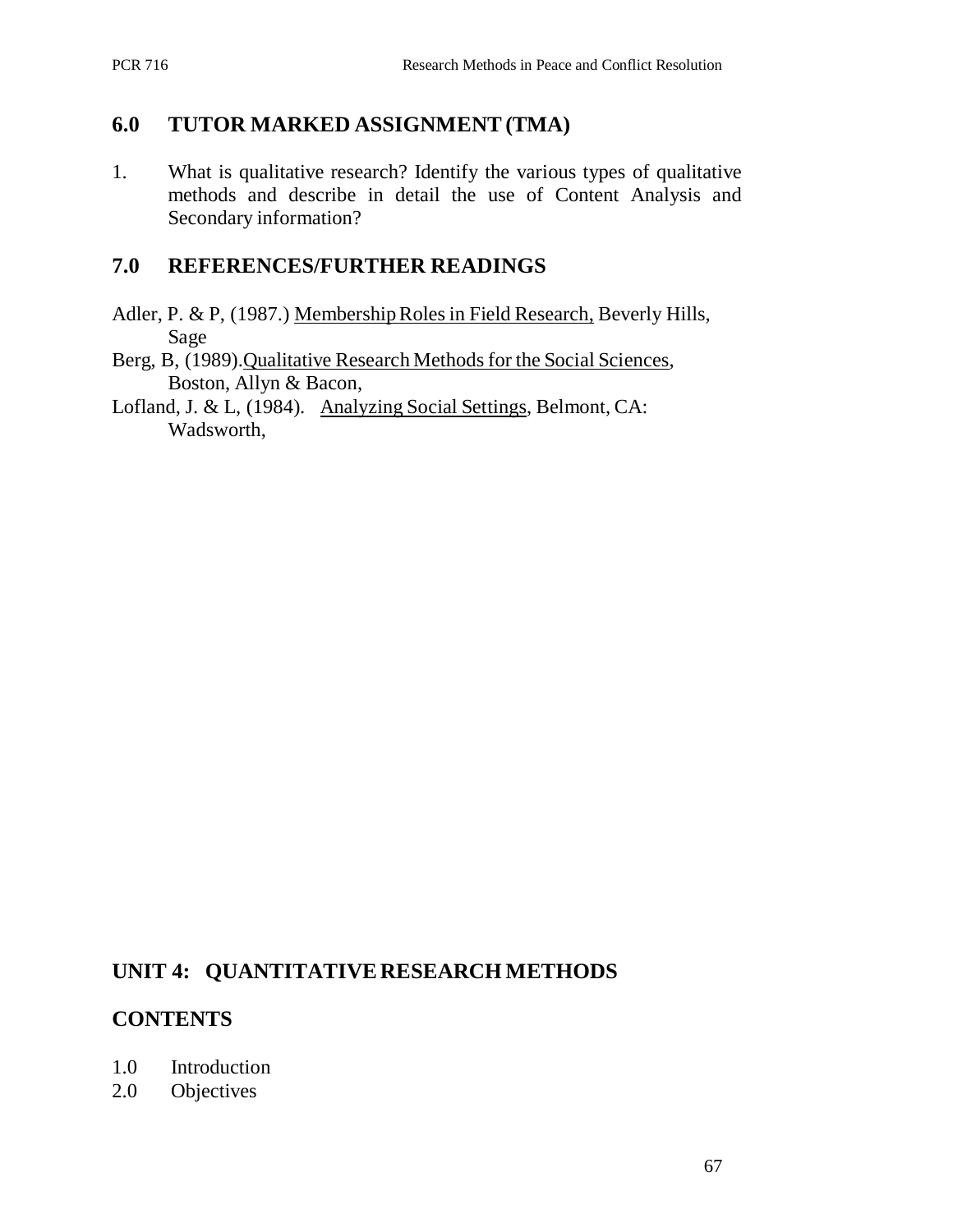## 6.0 TUTOR MARKED ASSIGNMENT (TMA)

1. What is qualitative research? Identify the various types of qualitative methods and describe in detail the use of Content Analysis and Secondary information?

## 7.0 REFERENCES/FURTHER READINGS

Adler, P. & P, (1987.) Membership Roles in Field Research, Beverly Hills, Sage

Berg, B, (1989).Qualitative Research Methods for the Social Sciences, Boston, Allyn & Bacon,

Lofland, J. & L, (1984). Analyzing Social Settings, Belmont, CA: Wadsworth,

# UNIT 4: QUANTITATIVE RESEARCH METHODS

## CONTENTS

1.0 Introduction
2.0 Objectives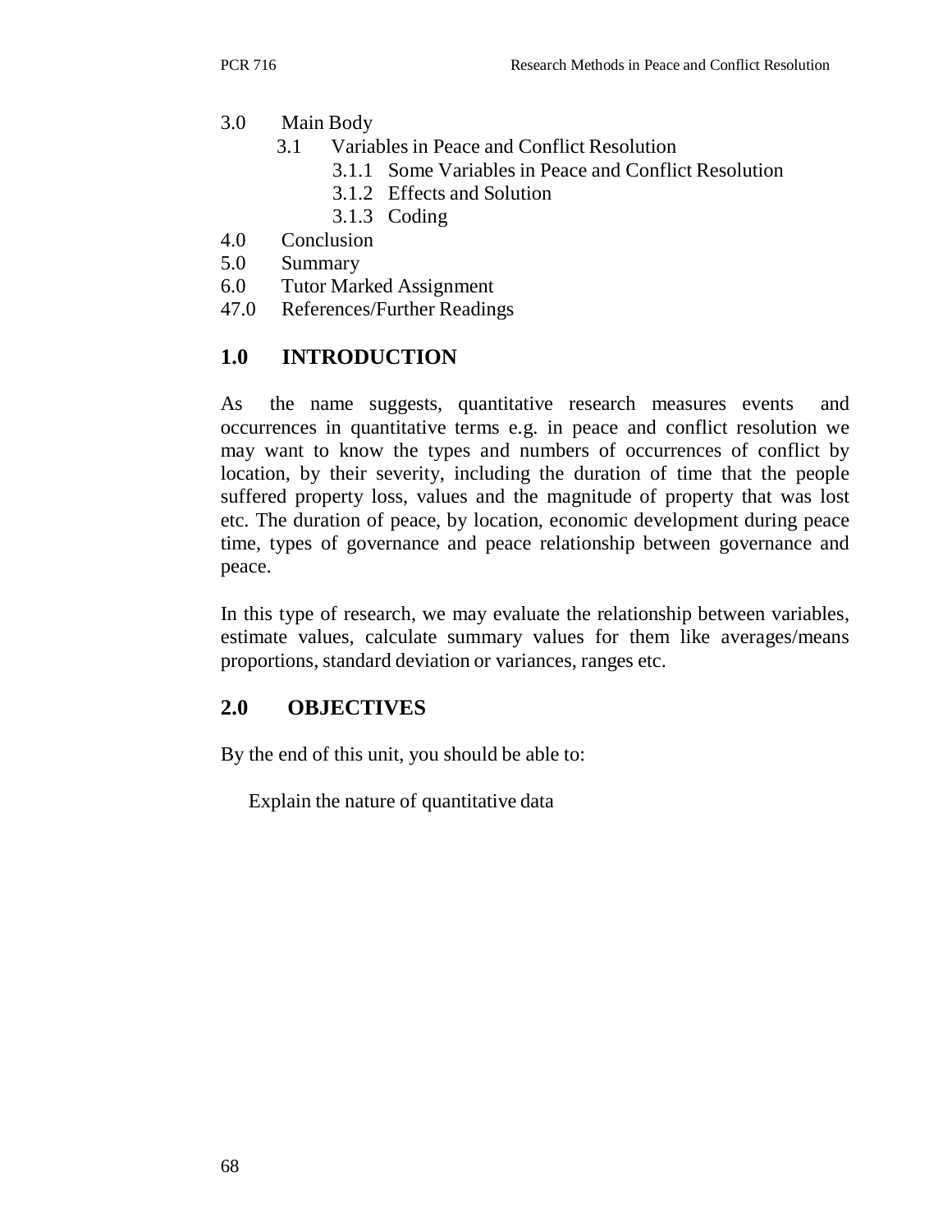3.0 Main Body
   3.1 Variables in Peace and Conflict Resolution
      3.1.1 Some Variables in Peace and Conflict Resolution
      3.1.2 Effects and Solution
      3.1.3 Coding
4.0 Conclusion
5.0 Summary
6.0 Tutor Marked Assignment
47.0 References/Further Readings

## 1.0 INTRODUCTION

As the name suggests, quantitative research measures events and occurrences in quantitative terms e.g. in peace and conflict resolution we may want to know the types and numbers of occurrences of conflict by location, by their severity, including the duration of time that the people suffered property loss, values and the magnitude of property that was lost etc. The duration of peace, by location, economic development during peace time, types of governance and peace relationship between governance and peace.

In this type of research, we may evaluate the relationship between variables, estimate values, calculate summary values for them like averages/means proportions, standard deviation or variances, ranges etc.

## 2.0 OBJECTIVES

By the end of this unit, you should be able to:

Explain the nature of quantitative data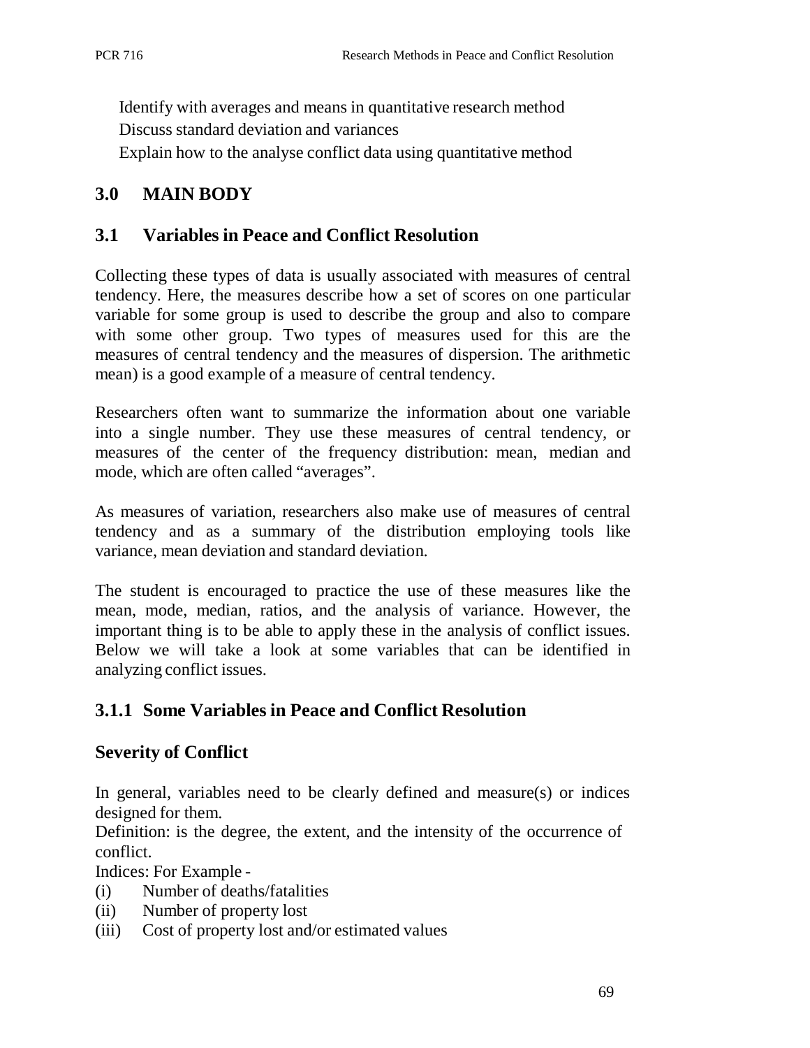Identify with averages and means in quantitative research method

Discuss standard deviation and variances

Explain how to the analyse conflict data using quantitative method

## 3.0 MAIN BODY

### 3.1 Variables in Peace and Conflict Resolution

Collecting these types of data is usually associated with measures of central tendency. Here, the measures describe how a set of scores on one particular variable for some group is used to describe the group and also to compare with some other group. Two types of measures used for this are the measures of central tendency and the measures of dispersion. The arithmetic mean) is a good example of a measure of central tendency.

Researchers often want to summarize the information about one variable into a single number. They use these measures of central tendency, or measures of the center of the frequency distribution: mean, median and mode, which are often called "averages".

As measures of variation, researchers also make use of measures of central tendency and as a summary of the distribution employing tools like variance, mean deviation and standard deviation.

The student is encouraged to practice the use of these measures like the mean, mode, median, ratios, and the analysis of variance. However, the important thing is to be able to apply these in the analysis of conflict issues. Below we will take a look at some variables that can be identified in analyzing conflict issues.

#### 3.1.1 Some Variables in Peace and Conflict Resolution

**Severity of Conflict**

In general, variables need to be clearly defined and measure(s) or indices designed for them.

Definition: is the degree, the extent, and the intensity of the occurrence of conflict.

Indices: For Example -

(i) Number of deaths/fatalities

(ii) Number of property lost

(iii) Cost of property lost and/or estimated values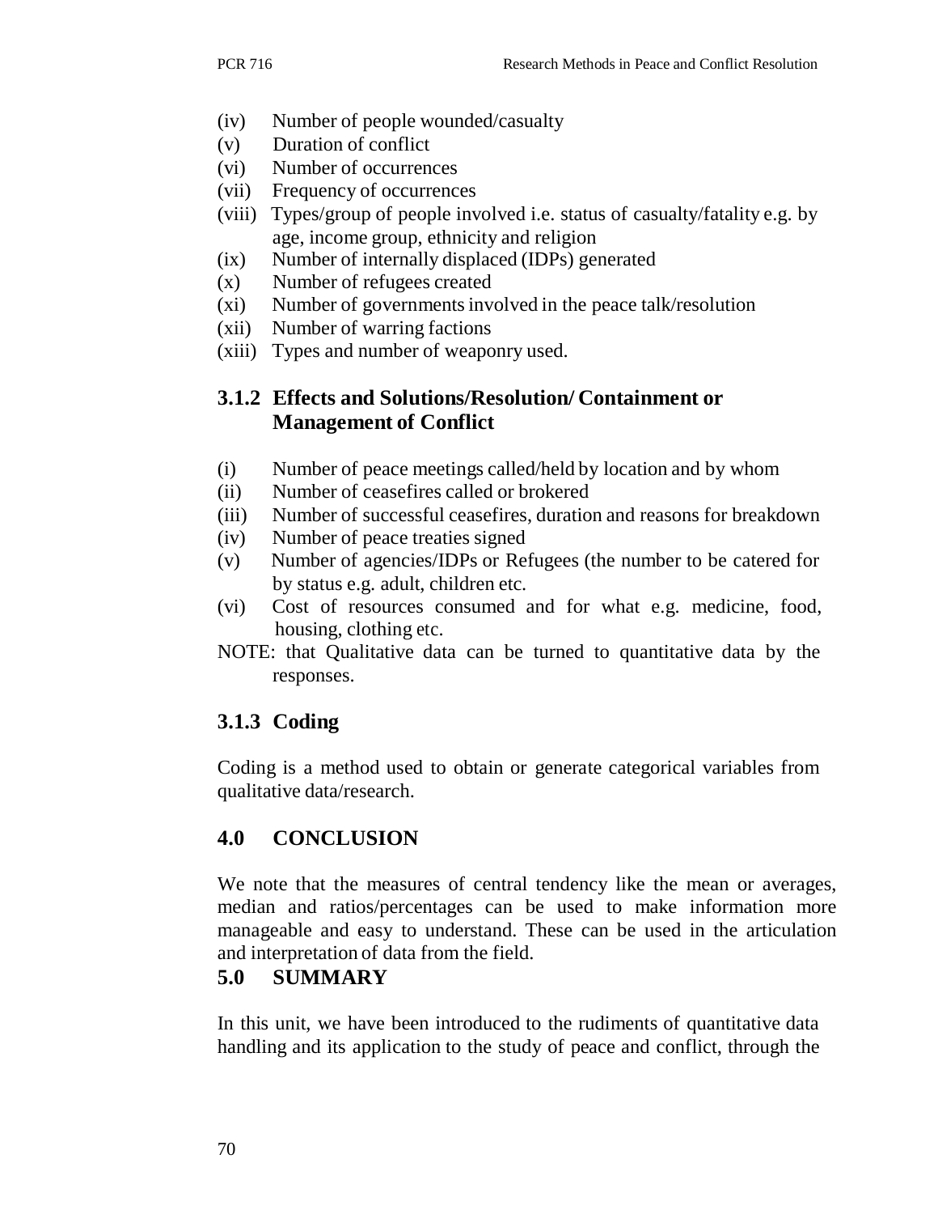(iv) Number of people wounded/casualty
(v) Duration of conflict
(vi) Number of occurrences
(vii) Frequency of occurrences
(viii) Types/group of people involved i.e. status of casualty/fatality e.g. by age, income group, ethnicity and religion
(ix) Number of internally displaced (IDPs) generated
(x) Number of refugees created
(xi) Number of governments involved in the peace talk/resolution
(xii) Number of warring factions
(xiii) Types and number of weaponry used.

### 3.1.2 Effects and Solutions/Resolution/ Containment or Management of Conflict

(i) Number of peace meetings called/held by location and by whom
(ii) Number of ceasefires called or brokered
(iii) Number of successful ceasefires, duration and reasons for breakdown
(iv) Number of peace treaties signed
(v) Number of agencies/IDPs or Refugees (the number to be catered for by status e.g. adult, children etc.
(vi) Cost of resources consumed and for what e.g. medicine, food, housing, clothing etc.

NOTE: that Qualitative data can be turned to quantitative data by the responses.

### 3.1.3 Coding

Coding is a method used to obtain or generate categorical variables from qualitative data/research.

## 4.0 CONCLUSION

We note that the measures of central tendency like the mean or averages, median and ratios/percentages can be used to make information more manageable and easy to understand. These can be used in the articulation and interpretation of data from the field.

## 5.0 SUMMARY

In this unit, we have been introduced to the rudiments of quantitative data handling and its application to the study of peace and conflict, through the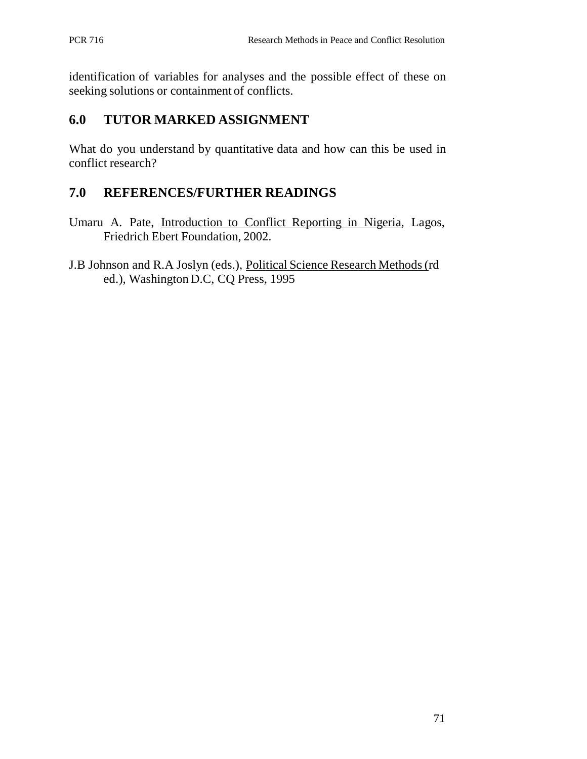identification of variables for analyses and the possible effect of these on seeking solutions or containment of conflicts.

## 6.0 TUTOR MARKED ASSIGNMENT

What do you understand by quantitative data and how can this be used in conflict research?

## 7.0 REFERENCES/FURTHER READINGS

Umaru A. Pate, Introduction to Conflict Reporting in Nigeria, Lagos, Friedrich Ebert Foundation, 2002.

J.B Johnson and R.A Joslyn (eds.), Political Science Research Methods (rd ed.), Washington D.C, CQ Press, 1995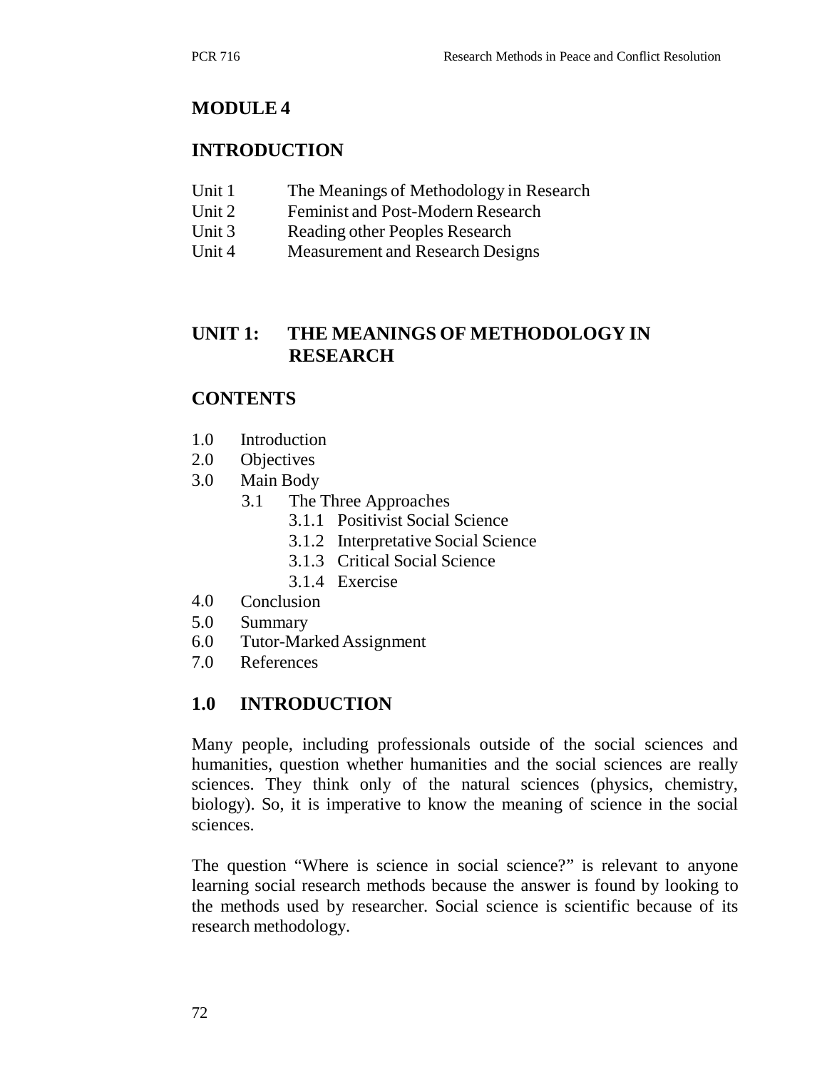# MODULE 4

## INTRODUCTION

- Unit 1 The Meanings of Methodology in Research
- Unit 2 Feminist and Post-Modern Research
- Unit 3 Reading other Peoples Research
- Unit 4 Measurement and Research Designs

## UNIT 1: THE MEANINGS OF METHODOLOGY IN RESEARCH

## CONTENTS

- 1.0 Introduction
- 2.0 Objectives
- 3.0 Main Body
  - 3.1 The Three Approaches
    - 3.1.1 Positivist Social Science
    - 3.1.2 Interpretative Social Science
    - 3.1.3 Critical Social Science
    - 3.1.4 Exercise
- 4.0 Conclusion
- 5.0 Summary
- 6.0 Tutor-Marked Assignment
- 7.0 References

## 1.0 INTRODUCTION

Many people, including professionals outside of the social sciences and humanities, question whether humanities and the social sciences are really sciences. They think only of the natural sciences (physics, chemistry, biology). So, it is imperative to know the meaning of science in the social sciences.

The question "Where is science in social science?" is relevant to anyone learning social research methods because the answer is found by looking to the methods used by researcher. Social science is scientific because of its research methodology.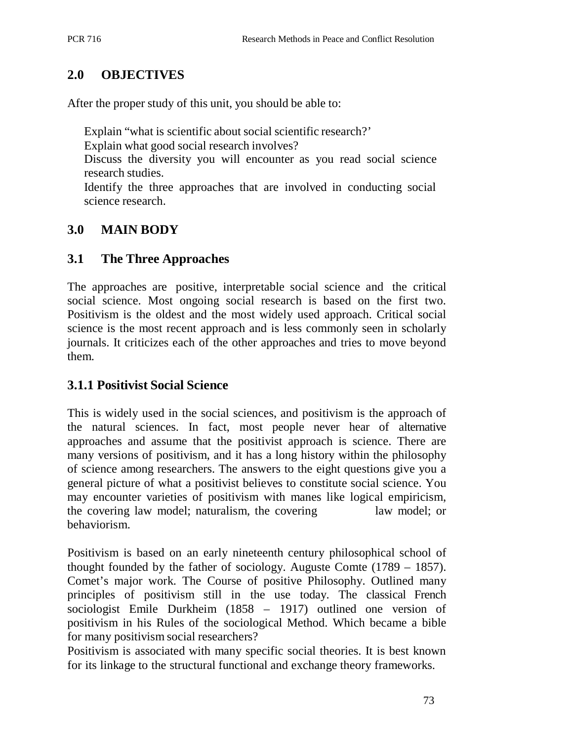## 2.0 OBJECTIVES

After the proper study of this unit, you should be able to:

- Explain "what is scientific about social scientific research?'
- Explain what good social research involves?
- Discuss the diversity you will encounter as you read social science research studies.
- Identify the three approaches that are involved in conducting social science research.

## 3.0 MAIN BODY

### 3.1 The Three Approaches

The approaches are positive, interpretable social science and the critical social science. Most ongoing social research is based on the first two. Positivism is the oldest and the most widely used approach. Critical social science is the most recent approach and is less commonly seen in scholarly journals. It criticizes each of the other approaches and tries to move beyond them.

#### 3.1.1 Positivist Social Science

This is widely used in the social sciences, and positivism is the approach of the natural sciences. In fact, most people never hear of alternative approaches and assume that the positivist approach is science. There are many versions of positivism, and it has a long history within the philosophy of science among researchers. The answers to the eight questions give you a general picture of what a positivist believes to constitute social science. You may encounter varieties of positivism with manes like logical empiricism, the covering law model; naturalism, the covering law model; or behaviorism.

Positivism is based on an early nineteenth century philosophical school of thought founded by the father of sociology. Auguste Comte (1789 – 1857). Comet's major work. The Course of positive Philosophy. Outlined many principles of positivism still in the use today. The classical French sociologist Emile Durkheim (1858 – 1917) outlined one version of positivism in his Rules of the sociological Method. Which became a bible for many positivism social researchers?

Positivism is associated with many specific social theories. It is best known for its linkage to the structural functional and exchange theory frameworks.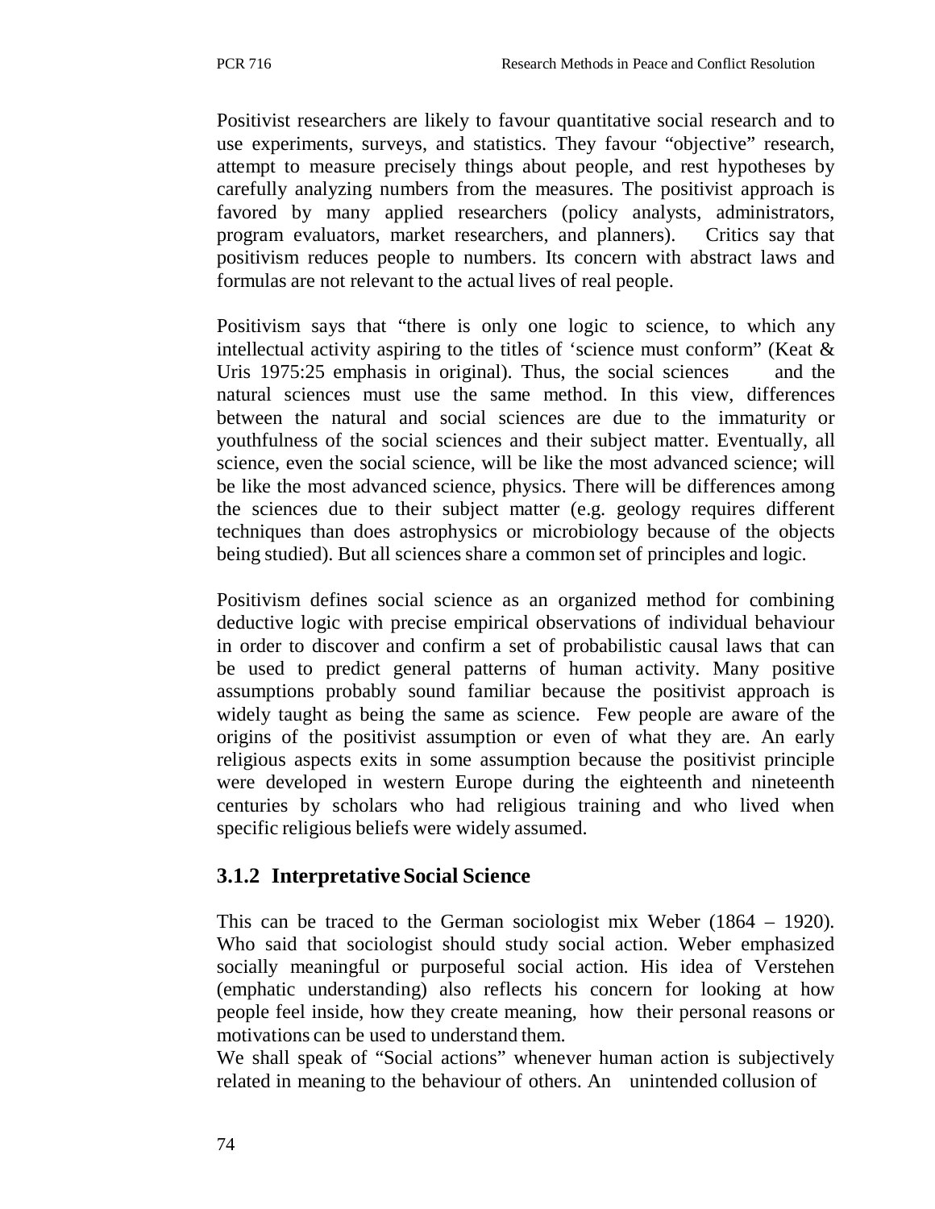Positivist researchers are likely to favour quantitative social research and to use experiments, surveys, and statistics. They favour "objective" research, attempt to measure precisely things about people, and rest hypotheses by carefully analyzing numbers from the measures. The positivist approach is favored by many applied researchers (policy analysts, administrators, program evaluators, market researchers, and planners). Critics say that positivism reduces people to numbers. Its concern with abstract laws and formulas are not relevant to the actual lives of real people.

Positivism says that "there is only one logic to science, to which any intellectual activity aspiring to the titles of 'science must conform" (Keat & Uris 1975:25 emphasis in original). Thus, the social sciences and the natural sciences must use the same method. In this view, differences between the natural and social sciences are due to the immaturity or youthfulness of the social sciences and their subject matter. Eventually, all science, even the social science, will be like the most advanced science; will be like the most advanced science, physics. There will be differences among the sciences due to their subject matter (e.g. geology requires different techniques than does astrophysics or microbiology because of the objects being studied). But all sciences share a common set of principles and logic.

Positivism defines social science as an organized method for combining deductive logic with precise empirical observations of individual behaviour in order to discover and confirm a set of probabilistic causal laws that can be used to predict general patterns of human activity. Many positive assumptions probably sound familiar because the positivist approach is widely taught as being the same as science. Few people are aware of the origins of the positivist assumption or even of what they are. An early religious aspects exits in some assumption because the positivist principle were developed in western Europe during the eighteenth and nineteenth centuries by scholars who had religious training and who lived when specific religious beliefs were widely assumed.

### 3.1.2 Interpretative Social Science

This can be traced to the German sociologist mix Weber (1864 – 1920). Who said that sociologist should study social action. Weber emphasized socially meaningful or purposeful social action. His idea of Verstehen (emphatic understanding) also reflects his concern for looking at how people feel inside, how they create meaning, how their personal reasons or motivations can be used to understand them.

We shall speak of "Social actions" whenever human action is subjectively related in meaning to the behaviour of others. An unintended collusion of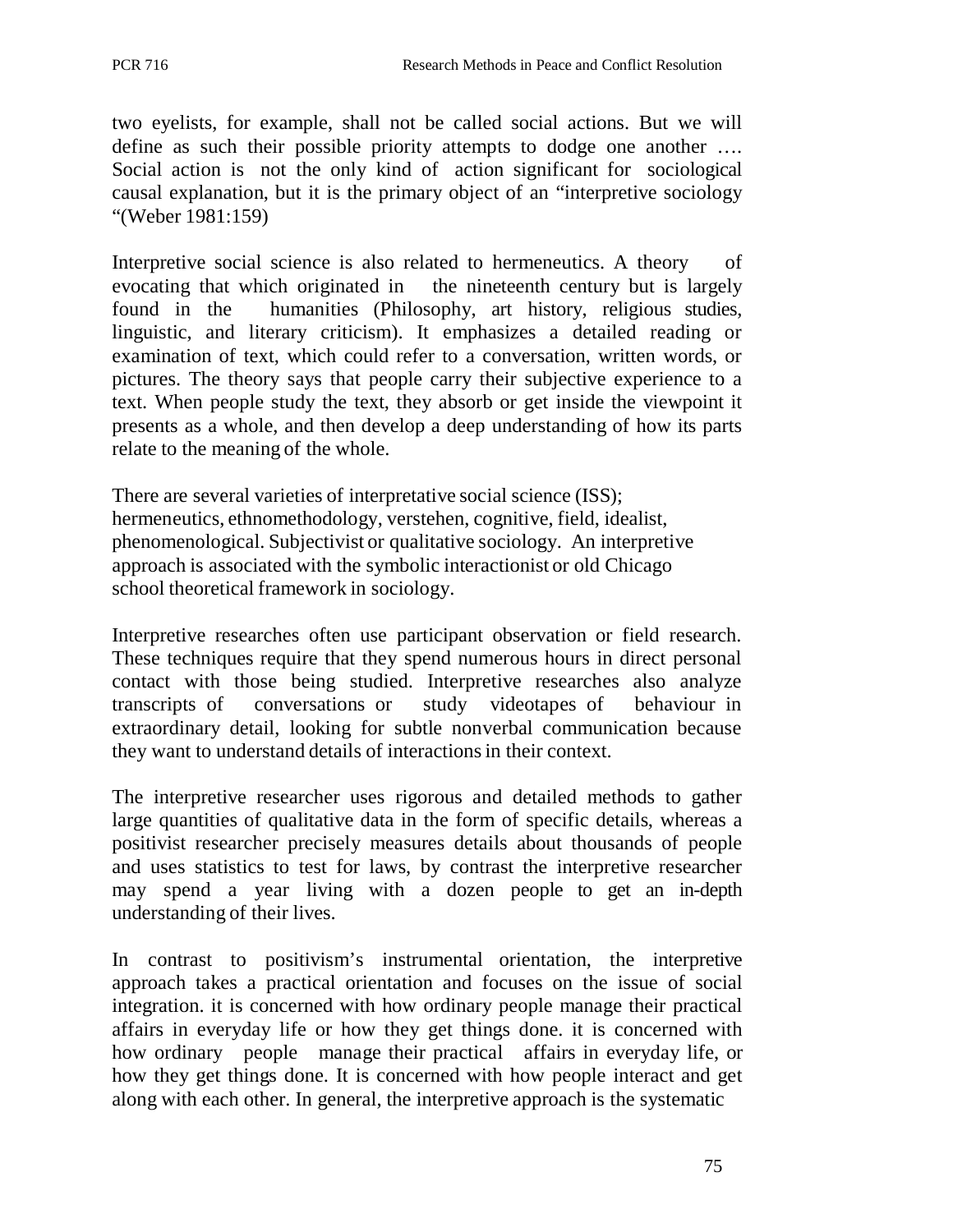two eyelists, for example, shall not be called social actions. But we will define as such their possible priority attempts to dodge one another …. Social action is not the only kind of action significant for sociological causal explanation, but it is the primary object of an "interpretive sociology "(Weber 1981:159)

Interpretive social science is also related to hermeneutics. A theory of evocating that which originated in the nineteenth century but is largely found in the humanities (Philosophy, art history, religious studies, linguistic, and literary criticism). It emphasizes a detailed reading or examination of text, which could refer to a conversation, written words, or pictures. The theory says that people carry their subjective experience to a text. When people study the text, they absorb or get inside the viewpoint it presents as a whole, and then develop a deep understanding of how its parts relate to the meaning of the whole.

There are several varieties of interpretative social science (ISS); hermeneutics, ethnomethodology, verstehen, cognitive, field, idealist, phenomenological. Subjectivist or qualitative sociology. An interpretive approach is associated with the symbolic interactionist or old Chicago school theoretical framework in sociology.

Interpretive researches often use participant observation or field research. These techniques require that they spend numerous hours in direct personal contact with those being studied. Interpretive researches also analyze transcripts of conversations or study videotapes of behaviour in extraordinary detail, looking for subtle nonverbal communication because they want to understand details of interactions in their context.

The interpretive researcher uses rigorous and detailed methods to gather large quantities of qualitative data in the form of specific details, whereas a positivist researcher precisely measures details about thousands of people and uses statistics to test for laws, by contrast the interpretive researcher may spend a year living with a dozen people to get an in-depth understanding of their lives.

In contrast to positivism's instrumental orientation, the interpretive approach takes a practical orientation and focuses on the issue of social integration. it is concerned with how ordinary people manage their practical affairs in everyday life or how they get things done. it is concerned with how ordinary people manage their practical affairs in everyday life, or how they get things done. It is concerned with how people interact and get along with each other. In general, the interpretive approach is the systematic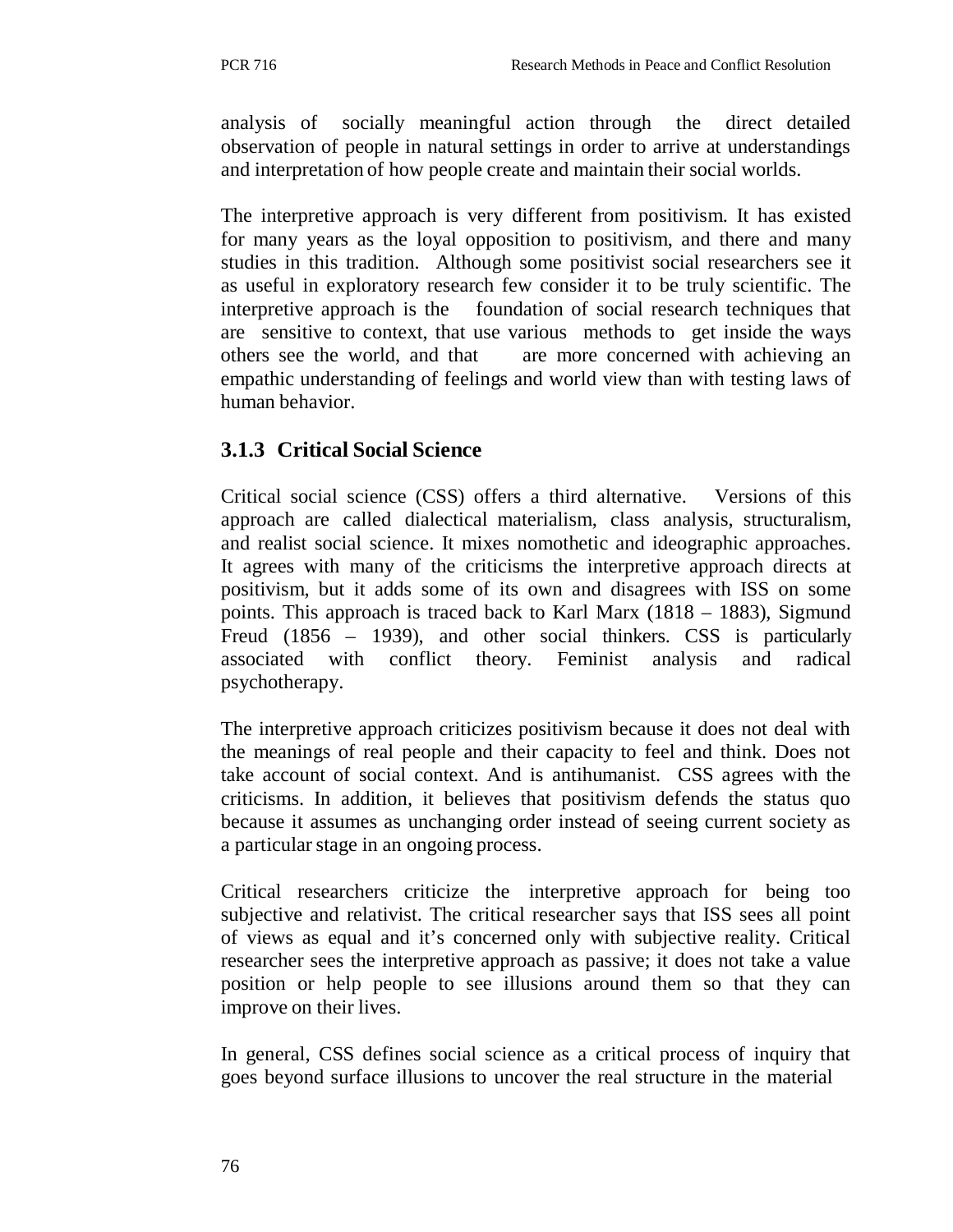analysis of socially meaningful action through the direct detailed observation of people in natural settings in order to arrive at understandings and interpretation of how people create and maintain their social worlds.

The interpretive approach is very different from positivism. It has existed for many years as the loyal opposition to positivism, and there and many studies in this tradition. Although some positivist social researchers see it as useful in exploratory research few consider it to be truly scientific. The interpretive approach is the foundation of social research techniques that are sensitive to context, that use various methods to get inside the ways others see the world, and that are more concerned with achieving an empathic understanding of feelings and world view than with testing laws of human behavior.

### 3.1.3 Critical Social Science

Critical social science (CSS) offers a third alternative. Versions of this approach are called dialectical materialism, class analysis, structuralism, and realist social science. It mixes nomothetic and ideographic approaches. It agrees with many of the criticisms the interpretive approach directs at positivism, but it adds some of its own and disagrees with ISS on some points. This approach is traced back to Karl Marx (1818 – 1883), Sigmund Freud (1856 – 1939), and other social thinkers. CSS is particularly associated with conflict theory. Feminist analysis and radical psychotherapy.

The interpretive approach criticizes positivism because it does not deal with the meanings of real people and their capacity to feel and think. Does not take account of social context. And is antihumanist. CSS agrees with the criticisms. In addition, it believes that positivism defends the status quo because it assumes as unchanging order instead of seeing current society as a particular stage in an ongoing process.

Critical researchers criticize the interpretive approach for being too subjective and relativist. The critical researcher says that ISS sees all point of views as equal and it's concerned only with subjective reality. Critical researcher sees the interpretive approach as passive; it does not take a value position or help people to see illusions around them so that they can improve on their lives.

In general, CSS defines social science as a critical process of inquiry that goes beyond surface illusions to uncover the real structure in the material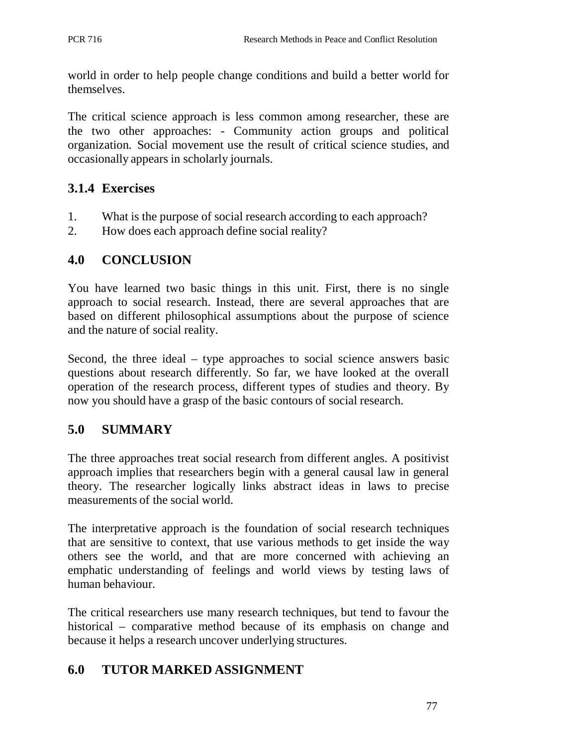world in order to help people change conditions and build a better world for themselves.

The critical science approach is less common among researcher, these are the two other approaches: - Community action groups and political organization. Social movement use the result of critical science studies, and occasionally appears in scholarly journals.

### 3.1.4 Exercises

1. What is the purpose of social research according to each approach?
2. How does each approach define social reality?

## 4.0 CONCLUSION

You have learned two basic things in this unit. First, there is no single approach to social research. Instead, there are several approaches that are based on different philosophical assumptions about the purpose of science and the nature of social reality.

Second, the three ideal – type approaches to social science answers basic questions about research differently. So far, we have looked at the overall operation of the research process, different types of studies and theory. By now you should have a grasp of the basic contours of social research.

## 5.0 SUMMARY

The three approaches treat social research from different angles. A positivist approach implies that researchers begin with a general causal law in general theory. The researcher logically links abstract ideas in laws to precise measurements of the social world.

The interpretative approach is the foundation of social research techniques that are sensitive to context, that use various methods to get inside the way others see the world, and that are more concerned with achieving an emphatic understanding of feelings and world views by testing laws of human behaviour.

The critical researchers use many research techniques, but tend to favour the historical – comparative method because of its emphasis on change and because it helps a research uncover underlying structures.

## 6.0 TUTOR MARKED ASSIGNMENT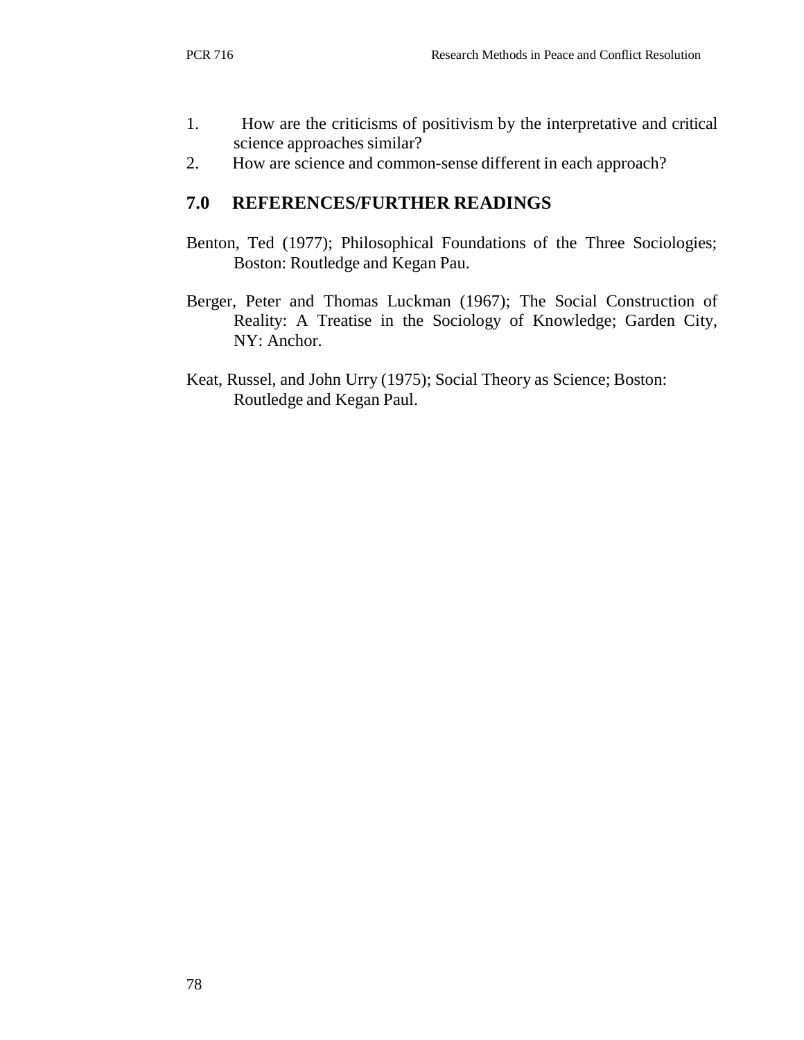1. How are the criticisms of positivism by the interpretative and critical science approaches similar?
2. How are science and common-sense different in each approach?

## 7.0 REFERENCES/FURTHER READINGS

Benton, Ted (1977); Philosophical Foundations of the Three Sociologies; Boston: Routledge and Kegan Pau.

Berger, Peter and Thomas Luckman (1967); The Social Construction of Reality: A Treatise in the Sociology of Knowledge; Garden City, NY: Anchor.

Keat, Russel, and John Urry (1975); Social Theory as Science; Boston: Routledge and Kegan Paul.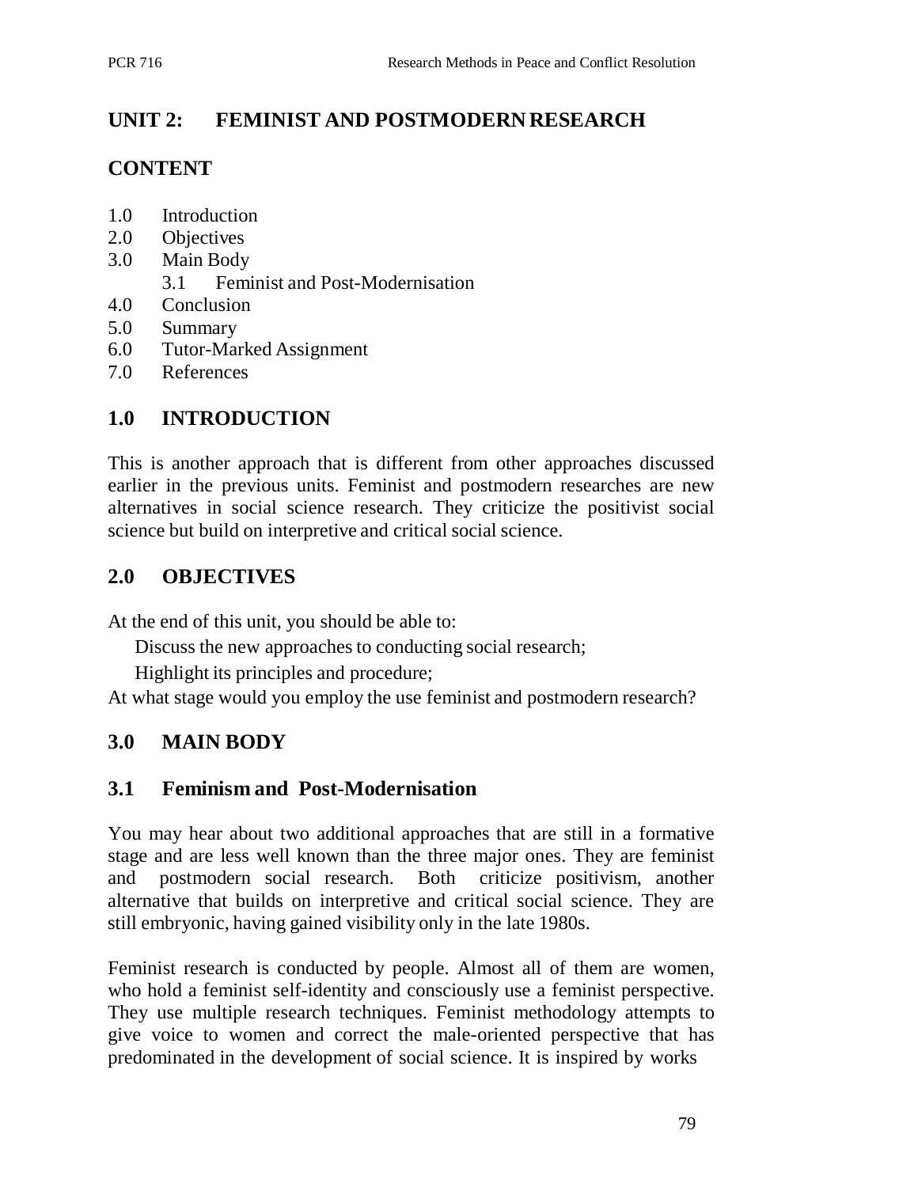## UNIT 2: FEMINIST AND POSTMODERN RESEARCH

## CONTENT

1.0 Introduction
2.0 Objectives
3.0 Main Body
    3.1 Feminist and Post-Modernisation
4.0 Conclusion
5.0 Summary
6.0 Tutor-Marked Assignment
7.0 References

## 1.0 INTRODUCTION

This is another approach that is different from other approaches discussed earlier in the previous units. Feminist and postmodern researches are new alternatives in social science research. They criticize the positivist social science but build on interpretive and critical social science.

## 2.0 OBJECTIVES

At the end of this unit, you should be able to:

Discuss the new approaches to conducting social research;

Highlight its principles and procedure;

At what stage would you employ the use feminist and postmodern research?

## 3.0 MAIN BODY

### 3.1 Feminism and Post-Modernisation

You may hear about two additional approaches that are still in a formative stage and are less well known than the three major ones. They are feminist and postmodern social research. Both criticize positivism, another alternative that builds on interpretive and critical social science. They are still embryonic, having gained visibility only in the late 1980s.

Feminist research is conducted by people. Almost all of them are women, who hold a feminist self-identity and consciously use a feminist perspective. They use multiple research techniques. Feminist methodology attempts to give voice to women and correct the male-oriented perspective that has predominated in the development of social science. It is inspired by works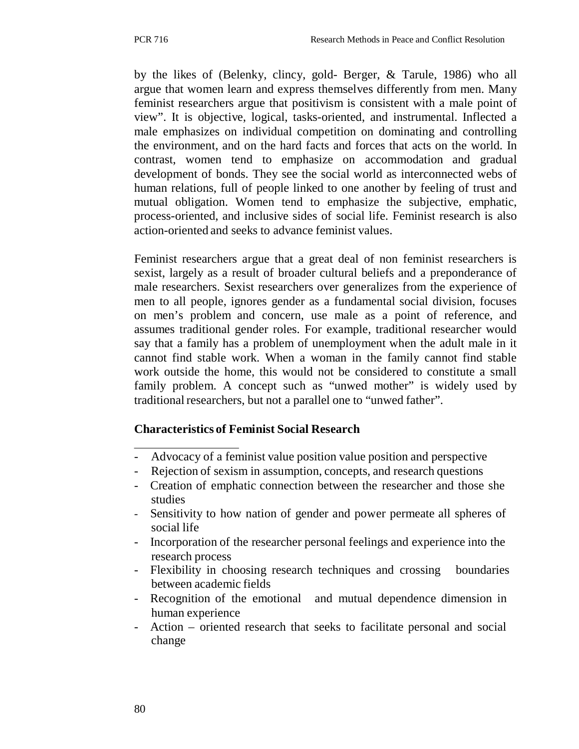by the likes of (Belenky, clincy, gold- Berger, & Tarule, 1986) who all argue that women learn and express themselves differently from men. Many feminist researchers argue that positivism is consistent with a male point of view". It is objective, logical, tasks-oriented, and instrumental. Inflected a male emphasizes on individual competition on dominating and controlling the environment, and on the hard facts and forces that acts on the world. In contrast, women tend to emphasize on accommodation and gradual development of bonds. They see the social world as interconnected webs of human relations, full of people linked to one another by feeling of trust and mutual obligation. Women tend to emphasize the subjective, emphatic, process-oriented, and inclusive sides of social life. Feminist research is also action-oriented and seeks to advance feminist values.

Feminist researchers argue that a great deal of non feminist researchers is sexist, largely as a result of broader cultural beliefs and a preponderance of male researchers. Sexist researchers over generalizes from the experience of men to all people, ignores gender as a fundamental social division, focuses on men's problem and concern, use male as a point of reference, and assumes traditional gender roles. For example, traditional researcher would say that a family has a problem of unemployment when the adult male in it cannot find stable work. When a woman in the family cannot find stable work outside the home, this would not be considered to constitute a small family problem. A concept such as "unwed mother" is widely used by traditional researchers, but not a parallel one to "unwed father".

**Characteristics of Feminist Social Research**

- Advocacy of a feminist value position value position and perspective
- Rejection of sexism in assumption, concepts, and research questions
- Creation of emphatic connection between the researcher and those she studies
- Sensitivity to how nation of gender and power permeate all spheres of social life
- Incorporation of the researcher personal feelings and experience into the research process
- Flexibility in choosing research techniques and crossing boundaries between academic fields
- Recognition of the emotional and mutual dependence dimension in human experience
- Action – oriented research that seeks to facilitate personal and social change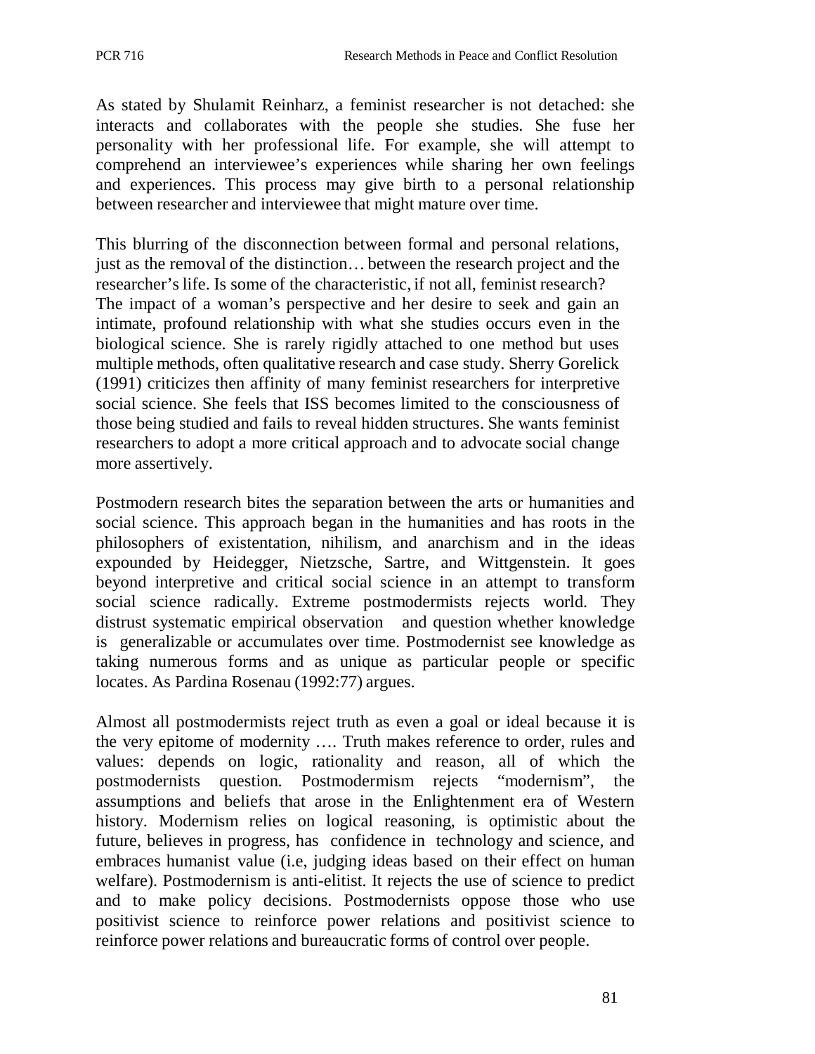As stated by Shulamit Reinharz, a feminist researcher is not detached: she interacts and collaborates with the people she studies. She fuse her personality with her professional life. For example, she will attempt to comprehend an interviewee's experiences while sharing her own feelings and experiences. This process may give birth to a personal relationship between researcher and interviewee that might mature over time.

This blurring of the disconnection between formal and personal relations, just as the removal of the distinction… between the research project and the researcher's life. Is some of the characteristic, if not all, feminist research? The impact of a woman's perspective and her desire to seek and gain an intimate, profound relationship with what she studies occurs even in the biological science. She is rarely rigidly attached to one method but uses multiple methods, often qualitative research and case study. Sherry Gorelick (1991) criticizes then affinity of many feminist researchers for interpretive social science. She feels that ISS becomes limited to the consciousness of those being studied and fails to reveal hidden structures. She wants feminist researchers to adopt a more critical approach and to advocate social change more assertively.

Postmodern research bites the separation between the arts or humanities and social science. This approach began in the humanities and has roots in the philosophers of existentation, nihilism, and anarchism and in the ideas expounded by Heidegger, Nietzsche, Sartre, and Wittgenstein. It goes beyond interpretive and critical social science in an attempt to transform social science radically. Extreme postmodermists rejects world. They distrust systematic empirical observation and question whether knowledge is generalizable or accumulates over time. Postmodernist see knowledge as taking numerous forms and as unique as particular people or specific locates. As Pardina Rosenau (1992:77) argues.

Almost all postmodermists reject truth as even a goal or ideal because it is the very epitome of modernity …. Truth makes reference to order, rules and values: depends on logic, rationality and reason, all of which the postmodernists question. Postmodermism rejects "modernism", the assumptions and beliefs that arose in the Enlightenment era of Western history. Modernism relies on logical reasoning, is optimistic about the future, believes in progress, has confidence in technology and science, and embraces humanist value (i.e, judging ideas based on their effect on human welfare). Postmodernism is anti-elitist. It rejects the use of science to predict and to make policy decisions. Postmodernists oppose those who use positivist science to reinforce power relations and positivist science to reinforce power relations and bureaucratic forms of control over people.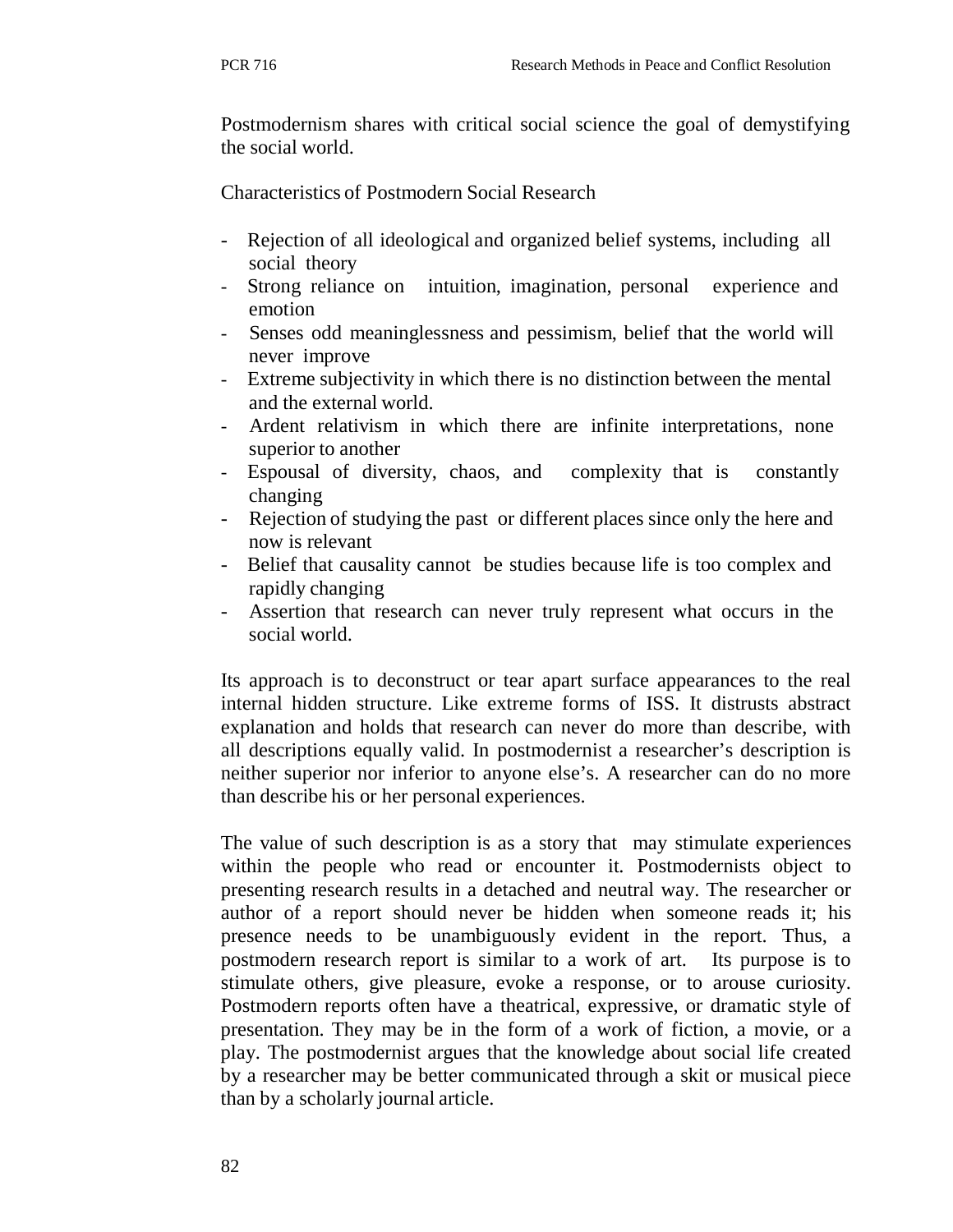Postmodernism shares with critical social science the goal of demystifying the social world.

Characteristics of Postmodern Social Research

- Rejection of all ideological and organized belief systems, including all social theory
- Strong reliance on intuition, imagination, personal experience and emotion
- Senses odd meaninglessness and pessimism, belief that the world will never improve
- Extreme subjectivity in which there is no distinction between the mental and the external world.
- Ardent relativism in which there are infinite interpretations, none superior to another
- Espousal of diversity, chaos, and complexity that is constantly changing
- Rejection of studying the past or different places since only the here and now is relevant
- Belief that causality cannot be studies because life is too complex and rapidly changing
- Assertion that research can never truly represent what occurs in the social world.

Its approach is to deconstruct or tear apart surface appearances to the real internal hidden structure. Like extreme forms of ISS. It distrusts abstract explanation and holds that research can never do more than describe, with all descriptions equally valid. In postmodernist a researcher's description is neither superior nor inferior to anyone else's. A researcher can do no more than describe his or her personal experiences.

The value of such description is as a story that may stimulate experiences within the people who read or encounter it. Postmodernists object to presenting research results in a detached and neutral way. The researcher or author of a report should never be hidden when someone reads it; his presence needs to be unambiguously evident in the report. Thus, a postmodern research report is similar to a work of art. Its purpose is to stimulate others, give pleasure, evoke a response, or to arouse curiosity. Postmodern reports often have a theatrical, expressive, or dramatic style of presentation. They may be in the form of a work of fiction, a movie, or a play. The postmodernist argues that the knowledge about social life created by a researcher may be better communicated through a skit or musical piece than by a scholarly journal article.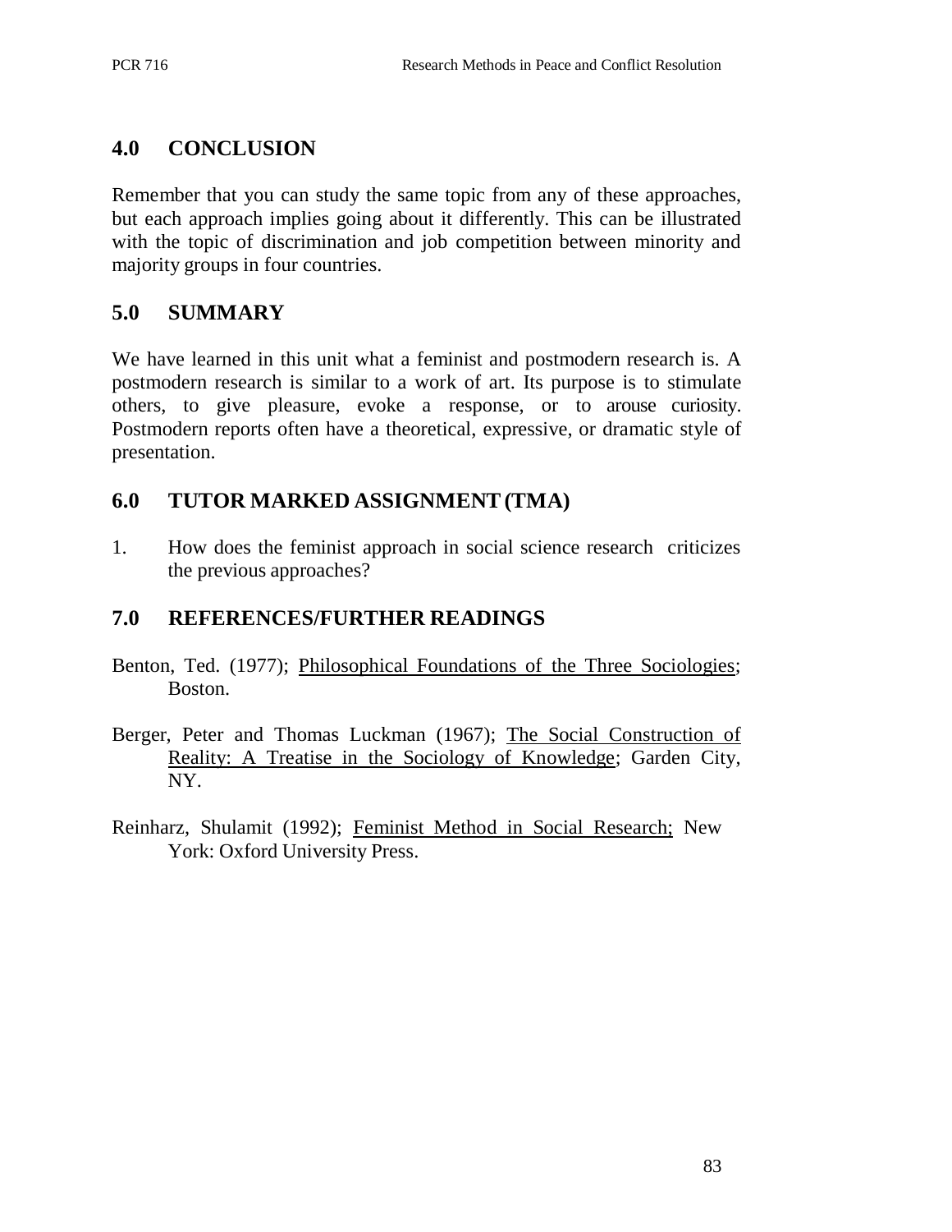## 4.0 CONCLUSION

Remember that you can study the same topic from any of these approaches, but each approach implies going about it differently. This can be illustrated with the topic of discrimination and job competition between minority and majority groups in four countries.

## 5.0 SUMMARY

We have learned in this unit what a feminist and postmodern research is. A postmodern research is similar to a work of art. Its purpose is to stimulate others, to give pleasure, evoke a response, or to arouse curiosity. Postmodern reports often have a theoretical, expressive, or dramatic style of presentation.

## 6.0 TUTOR MARKED ASSIGNMENT (TMA)

1. How does the feminist approach in social science research criticizes the previous approaches?

## 7.0 REFERENCES/FURTHER READINGS

Benton, Ted. (1977); Philosophical Foundations of the Three Sociologies; Boston.

Berger, Peter and Thomas Luckman (1967); The Social Construction of Reality: A Treatise in the Sociology of Knowledge; Garden City, NY.

Reinharz, Shulamit (1992); Feminist Method in Social Research; New York: Oxford University Press.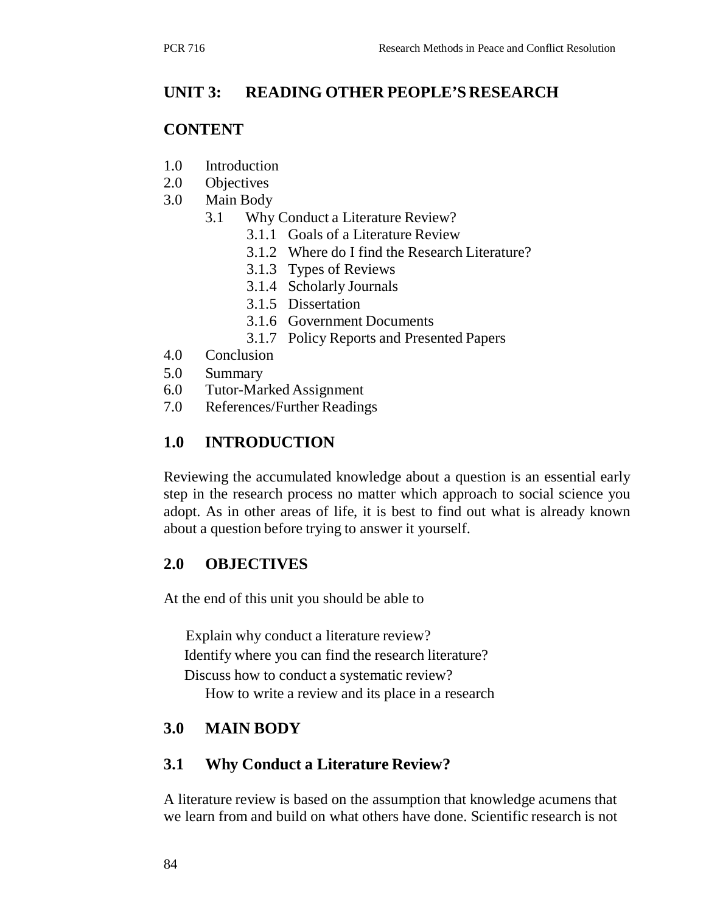## UNIT 3: READING OTHER PEOPLE'S RESEARCH

### CONTENT

1.0 Introduction
2.0 Objectives
3.0 Main Body
    3.1 Why Conduct a Literature Review?
        3.1.1 Goals of a Literature Review
        3.1.2 Where do I find the Research Literature?
        3.1.3 Types of Reviews
        3.1.4 Scholarly Journals
        3.1.5 Dissertation
        3.1.6 Government Documents
        3.1.7 Policy Reports and Presented Papers
4.0 Conclusion
5.0 Summary
6.0 Tutor-Marked Assignment
7.0 References/Further Readings

## 1.0 INTRODUCTION

Reviewing the accumulated knowledge about a question is an essential early step in the research process no matter which approach to social science you adopt. As in other areas of life, it is best to find out what is already known about a question before trying to answer it yourself.

## 2.0 OBJECTIVES

At the end of this unit you should be able to

- Explain why conduct a literature review?
- Identify where you can find the research literature?
- Discuss how to conduct a systematic review?
- How to write a review and its place in a research

## 3.0 MAIN BODY

### 3.1 Why Conduct a Literature Review?

A literature review is based on the assumption that knowledge acumens that we learn from and build on what others have done. Scientific research is not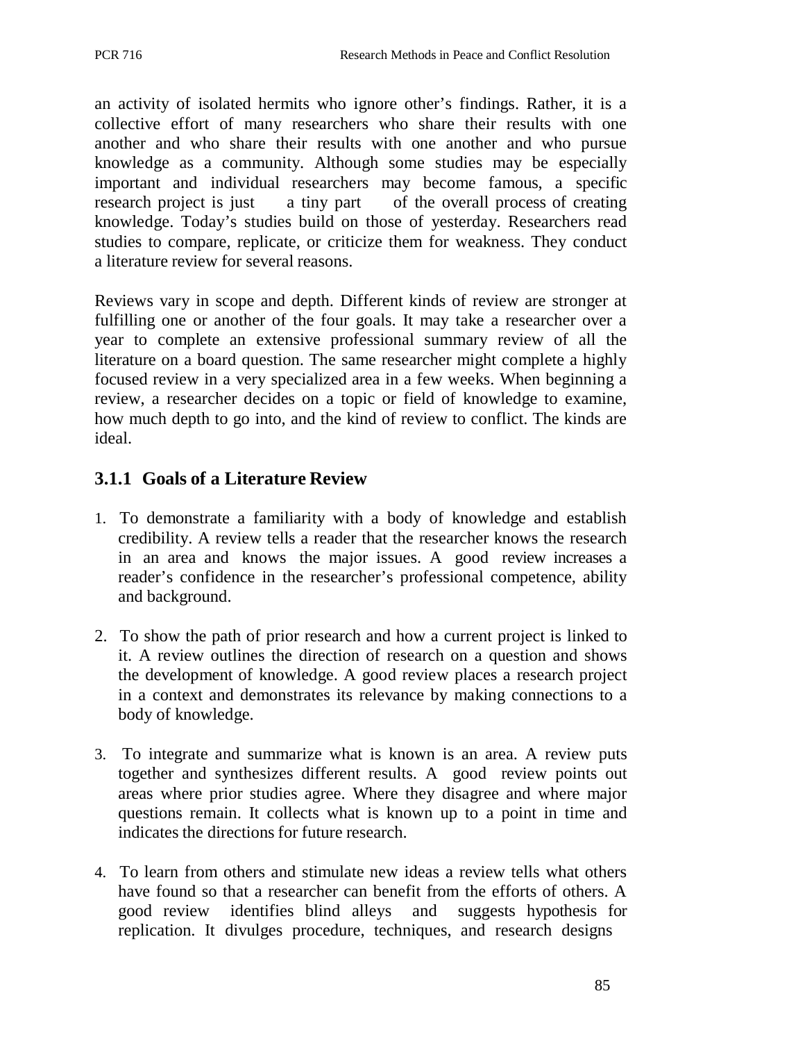an activity of isolated hermits who ignore other's findings. Rather, it is a collective effort of many researchers who share their results with one another and who share their results with one another and who pursue knowledge as a community. Although some studies may be especially important and individual researchers may become famous, a specific research project is just a tiny part of the overall process of creating knowledge. Today's studies build on those of yesterday. Researchers read studies to compare, replicate, or criticize them for weakness. They conduct a literature review for several reasons.

Reviews vary in scope and depth. Different kinds of review are stronger at fulfilling one or another of the four goals. It may take a researcher over a year to complete an extensive professional summary review of all the literature on a board question. The same researcher might complete a highly focused review in a very specialized area in a few weeks. When beginning a review, a researcher decides on a topic or field of knowledge to examine, how much depth to go into, and the kind of review to conflict. The kinds are ideal.

### 3.1.1 Goals of a Literature Review

1. To demonstrate a familiarity with a body of knowledge and establish credibility. A review tells a reader that the researcher knows the research in an area and knows the major issues. A good review increases a reader's confidence in the researcher's professional competence, ability and background.

2. To show the path of prior research and how a current project is linked to it. A review outlines the direction of research on a question and shows the development of knowledge. A good review places a research project in a context and demonstrates its relevance by making connections to a body of knowledge.

3. To integrate and summarize what is known is an area. A review puts together and synthesizes different results. A good review points out areas where prior studies agree. Where they disagree and where major questions remain. It collects what is known up to a point in time and indicates the directions for future research.

4. To learn from others and stimulate new ideas a review tells what others have found so that a researcher can benefit from the efforts of others. A good review identifies blind alleys and suggests hypothesis for replication. It divulges procedure, techniques, and research designs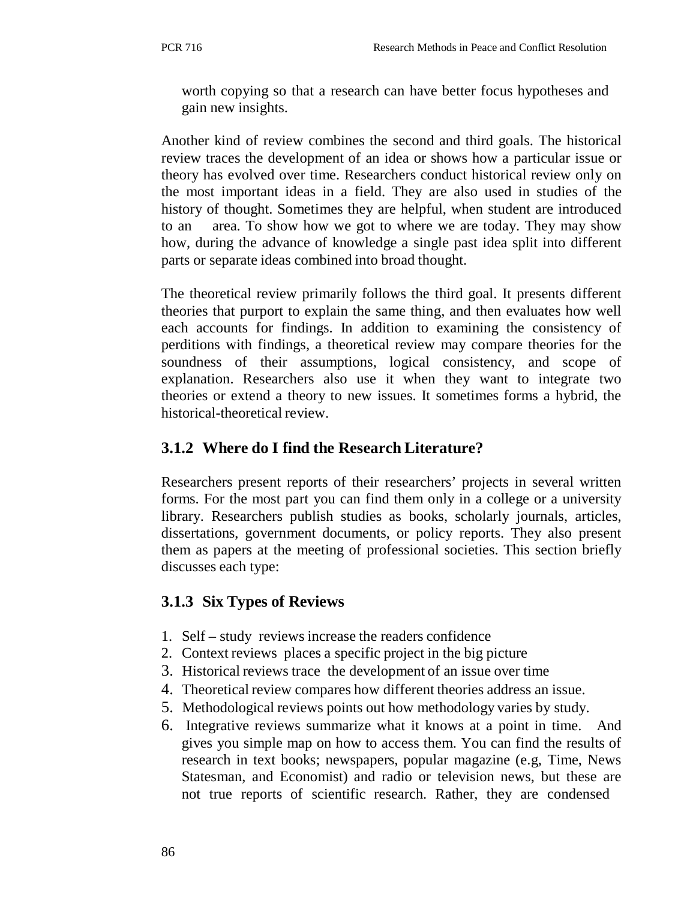worth copying so that a research can have better focus hypotheses and gain new insights.

Another kind of review combines the second and third goals. The historical review traces the development of an idea or shows how a particular issue or theory has evolved over time. Researchers conduct historical review only on the most important ideas in a field. They are also used in studies of the history of thought. Sometimes they are helpful, when student are introduced to an area. To show how we got to where we are today. They may show how, during the advance of knowledge a single past idea split into different parts or separate ideas combined into broad thought.

The theoretical review primarily follows the third goal. It presents different theories that purport to explain the same thing, and then evaluates how well each accounts for findings. In addition to examining the consistency of perditions with findings, a theoretical review may compare theories for the soundness of their assumptions, logical consistency, and scope of explanation. Researchers also use it when they want to integrate two theories or extend a theory to new issues. It sometimes forms a hybrid, the historical-theoretical review.

### 3.1.2 Where do I find the Research Literature?

Researchers present reports of their researchers' projects in several written forms. For the most part you can find them only in a college or a university library. Researchers publish studies as books, scholarly journals, articles, dissertations, government documents, or policy reports. They also present them as papers at the meeting of professional societies. This section briefly discusses each type:

### 3.1.3 Six Types of Reviews

1. Self – study reviews increase the readers confidence
2. Context reviews places a specific project in the big picture
3. Historical reviews trace the development of an issue over time
4. Theoretical review compares how different theories address an issue.
5. Methodological reviews points out how methodology varies by study.
6. Integrative reviews summarize what it knows at a point in time. And gives you simple map on how to access them. You can find the results of research in text books; newspapers, popular magazine (e.g, Time, News Statesman, and Economist) and radio or television news, but these are not true reports of scientific research. Rather, they are condensed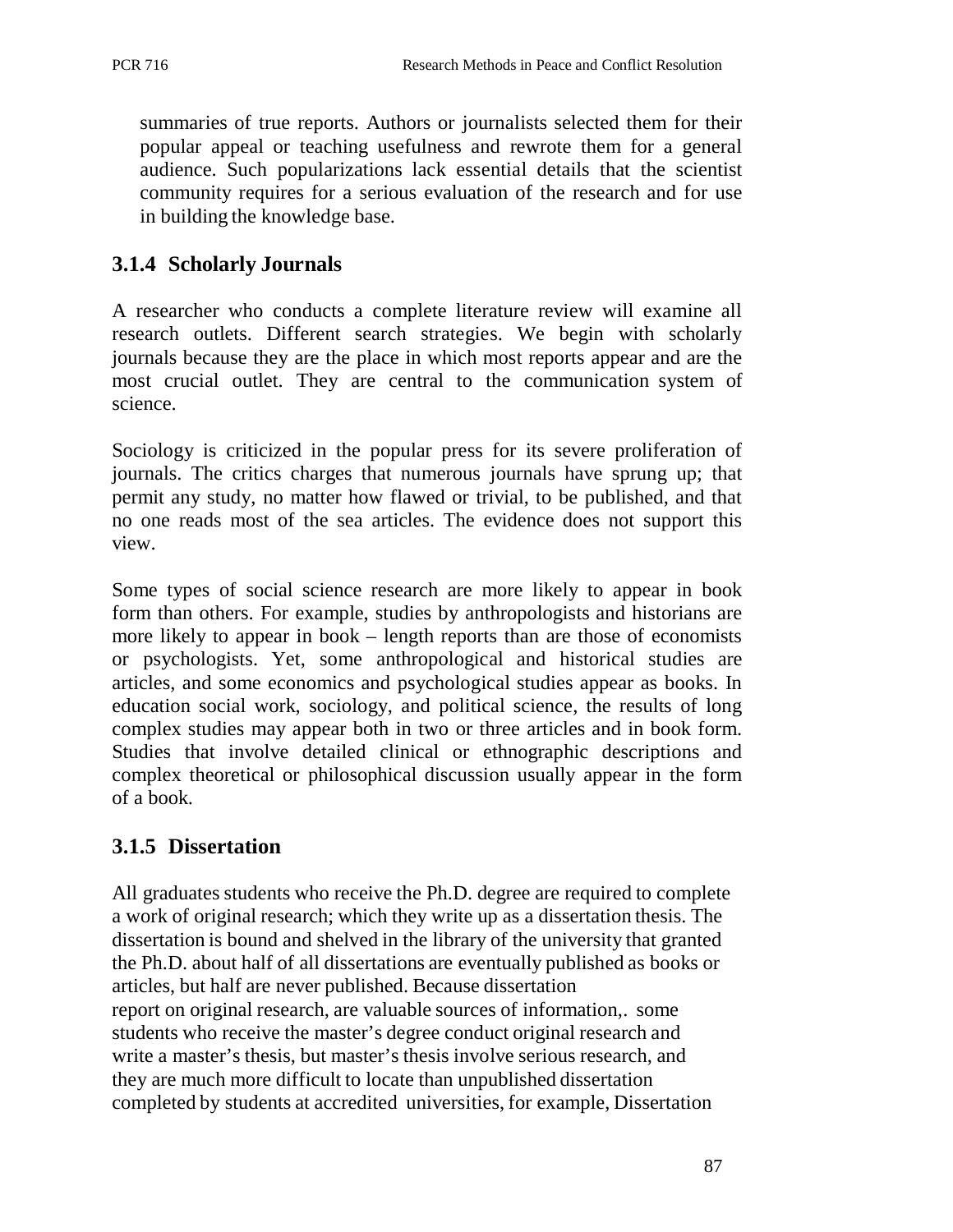summaries of true reports. Authors or journalists selected them for their popular appeal or teaching usefulness and rewrote them for a general audience. Such popularizations lack essential details that the scientist community requires for a serious evaluation of the research and for use in building the knowledge base.

### 3.1.4 Scholarly Journals

A researcher who conducts a complete literature review will examine all research outlets. Different search strategies. We begin with scholarly journals because they are the place in which most reports appear and are the most crucial outlet. They are central to the communication system of science.

Sociology is criticized in the popular press for its severe proliferation of journals. The critics charges that numerous journals have sprung up; that permit any study, no matter how flawed or trivial, to be published, and that no one reads most of the sea articles. The evidence does not support this view.

Some types of social science research are more likely to appear in book form than others. For example, studies by anthropologists and historians are more likely to appear in book – length reports than are those of economists or psychologists. Yet, some anthropological and historical studies are articles, and some economics and psychological studies appear as books. In education social work, sociology, and political science, the results of long complex studies may appear both in two or three articles and in book form. Studies that involve detailed clinical or ethnographic descriptions and complex theoretical or philosophical discussion usually appear in the form of a book.

### 3.1.5 Dissertation

All graduates students who receive the Ph.D. degree are required to complete a work of original research; which they write up as a dissertation thesis. The dissertation is bound and shelved in the library of the university that granted the Ph.D. about half of all dissertations are eventually published as books or articles, but half are never published. Because dissertation report on original research, are valuable sources of information,. some students who receive the master's degree conduct original research and write a master's thesis, but master's thesis involve serious research, and they are much more difficult to locate than unpublished dissertation completed by students at accredited universities, for example, Dissertation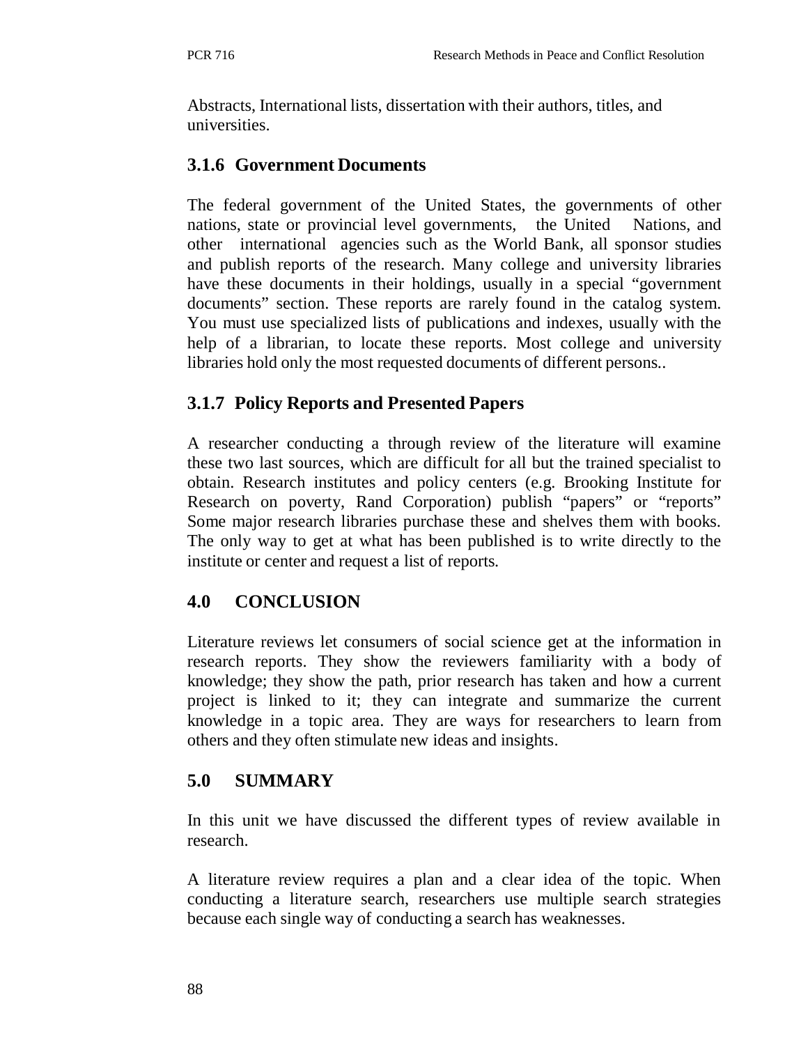Abstracts, International lists, dissertation with their authors, titles, and universities.

### 3.1.6 Government Documents

The federal government of the United States, the governments of other nations, state or provincial level governments, the United Nations, and other international agencies such as the World Bank, all sponsor studies and publish reports of the research. Many college and university libraries have these documents in their holdings, usually in a special "government documents" section. These reports are rarely found in the catalog system. You must use specialized lists of publications and indexes, usually with the help of a librarian, to locate these reports. Most college and university libraries hold only the most requested documents of different persons..

### 3.1.7 Policy Reports and Presented Papers

A researcher conducting a through review of the literature will examine these two last sources, which are difficult for all but the trained specialist to obtain. Research institutes and policy centers (e.g. Brooking Institute for Research on poverty, Rand Corporation) publish "papers" or "reports" Some major research libraries purchase these and shelves them with books. The only way to get at what has been published is to write directly to the institute or center and request a list of reports.

## 4.0 CONCLUSION

Literature reviews let consumers of social science get at the information in research reports. They show the reviewers familiarity with a body of knowledge; they show the path, prior research has taken and how a current project is linked to it; they can integrate and summarize the current knowledge in a topic area. They are ways for researchers to learn from others and they often stimulate new ideas and insights.

## 5.0 SUMMARY

In this unit we have discussed the different types of review available in research.

A literature review requires a plan and a clear idea of the topic. When conducting a literature search, researchers use multiple search strategies because each single way of conducting a search has weaknesses.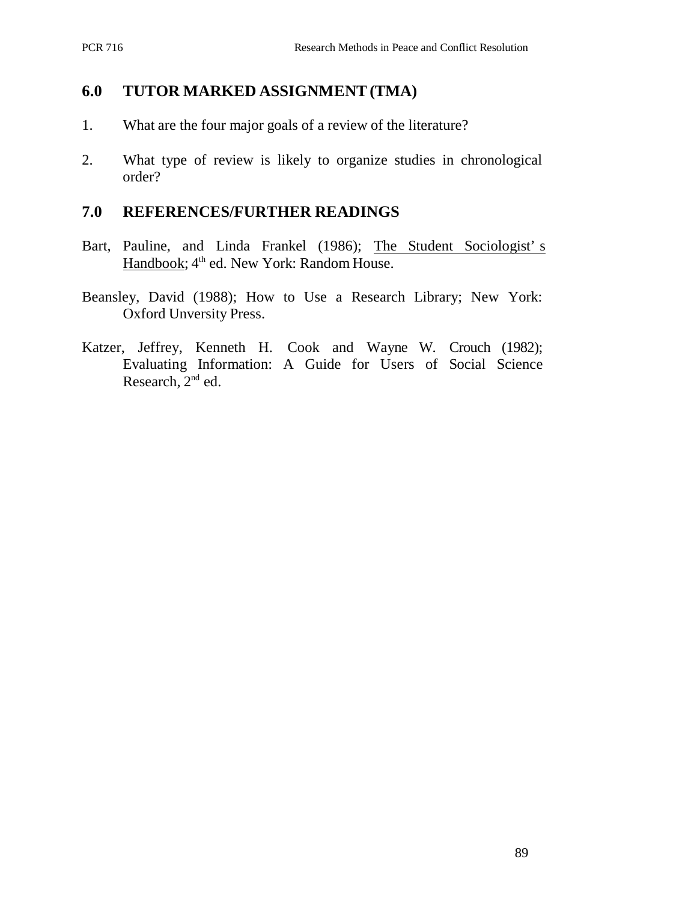## 6.0 TUTOR MARKED ASSIGNMENT (TMA)

1. What are the four major goals of a review of the literature?

2. What type of review is likely to organize studies in chronological order?

## 7.0 REFERENCES/FURTHER READINGS

Bart, Pauline, and Linda Frankel (1986); The Student Sociologist' s Handbook; 4th ed. New York: Random House.

Beansley, David (1988); How to Use a Research Library; New York: Oxford Unversity Press.

Katzer, Jeffrey, Kenneth H. Cook and Wayne W. Crouch (1982); Evaluating Information: A Guide for Users of Social Science Research, 2nd ed.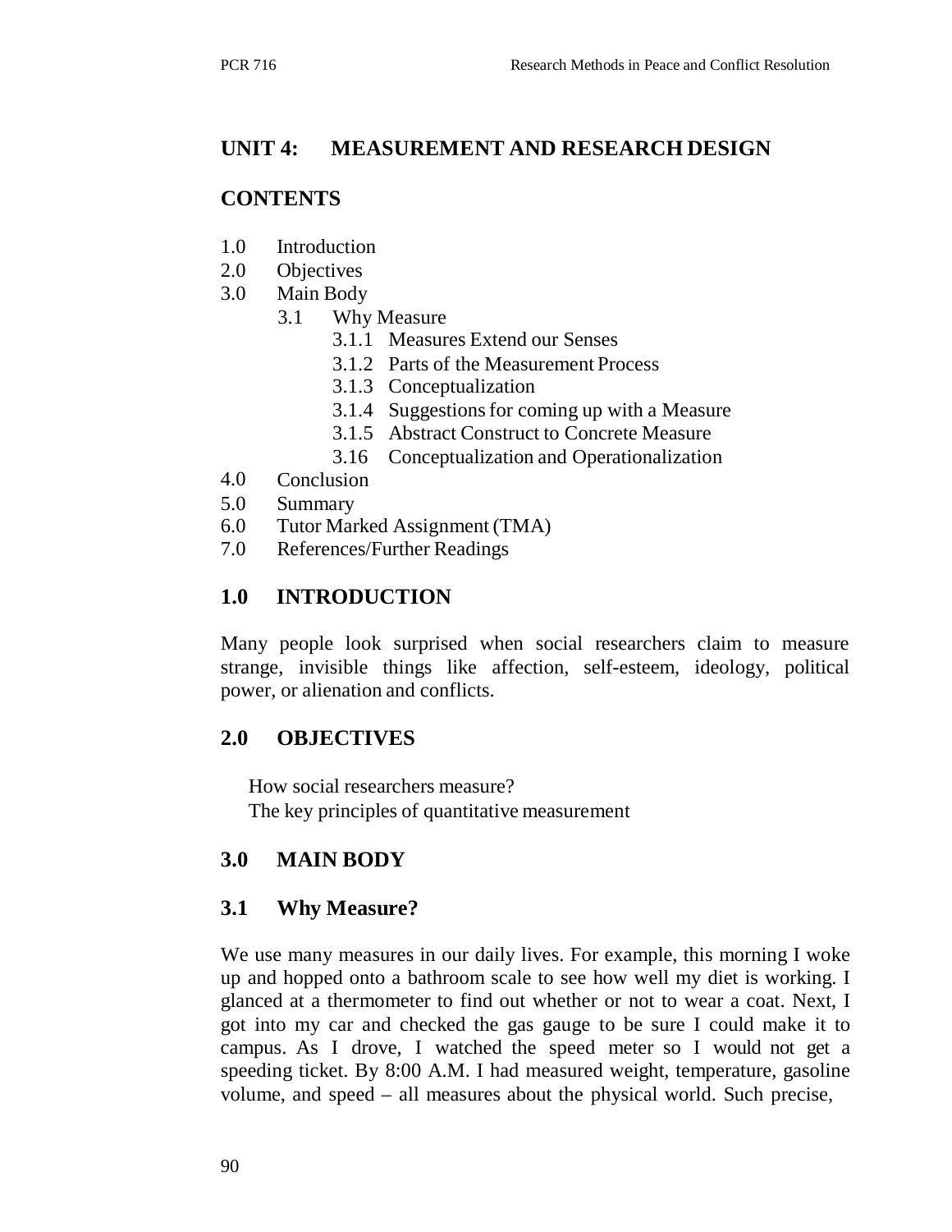## UNIT 4: MEASUREMENT AND RESEARCH DESIGN

### CONTENTS

1.0 Introduction
2.0 Objectives
3.0 Main Body
    3.1 Why Measure
        3.1.1 Measures Extend our Senses
        3.1.2 Parts of the Measurement Process
        3.1.3 Conceptualization
        3.1.4 Suggestions for coming up with a Measure
        3.1.5 Abstract Construct to Concrete Measure
        3.16 Conceptualization and Operationalization
4.0 Conclusion
5.0 Summary
6.0 Tutor Marked Assignment (TMA)
7.0 References/Further Readings

### 1.0 INTRODUCTION

Many people look surprised when social researchers claim to measure strange, invisible things like affection, self-esteem, ideology, political power, or alienation and conflicts.

### 2.0 OBJECTIVES

How social researchers measure?
The key principles of quantitative measurement

### 3.0 MAIN BODY

### 3.1 Why Measure?

We use many measures in our daily lives. For example, this morning I woke up and hopped onto a bathroom scale to see how well my diet is working. I glanced at a thermometer to find out whether or not to wear a coat. Next, I got into my car and checked the gas gauge to be sure I could make it to campus. As I drove, I watched the speed meter so I would not get a speeding ticket. By 8:00 A.M. I had measured weight, temperature, gasoline volume, and speed – all measures about the physical world. Such precise,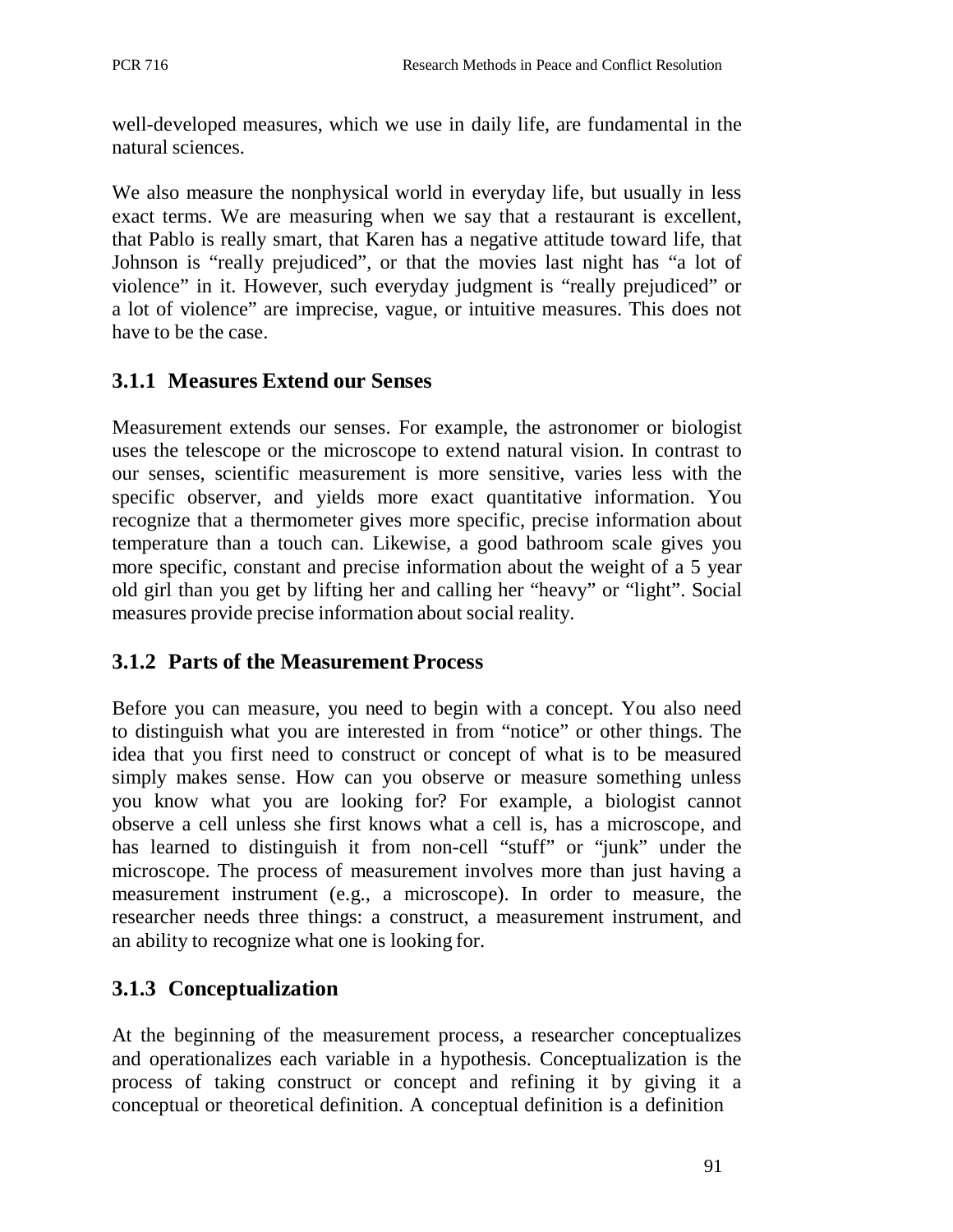well-developed measures, which we use in daily life, are fundamental in the natural sciences.

We also measure the nonphysical world in everyday life, but usually in less exact terms. We are measuring when we say that a restaurant is excellent, that Pablo is really smart, that Karen has a negative attitude toward life, that Johnson is "really prejudiced", or that the movies last night has "a lot of violence" in it. However, such everyday judgment is "really prejudiced" or a lot of violence" are imprecise, vague, or intuitive measures. This does not have to be the case.

### 3.1.1 Measures Extend our Senses

Measurement extends our senses. For example, the astronomer or biologist uses the telescope or the microscope to extend natural vision. In contrast to our senses, scientific measurement is more sensitive, varies less with the specific observer, and yields more exact quantitative information. You recognize that a thermometer gives more specific, precise information about temperature than a touch can. Likewise, a good bathroom scale gives you more specific, constant and precise information about the weight of a 5 year old girl than you get by lifting her and calling her "heavy" or "light". Social measures provide precise information about social reality.

### 3.1.2 Parts of the Measurement Process

Before you can measure, you need to begin with a concept. You also need to distinguish what you are interested in from "notice" or other things. The idea that you first need to construct or concept of what is to be measured simply makes sense. How can you observe or measure something unless you know what you are looking for? For example, a biologist cannot observe a cell unless she first knows what a cell is, has a microscope, and has learned to distinguish it from non-cell "stuff" or "junk" under the microscope. The process of measurement involves more than just having a measurement instrument (e.g., a microscope). In order to measure, the researcher needs three things: a construct, a measurement instrument, and an ability to recognize what one is looking for.

### 3.1.3 Conceptualization

At the beginning of the measurement process, a researcher conceptualizes and operationalizes each variable in a hypothesis. Conceptualization is the process of taking construct or concept and refining it by giving it a conceptual or theoretical definition. A conceptual definition is a definition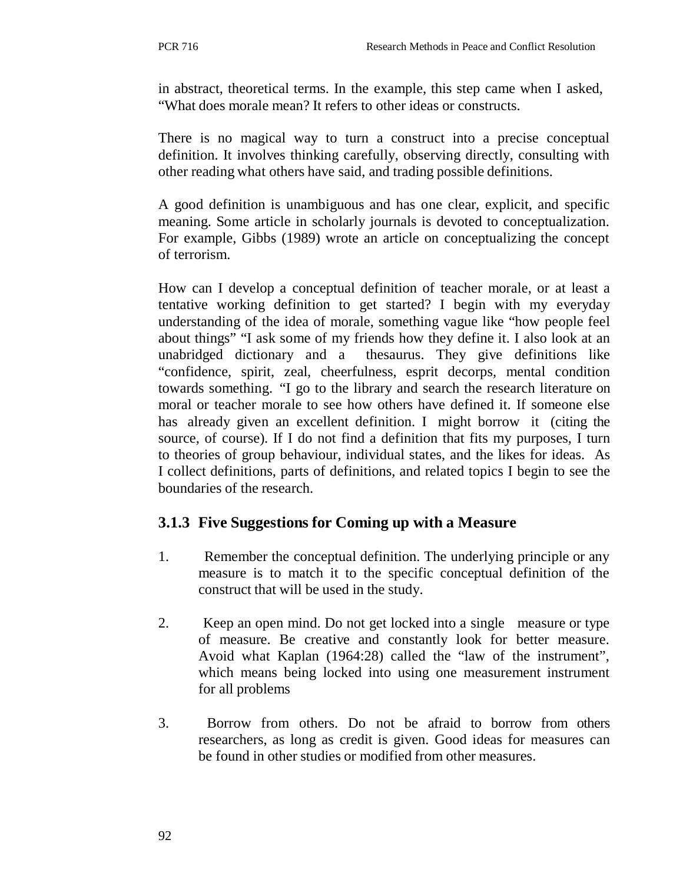in abstract, theoretical terms. In the example, this step came when I asked, "What does morale mean? It refers to other ideas or constructs.

There is no magical way to turn a construct into a precise conceptual definition. It involves thinking carefully, observing directly, consulting with other reading what others have said, and trading possible definitions.

A good definition is unambiguous and has one clear, explicit, and specific meaning. Some article in scholarly journals is devoted to conceptualization. For example, Gibbs (1989) wrote an article on conceptualizing the concept of terrorism.

How can I develop a conceptual definition of teacher morale, or at least a tentative working definition to get started? I begin with my everyday understanding of the idea of morale, something vague like "how people feel about things" "I ask some of my friends how they define it. I also look at an unabridged dictionary and a thesaurus. They give definitions like "confidence, spirit, zeal, cheerfulness, esprit decorps, mental condition towards something. "I go to the library and search the research literature on moral or teacher morale to see how others have defined it. If someone else has already given an excellent definition. I might borrow it (citing the source, of course). If I do not find a definition that fits my purposes, I turn to theories of group behaviour, individual states, and the likes for ideas. As I collect definitions, parts of definitions, and related topics I begin to see the boundaries of the research.

### 3.1.3 Five Suggestions for Coming up with a Measure

1. Remember the conceptual definition. The underlying principle or any measure is to match it to the specific conceptual definition of the construct that will be used in the study.

2. Keep an open mind. Do not get locked into a single measure or type of measure. Be creative and constantly look for better measure. Avoid what Kaplan (1964:28) called the "law of the instrument", which means being locked into using one measurement instrument for all problems

3. Borrow from others. Do not be afraid to borrow from others researchers, as long as credit is given. Good ideas for measures can be found in other studies or modified from other measures.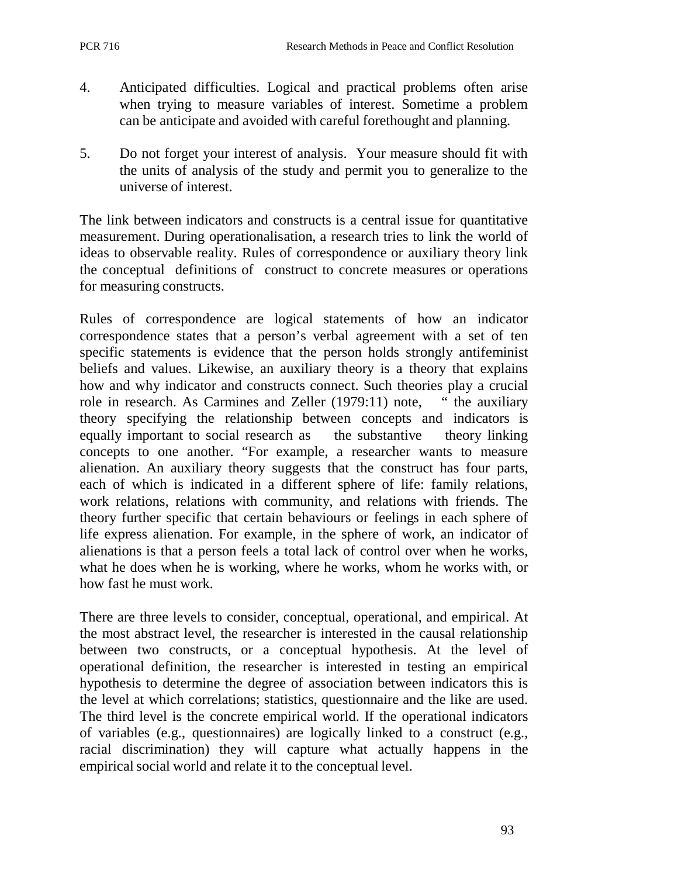4. Anticipated difficulties. Logical and practical problems often arise when trying to measure variables of interest. Sometime a problem can be anticipate and avoided with careful forethought and planning.

5. Do not forget your interest of analysis. Your measure should fit with the units of analysis of the study and permit you to generalize to the universe of interest.

The link between indicators and constructs is a central issue for quantitative measurement. During operationalisation, a research tries to link the world of ideas to observable reality. Rules of correspondence or auxiliary theory link the conceptual definitions of construct to concrete measures or operations for measuring constructs.

Rules of correspondence are logical statements of how an indicator correspondence states that a person's verbal agreement with a set of ten specific statements is evidence that the person holds strongly antifeminist beliefs and values. Likewise, an auxiliary theory is a theory that explains how and why indicator and constructs connect. Such theories play a crucial role in research. As Carmines and Zeller (1979:11) note, " the auxiliary theory specifying the relationship between concepts and indicators is equally important to social research as the substantive theory linking concepts to one another. "For example, a researcher wants to measure alienation. An auxiliary theory suggests that the construct has four parts, each of which is indicated in a different sphere of life: family relations, work relations, relations with community, and relations with friends. The theory further specific that certain behaviours or feelings in each sphere of life express alienation. For example, in the sphere of work, an indicator of alienations is that a person feels a total lack of control over when he works, what he does when he is working, where he works, whom he works with, or how fast he must work.

There are three levels to consider, conceptual, operational, and empirical. At the most abstract level, the researcher is interested in the causal relationship between two constructs, or a conceptual hypothesis. At the level of operational definition, the researcher is interested in testing an empirical hypothesis to determine the degree of association between indicators this is the level at which correlations; statistics, questionnaire and the like are used. The third level is the concrete empirical world. If the operational indicators of variables (e.g., questionnaires) are logically linked to a construct (e.g., racial discrimination) they will capture what actually happens in the empirical social world and relate it to the conceptual level.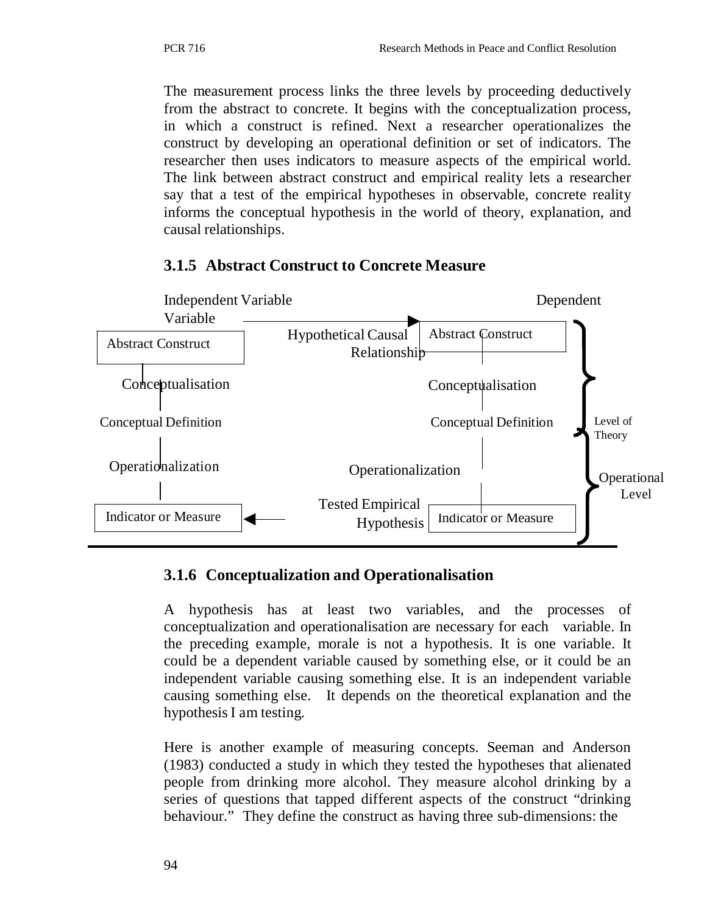The measurement process links the three levels by proceeding deductively from the abstract to concrete. It begins with the conceptualization process, in which a construct is refined. Next a researcher operationalizes the construct by developing an operational definition or set of indicators. The researcher then uses indicators to measure aspects of the empirical world. The link between abstract construct and empirical reality lets a researcher say that a test of the empirical hypotheses in observable, concrete reality informs the conceptual hypothesis in the world of theory, explanation, and causal relationships.

### 3.1.5 Abstract Construct to Concrete Measure

Independent Variable — Dependent Variable

Abstract Construct → Hypothetical Causal Relationship → Abstract Construct

Conceptualisation — Conceptualisation

Conceptual Definition — Conceptual Definition

Level of Theory

Operationalization — Operationalization

Operational Level

Indicator or Measure ← Tested Empirical Hypothesis — Indicator or Measure

### 3.1.6 Conceptualization and Operationalisation

A hypothesis has at least two variables, and the processes of conceptualization and operationalisation are necessary for each variable. In the preceding example, morale is not a hypothesis. It is one variable. It could be a dependent variable caused by something else, or it could be an independent variable causing something else. It is an independent variable causing something else. It depends on the theoretical explanation and the hypothesis I am testing.

Here is another example of measuring concepts. Seeman and Anderson (1983) conducted a study in which they tested the hypotheses that alienated people from drinking more alcohol. They measure alcohol drinking by a series of questions that tapped different aspects of the construct "drinking behaviour." They define the construct as having three sub-dimensions: the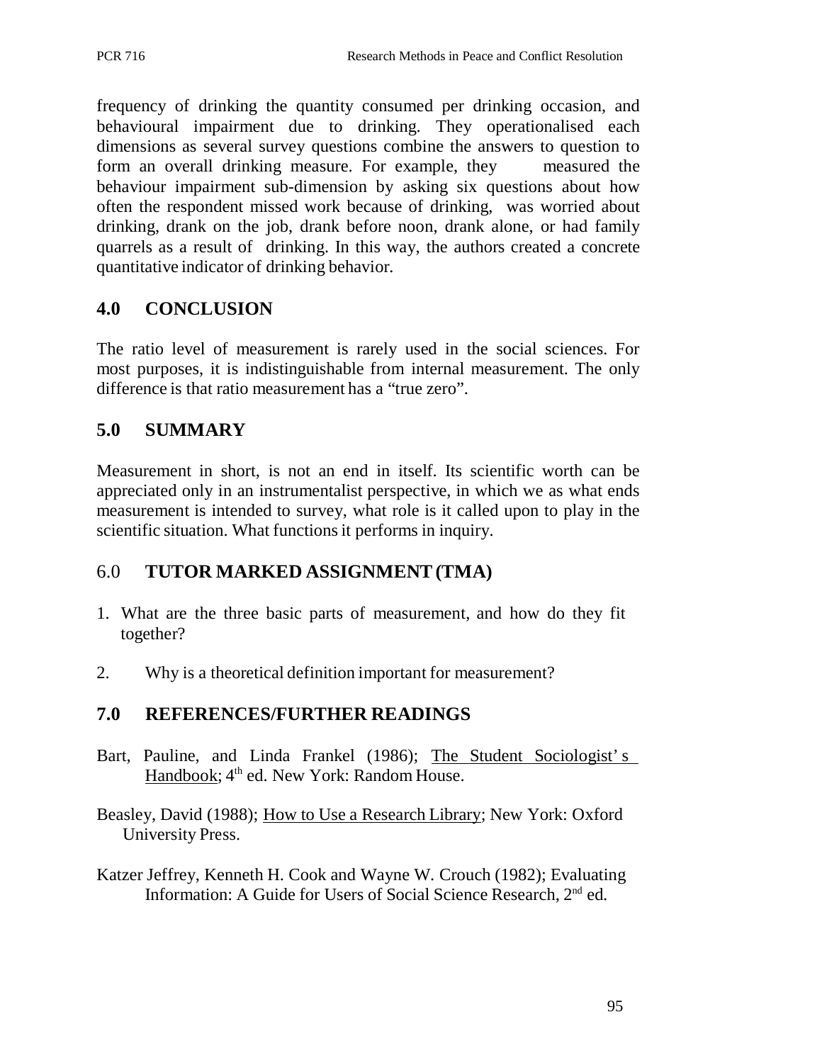frequency of drinking the quantity consumed per drinking occasion, and behavioural impairment due to drinking. They operationalised each dimensions as several survey questions combine the answers to question to form an overall drinking measure. For example, they measured the behaviour impairment sub-dimension by asking six questions about how often the respondent missed work because of drinking, was worried about drinking, drank on the job, drank before noon, drank alone, or had family quarrels as a result of drinking. In this way, the authors created a concrete quantitative indicator of drinking behavior.

## 4.0 CONCLUSION

The ratio level of measurement is rarely used in the social sciences. For most purposes, it is indistinguishable from internal measurement. The only difference is that ratio measurement has a "true zero".

## 5.0 SUMMARY

Measurement in short, is not an end in itself. Its scientific worth can be appreciated only in an instrumentalist perspective, in which we as what ends measurement is intended to survey, what role is it called upon to play in the scientific situation. What functions it performs in inquiry.

## 6.0 TUTOR MARKED ASSIGNMENT (TMA)

1. What are the three basic parts of measurement, and how do they fit together?
2. Why is a theoretical definition important for measurement?

## 7.0 REFERENCES/FURTHER READINGS

Bart, Pauline, and Linda Frankel (1986); The Student Sociologist's Handbook; 4th ed. New York: Random House.

Beasley, David (1988); How to Use a Research Library; New York: Oxford University Press.

Katzer Jeffrey, Kenneth H. Cook and Wayne W. Crouch (1982); Evaluating Information: A Guide for Users of Social Science Research, 2nd ed.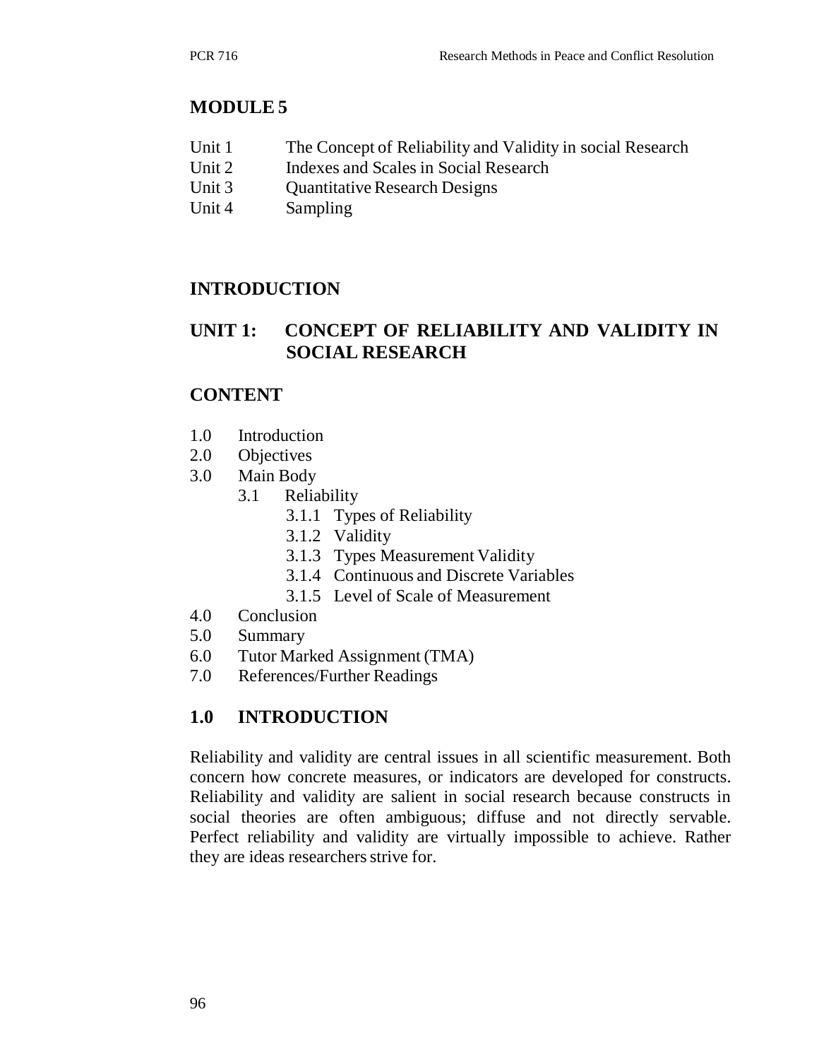## MODULE 5

- Unit 1 The Concept of Reliability and Validity in social Research
- Unit 2 Indexes and Scales in Social Research
- Unit 3 Quantitative Research Designs
- Unit 4 Sampling

## INTRODUCTION

## UNIT 1: CONCEPT OF RELIABILITY AND VALIDITY IN SOCIAL RESEARCH

## CONTENT

- 1.0 Introduction
- 2.0 Objectives
- 3.0 Main Body
    - 3.1 Reliability
        - 3.1.1 Types of Reliability
        - 3.1.2 Validity
        - 3.1.3 Types Measurement Validity
        - 3.1.4 Continuous and Discrete Variables
        - 3.1.5 Level of Scale of Measurement
- 4.0 Conclusion
- 5.0 Summary
- 6.0 Tutor Marked Assignment (TMA)
- 7.0 References/Further Readings

## 1.0 INTRODUCTION

Reliability and validity are central issues in all scientific measurement. Both concern how concrete measures, or indicators are developed for constructs. Reliability and validity are salient in social research because constructs in social theories are often ambiguous; diffuse and not directly servable. Perfect reliability and validity are virtually impossible to achieve. Rather they are ideas researchers strive for.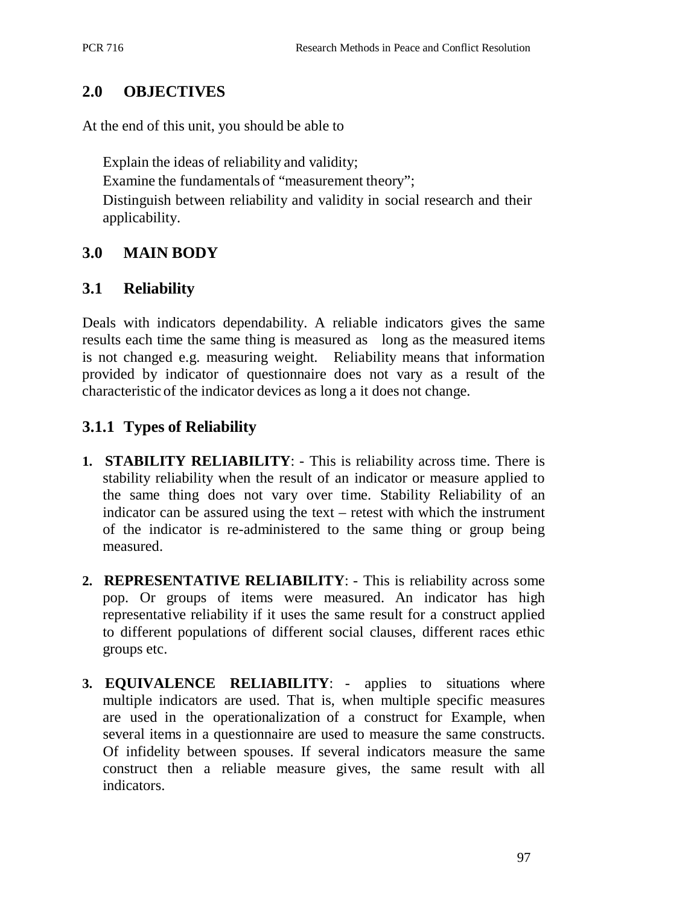## 2.0 OBJECTIVES

At the end of this unit, you should be able to

- Explain the ideas of reliability and validity;
- Examine the fundamentals of "measurement theory";
- Distinguish between reliability and validity in social research and their applicability.

## 3.0 MAIN BODY

### 3.1 Reliability

Deals with indicators dependability. A reliable indicators gives the same results each time the same thing is measured as long as the measured items is not changed e.g. measuring weight. Reliability means that information provided by indicator of questionnaire does not vary as a result of the characteristic of the indicator devices as long a it does not change.

### 3.1.1 Types of Reliability

1. **STABILITY RELIABILITY**: - This is reliability across time. There is stability reliability when the result of an indicator or measure applied to the same thing does not vary over time. Stability Reliability of an indicator can be assured using the text – retest with which the instrument of the indicator is re-administered to the same thing or group being measured.

2. **REPRESENTATIVE RELIABILITY**: - This is reliability across some pop. Or groups of items were measured. An indicator has high representative reliability if it uses the same result for a construct applied to different populations of different social clauses, different races ethic groups etc.

3. **EQUIVALENCE RELIABILITY**: - applies to situations where multiple indicators are used. That is, when multiple specific measures are used in the operationalization of a construct for Example, when several items in a questionnaire are used to measure the same constructs. Of infidelity between spouses. If several indicators measure the same construct then a reliable measure gives, the same result with all indicators.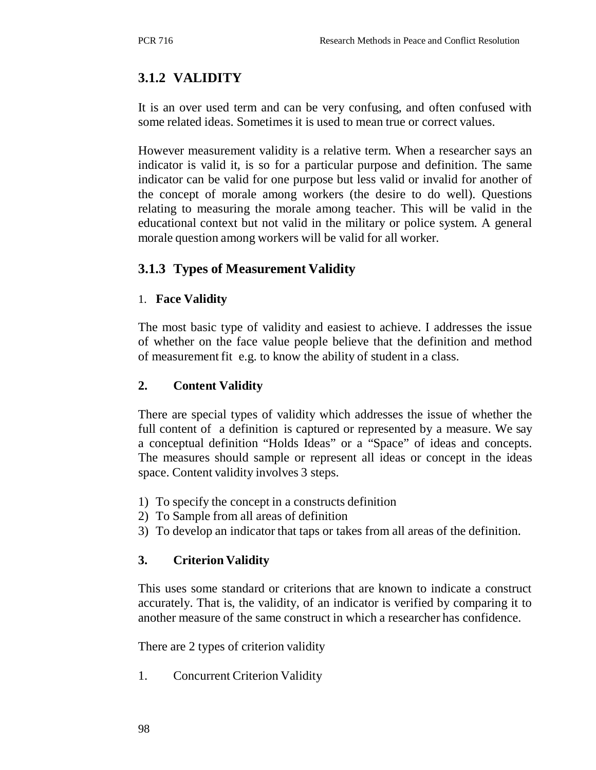### 3.1.2 VALIDITY

It is an over used term and can be very confusing, and often confused with some related ideas. Sometimes it is used to mean true or correct values.

However measurement validity is a relative term. When a researcher says an indicator is valid it, is so for a particular purpose and definition. The same indicator can be valid for one purpose but less valid or invalid for another of the concept of morale among workers (the desire to do well). Questions relating to measuring the morale among teacher. This will be valid in the educational context but not valid in the military or police system. A general morale question among workers will be valid for all worker.

### 3.1.3 Types of Measurement Validity

1. **Face Validity**

The most basic type of validity and easiest to achieve. I addresses the issue of whether on the face value people believe that the definition and method of measurement fit e.g. to know the ability of student in a class.

**2. Content Validity**

There are special types of validity which addresses the issue of whether the full content of a definition is captured or represented by a measure. We say a conceptual definition "Holds Ideas" or a "Space" of ideas and concepts. The measures should sample or represent all ideas or concept in the ideas space. Content validity involves 3 steps.

1) To specify the concept in a constructs definition
2) To Sample from all areas of definition
3) To develop an indicator that taps or takes from all areas of the definition.

**3. Criterion Validity**

This uses some standard or criterions that are known to indicate a construct accurately. That is, the validity, of an indicator is verified by comparing it to another measure of the same construct in which a researcher has confidence.

There are 2 types of criterion validity

1. Concurrent Criterion Validity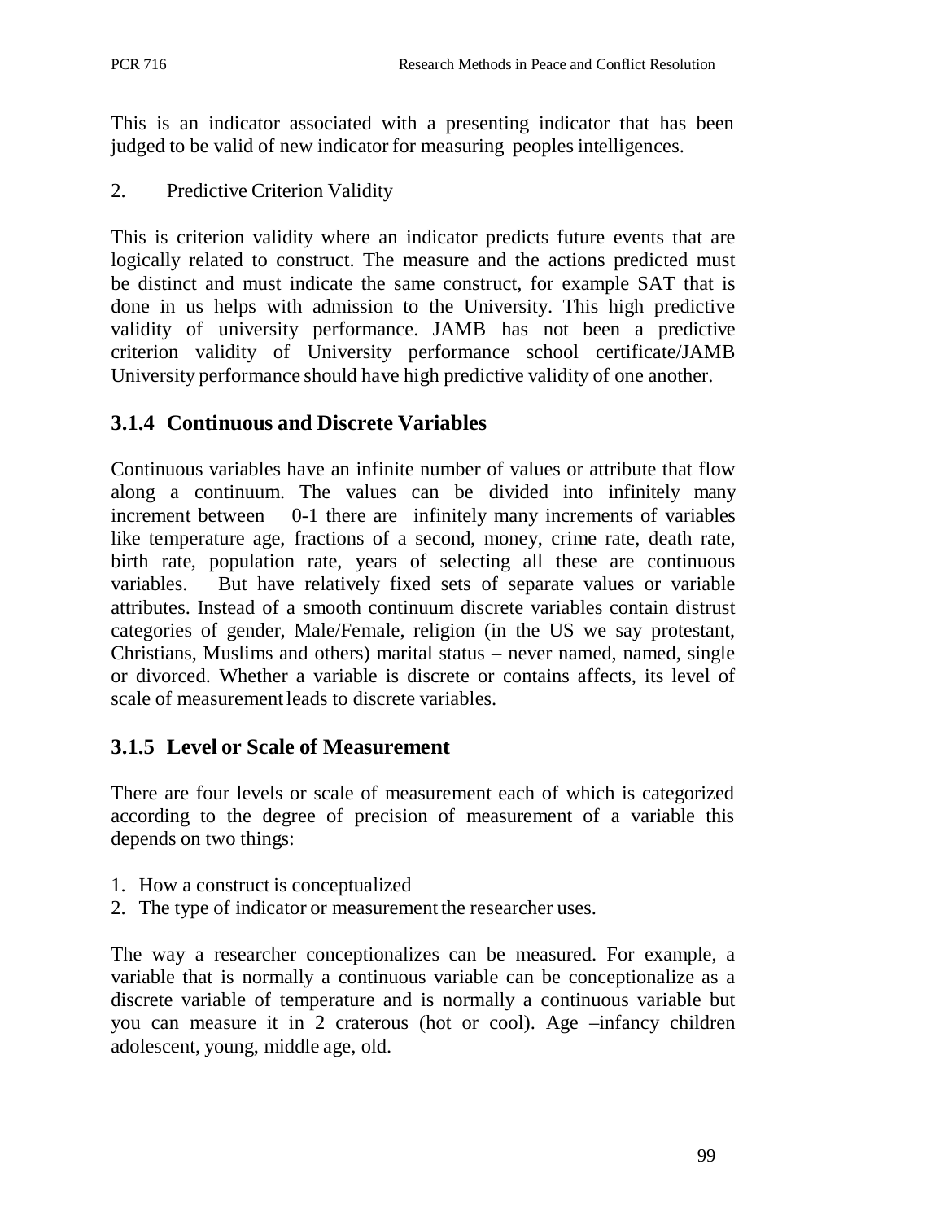This is an indicator associated with a presenting indicator that has been judged to be valid of new indicator for measuring peoples intelligences.

2. Predictive Criterion Validity

This is criterion validity where an indicator predicts future events that are logically related to construct. The measure and the actions predicted must be distinct and must indicate the same construct, for example SAT that is done in us helps with admission to the University. This high predictive validity of university performance. JAMB has not been a predictive criterion validity of University performance school certificate/JAMB University performance should have high predictive validity of one another.

### 3.1.4 Continuous and Discrete Variables

Continuous variables have an infinite number of values or attribute that flow along a continuum. The values can be divided into infinitely many increment between 0-1 there are infinitely many increments of variables like temperature age, fractions of a second, money, crime rate, death rate, birth rate, population rate, years of selecting all these are continuous variables. But have relatively fixed sets of separate values or variable attributes. Instead of a smooth continuum discrete variables contain distrust categories of gender, Male/Female, religion (in the US we say protestant, Christians, Muslims and others) marital status – never named, named, single or divorced. Whether a variable is discrete or contains affects, its level of scale of measurement leads to discrete variables.

### 3.1.5 Level or Scale of Measurement

There are four levels or scale of measurement each of which is categorized according to the degree of precision of measurement of a variable this depends on two things:

1. How a construct is conceptualized
2. The type of indicator or measurement the researcher uses.

The way a researcher conceptionalizes can be measured. For example, a variable that is normally a continuous variable can be conceptionalize as a discrete variable of temperature and is normally a continuous variable but you can measure it in 2 craterous (hot or cool). Age –infancy children adolescent, young, middle age, old.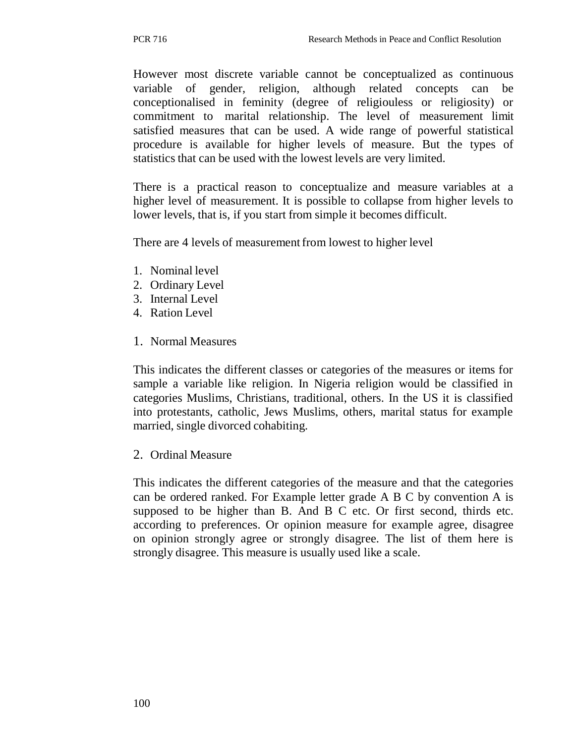However most discrete variable cannot be conceptualized as continuous variable of gender, religion, although related concepts can be conceptionalised in feminity (degree of religiouless or religiosity) or commitment to marital relationship. The level of measurement limit satisfied measures that can be used. A wide range of powerful statistical procedure is available for higher levels of measure. But the types of statistics that can be used with the lowest levels are very limited.

There is a practical reason to conceptualize and measure variables at a higher level of measurement. It is possible to collapse from higher levels to lower levels, that is, if you start from simple it becomes difficult.

There are 4 levels of measurement from lowest to higher level

1. Nominal level
2. Ordinary Level
3. Internal Level
4. Ration Level

1. Normal Measures

This indicates the different classes or categories of the measures or items for sample a variable like religion. In Nigeria religion would be classified in categories Muslims, Christians, traditional, others. In the US it is classified into protestants, catholic, Jews Muslims, others, marital status for example married, single divorced cohabiting.

2. Ordinal Measure

This indicates the different categories of the measure and that the categories can be ordered ranked. For Example letter grade A B C by convention A is supposed to be higher than B. And B C etc. Or first second, thirds etc. according to preferences. Or opinion measure for example agree, disagree on opinion strongly agree or strongly disagree. The list of them here is strongly disagree. This measure is usually used like a scale.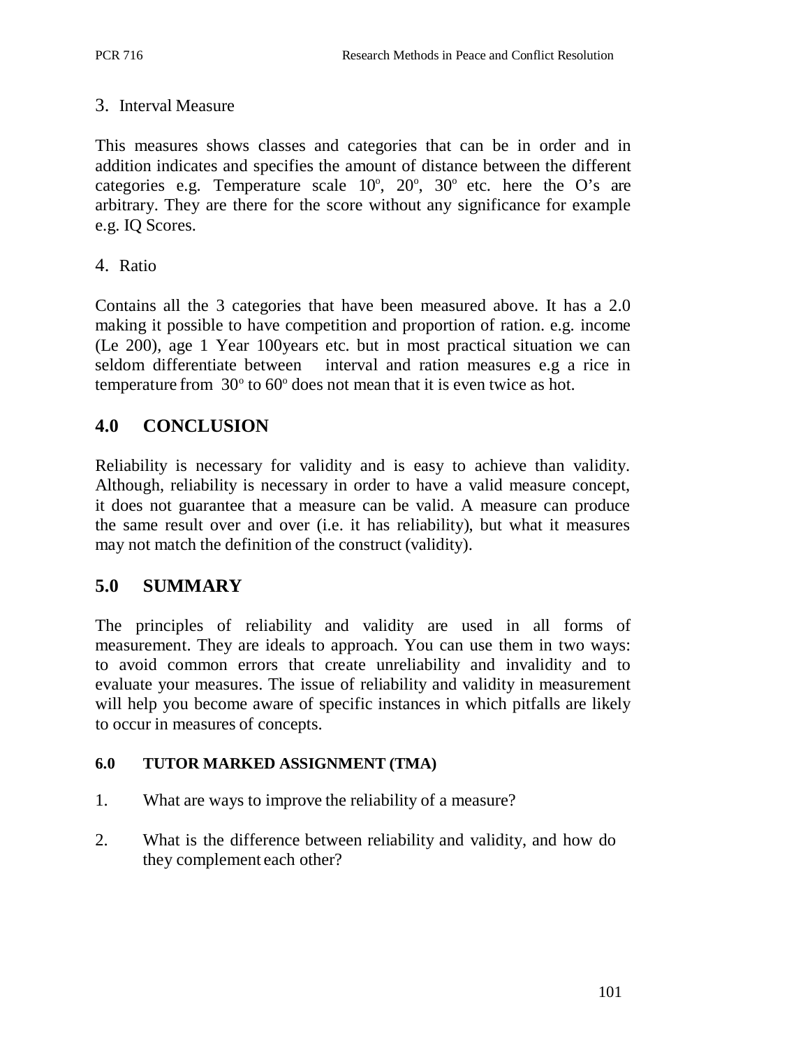3. Interval Measure

This measures shows classes and categories that can be in order and in addition indicates and specifies the amount of distance between the different categories e.g. Temperature scale $10^o$, $20^o$, $30^o$ etc. here the O's are arbitrary. They are there for the score without any significance for example e.g. IQ Scores.

4. Ratio

Contains all the 3 categories that have been measured above. It has a 2.0 making it possible to have competition and proportion of ration. e.g. income (Le 200), age 1 Year 100years etc. but in most practical situation we can seldom differentiate between interval and ration measures e.g a rice in temperature from $30^o$ to $60^o$ does not mean that it is even twice as hot.

## 4.0 CONCLUSION

Reliability is necessary for validity and is easy to achieve than validity. Although, reliability is necessary in order to have a valid measure concept, it does not guarantee that a measure can be valid. A measure can produce the same result over and over (i.e. it has reliability), but what it measures may not match the definition of the construct (validity).

## 5.0 SUMMARY

The principles of reliability and validity are used in all forms of measurement. They are ideals to approach. You can use them in two ways: to avoid common errors that create unreliability and invalidity and to evaluate your measures. The issue of reliability and validity in measurement will help you become aware of specific instances in which pitfalls are likely to occur in measures of concepts.

#### 6.0 TUTOR MARKED ASSIGNMENT (TMA)

1. What are ways to improve the reliability of a measure?
2. What is the difference between reliability and validity, and how do they complement each other?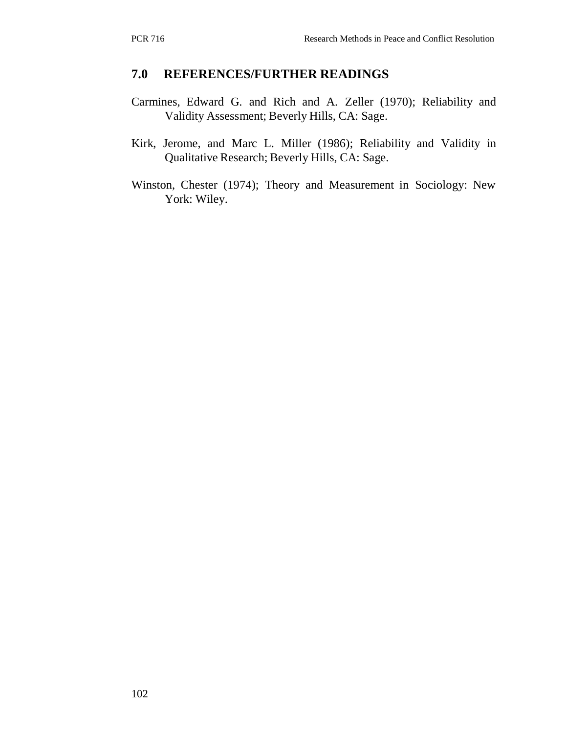## 7.0 REFERENCES/FURTHER READINGS

Carmines, Edward G. and Rich and A. Zeller (1970); Reliability and Validity Assessment; Beverly Hills, CA: Sage.

Kirk, Jerome, and Marc L. Miller (1986); Reliability and Validity in Qualitative Research; Beverly Hills, CA: Sage.

Winston, Chester (1974); Theory and Measurement in Sociology: New York: Wiley.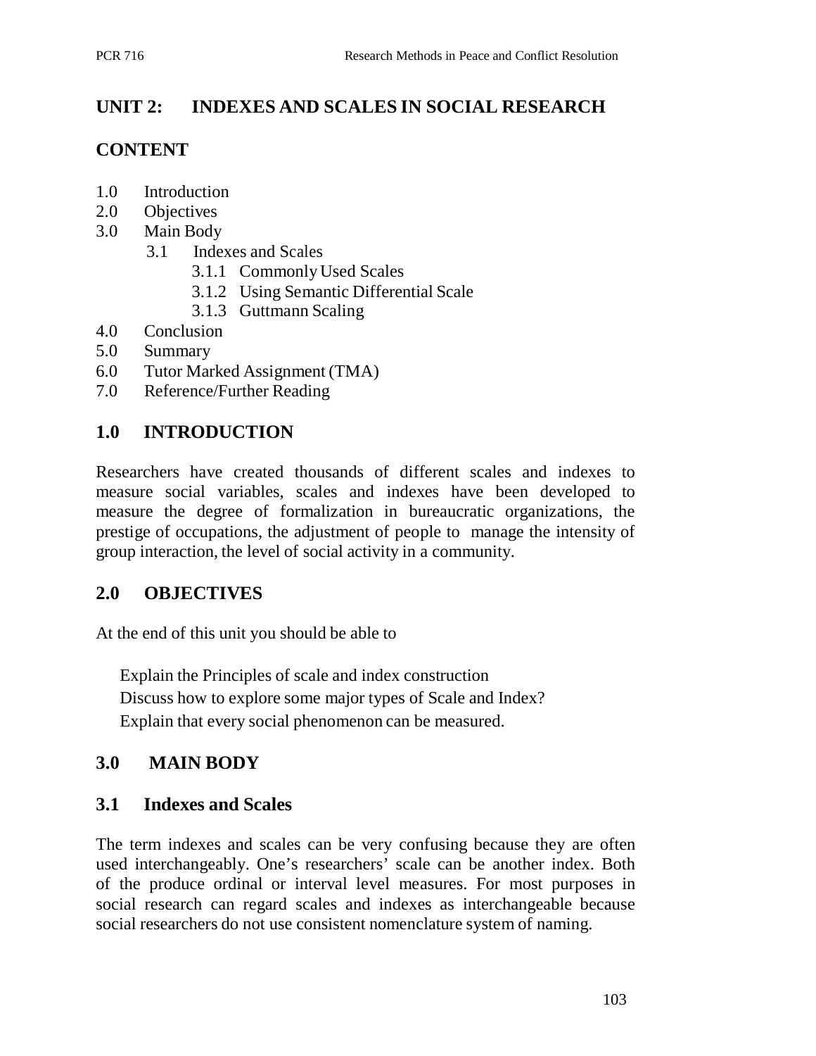## UNIT 2: INDEXES AND SCALES IN SOCIAL RESEARCH

## CONTENT

- 1.0 Introduction
- 2.0 Objectives
- 3.0 Main Body
  - 3.1 Indexes and Scales
    - 3.1.1 Commonly Used Scales
    - 3.1.2 Using Semantic Differential Scale
    - 3.1.3 Guttmann Scaling
- 4.0 Conclusion
- 5.0 Summary
- 6.0 Tutor Marked Assignment (TMA)
- 7.0 Reference/Further Reading

## 1.0 INTRODUCTION

Researchers have created thousands of different scales and indexes to measure social variables, scales and indexes have been developed to measure the degree of formalization in bureaucratic organizations, the prestige of occupations, the adjustment of people to manage the intensity of group interaction, the level of social activity in a community.

## 2.0 OBJECTIVES

At the end of this unit you should be able to

- Explain the Principles of scale and index construction
- Discuss how to explore some major types of Scale and Index?
- Explain that every social phenomenon can be measured.

## 3.0 MAIN BODY

### 3.1 Indexes and Scales

The term indexes and scales can be very confusing because they are often used interchangeably. One's researchers' scale can be another index. Both of the produce ordinal or interval level measures. For most purposes in social research can regard scales and indexes as interchangeable because social researchers do not use consistent nomenclature system of naming.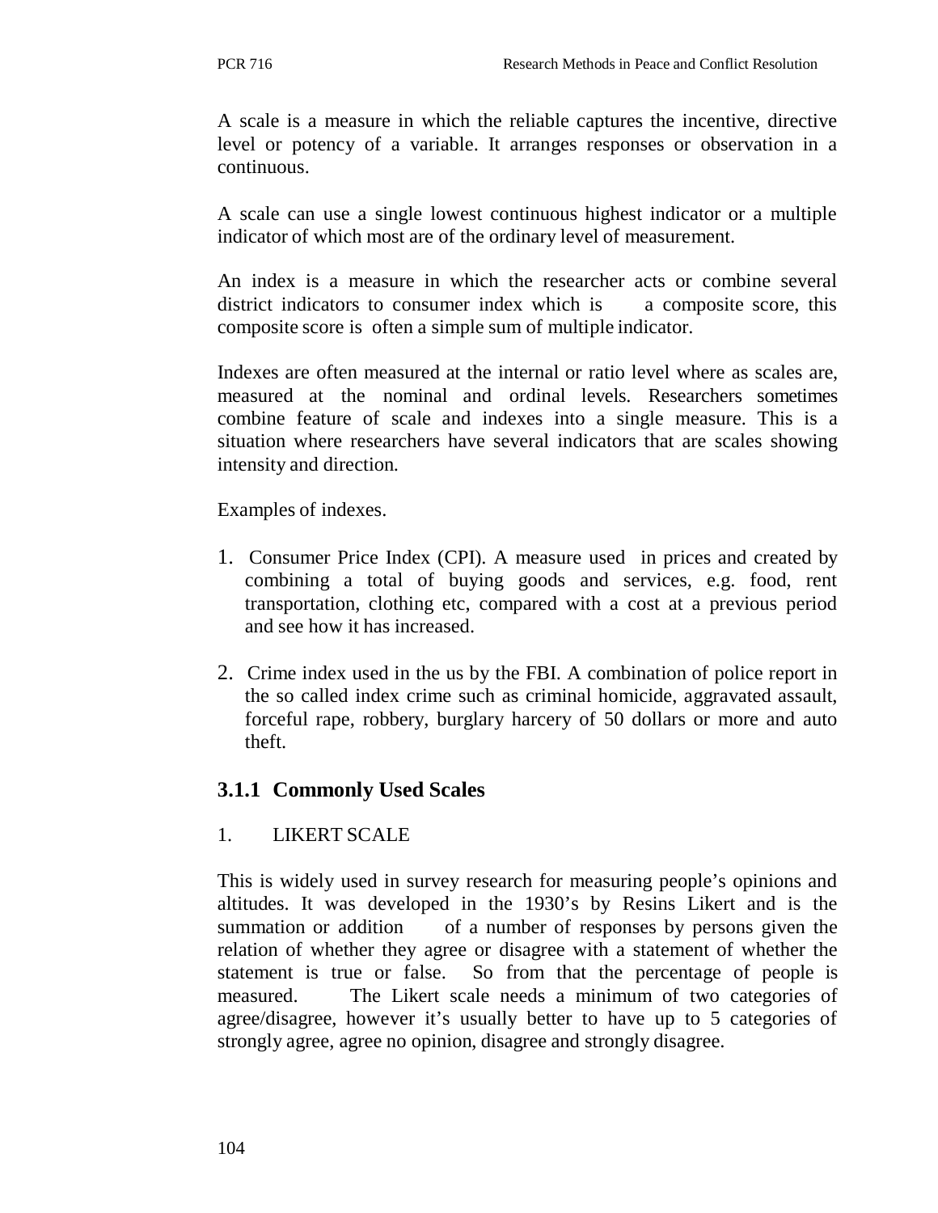A scale is a measure in which the reliable captures the incentive, directive level or potency of a variable. It arranges responses or observation in a continuous.

A scale can use a single lowest continuous highest indicator or a multiple indicator of which most are of the ordinary level of measurement.

An index is a measure in which the researcher acts or combine several district indicators to consumer index which is a composite score, this composite score is often a simple sum of multiple indicator.

Indexes are often measured at the internal or ratio level where as scales are, measured at the nominal and ordinal levels. Researchers sometimes combine feature of scale and indexes into a single measure. This is a situation where researchers have several indicators that are scales showing intensity and direction.

Examples of indexes.

1. Consumer Price Index (CPI). A measure used in prices and created by combining a total of buying goods and services, e.g. food, rent transportation, clothing etc, compared with a cost at a previous period and see how it has increased.

2. Crime index used in the us by the FBI. A combination of police report in the so called index crime such as criminal homicide, aggravated assault, forceful rape, robbery, burglary harcery of 50 dollars or more and auto theft.

### 3.1.1 Commonly Used Scales

1. LIKERT SCALE

This is widely used in survey research for measuring people's opinions and altitudes. It was developed in the 1930's by Resins Likert and is the summation or addition of a number of responses by persons given the relation of whether they agree or disagree with a statement of whether the statement is true or false. So from that the percentage of people is measured. The Likert scale needs a minimum of two categories of agree/disagree, however it's usually better to have up to 5 categories of strongly agree, agree no opinion, disagree and strongly disagree.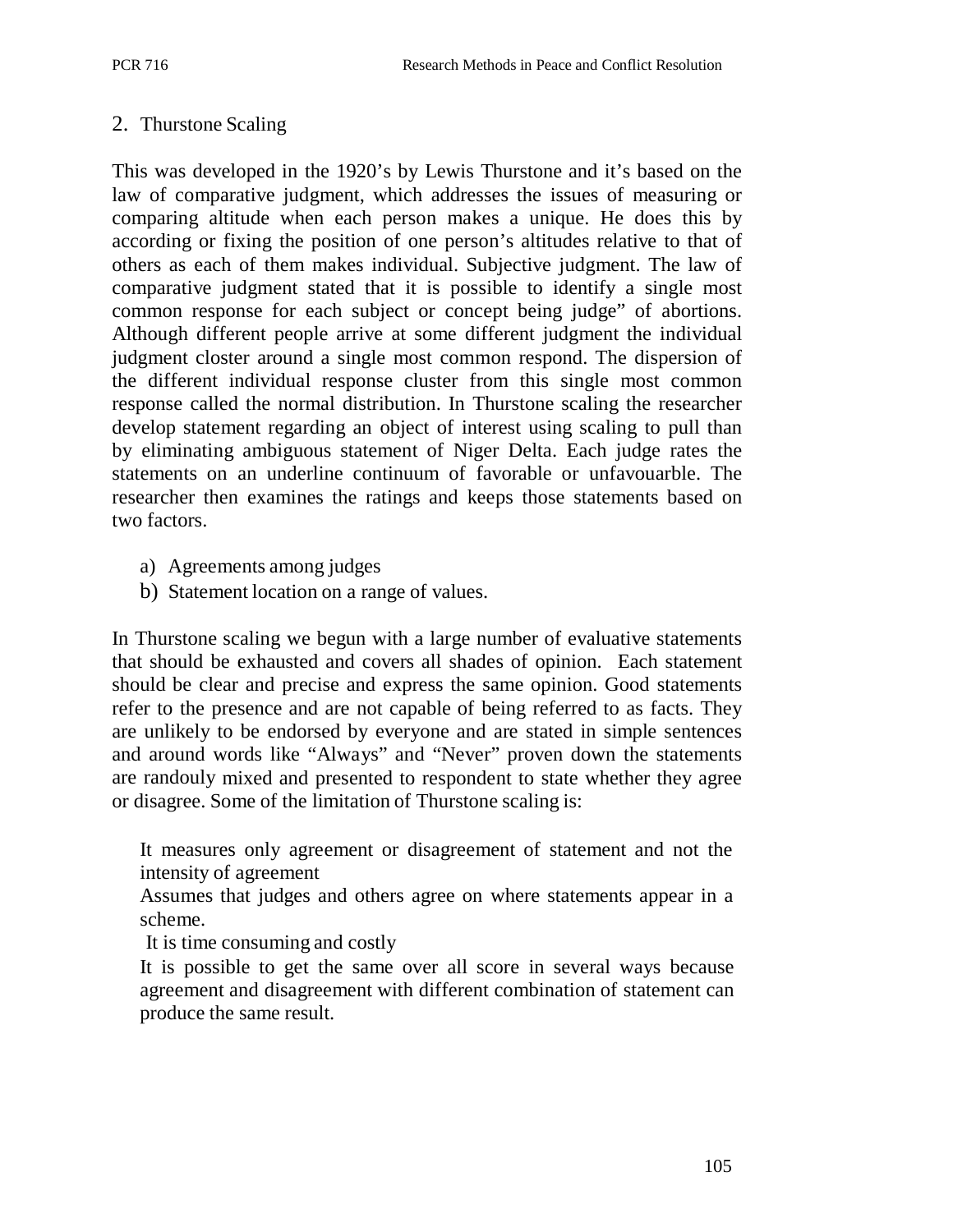## 2. Thurstone Scaling

This was developed in the 1920's by Lewis Thurstone and it's based on the law of comparative judgment, which addresses the issues of measuring or comparing altitude when each person makes a unique. He does this by according or fixing the position of one person's altitudes relative to that of others as each of them makes individual. Subjective judgment. The law of comparative judgment stated that it is possible to identify a single most common response for each subject or concept being judge" of abortions. Although different people arrive at some different judgment the individual judgment closter around a single most common respond. The dispersion of the different individual response cluster from this single most common response called the normal distribution. In Thurstone scaling the researcher develop statement regarding an object of interest using scaling to pull than by eliminating ambiguous statement of Niger Delta. Each judge rates the statements on an underline continuum of favorable or unfavouarble. The researcher then examines the ratings and keeps those statements based on two factors.

a) Agreements among judges
b) Statement location on a range of values.

In Thurstone scaling we begun with a large number of evaluative statements that should be exhausted and covers all shades of opinion. Each statement should be clear and precise and express the same opinion. Good statements refer to the presence and are not capable of being referred to as facts. They are unlikely to be endorsed by everyone and are stated in simple sentences and around words like "Always" and "Never" proven down the statements are randouly mixed and presented to respondent to state whether they agree or disagree. Some of the limitation of Thurstone scaling is:

- It measures only agreement or disagreement of statement and not the intensity of agreement
- Assumes that judges and others agree on where statements appear in a scheme.
- It is time consuming and costly
- It is possible to get the same over all score in several ways because agreement and disagreement with different combination of statement can produce the same result.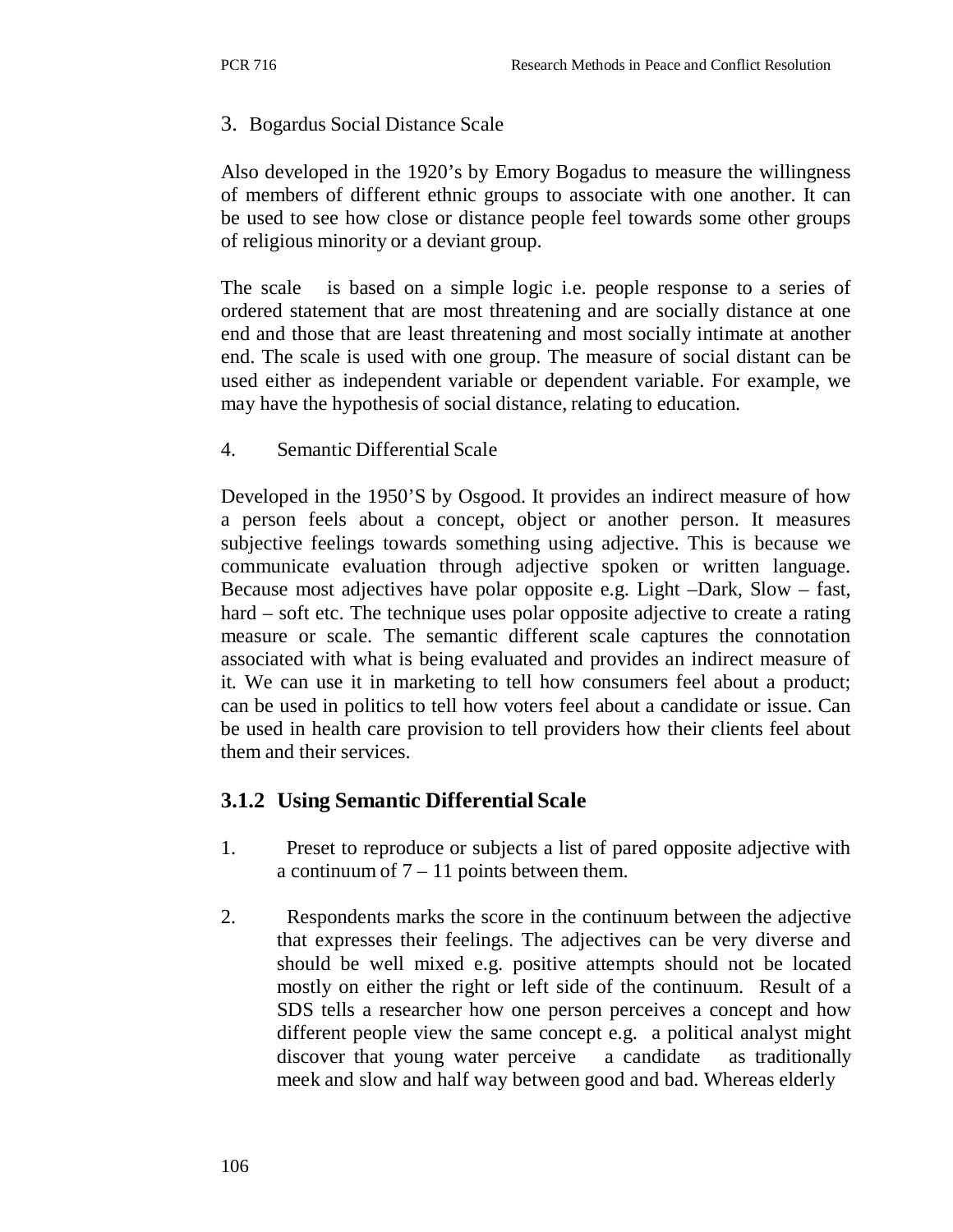3. Bogardus Social Distance Scale

Also developed in the 1920's by Emory Bogadus to measure the willingness of members of different ethnic groups to associate with one another. It can be used to see how close or distance people feel towards some other groups of religious minority or a deviant group.

The scale is based on a simple logic i.e. people response to a series of ordered statement that are most threatening and are socially distance at one end and those that are least threatening and most socially intimate at another end. The scale is used with one group. The measure of social distant can be used either as independent variable or dependent variable. For example, we may have the hypothesis of social distance, relating to education.

4. Semantic Differential Scale

Developed in the 1950'S by Osgood. It provides an indirect measure of how a person feels about a concept, object or another person. It measures subjective feelings towards something using adjective. This is because we communicate evaluation through adjective spoken or written language. Because most adjectives have polar opposite e.g. Light –Dark, Slow – fast, hard – soft etc. The technique uses polar opposite adjective to create a rating measure or scale. The semantic different scale captures the connotation associated with what is being evaluated and provides an indirect measure of it. We can use it in marketing to tell how consumers feel about a product; can be used in politics to tell how voters feel about a candidate or issue. Can be used in health care provision to tell providers how their clients feel about them and their services.

### 3.1.2 Using Semantic Differential Scale

1. Preset to reproduce or subjects a list of pared opposite adjective with a continuum of 7 – 11 points between them.
2. Respondents marks the score in the continuum between the adjective that expresses their feelings. The adjectives can be very diverse and should be well mixed e.g. positive attempts should not be located mostly on either the right or left side of the continuum. Result of a SDS tells a researcher how one person perceives a concept and how different people view the same concept e.g. a political analyst might discover that young water perceive a candidate as traditionally meek and slow and half way between good and bad. Whereas elderly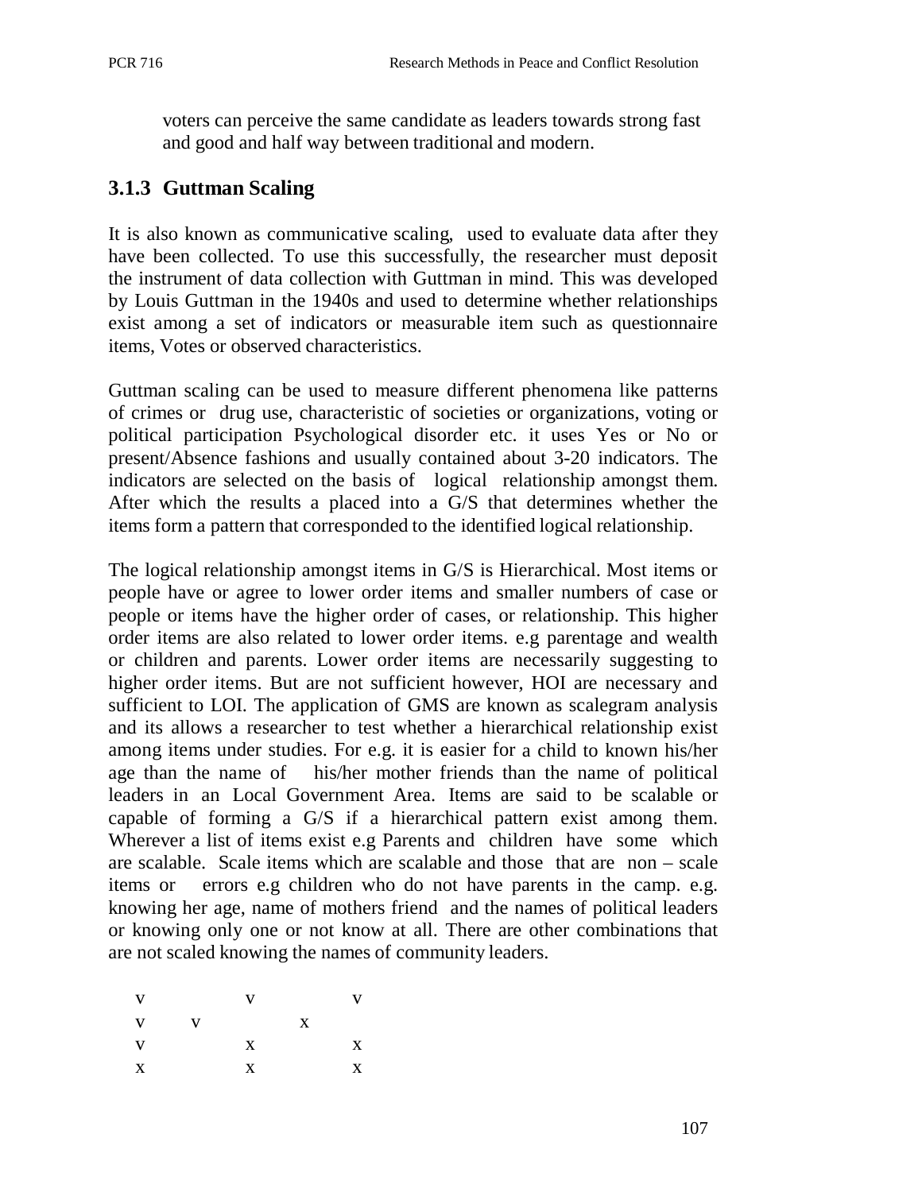voters can perceive the same candidate as leaders towards strong fast and good and half way between traditional and modern.

### 3.1.3 Guttman Scaling

It is also known as communicative scaling, used to evaluate data after they have been collected. To use this successfully, the researcher must deposit the instrument of data collection with Guttman in mind. This was developed by Louis Guttman in the 1940s and used to determine whether relationships exist among a set of indicators or measurable item such as questionnaire items, Votes or observed characteristics.

Guttman scaling can be used to measure different phenomena like patterns of crimes or drug use, characteristic of societies or organizations, voting or political participation Psychological disorder etc. it uses Yes or No or present/Absence fashions and usually contained about 3-20 indicators. The indicators are selected on the basis of logical relationship amongst them. After which the results a placed into a G/S that determines whether the items form a pattern that corresponded to the identified logical relationship.

The logical relationship amongst items in G/S is Hierarchical. Most items or people have or agree to lower order items and smaller numbers of case or people or items have the higher order of cases, or relationship. This higher order items are also related to lower order items. e.g parentage and wealth or children and parents. Lower order items are necessarily suggesting to higher order items. But are not sufficient however, HOI are necessary and sufficient to LOI. The application of GMS are known as scalegram analysis and its allows a researcher to test whether a hierarchical relationship exist among items under studies. For e.g. it is easier for a child to known his/her age than the name of his/her mother friends than the name of political leaders in an Local Government Area. Items are said to be scalable or capable of forming a G/S if a hierarchical pattern exist among them. Wherever a list of items exist e.g Parents and children have some which are scalable. Scale items which are scalable and those that are non – scale items or errors e.g children who do not have parents in the camp. e.g. knowing her age, name of mothers friend and the names of political leaders or knowing only one or not know at all. There are other combinations that are not scaled knowing the names of community leaders.

```
v          v          v
v    v          x
v          x          x
x          x          x
```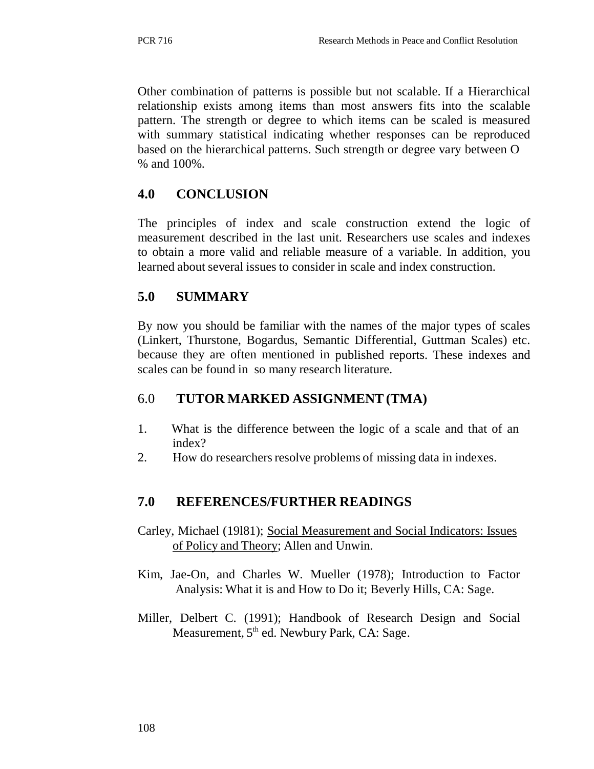Other combination of patterns is possible but not scalable. If a Hierarchical relationship exists among items than most answers fits into the scalable pattern. The strength or degree to which items can be scaled is measured with summary statistical indicating whether responses can be reproduced based on the hierarchical patterns. Such strength or degree vary between O % and 100%.

## 4.0 CONCLUSION

The principles of index and scale construction extend the logic of measurement described in the last unit. Researchers use scales and indexes to obtain a more valid and reliable measure of a variable. In addition, you learned about several issues to consider in scale and index construction.

## 5.0 SUMMARY

By now you should be familiar with the names of the major types of scales (Linkert, Thurstone, Bogardus, Semantic Differential, Guttman Scales) etc. because they are often mentioned in published reports. These indexes and scales can be found in so many research literature.

## 6.0 TUTOR MARKED ASSIGNMENT (TMA)

1. What is the difference between the logic of a scale and that of an index?
2. How do researchers resolve problems of missing data in indexes.

## 7.0 REFERENCES/FURTHER READINGS

Carley, Michael (19l81); Social Measurement and Social Indicators: Issues of Policy and Theory; Allen and Unwin.

Kim, Jae-On, and Charles W. Mueller (1978); Introduction to Factor Analysis: What it is and How to Do it; Beverly Hills, CA: Sage.

Miller, Delbert C. (1991); Handbook of Research Design and Social Measurement, 5th ed. Newbury Park, CA: Sage.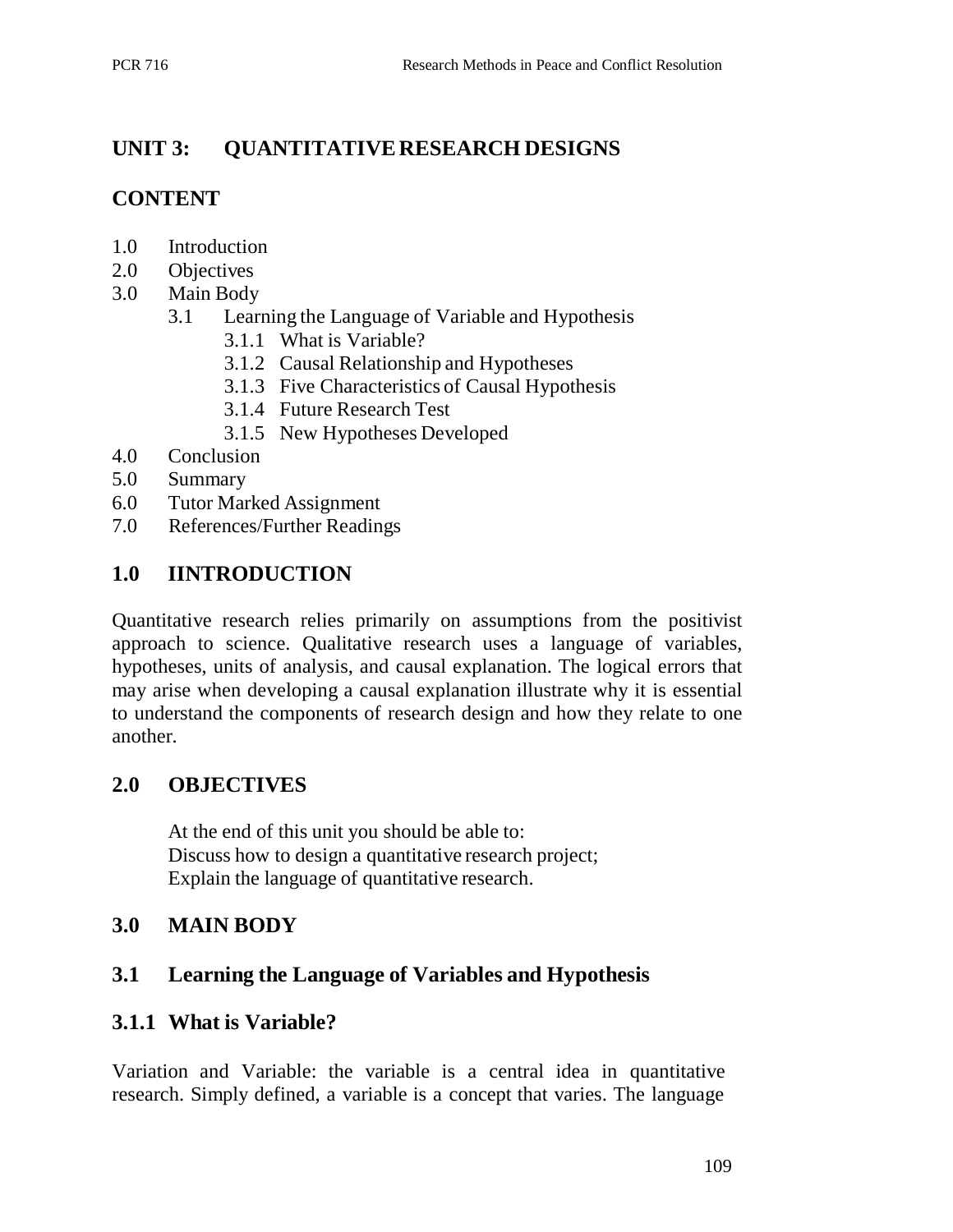## UNIT 3: QUANTITATIVE RESEARCH DESIGNS

## CONTENT

1.0 Introduction
2.0 Objectives
3.0 Main Body
  3.1 Learning the Language of Variable and Hypothesis
    3.1.1 What is Variable?
    3.1.2 Causal Relationship and Hypotheses
    3.1.3 Five Characteristics of Causal Hypothesis
    3.1.4 Future Research Test
    3.1.5 New Hypotheses Developed
4.0 Conclusion
5.0 Summary
6.0 Tutor Marked Assignment
7.0 References/Further Readings

## 1.0 IINTRODUCTION

Quantitative research relies primarily on assumptions from the positivist approach to science. Qualitative research uses a language of variables, hypotheses, units of analysis, and causal explanation. The logical errors that may arise when developing a causal explanation illustrate why it is essential to understand the components of research design and how they relate to one another.

## 2.0 OBJECTIVES

At the end of this unit you should be able to:
Discuss how to design a quantitative research project;
Explain the language of quantitative research.

## 3.0 MAIN BODY

### 3.1 Learning the Language of Variables and Hypothesis

### 3.1.1 What is Variable?

Variation and Variable: the variable is a central idea in quantitative research. Simply defined, a variable is a concept that varies. The language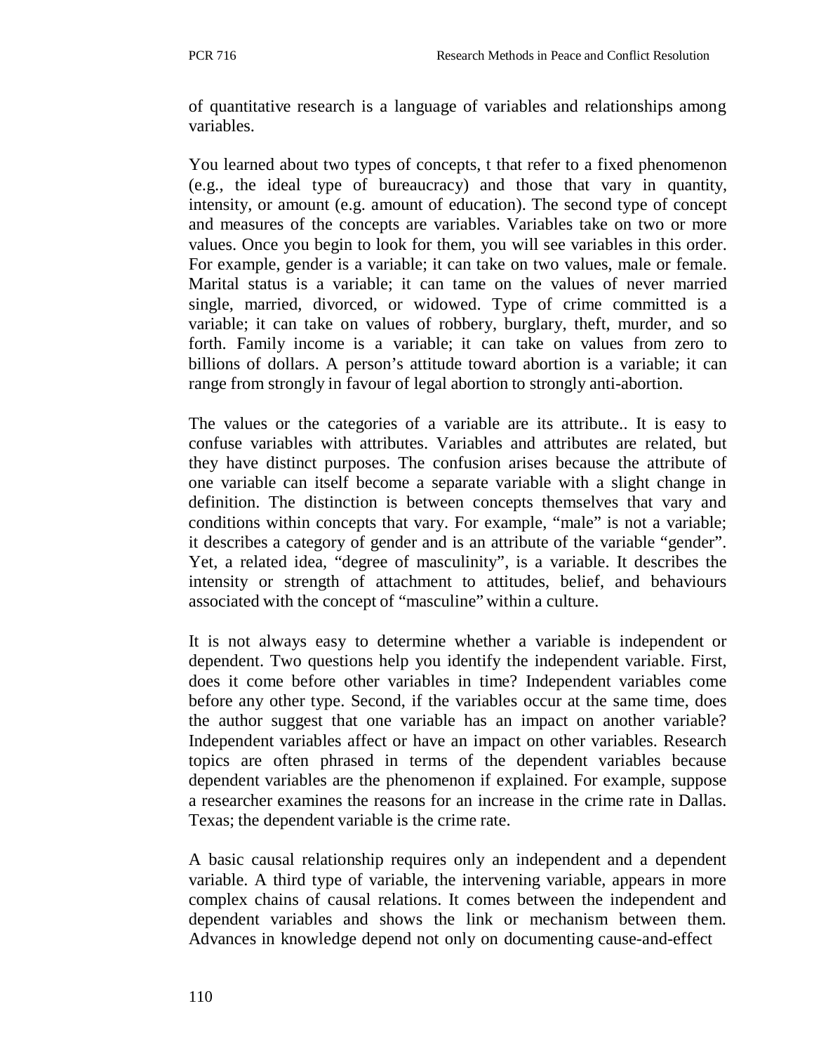of quantitative research is a language of variables and relationships among variables.

You learned about two types of concepts, t that refer to a fixed phenomenon (e.g., the ideal type of bureaucracy) and those that vary in quantity, intensity, or amount (e.g. amount of education). The second type of concept and measures of the concepts are variables. Variables take on two or more values. Once you begin to look for them, you will see variables in this order. For example, gender is a variable; it can take on two values, male or female. Marital status is a variable; it can tame on the values of never married single, married, divorced, or widowed. Type of crime committed is a variable; it can take on values of robbery, burglary, theft, murder, and so forth. Family income is a variable; it can take on values from zero to billions of dollars. A person's attitude toward abortion is a variable; it can range from strongly in favour of legal abortion to strongly anti-abortion.

The values or the categories of a variable are its attribute.. It is easy to confuse variables with attributes. Variables and attributes are related, but they have distinct purposes. The confusion arises because the attribute of one variable can itself become a separate variable with a slight change in definition. The distinction is between concepts themselves that vary and conditions within concepts that vary. For example, "male" is not a variable; it describes a category of gender and is an attribute of the variable "gender". Yet, a related idea, "degree of masculinity", is a variable. It describes the intensity or strength of attachment to attitudes, belief, and behaviours associated with the concept of "masculine" within a culture.

It is not always easy to determine whether a variable is independent or dependent. Two questions help you identify the independent variable. First, does it come before other variables in time? Independent variables come before any other type. Second, if the variables occur at the same time, does the author suggest that one variable has an impact on another variable? Independent variables affect or have an impact on other variables. Research topics are often phrased in terms of the dependent variables because dependent variables are the phenomenon if explained. For example, suppose a researcher examines the reasons for an increase in the crime rate in Dallas. Texas; the dependent variable is the crime rate.

A basic causal relationship requires only an independent and a dependent variable. A third type of variable, the intervening variable, appears in more complex chains of causal relations. It comes between the independent and dependent variables and shows the link or mechanism between them. Advances in knowledge depend not only on documenting cause-and-effect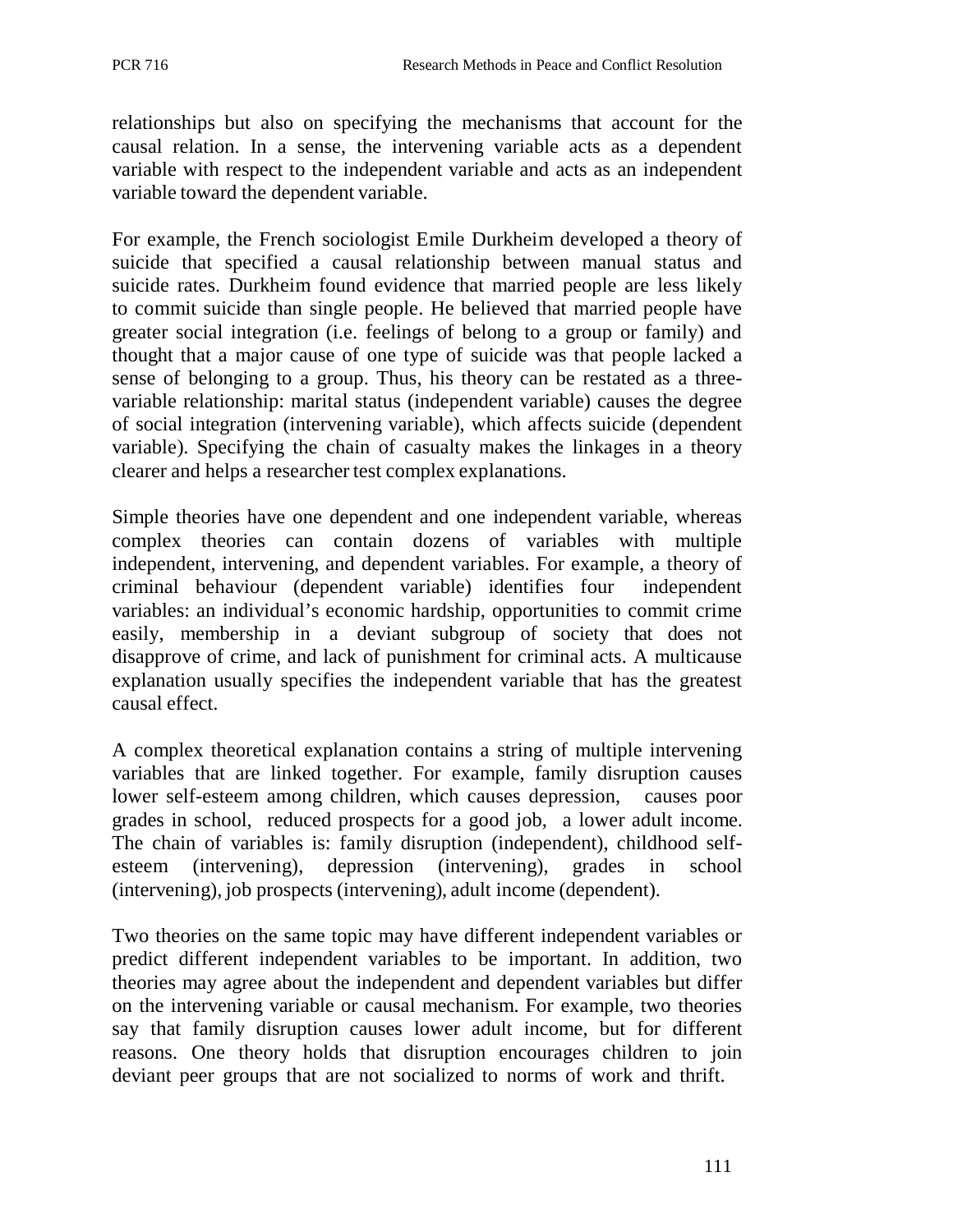relationships but also on specifying the mechanisms that account for the causal relation. In a sense, the intervening variable acts as a dependent variable with respect to the independent variable and acts as an independent variable toward the dependent variable.

For example, the French sociologist Emile Durkheim developed a theory of suicide that specified a causal relationship between manual status and suicide rates. Durkheim found evidence that married people are less likely to commit suicide than single people. He believed that married people have greater social integration (i.e. feelings of belong to a group or family) and thought that a major cause of one type of suicide was that people lacked a sense of belonging to a group. Thus, his theory can be restated as a three-variable relationship: marital status (independent variable) causes the degree of social integration (intervening variable), which affects suicide (dependent variable). Specifying the chain of casualty makes the linkages in a theory clearer and helps a researcher test complex explanations.

Simple theories have one dependent and one independent variable, whereas complex theories can contain dozens of variables with multiple independent, intervening, and dependent variables. For example, a theory of criminal behaviour (dependent variable) identifies four independent variables: an individual's economic hardship, opportunities to commit crime easily, membership in a deviant subgroup of society that does not disapprove of crime, and lack of punishment for criminal acts. A multicause explanation usually specifies the independent variable that has the greatest causal effect.

A complex theoretical explanation contains a string of multiple intervening variables that are linked together. For example, family disruption causes lower self-esteem among children, which causes depression, causes poor grades in school, reduced prospects for a good job, a lower adult income. The chain of variables is: family disruption (independent), childhood self-esteem (intervening), depression (intervening), grades in school (intervening), job prospects (intervening), adult income (dependent).

Two theories on the same topic may have different independent variables or predict different independent variables to be important. In addition, two theories may agree about the independent and dependent variables but differ on the intervening variable or causal mechanism. For example, two theories say that family disruption causes lower adult income, but for different reasons. One theory holds that disruption encourages children to join deviant peer groups that are not socialized to norms of work and thrift.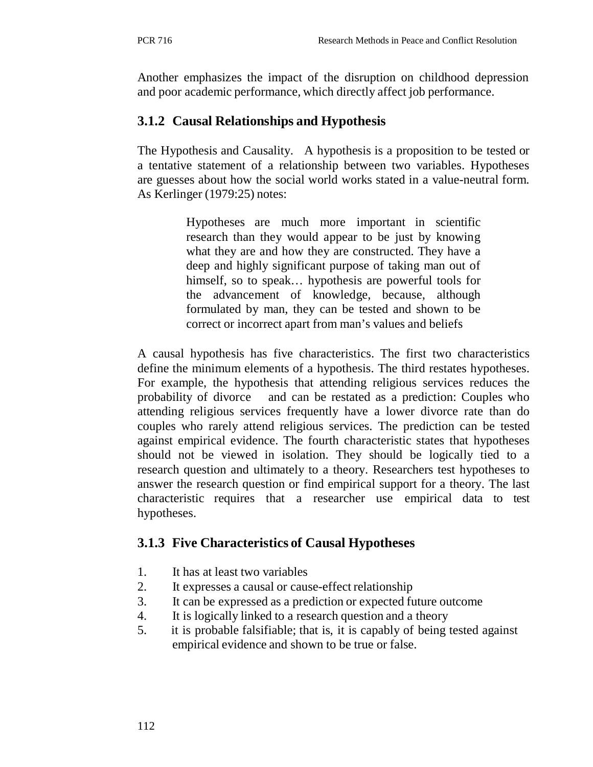Another emphasizes the impact of the disruption on childhood depression and poor academic performance, which directly affect job performance.

### 3.1.2 Causal Relationships and Hypothesis

The Hypothesis and Causality. A hypothesis is a proposition to be tested or a tentative statement of a relationship between two variables. Hypotheses are guesses about how the social world works stated in a value-neutral form. As Kerlinger (1979:25) notes:

> Hypotheses are much more important in scientific research than they would appear to be just by knowing what they are and how they are constructed. They have a deep and highly significant purpose of taking man out of himself, so to speak… hypothesis are powerful tools for the advancement of knowledge, because, although formulated by man, they can be tested and shown to be correct or incorrect apart from man's values and beliefs

A causal hypothesis has five characteristics. The first two characteristics define the minimum elements of a hypothesis. The third restates hypotheses. For example, the hypothesis that attending religious services reduces the probability of divorce and can be restated as a prediction: Couples who attending religious services frequently have a lower divorce rate than do couples who rarely attend religious services. The prediction can be tested against empirical evidence. The fourth characteristic states that hypotheses should not be viewed in isolation. They should be logically tied to a research question and ultimately to a theory. Researchers test hypotheses to answer the research question or find empirical support for a theory. The last characteristic requires that a researcher use empirical data to test hypotheses.

### 3.1.3 Five Characteristics of Causal Hypotheses

1. It has at least two variables
2. It expresses a causal or cause-effect relationship
3. It can be expressed as a prediction or expected future outcome
4. It is logically linked to a research question and a theory
5. it is probable falsifiable; that is, it is capably of being tested against empirical evidence and shown to be true or false.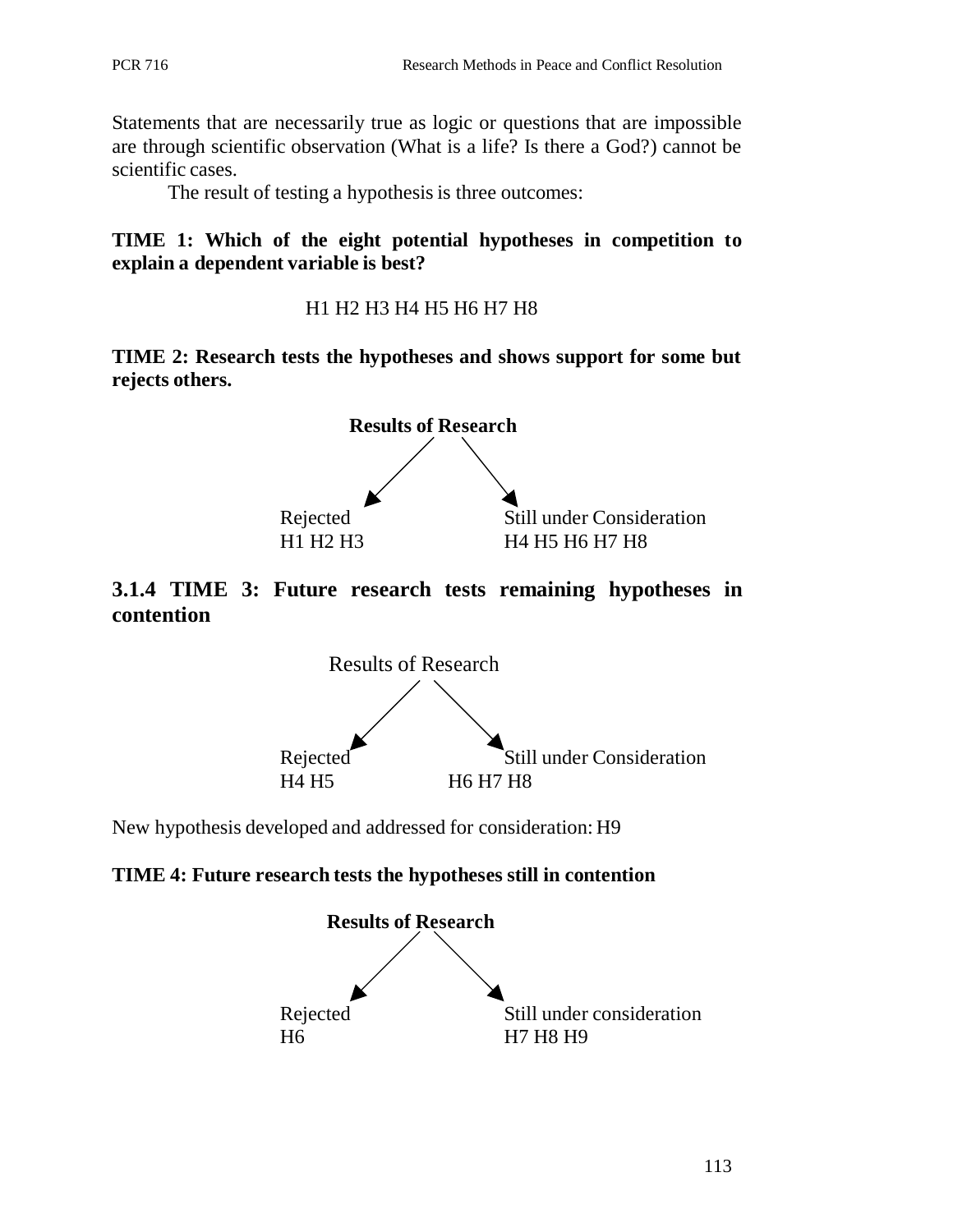Statements that are necessarily true as logic or questions that are impossible are through scientific observation (What is a life? Is there a God?) cannot be scientific cases.

The result of testing a hypothesis is three outcomes:

**TIME 1: Which of the eight potential hypotheses in competition to explain a dependent variable is best?**

H1 H2 H3 H4 H5 H6 H7 H8

**TIME 2: Research tests the hypotheses and shows support for some but rejects others.**

**Results of Research**

Rejected
H1 H2 H3

Still under Consideration
H4 H5 H6 H7 H8

### 3.1.4 TIME 3: Future research tests remaining hypotheses in contention

Results of Research

Rejected
H4 H5

Still under Consideration
H6 H7 H8

New hypothesis developed and addressed for consideration: H9

**TIME 4: Future research tests the hypotheses still in contention**

**Results of Research**

Rejected
H6

Still under consideration
H7 H8 H9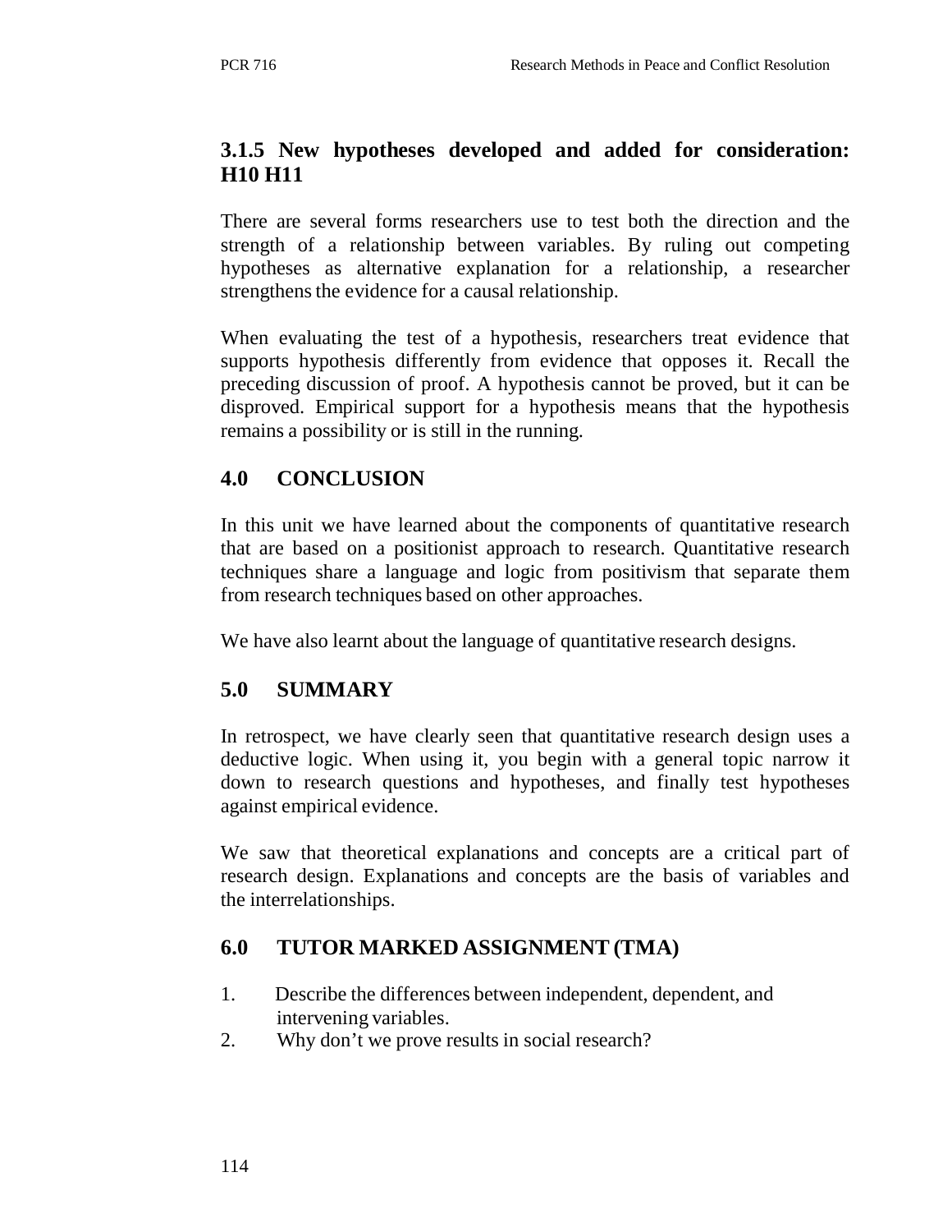### 3.1.5 New hypotheses developed and added for consideration: H10 H11

There are several forms researchers use to test both the direction and the strength of a relationship between variables. By ruling out competing hypotheses as alternative explanation for a relationship, a researcher strengthens the evidence for a causal relationship.

When evaluating the test of a hypothesis, researchers treat evidence that supports hypothesis differently from evidence that opposes it. Recall the preceding discussion of proof. A hypothesis cannot be proved, but it can be disproved. Empirical support for a hypothesis means that the hypothesis remains a possibility or is still in the running.

## 4.0 CONCLUSION

In this unit we have learned about the components of quantitative research that are based on a positionist approach to research. Quantitative research techniques share a language and logic from positivism that separate them from research techniques based on other approaches.

We have also learnt about the language of quantitative research designs.

## 5.0 SUMMARY

In retrospect, we have clearly seen that quantitative research design uses a deductive logic. When using it, you begin with a general topic narrow it down to research questions and hypotheses, and finally test hypotheses against empirical evidence.

We saw that theoretical explanations and concepts are a critical part of research design. Explanations and concepts are the basis of variables and the interrelationships.

## 6.0 TUTOR MARKED ASSIGNMENT (TMA)

1. Describe the differences between independent, dependent, and intervening variables.
2. Why don't we prove results in social research?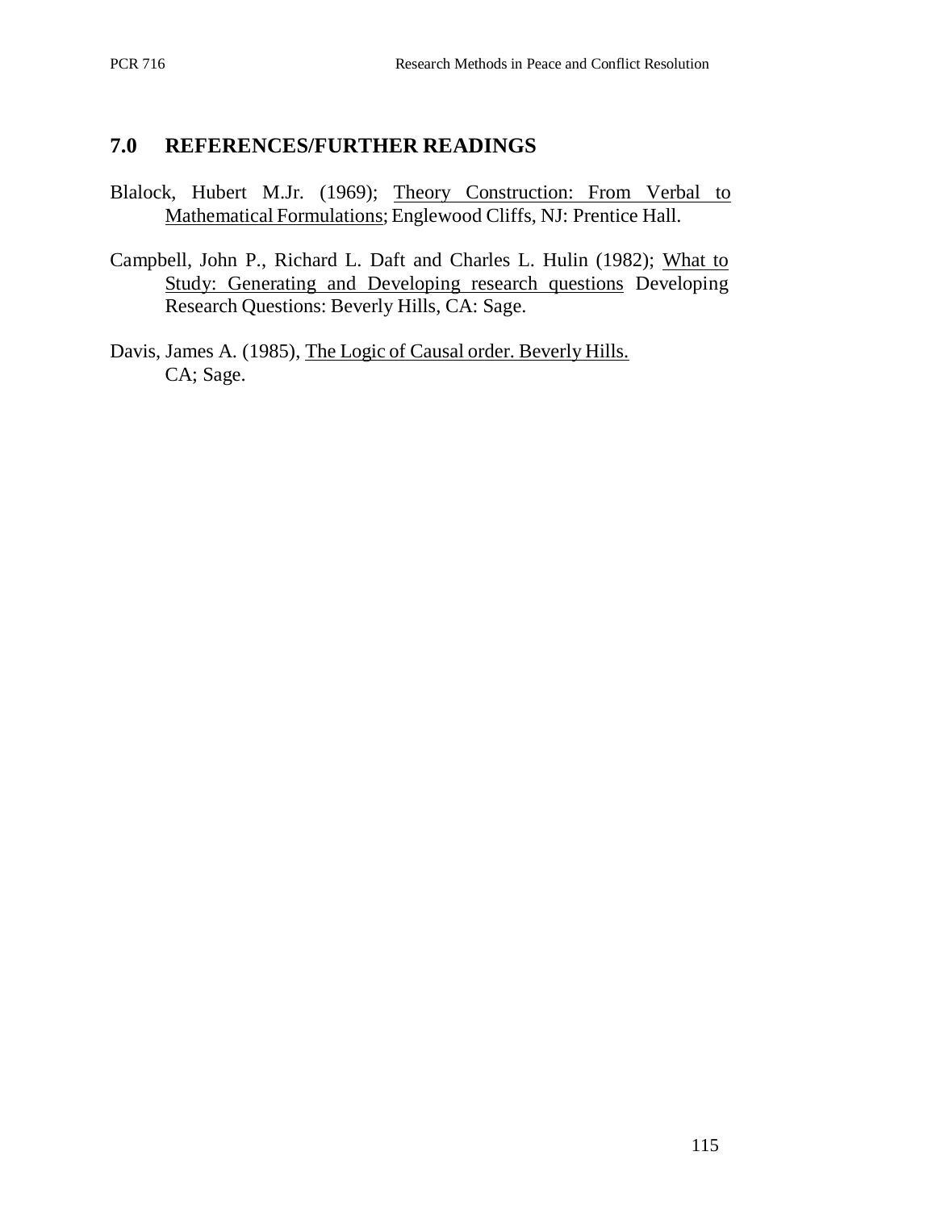## 7.0 REFERENCES/FURTHER READINGS

Blalock, Hubert M.Jr. (1969); Theory Construction: From Verbal to Mathematical Formulations; Englewood Cliffs, NJ: Prentice Hall.

Campbell, John P., Richard L. Daft and Charles L. Hulin (1982); What to Study: Generating and Developing research questions Developing Research Questions: Beverly Hills, CA: Sage.

Davis, James A. (1985), The Logic of Causal order. Beverly Hills. CA; Sage.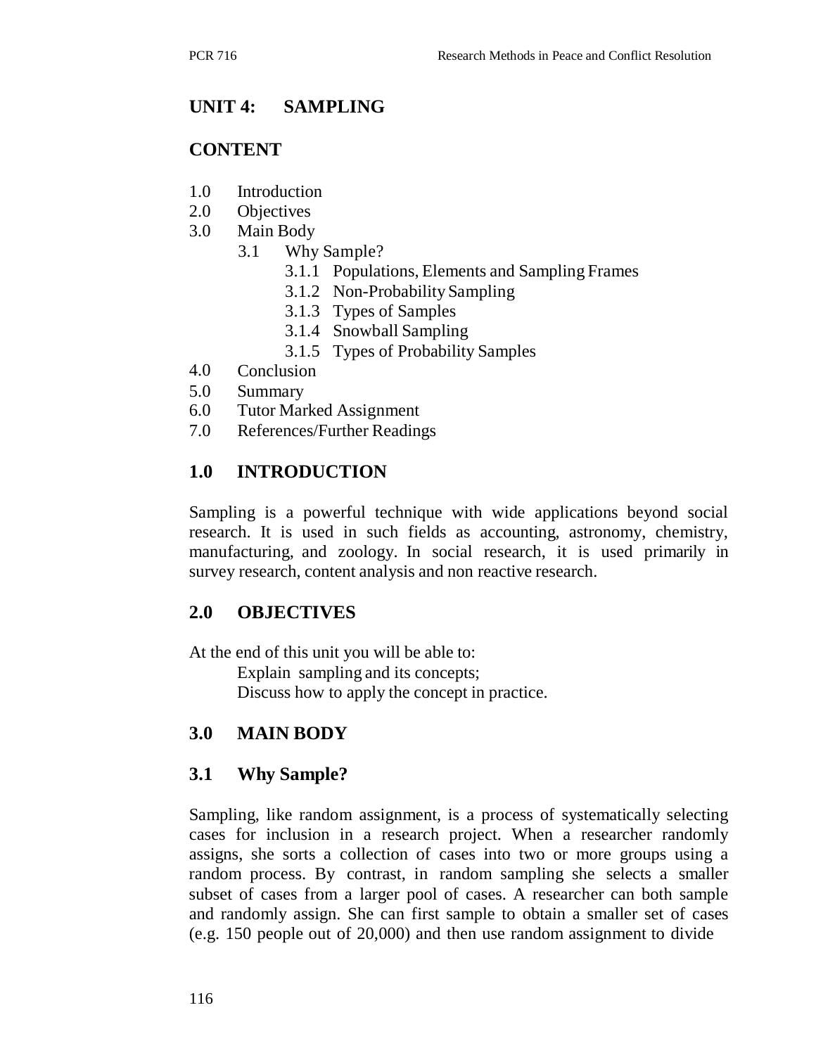## UNIT 4: SAMPLING

## CONTENT

1.0 Introduction
2.0 Objectives
3.0 Main Body
    3.1 Why Sample?
        3.1.1 Populations, Elements and Sampling Frames
        3.1.2 Non-Probability Sampling
        3.1.3 Types of Samples
        3.1.4 Snowball Sampling
        3.1.5 Types of Probability Samples
4.0 Conclusion
5.0 Summary
6.0 Tutor Marked Assignment
7.0 References/Further Readings

## 1.0 INTRODUCTION

Sampling is a powerful technique with wide applications beyond social research. It is used in such fields as accounting, astronomy, chemistry, manufacturing, and zoology. In social research, it is used primarily in survey research, content analysis and non reactive research.

## 2.0 OBJECTIVES

At the end of this unit you will be able to:

- Explain sampling and its concepts;
- Discuss how to apply the concept in practice.

## 3.0 MAIN BODY

### 3.1 Why Sample?

Sampling, like random assignment, is a process of systematically selecting cases for inclusion in a research project. When a researcher randomly assigns, she sorts a collection of cases into two or more groups using a random process. By contrast, in random sampling she selects a smaller subset of cases from a larger pool of cases. A researcher can both sample and randomly assign. She can first sample to obtain a smaller set of cases (e.g. 150 people out of 20,000) and then use random assignment to divide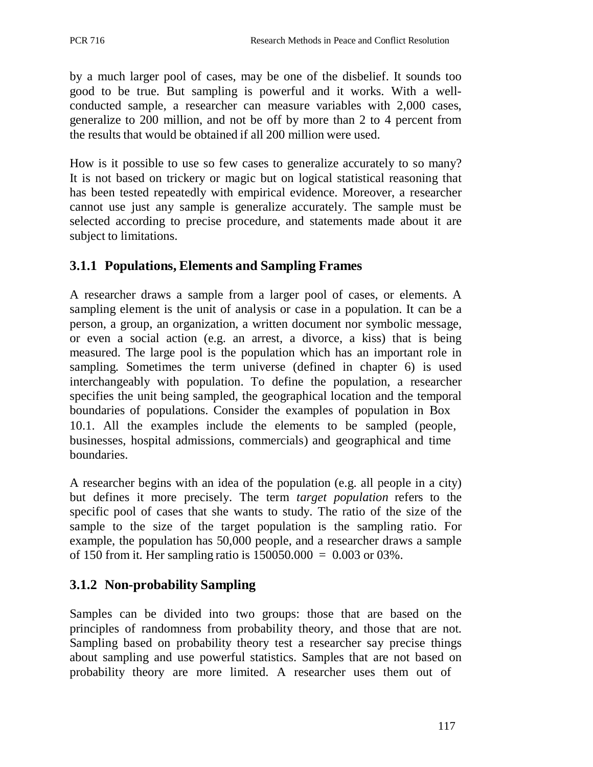by a much larger pool of cases, may be one of the disbelief. It sounds too good to be true. But sampling is powerful and it works. With a well-conducted sample, a researcher can measure variables with 2,000 cases, generalize to 200 million, and not be off by more than 2 to 4 percent from the results that would be obtained if all 200 million were used.

How is it possible to use so few cases to generalize accurately to so many? It is not based on trickery or magic but on logical statistical reasoning that has been tested repeatedly with empirical evidence. Moreover, a researcher cannot use just any sample is generalize accurately. The sample must be selected according to precise procedure, and statements made about it are subject to limitations.

### 3.1.1 Populations, Elements and Sampling Frames

A researcher draws a sample from a larger pool of cases, or elements. A sampling element is the unit of analysis or case in a population. It can be a person, a group, an organization, a written document nor symbolic message, or even a social action (e.g. an arrest, a divorce, a kiss) that is being measured. The large pool is the population which has an important role in sampling. Sometimes the term universe (defined in chapter 6) is used interchangeably with population. To define the population, a researcher specifies the unit being sampled, the geographical location and the temporal boundaries of populations. Consider the examples of population in Box 10.1. All the examples include the elements to be sampled (people, businesses, hospital admissions, commercials) and geographical and time boundaries.

A researcher begins with an idea of the population (e.g. all people in a city) but defines it more precisely. The term *target population* refers to the specific pool of cases that she wants to study. The ratio of the size of the sample to the size of the target population is the sampling ratio. For example, the population has 50,000 people, and a researcher draws a sample of 150 from it. Her sampling ratio is 150050.000 = 0.003 or 03%.

### 3.1.2 Non-probability Sampling

Samples can be divided into two groups: those that are based on the principles of randomness from probability theory, and those that are not. Sampling based on probability theory test a researcher say precise things about sampling and use powerful statistics. Samples that are not based on probability theory are more limited. A researcher uses them out of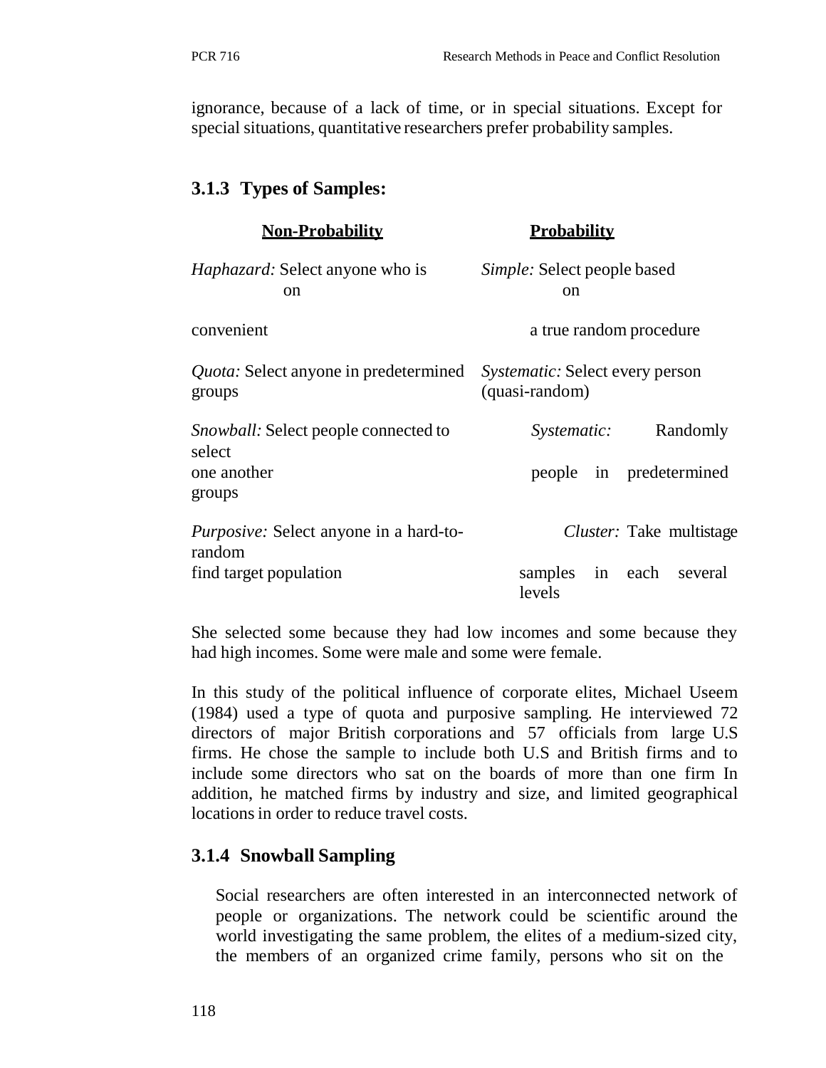ignorance, because of a lack of time, or in special situations. Except for special situations, quantitative researchers prefer probability samples.

### 3.1.3 Types of Samples:

| **Non-Probability** | **Probability** |
| --- | --- |
| *Haphazard:* Select anyone who is on convenient | *Simple:* Select people based on a true random procedure |
| *Quota:* Select anyone in predetermined groups | *Systematic:* Select every person (quasi-random) |
| *Snowball:* Select people connected to one another | *Systematic:* Randomly select people in predetermined groups |
| *Purposive:* Select anyone in a hard-to-find target population | *Cluster:* Take multistage random samples in each several levels |

She selected some because they had low incomes and some because they had high incomes. Some were male and some were female.

In this study of the political influence of corporate elites, Michael Useem (1984) used a type of quota and purposive sampling. He interviewed 72 directors of major British corporations and 57 officials from large U.S firms. He chose the sample to include both U.S and British firms and to include some directors who sat on the boards of more than one firm In addition, he matched firms by industry and size, and limited geographical locations in order to reduce travel costs.

### 3.1.4 Snowball Sampling

Social researchers are often interested in an interconnected network of people or organizations. The network could be scientific around the world investigating the same problem, the elites of a medium-sized city, the members of an organized crime family, persons who sit on the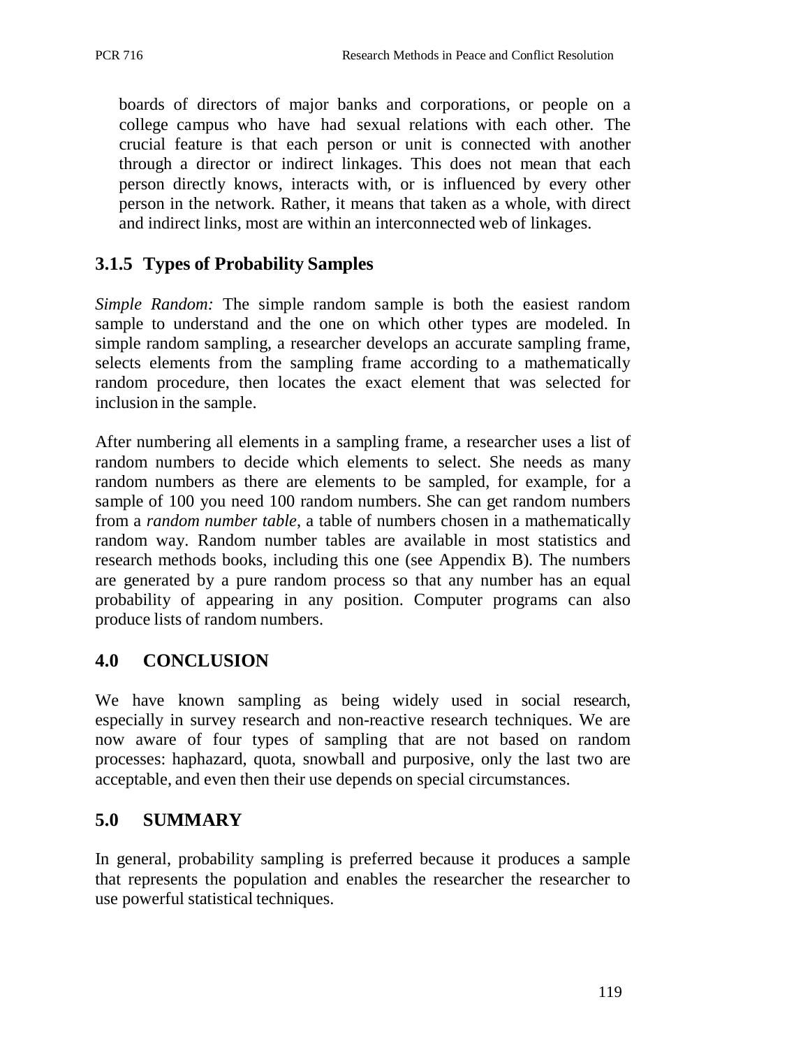boards of directors of major banks and corporations, or people on a college campus who have had sexual relations with each other. The crucial feature is that each person or unit is connected with another through a director or indirect linkages. This does not mean that each person directly knows, interacts with, or is influenced by every other person in the network. Rather, it means that taken as a whole, with direct and indirect links, most are within an interconnected web of linkages.

### 3.1.5 Types of Probability Samples

*Simple Random:* The simple random sample is both the easiest random sample to understand and the one on which other types are modeled. In simple random sampling, a researcher develops an accurate sampling frame, selects elements from the sampling frame according to a mathematically random procedure, then locates the exact element that was selected for inclusion in the sample.

After numbering all elements in a sampling frame, a researcher uses a list of random numbers to decide which elements to select. She needs as many random numbers as there are elements to be sampled, for example, for a sample of 100 you need 100 random numbers. She can get random numbers from a *random number table*, a table of numbers chosen in a mathematically random way. Random number tables are available in most statistics and research methods books, including this one (see Appendix B). The numbers are generated by a pure random process so that any number has an equal probability of appearing in any position. Computer programs can also produce lists of random numbers.

## 4.0 CONCLUSION

We have known sampling as being widely used in social research, especially in survey research and non-reactive research techniques. We are now aware of four types of sampling that are not based on random processes: haphazard, quota, snowball and purposive, only the last two are acceptable, and even then their use depends on special circumstances.

## 5.0 SUMMARY

In general, probability sampling is preferred because it produces a sample that represents the population and enables the researcher the researcher to use powerful statistical techniques.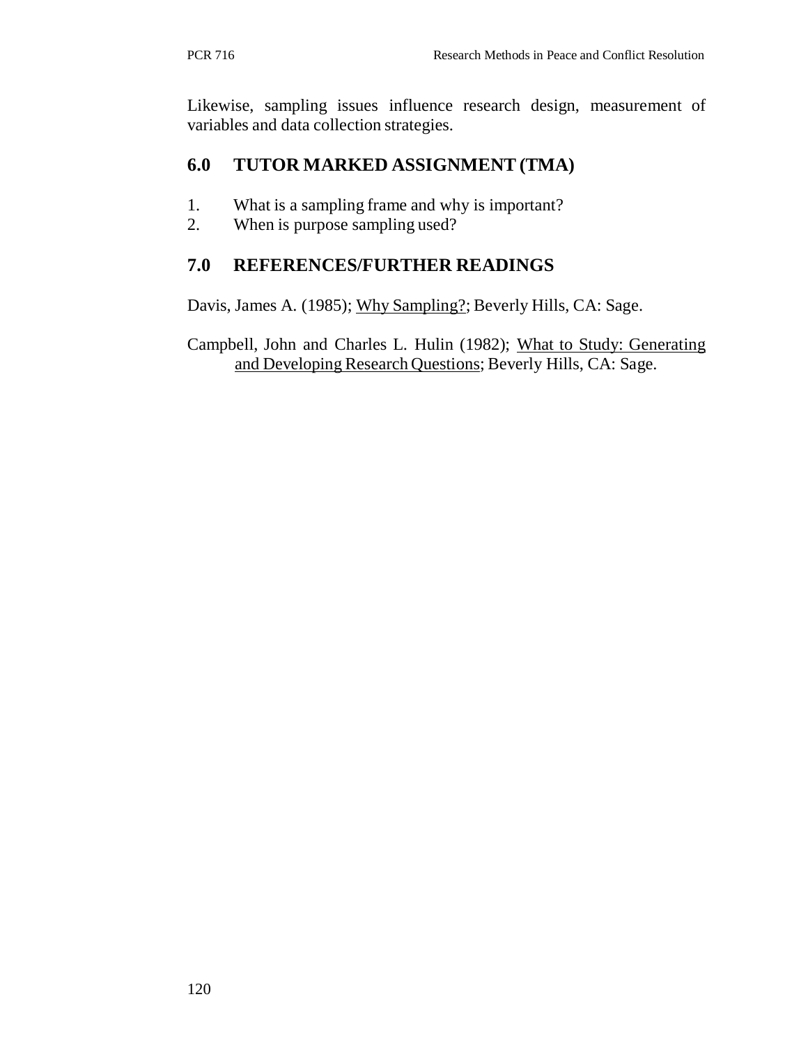Likewise, sampling issues influence research design, measurement of variables and data collection strategies.

## 6.0 TUTOR MARKED ASSIGNMENT (TMA)

1. What is a sampling frame and why is important?
2. When is purpose sampling used?

## 7.0 REFERENCES/FURTHER READINGS

Davis, James A. (1985); Why Sampling?; Beverly Hills, CA: Sage.

Campbell, John and Charles L. Hulin (1982); What to Study: Generating and Developing Research Questions; Beverly Hills, CA: Sage.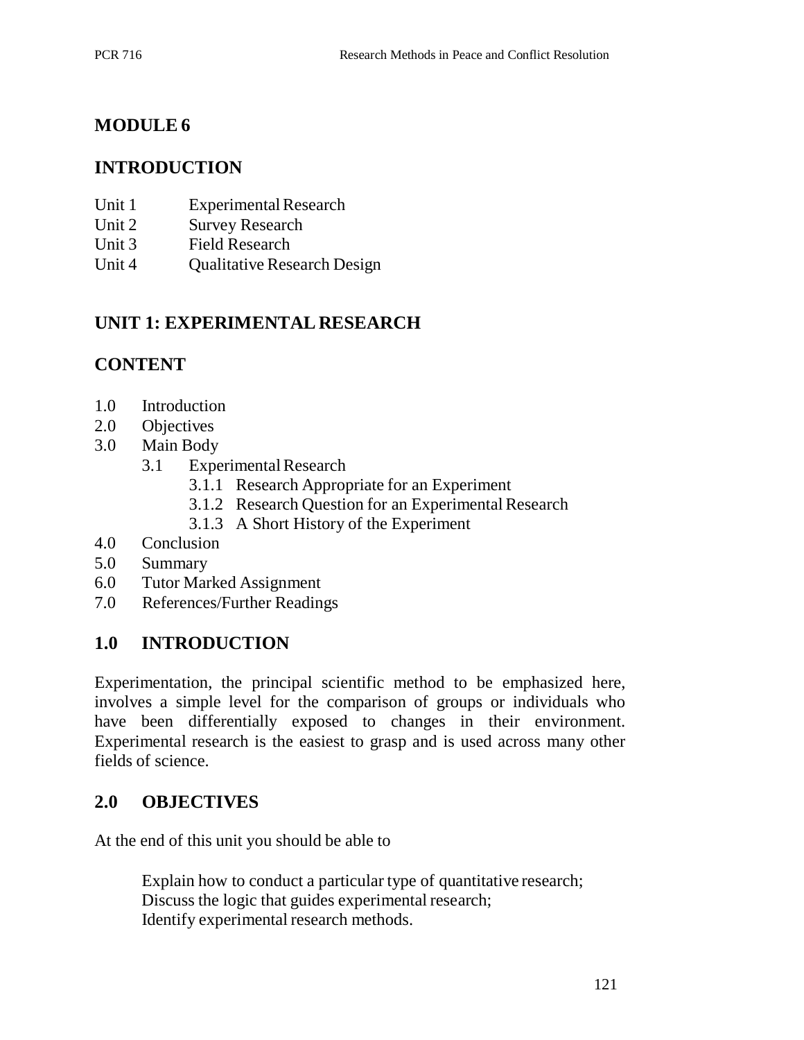# MODULE 6

## INTRODUCTION

Unit 1 Experimental Research
Unit 2 Survey Research
Unit 3 Field Research
Unit 4 Qualitative Research Design

## UNIT 1: EXPERIMENTAL RESEARCH

## CONTENT

1.0 Introduction
2.0 Objectives
3.0 Main Body
  3.1 Experimental Research
    3.1.1 Research Appropriate for an Experiment
    3.1.2 Research Question for an Experimental Research
    3.1.3 A Short History of the Experiment
4.0 Conclusion
5.0 Summary
6.0 Tutor Marked Assignment
7.0 References/Further Readings

## 1.0 INTRODUCTION

Experimentation, the principal scientific method to be emphasized here, involves a simple level for the comparison of groups or individuals who have been differentially exposed to changes in their environment. Experimental research is the easiest to grasp and is used across many other fields of science.

## 2.0 OBJECTIVES

At the end of this unit you should be able to

Explain how to conduct a particular type of quantitative research;
Discuss the logic that guides experimental research;
Identify experimental research methods.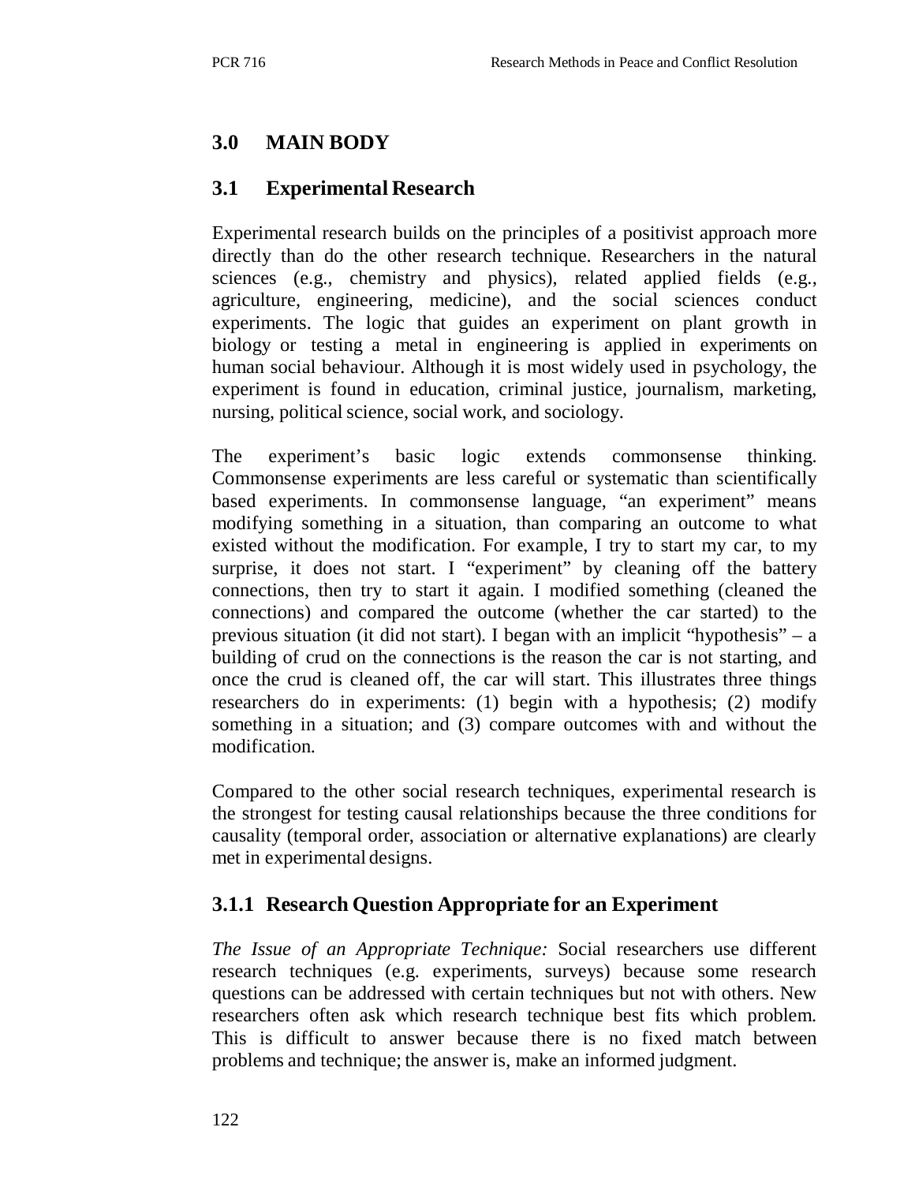## 3.0 MAIN BODY

### 3.1 Experimental Research

Experimental research builds on the principles of a positivist approach more directly than do the other research technique. Researchers in the natural sciences (e.g., chemistry and physics), related applied fields (e.g., agriculture, engineering, medicine), and the social sciences conduct experiments. The logic that guides an experiment on plant growth in biology or testing a metal in engineering is applied in experiments on human social behaviour. Although it is most widely used in psychology, the experiment is found in education, criminal justice, journalism, marketing, nursing, political science, social work, and sociology.

The experiment's basic logic extends commonsense thinking. Commonsense experiments are less careful or systematic than scientifically based experiments. In commonsense language, "an experiment" means modifying something in a situation, than comparing an outcome to what existed without the modification. For example, I try to start my car, to my surprise, it does not start. I "experiment" by cleaning off the battery connections, then try to start it again. I modified something (cleaned the connections) and compared the outcome (whether the car started) to the previous situation (it did not start). I began with an implicit "hypothesis" – a building of crud on the connections is the reason the car is not starting, and once the crud is cleaned off, the car will start. This illustrates three things researchers do in experiments: (1) begin with a hypothesis; (2) modify something in a situation; and (3) compare outcomes with and without the modification.

Compared to the other social research techniques, experimental research is the strongest for testing causal relationships because the three conditions for causality (temporal order, association or alternative explanations) are clearly met in experimental designs.

#### 3.1.1 Research Question Appropriate for an Experiment

*The Issue of an Appropriate Technique:* Social researchers use different research techniques (e.g. experiments, surveys) because some research questions can be addressed with certain techniques but not with others. New researchers often ask which research technique best fits which problem. This is difficult to answer because there is no fixed match between problems and technique; the answer is, make an informed judgment.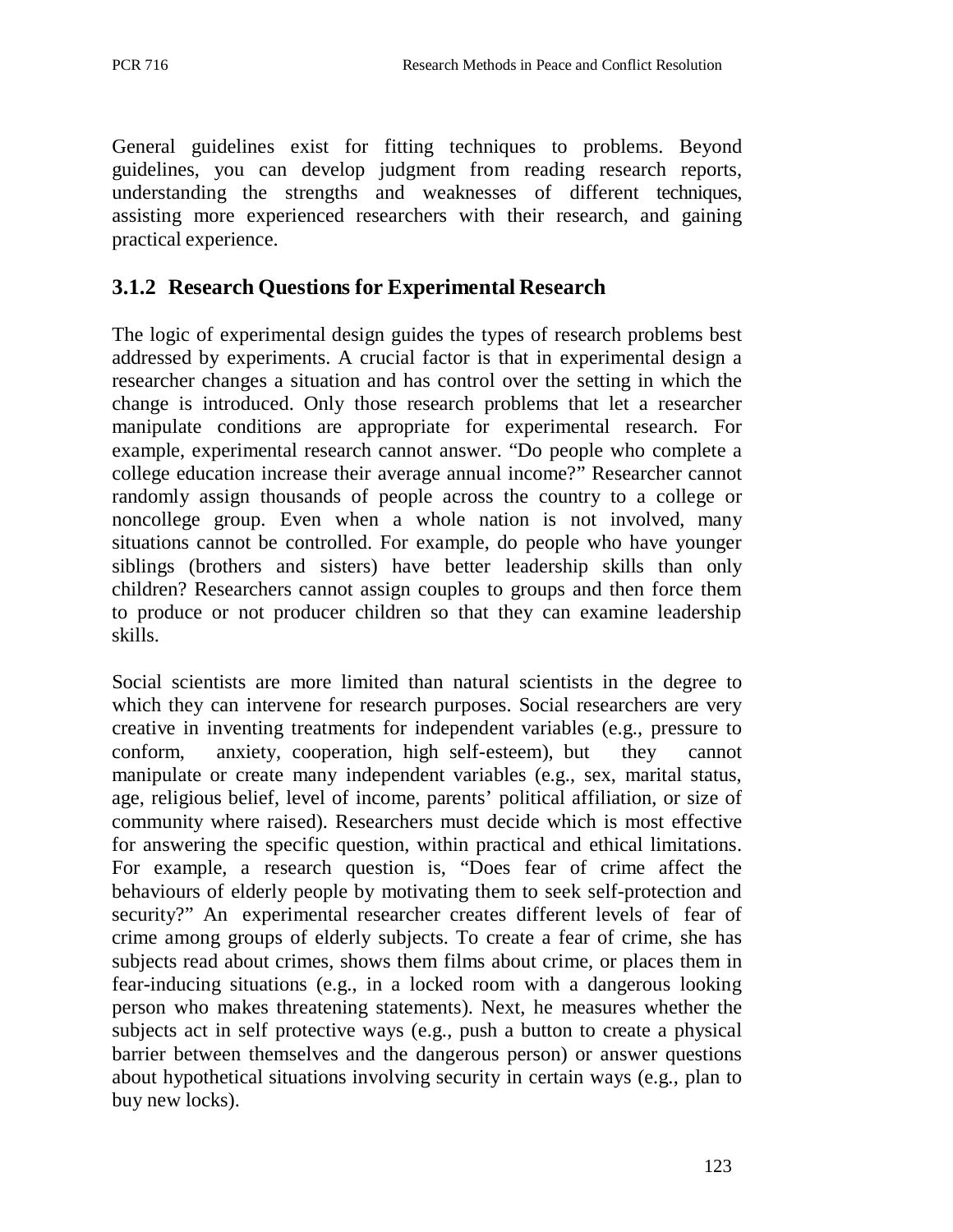General guidelines exist for fitting techniques to problems. Beyond guidelines, you can develop judgment from reading research reports, understanding the strengths and weaknesses of different techniques, assisting more experienced researchers with their research, and gaining practical experience.

### 3.1.2 Research Questions for Experimental Research

The logic of experimental design guides the types of research problems best addressed by experiments. A crucial factor is that in experimental design a researcher changes a situation and has control over the setting in which the change is introduced. Only those research problems that let a researcher manipulate conditions are appropriate for experimental research. For example, experimental research cannot answer. "Do people who complete a college education increase their average annual income?" Researcher cannot randomly assign thousands of people across the country to a college or noncollege group. Even when a whole nation is not involved, many situations cannot be controlled. For example, do people who have younger siblings (brothers and sisters) have better leadership skills than only children? Researchers cannot assign couples to groups and then force them to produce or not producer children so that they can examine leadership skills.

Social scientists are more limited than natural scientists in the degree to which they can intervene for research purposes. Social researchers are very creative in inventing treatments for independent variables (e.g., pressure to conform, anxiety, cooperation, high self-esteem), but they cannot manipulate or create many independent variables (e.g., sex, marital status, age, religious belief, level of income, parents' political affiliation, or size of community where raised). Researchers must decide which is most effective for answering the specific question, within practical and ethical limitations. For example, a research question is, "Does fear of crime affect the behaviours of elderly people by motivating them to seek self-protection and security?" An experimental researcher creates different levels of fear of crime among groups of elderly subjects. To create a fear of crime, she has subjects read about crimes, shows them films about crime, or places them in fear-inducing situations (e.g., in a locked room with a dangerous looking person who makes threatening statements). Next, he measures whether the subjects act in self protective ways (e.g., push a button to create a physical barrier between themselves and the dangerous person) or answer questions about hypothetical situations involving security in certain ways (e.g., plan to buy new locks).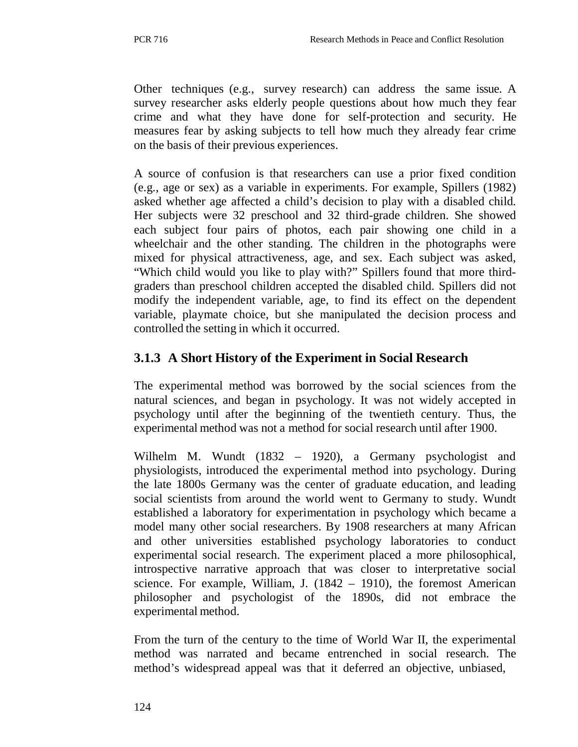Other techniques (e.g., survey research) can address the same issue. A survey researcher asks elderly people questions about how much they fear crime and what they have done for self-protection and security. He measures fear by asking subjects to tell how much they already fear crime on the basis of their previous experiences.

A source of confusion is that researchers can use a prior fixed condition (e.g., age or sex) as a variable in experiments. For example, Spillers (1982) asked whether age affected a child's decision to play with a disabled child. Her subjects were 32 preschool and 32 third-grade children. She showed each subject four pairs of photos, each pair showing one child in a wheelchair and the other standing. The children in the photographs were mixed for physical attractiveness, age, and sex. Each subject was asked, "Which child would you like to play with?" Spillers found that more third-graders than preschool children accepted the disabled child. Spillers did not modify the independent variable, age, to find its effect on the dependent variable, playmate choice, but she manipulated the decision process and controlled the setting in which it occurred.

### 3.1.3 A Short History of the Experiment in Social Research

The experimental method was borrowed by the social sciences from the natural sciences, and began in psychology. It was not widely accepted in psychology until after the beginning of the twentieth century. Thus, the experimental method was not a method for social research until after 1900.

Wilhelm M. Wundt (1832 – 1920), a Germany psychologist and physiologists, introduced the experimental method into psychology. During the late 1800s Germany was the center of graduate education, and leading social scientists from around the world went to Germany to study. Wundt established a laboratory for experimentation in psychology which became a model many other social researchers. By 1908 researchers at many African and other universities established psychology laboratories to conduct experimental social research. The experiment placed a more philosophical, introspective narrative approach that was closer to interpretative social science. For example, William, J. (1842 – 1910), the foremost American philosopher and psychologist of the 1890s, did not embrace the experimental method.

From the turn of the century to the time of World War II, the experimental method was narrated and became entrenched in social research. The method's widespread appeal was that it deferred an objective, unbiased,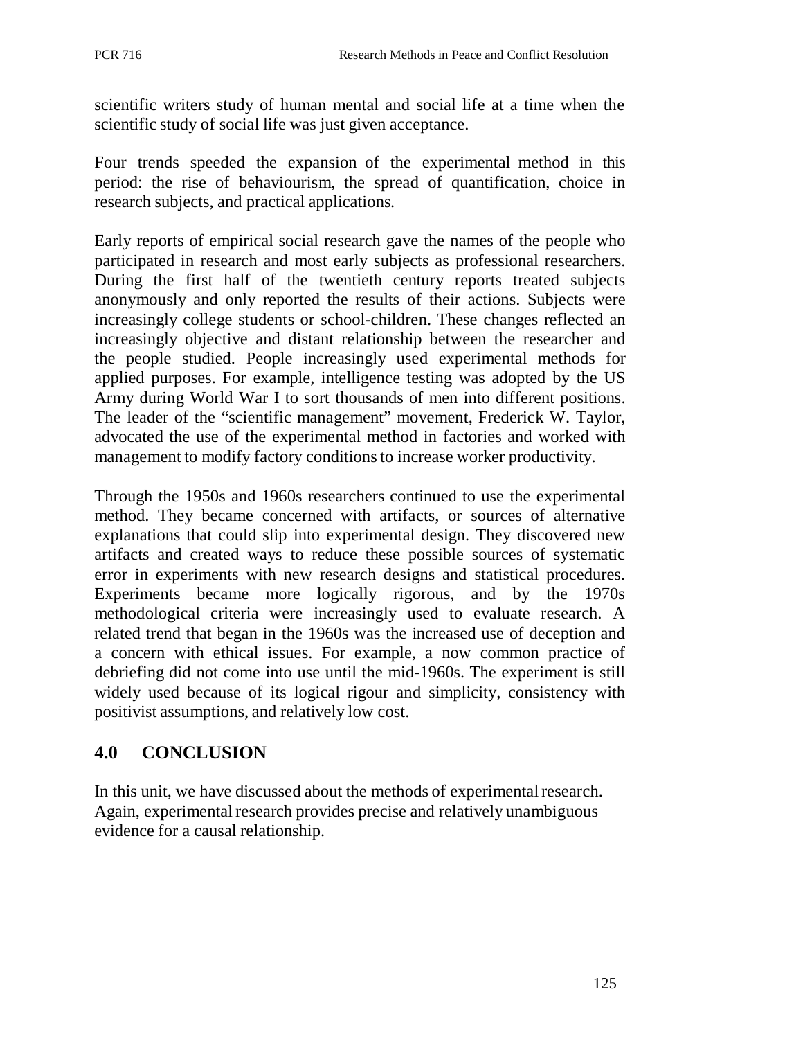scientific writers study of human mental and social life at a time when the scientific study of social life was just given acceptance.

Four trends speeded the expansion of the experimental method in this period: the rise of behaviourism, the spread of quantification, choice in research subjects, and practical applications.

Early reports of empirical social research gave the names of the people who participated in research and most early subjects as professional researchers. During the first half of the twentieth century reports treated subjects anonymously and only reported the results of their actions. Subjects were increasingly college students or school-children. These changes reflected an increasingly objective and distant relationship between the researcher and the people studied. People increasingly used experimental methods for applied purposes. For example, intelligence testing was adopted by the US Army during World War I to sort thousands of men into different positions. The leader of the "scientific management" movement, Frederick W. Taylor, advocated the use of the experimental method in factories and worked with management to modify factory conditions to increase worker productivity.

Through the 1950s and 1960s researchers continued to use the experimental method. They became concerned with artifacts, or sources of alternative explanations that could slip into experimental design. They discovered new artifacts and created ways to reduce these possible sources of systematic error in experiments with new research designs and statistical procedures. Experiments became more logically rigorous, and by the 1970s methodological criteria were increasingly used to evaluate research. A related trend that began in the 1960s was the increased use of deception and a concern with ethical issues. For example, a now common practice of debriefing did not come into use until the mid-1960s. The experiment is still widely used because of its logical rigour and simplicity, consistency with positivist assumptions, and relatively low cost.

## 4.0 CONCLUSION

In this unit, we have discussed about the methods of experimental research. Again, experimental research provides precise and relatively unambiguous evidence for a causal relationship.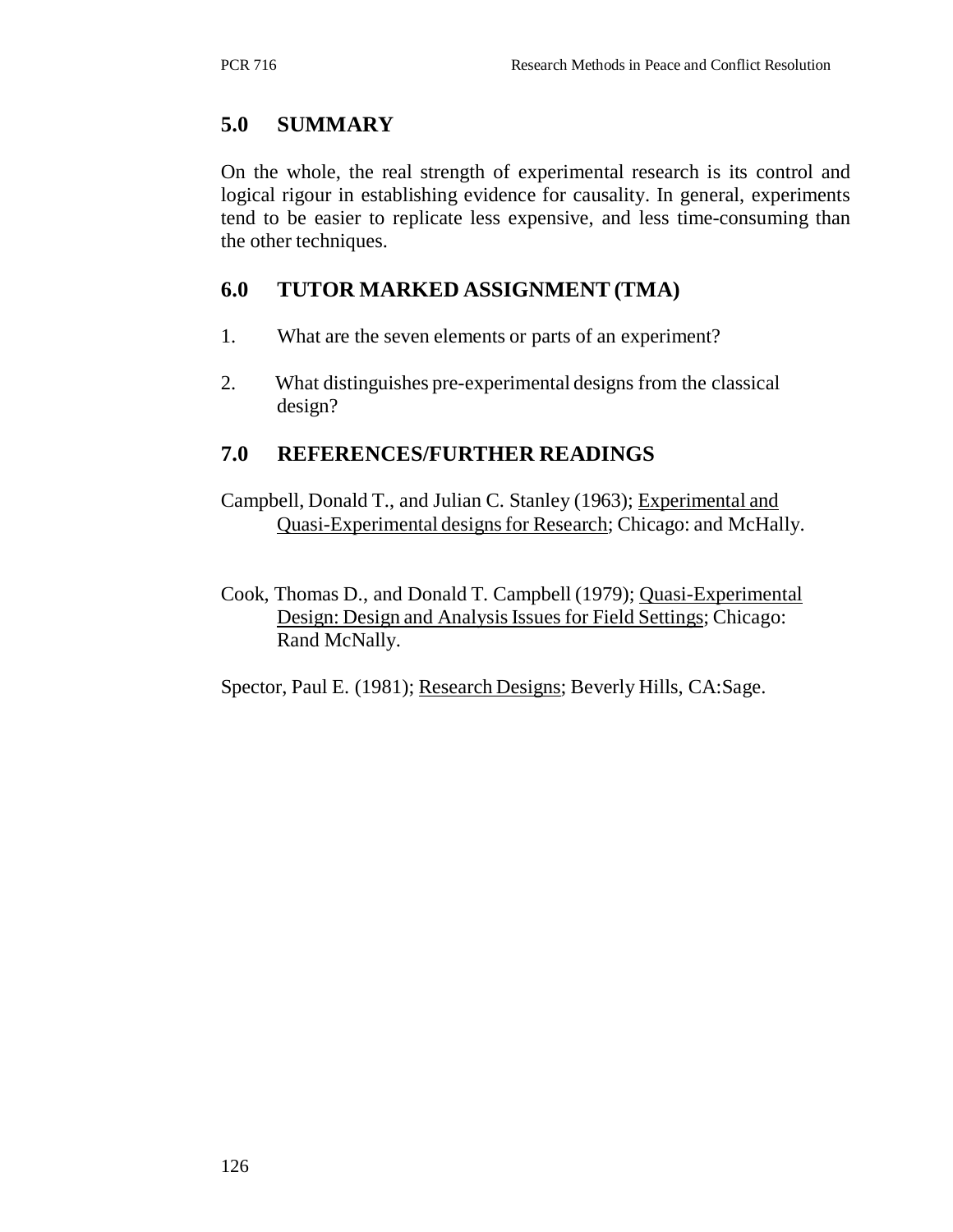## 5.0 SUMMARY

On the whole, the real strength of experimental research is its control and logical rigour in establishing evidence for causality. In general, experiments tend to be easier to replicate less expensive, and less time-consuming than the other techniques.

## 6.0 TUTOR MARKED ASSIGNMENT (TMA)

1. What are the seven elements or parts of an experiment?
2. What distinguishes pre-experimental designs from the classical design?

## 7.0 REFERENCES/FURTHER READINGS

Campbell, Donald T., and Julian C. Stanley (1963); Experimental and Quasi-Experimental designs for Research; Chicago: and McHally.

Cook, Thomas D., and Donald T. Campbell (1979); Quasi-Experimental Design: Design and Analysis Issues for Field Settings; Chicago: Rand McNally.

Spector, Paul E. (1981); Research Designs; Beverly Hills, CA:Sage.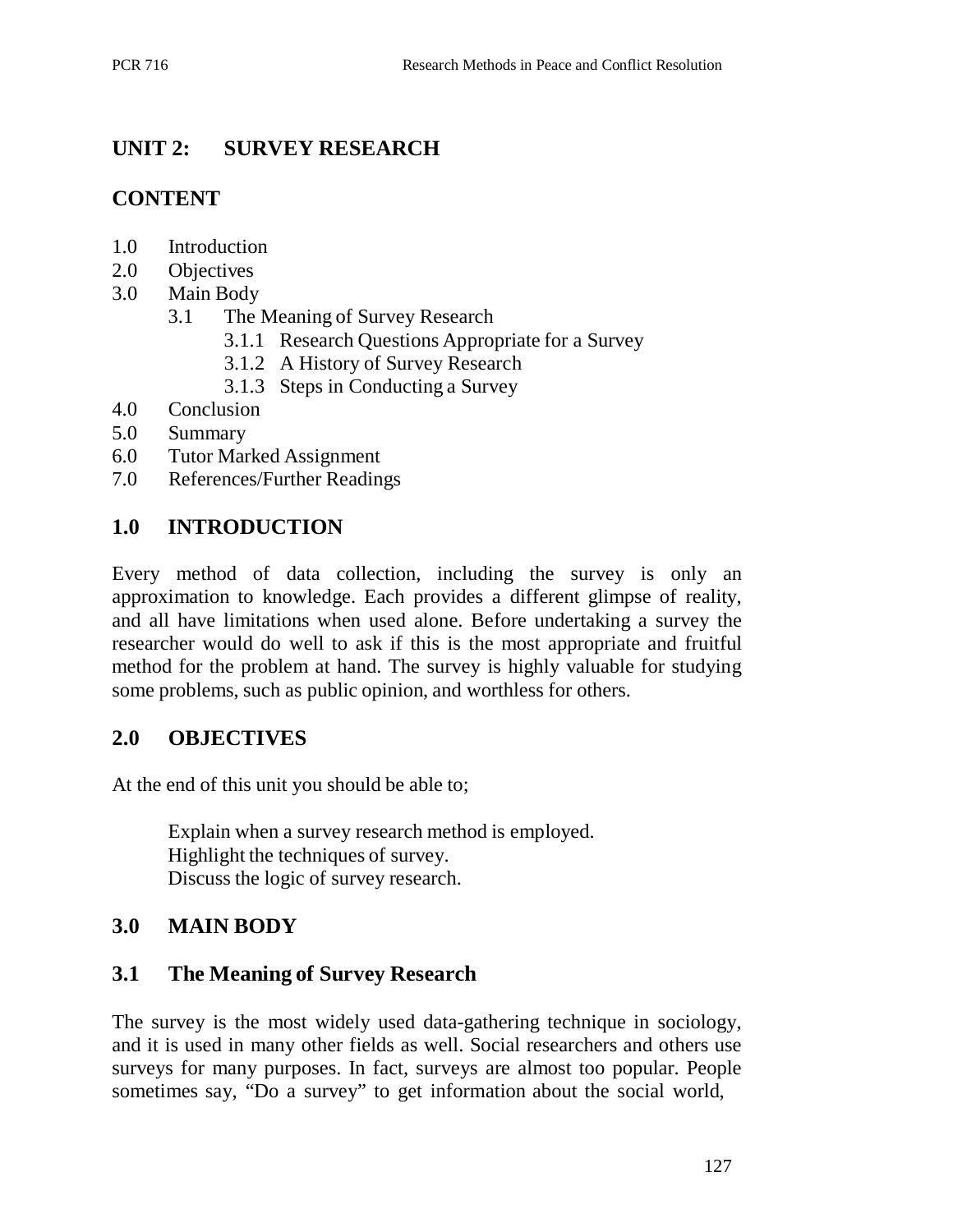## UNIT 2: SURVEY RESEARCH

## CONTENT

1.0 Introduction
2.0 Objectives
3.0 Main Body
    3.1 The Meaning of Survey Research
        3.1.1 Research Questions Appropriate for a Survey
        3.1.2 A History of Survey Research
        3.1.3 Steps in Conducting a Survey
4.0 Conclusion
5.0 Summary
6.0 Tutor Marked Assignment
7.0 References/Further Readings

## 1.0 INTRODUCTION

Every method of data collection, including the survey is only an approximation to knowledge. Each provides a different glimpse of reality, and all have limitations when used alone. Before undertaking a survey the researcher would do well to ask if this is the most appropriate and fruitful method for the problem at hand. The survey is highly valuable for studying some problems, such as public opinion, and worthless for others.

## 2.0 OBJECTIVES

At the end of this unit you should be able to;

Explain when a survey research method is employed.
Highlight the techniques of survey.
Discuss the logic of survey research.

## 3.0 MAIN BODY

### 3.1 The Meaning of Survey Research

The survey is the most widely used data-gathering technique in sociology, and it is used in many other fields as well. Social researchers and others use surveys for many purposes. In fact, surveys are almost too popular. People sometimes say, "Do a survey" to get information about the social world,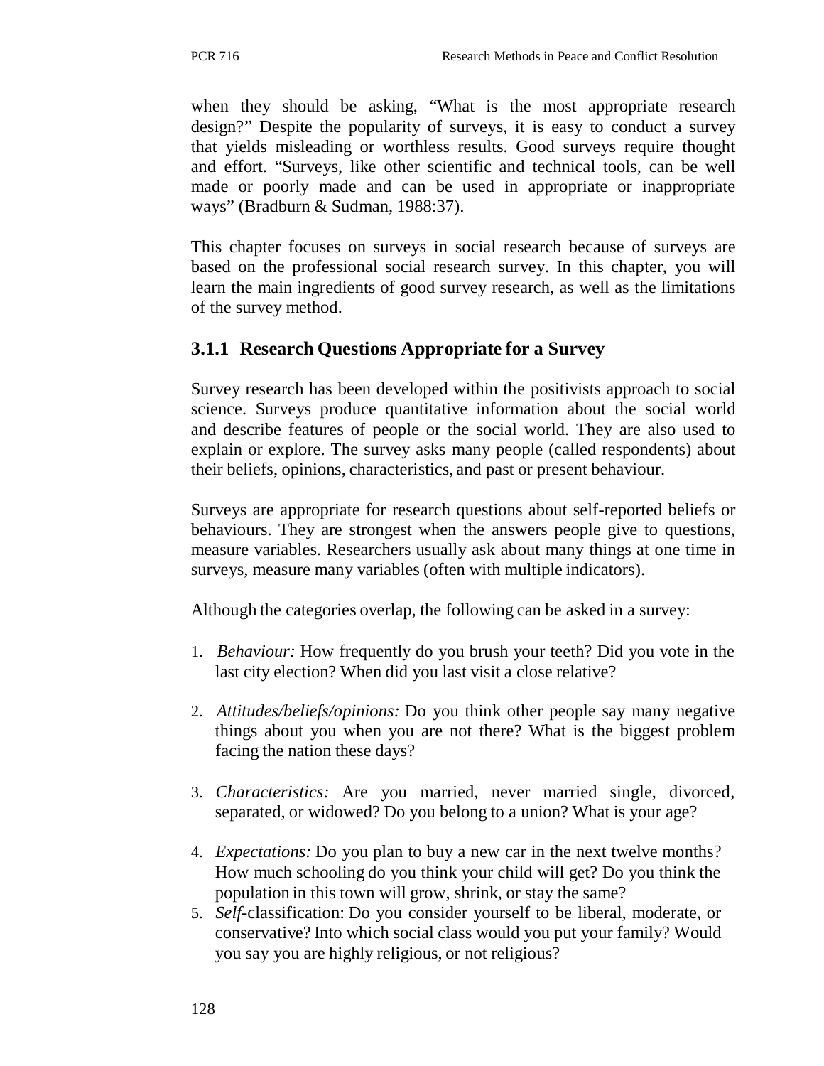when they should be asking, "What is the most appropriate research design?" Despite the popularity of surveys, it is easy to conduct a survey that yields misleading or worthless results. Good surveys require thought and effort. "Surveys, like other scientific and technical tools, can be well made or poorly made and can be used in appropriate or inappropriate ways" (Bradburn & Sudman, 1988:37).

This chapter focuses on surveys in social research because of surveys are based on the professional social research survey. In this chapter, you will learn the main ingredients of good survey research, as well as the limitations of the survey method.

### 3.1.1 Research Questions Appropriate for a Survey

Survey research has been developed within the positivists approach to social science. Surveys produce quantitative information about the social world and describe features of people or the social world. They are also used to explain or explore. The survey asks many people (called respondents) about their beliefs, opinions, characteristics, and past or present behaviour.

Surveys are appropriate for research questions about self-reported beliefs or behaviours. They are strongest when the answers people give to questions, measure variables. Researchers usually ask about many things at one time in surveys, measure many variables (often with multiple indicators).

Although the categories overlap, the following can be asked in a survey:

1. *Behaviour:* How frequently do you brush your teeth? Did you vote in the last city election? When did you last visit a close relative?
2. *Attitudes/beliefs/opinions:* Do you think other people say many negative things about you when you are not there? What is the biggest problem facing the nation these days?
3. *Characteristics:* Are you married, never married single, divorced, separated, or widowed? Do you belong to a union? What is your age?
4. *Expectations:* Do you plan to buy a new car in the next twelve months? How much schooling do you think your child will get? Do you think the population in this town will grow, shrink, or stay the same?
5. *Self*-classification: Do you consider yourself to be liberal, moderate, or conservative? Into which social class would you put your family? Would you say you are highly religious, or not religious?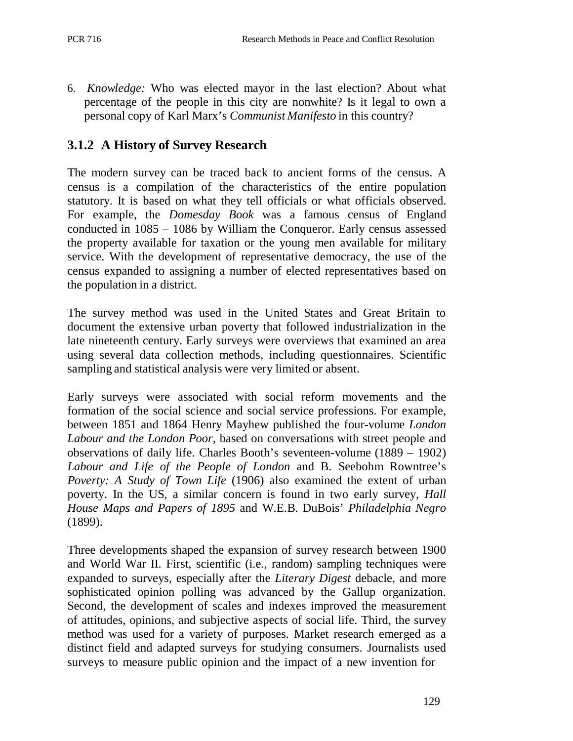6. *Knowledge:* Who was elected mayor in the last election? About what percentage of the people in this city are nonwhite? Is it legal to own a personal copy of Karl Marx's *Communist Manifesto* in this country?

### 3.1.2 A History of Survey Research

The modern survey can be traced back to ancient forms of the census. A census is a compilation of the characteristics of the entire population statutory. It is based on what they tell officials or what officials observed. For example, the *Domesday Book* was a famous census of England conducted in 1085 – 1086 by William the Conqueror. Early census assessed the property available for taxation or the young men available for military service. With the development of representative democracy, the use of the census expanded to assigning a number of elected representatives based on the population in a district.

The survey method was used in the United States and Great Britain to document the extensive urban poverty that followed industrialization in the late nineteenth century. Early surveys were overviews that examined an area using several data collection methods, including questionnaires. Scientific sampling and statistical analysis were very limited or absent.

Early surveys were associated with social reform movements and the formation of the social science and social service professions. For example, between 1851 and 1864 Henry Mayhew published the four-volume *London Labour and the London Poor*, based on conversations with street people and observations of daily life. Charles Booth's seventeen-volume (1889 – 1902) *Labour and Life of the People of London* and B. Seebohm Rowntree's *Poverty: A Study of Town Life* (1906) also examined the extent of urban poverty. In the US, a similar concern is found in two early survey, *Hall House Maps and Papers of 1895* and W.E.B. DuBois' *Philadelphia Negro* (1899).

Three developments shaped the expansion of survey research between 1900 and World War II. First, scientific (i.e., random) sampling techniques were expanded to surveys, especially after the *Literary Digest* debacle, and more sophisticated opinion polling was advanced by the Gallup organization. Second, the development of scales and indexes improved the measurement of attitudes, opinions, and subjective aspects of social life. Third, the survey method was used for a variety of purposes. Market research emerged as a distinct field and adapted surveys for studying consumers. Journalists used surveys to measure public opinion and the impact of a new invention for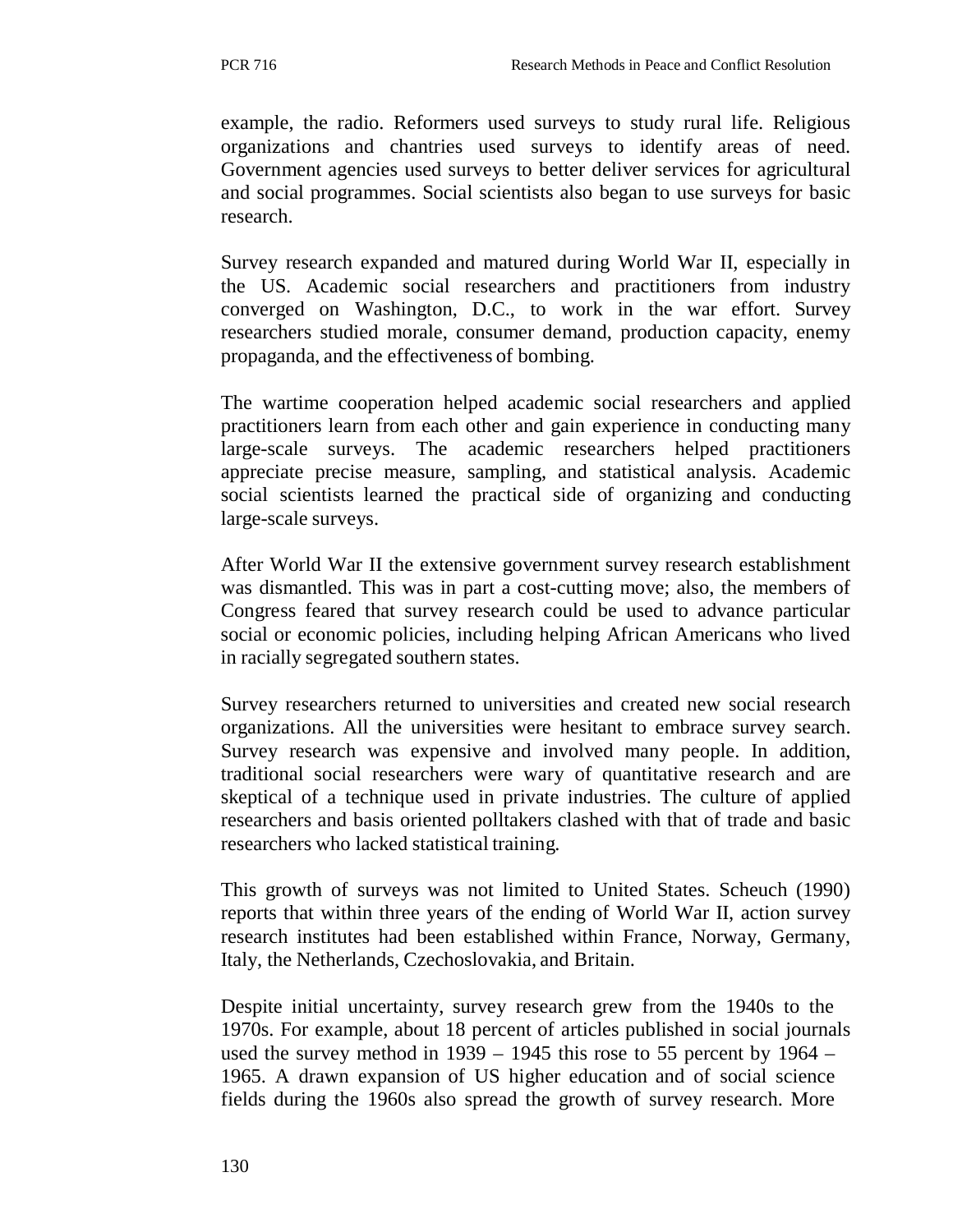example, the radio. Reformers used surveys to study rural life. Religious organizations and chantries used surveys to identify areas of need. Government agencies used surveys to better deliver services for agricultural and social programmes. Social scientists also began to use surveys for basic research.

Survey research expanded and matured during World War II, especially in the US. Academic social researchers and practitioners from industry converged on Washington, D.C., to work in the war effort. Survey researchers studied morale, consumer demand, production capacity, enemy propaganda, and the effectiveness of bombing.

The wartime cooperation helped academic social researchers and applied practitioners learn from each other and gain experience in conducting many large-scale surveys. The academic researchers helped practitioners appreciate precise measure, sampling, and statistical analysis. Academic social scientists learned the practical side of organizing and conducting large-scale surveys.

After World War II the extensive government survey research establishment was dismantled. This was in part a cost-cutting move; also, the members of Congress feared that survey research could be used to advance particular social or economic policies, including helping African Americans who lived in racially segregated southern states.

Survey researchers returned to universities and created new social research organizations. All the universities were hesitant to embrace survey search. Survey research was expensive and involved many people. In addition, traditional social researchers were wary of quantitative research and are skeptical of a technique used in private industries. The culture of applied researchers and basis oriented polltakers clashed with that of trade and basic researchers who lacked statistical training.

This growth of surveys was not limited to United States. Scheuch (1990) reports that within three years of the ending of World War II, action survey research institutes had been established within France, Norway, Germany, Italy, the Netherlands, Czechoslovakia, and Britain.

Despite initial uncertainty, survey research grew from the 1940s to the 1970s. For example, about 18 percent of articles published in social journals used the survey method in 1939 – 1945 this rose to 55 percent by 1964 – 1965. A drawn expansion of US higher education and of social science fields during the 1960s also spread the growth of survey research. More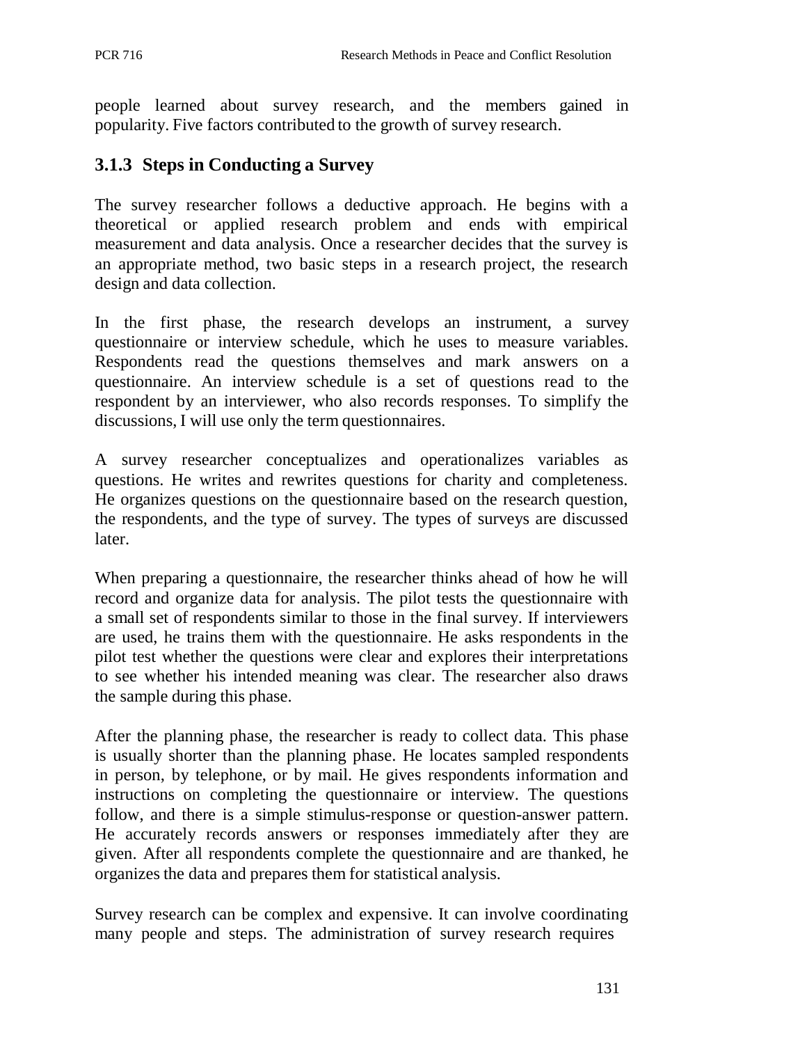people learned about survey research, and the members gained in popularity. Five factors contributed to the growth of survey research.

### 3.1.3 Steps in Conducting a Survey

The survey researcher follows a deductive approach. He begins with a theoretical or applied research problem and ends with empirical measurement and data analysis. Once a researcher decides that the survey is an appropriate method, two basic steps in a research project, the research design and data collection.

In the first phase, the research develops an instrument, a survey questionnaire or interview schedule, which he uses to measure variables. Respondents read the questions themselves and mark answers on a questionnaire. An interview schedule is a set of questions read to the respondent by an interviewer, who also records responses. To simplify the discussions, I will use only the term questionnaires.

A survey researcher conceptualizes and operationalizes variables as questions. He writes and rewrites questions for charity and completeness. He organizes questions on the questionnaire based on the research question, the respondents, and the type of survey. The types of surveys are discussed later.

When preparing a questionnaire, the researcher thinks ahead of how he will record and organize data for analysis. The pilot tests the questionnaire with a small set of respondents similar to those in the final survey. If interviewers are used, he trains them with the questionnaire. He asks respondents in the pilot test whether the questions were clear and explores their interpretations to see whether his intended meaning was clear. The researcher also draws the sample during this phase.

After the planning phase, the researcher is ready to collect data. This phase is usually shorter than the planning phase. He locates sampled respondents in person, by telephone, or by mail. He gives respondents information and instructions on completing the questionnaire or interview. The questions follow, and there is a simple stimulus-response or question-answer pattern. He accurately records answers or responses immediately after they are given. After all respondents complete the questionnaire and are thanked, he organizes the data and prepares them for statistical analysis.

Survey research can be complex and expensive. It can involve coordinating many people and steps. The administration of survey research requires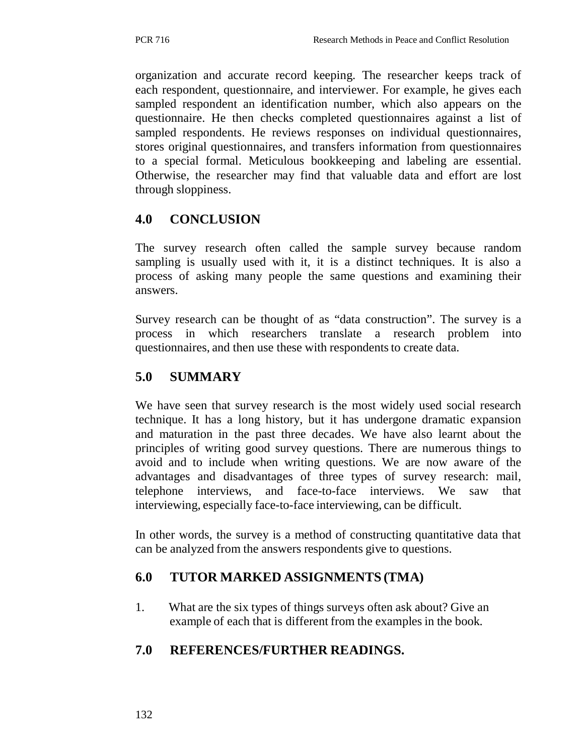organization and accurate record keeping. The researcher keeps track of each respondent, questionnaire, and interviewer. For example, he gives each sampled respondent an identification number, which also appears on the questionnaire. He then checks completed questionnaires against a list of sampled respondents. He reviews responses on individual questionnaires, stores original questionnaires, and transfers information from questionnaires to a special formal. Meticulous bookkeeping and labeling are essential. Otherwise, the researcher may find that valuable data and effort are lost through sloppiness.

## 4.0 CONCLUSION

The survey research often called the sample survey because random sampling is usually used with it, it is a distinct techniques. It is also a process of asking many people the same questions and examining their answers.

Survey research can be thought of as "data construction". The survey is a process in which researchers translate a research problem into questionnaires, and then use these with respondents to create data.

## 5.0 SUMMARY

We have seen that survey research is the most widely used social research technique. It has a long history, but it has undergone dramatic expansion and maturation in the past three decades. We have also learnt about the principles of writing good survey questions. There are numerous things to avoid and to include when writing questions. We are now aware of the advantages and disadvantages of three types of survey research: mail, telephone interviews, and face-to-face interviews. We saw that interviewing, especially face-to-face interviewing, can be difficult.

In other words, the survey is a method of constructing quantitative data that can be analyzed from the answers respondents give to questions.

## 6.0 TUTOR MARKED ASSIGNMENTS (TMA)

1. What are the six types of things surveys often ask about? Give an example of each that is different from the examples in the book.

## 7.0 REFERENCES/FURTHER READINGS.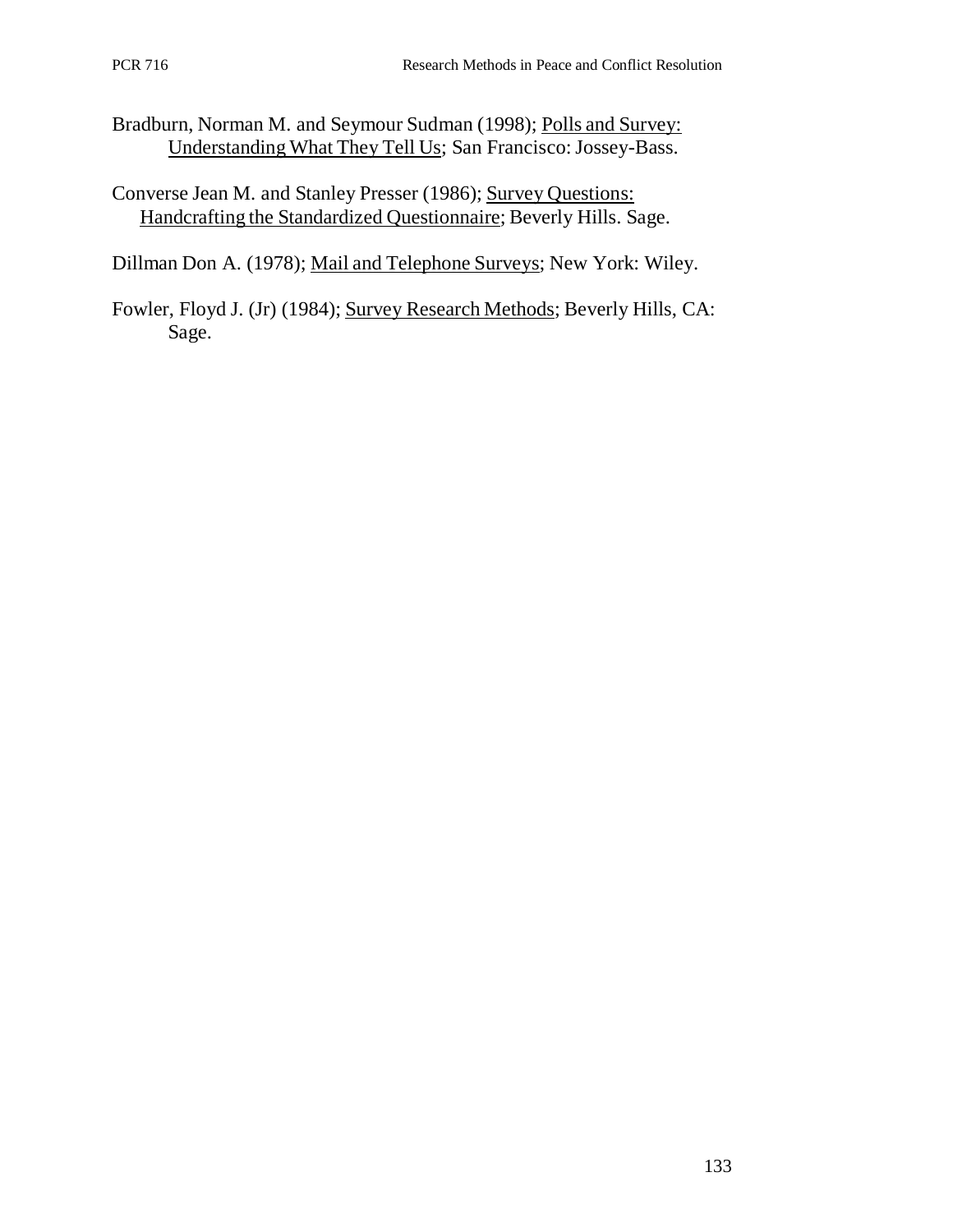Bradburn, Norman M. and Seymour Sudman (1998); Polls and Survey: Understanding What They Tell Us; San Francisco: Jossey-Bass.

Converse Jean M. and Stanley Presser (1986); Survey Questions: Handcrafting the Standardized Questionnaire; Beverly Hills. Sage.

Dillman Don A. (1978); Mail and Telephone Surveys; New York: Wiley.

Fowler, Floyd J. (Jr) (1984); Survey Research Methods; Beverly Hills, CA: Sage.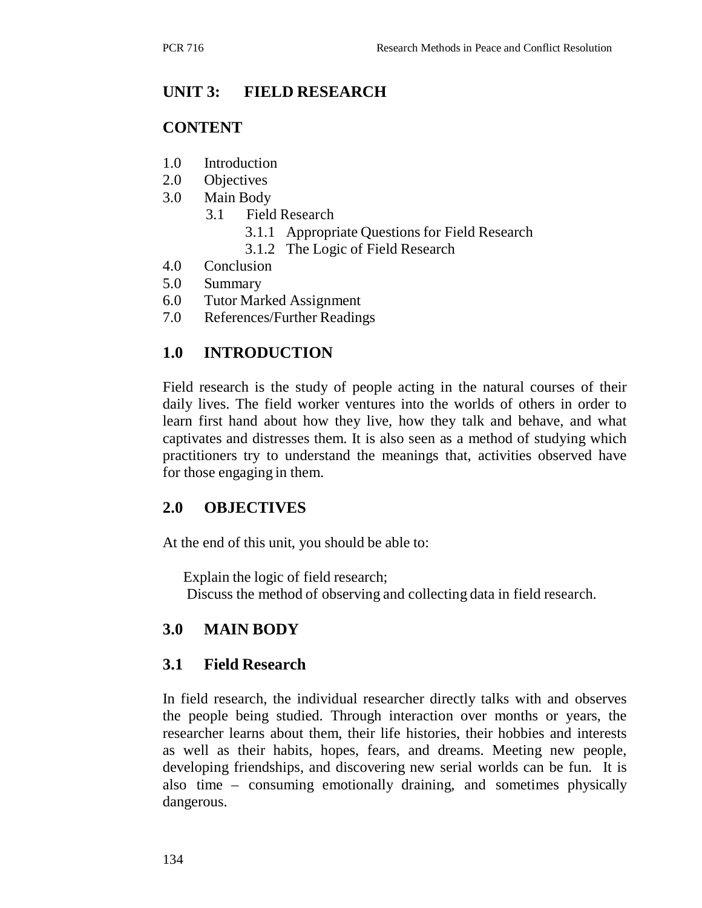## UNIT 3: FIELD RESEARCH

## CONTENT

1.0 Introduction
2.0 Objectives
3.0 Main Body
   3.1 Field Research
      3.1.1 Appropriate Questions for Field Research
      3.1.2 The Logic of Field Research
4.0 Conclusion
5.0 Summary
6.0 Tutor Marked Assignment
7.0 References/Further Readings

## 1.0 INTRODUCTION

Field research is the study of people acting in the natural courses of their daily lives. The field worker ventures into the worlds of others in order to learn first hand about how they live, how they talk and behave, and what captivates and distresses them. It is also seen as a method of studying which practitioners try to understand the meanings that, activities observed have for those engaging in them.

## 2.0 OBJECTIVES

At the end of this unit, you should be able to:

- Explain the logic of field research;
- Discuss the method of observing and collecting data in field research.

## 3.0 MAIN BODY

### 3.1 Field Research

In field research, the individual researcher directly talks with and observes the people being studied. Through interaction over months or years, the researcher learns about them, their life histories, their hobbies and interests as well as their habits, hopes, fears, and dreams. Meeting new people, developing friendships, and discovering new serial worlds can be fun. It is also time – consuming emotionally draining, and sometimes physically dangerous.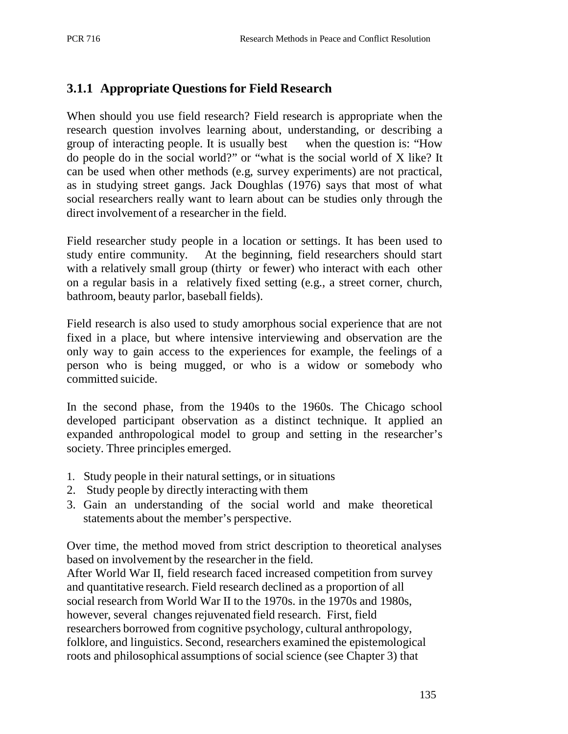### 3.1.1 Appropriate Questions for Field Research

When should you use field research? Field research is appropriate when the research question involves learning about, understanding, or describing a group of interacting people. It is usually best when the question is: "How do people do in the social world?" or "what is the social world of X like? It can be used when other methods (e.g, survey experiments) are not practical, as in studying street gangs. Jack Doughlas (1976) says that most of what social researchers really want to learn about can be studies only through the direct involvement of a researcher in the field.

Field researcher study people in a location or settings. It has been used to study entire community. At the beginning, field researchers should start with a relatively small group (thirty or fewer) who interact with each other on a regular basis in a relatively fixed setting (e.g., a street corner, church, bathroom, beauty parlor, baseball fields).

Field research is also used to study amorphous social experience that are not fixed in a place, but where intensive interviewing and observation are the only way to gain access to the experiences for example, the feelings of a person who is being mugged, or who is a widow or somebody who committed suicide.

In the second phase, from the 1940s to the 1960s. The Chicago school developed participant observation as a distinct technique. It applied an expanded anthropological model to group and setting in the researcher's society. Three principles emerged.

1. Study people in their natural settings, or in situations
2. Study people by directly interacting with them
3. Gain an understanding of the social world and make theoretical statements about the member's perspective.

Over time, the method moved from strict description to theoretical analyses based on involvement by the researcher in the field.
After World War II, field research faced increased competition from survey and quantitative research. Field research declined as a proportion of all social research from World War II to the 1970s. in the 1970s and 1980s, however, several changes rejuvenated field research. First, field researchers borrowed from cognitive psychology, cultural anthropology, folklore, and linguistics. Second, researchers examined the epistemological roots and philosophical assumptions of social science (see Chapter 3) that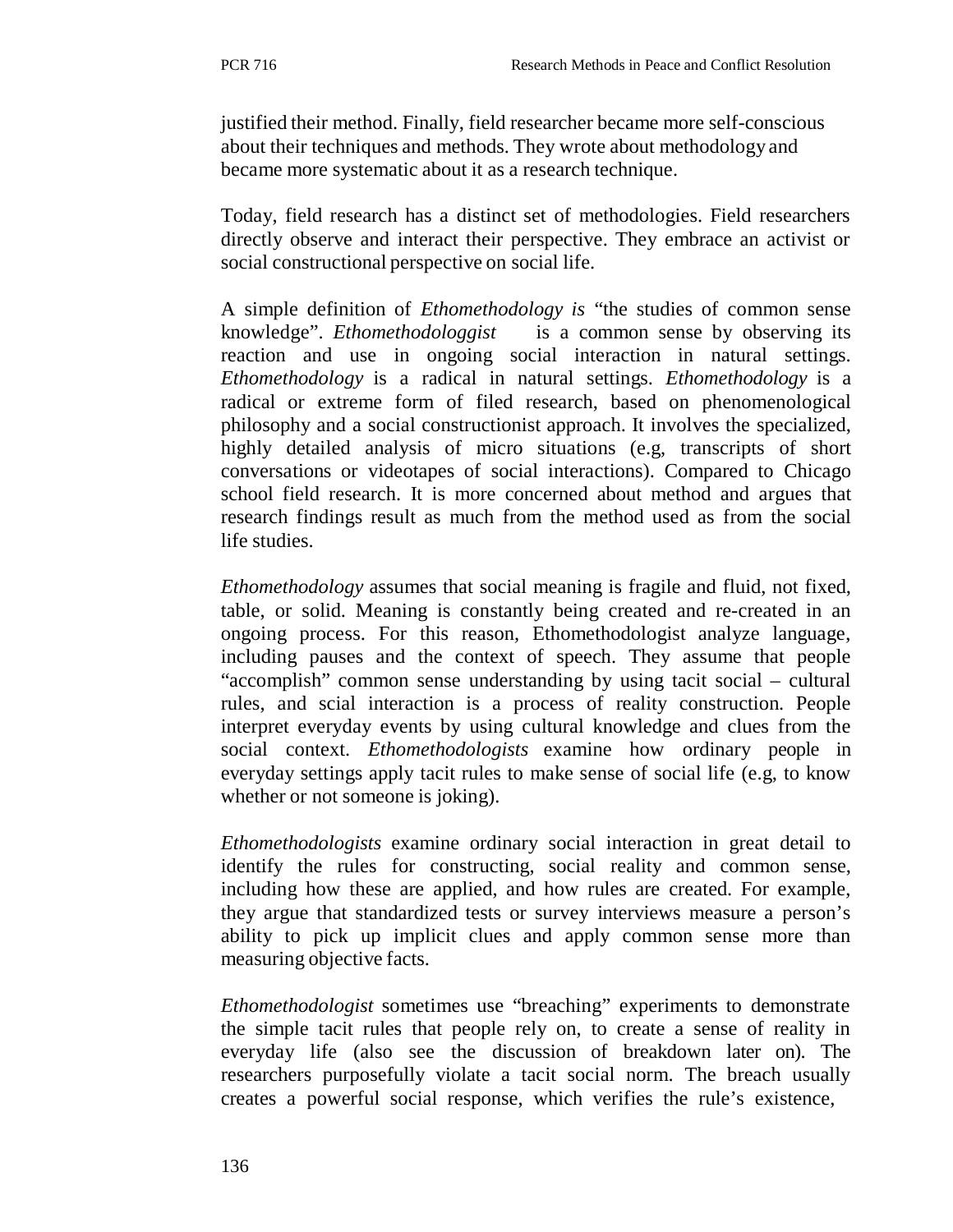justified their method. Finally, field researcher became more self-conscious about their techniques and methods. They wrote about methodology and became more systematic about it as a research technique.

Today, field research has a distinct set of methodologies. Field researchers directly observe and interact their perspective. They embrace an activist or social constructional perspective on social life.

A simple definition of *Ethomethodology is* "the studies of common sense knowledge". *Ethomethodologgist* is a common sense by observing its reaction and use in ongoing social interaction in natural settings. *Ethomethodology* is a radical in natural settings. *Ethomethodology* is a radical or extreme form of filed research, based on phenomenological philosophy and a social constructionist approach. It involves the specialized, highly detailed analysis of micro situations (e.g, transcripts of short conversations or videotapes of social interactions). Compared to Chicago school field research. It is more concerned about method and argues that research findings result as much from the method used as from the social life studies.

*Ethomethodology* assumes that social meaning is fragile and fluid, not fixed, table, or solid. Meaning is constantly being created and re-created in an ongoing process. For this reason, Ethomethodologist analyze language, including pauses and the context of speech. They assume that people "accomplish" common sense understanding by using tacit social – cultural rules, and scial interaction is a process of reality construction. People interpret everyday events by using cultural knowledge and clues from the social context. *Ethomethodologists* examine how ordinary people in everyday settings apply tacit rules to make sense of social life (e.g, to know whether or not someone is joking).

*Ethomethodologists* examine ordinary social interaction in great detail to identify the rules for constructing, social reality and common sense, including how these are applied, and how rules are created. For example, they argue that standardized tests or survey interviews measure a person's ability to pick up implicit clues and apply common sense more than measuring objective facts.

*Ethomethodologist* sometimes use "breaching" experiments to demonstrate the simple tacit rules that people rely on, to create a sense of reality in everyday life (also see the discussion of breakdown later on). The researchers purposefully violate a tacit social norm. The breach usually creates a powerful social response, which verifies the rule's existence,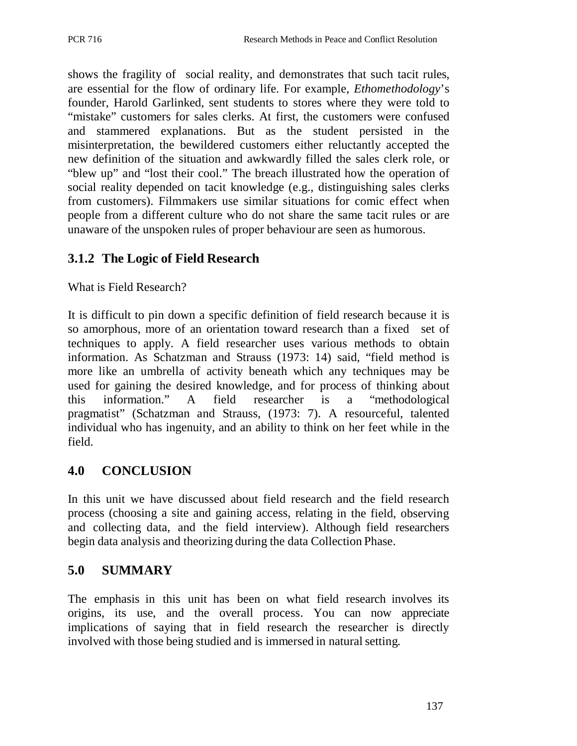shows the fragility of social reality, and demonstrates that such tacit rules, are essential for the flow of ordinary life. For example, *Ethomethodology*'s founder, Harold Garlinked, sent students to stores where they were told to "mistake" customers for sales clerks. At first, the customers were confused and stammered explanations. But as the student persisted in the misinterpretation, the bewildered customers either reluctantly accepted the new definition of the situation and awkwardly filled the sales clerk role, or "blew up" and "lost their cool." The breach illustrated how the operation of social reality depended on tacit knowledge (e.g., distinguishing sales clerks from customers). Filmmakers use similar situations for comic effect when people from a different culture who do not share the same tacit rules or are unaware of the unspoken rules of proper behaviour are seen as humorous.

### 3.1.2 The Logic of Field Research

What is Field Research?

It is difficult to pin down a specific definition of field research because it is so amorphous, more of an orientation toward research than a fixed set of techniques to apply. A field researcher uses various methods to obtain information. As Schatzman and Strauss (1973: 14) said, "field method is more like an umbrella of activity beneath which any techniques may be used for gaining the desired knowledge, and for process of thinking about this information." A field researcher is a "methodological pragmatist" (Schatzman and Strauss, (1973: 7). A resourceful, talented individual who has ingenuity, and an ability to think on her feet while in the field.

## 4.0 CONCLUSION

In this unit we have discussed about field research and the field research process (choosing a site and gaining access, relating in the field, observing and collecting data, and the field interview). Although field researchers begin data analysis and theorizing during the data Collection Phase.

## 5.0 SUMMARY

The emphasis in this unit has been on what field research involves its origins, its use, and the overall process. You can now appreciate implications of saying that in field research the researcher is directly involved with those being studied and is immersed in natural setting.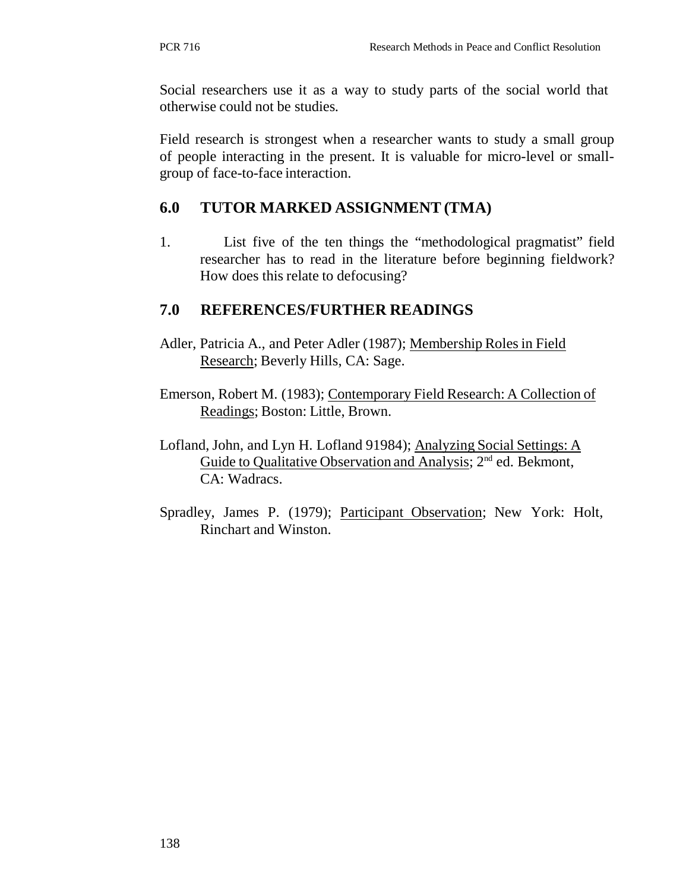Social researchers use it as a way to study parts of the social world that otherwise could not be studies.

Field research is strongest when a researcher wants to study a small group of people interacting in the present. It is valuable for micro-level or small-group of face-to-face interaction.

## 6.0 TUTOR MARKED ASSIGNMENT (TMA)

1. List five of the ten things the "methodological pragmatist" field researcher has to read in the literature before beginning fieldwork? How does this relate to defocusing?

## 7.0 REFERENCES/FURTHER READINGS

Adler, Patricia A., and Peter Adler (1987); Membership Roles in Field Research; Beverly Hills, CA: Sage.

Emerson, Robert M. (1983); Contemporary Field Research: A Collection of Readings; Boston: Little, Brown.

Lofland, John, and Lyn H. Lofland 91984); Analyzing Social Settings: A Guide to Qualitative Observation and Analysis; 2nd ed. Bekmont, CA: Wadracs.

Spradley, James P. (1979); Participant Observation; New York: Holt, Rinchart and Winston.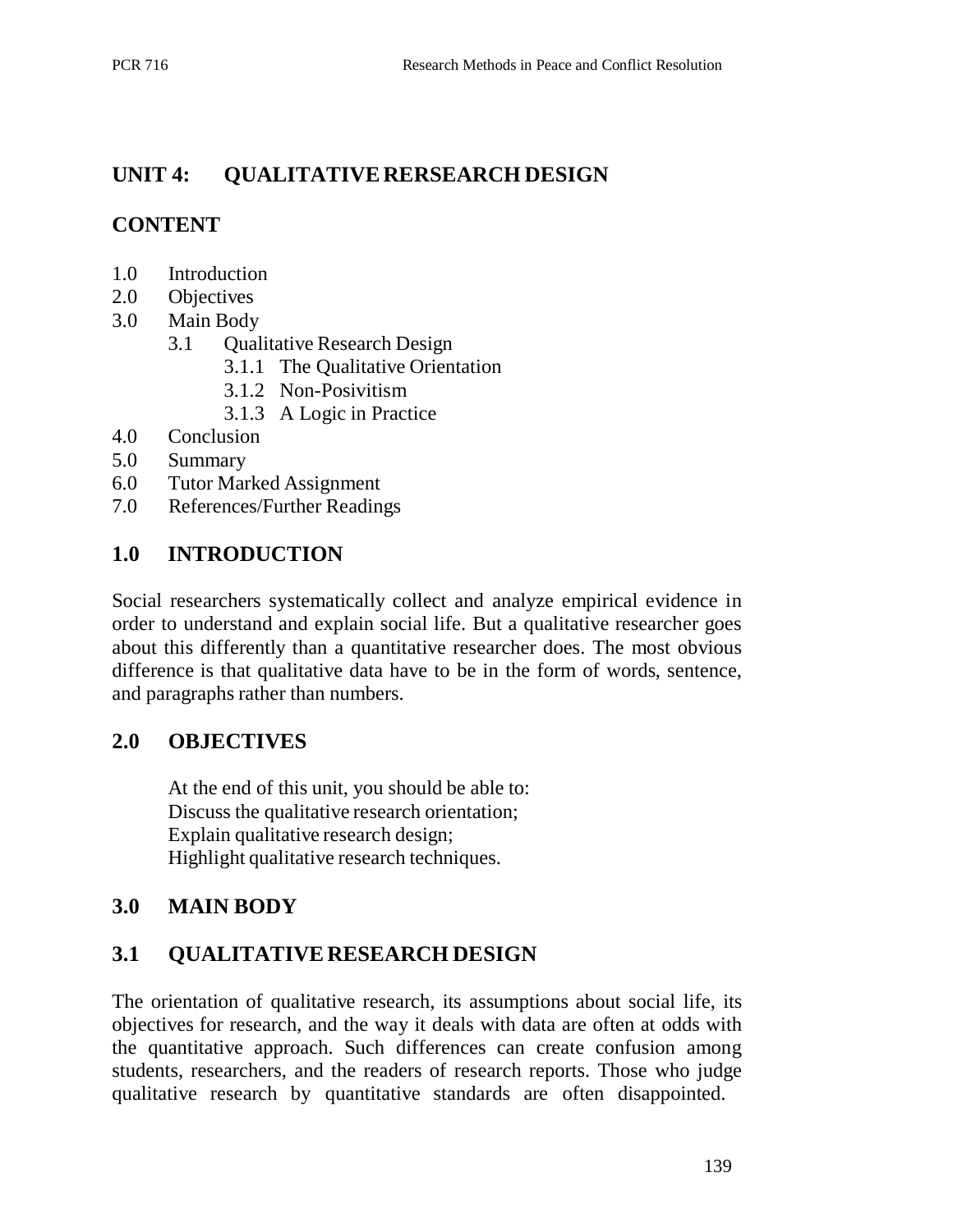# UNIT 4: QUALITATIVE RERSEARCH DESIGN

## CONTENT

1.0 Introduction
2.0 Objectives
3.0 Main Body
   - 3.1 Qualitative Research Design
     - 3.1.1 The Qualitative Orientation
     - 3.1.2 Non-Posivitism
     - 3.1.3 A Logic in Practice
4.0 Conclusion
5.0 Summary
6.0 Tutor Marked Assignment
7.0 References/Further Readings

## 1.0 INTRODUCTION

Social researchers systematically collect and analyze empirical evidence in order to understand and explain social life. But a qualitative researcher goes about this differently than a quantitative researcher does. The most obvious difference is that qualitative data have to be in the form of words, sentence, and paragraphs rather than numbers.

## 2.0 OBJECTIVES

At the end of this unit, you should be able to:
Discuss the qualitative research orientation;
Explain qualitative research design;
Highlight qualitative research techniques.

## 3.0 MAIN BODY

## 3.1 QUALITATIVE RESEARCH DESIGN

The orientation of qualitative research, its assumptions about social life, its objectives for research, and the way it deals with data are often at odds with the quantitative approach. Such differences can create confusion among students, researchers, and the readers of research reports. Those who judge qualitative research by quantitative standards are often disappointed.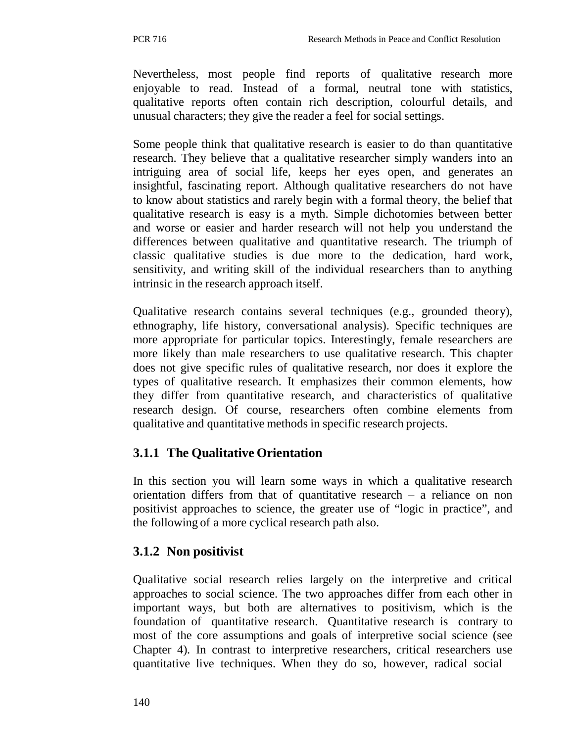Nevertheless, most people find reports of qualitative research more enjoyable to read. Instead of a formal, neutral tone with statistics, qualitative reports often contain rich description, colourful details, and unusual characters; they give the reader a feel for social settings.

Some people think that qualitative research is easier to do than quantitative research. They believe that a qualitative researcher simply wanders into an intriguing area of social life, keeps her eyes open, and generates an insightful, fascinating report. Although qualitative researchers do not have to know about statistics and rarely begin with a formal theory, the belief that qualitative research is easy is a myth. Simple dichotomies between better and worse or easier and harder research will not help you understand the differences between qualitative and quantitative research. The triumph of classic qualitative studies is due more to the dedication, hard work, sensitivity, and writing skill of the individual researchers than to anything intrinsic in the research approach itself.

Qualitative research contains several techniques (e.g., grounded theory), ethnography, life history, conversational analysis). Specific techniques are more appropriate for particular topics. Interestingly, female researchers are more likely than male researchers to use qualitative research. This chapter does not give specific rules of qualitative research, nor does it explore the types of qualitative research. It emphasizes their common elements, how they differ from quantitative research, and characteristics of qualitative research design. Of course, researchers often combine elements from qualitative and quantitative methods in specific research projects.

### 3.1.1 The Qualitative Orientation

In this section you will learn some ways in which a qualitative research orientation differs from that of quantitative research – a reliance on non positivist approaches to science, the greater use of "logic in practice", and the following of a more cyclical research path also.

### 3.1.2 Non positivist

Qualitative social research relies largely on the interpretive and critical approaches to social science. The two approaches differ from each other in important ways, but both are alternatives to positivism, which is the foundation of quantitative research. Quantitative research is contrary to most of the core assumptions and goals of interpretive social science (see Chapter 4). In contrast to interpretive researchers, critical researchers use quantitative live techniques. When they do so, however, radical social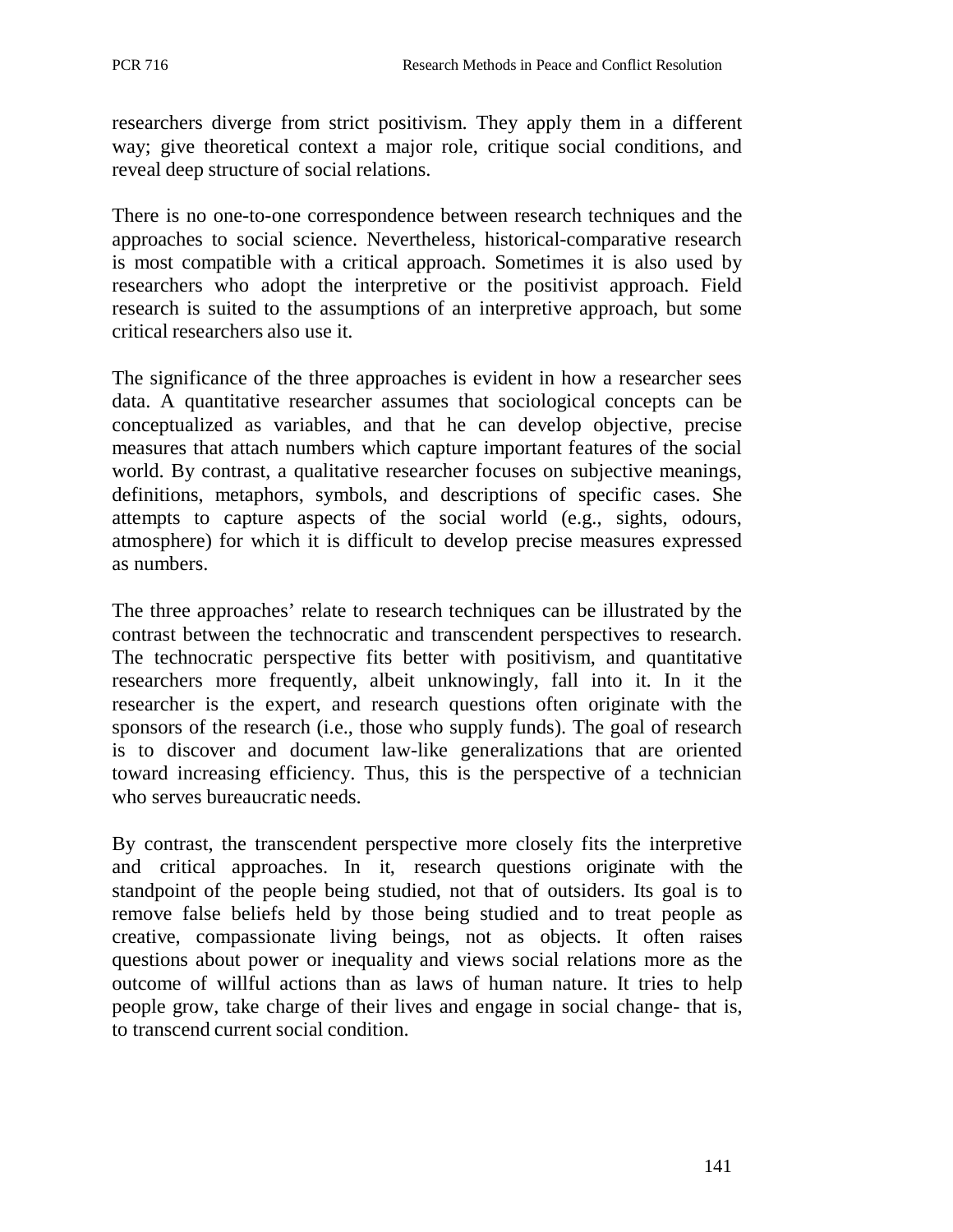researchers diverge from strict positivism. They apply them in a different way; give theoretical context a major role, critique social conditions, and reveal deep structure of social relations.

There is no one-to-one correspondence between research techniques and the approaches to social science. Nevertheless, historical-comparative research is most compatible with a critical approach. Sometimes it is also used by researchers who adopt the interpretive or the positivist approach. Field research is suited to the assumptions of an interpretive approach, but some critical researchers also use it.

The significance of the three approaches is evident in how a researcher sees data. A quantitative researcher assumes that sociological concepts can be conceptualized as variables, and that he can develop objective, precise measures that attach numbers which capture important features of the social world. By contrast, a qualitative researcher focuses on subjective meanings, definitions, metaphors, symbols, and descriptions of specific cases. She attempts to capture aspects of the social world (e.g., sights, odours, atmosphere) for which it is difficult to develop precise measures expressed as numbers.

The three approaches' relate to research techniques can be illustrated by the contrast between the technocratic and transcendent perspectives to research. The technocratic perspective fits better with positivism, and quantitative researchers more frequently, albeit unknowingly, fall into it. In it the researcher is the expert, and research questions often originate with the sponsors of the research (i.e., those who supply funds). The goal of research is to discover and document law-like generalizations that are oriented toward increasing efficiency. Thus, this is the perspective of a technician who serves bureaucratic needs.

By contrast, the transcendent perspective more closely fits the interpretive and critical approaches. In it, research questions originate with the standpoint of the people being studied, not that of outsiders. Its goal is to remove false beliefs held by those being studied and to treat people as creative, compassionate living beings, not as objects. It often raises questions about power or inequality and views social relations more as the outcome of willful actions than as laws of human nature. It tries to help people grow, take charge of their lives and engage in social change- that is, to transcend current social condition.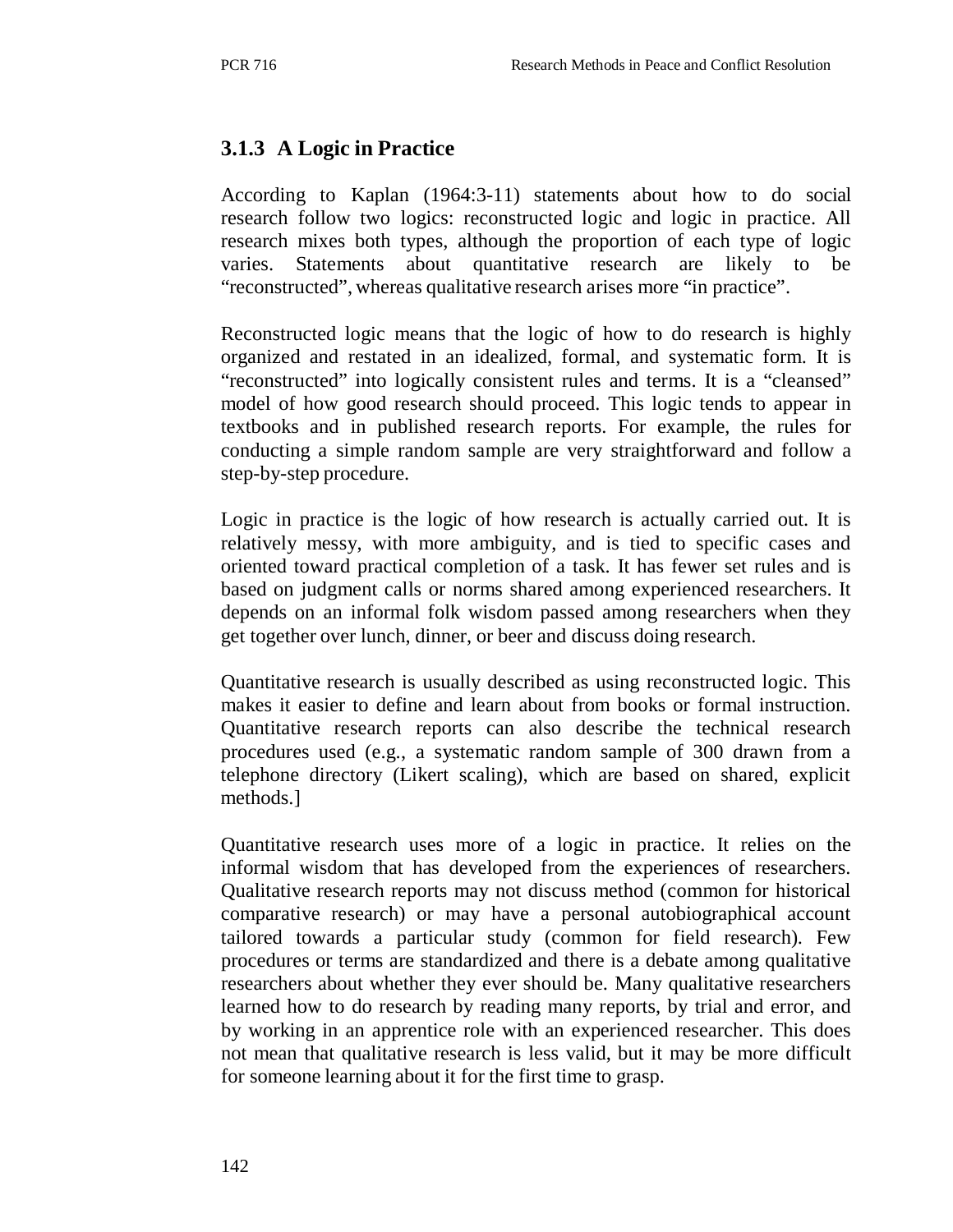### 3.1.3 A Logic in Practice

According to Kaplan (1964:3-11) statements about how to do social research follow two logics: reconstructed logic and logic in practice. All research mixes both types, although the proportion of each type of logic varies. Statements about quantitative research are likely to be "reconstructed", whereas qualitative research arises more "in practice".

Reconstructed logic means that the logic of how to do research is highly organized and restated in an idealized, formal, and systematic form. It is "reconstructed" into logically consistent rules and terms. It is a "cleansed" model of how good research should proceed. This logic tends to appear in textbooks and in published research reports. For example, the rules for conducting a simple random sample are very straightforward and follow a step-by-step procedure.

Logic in practice is the logic of how research is actually carried out. It is relatively messy, with more ambiguity, and is tied to specific cases and oriented toward practical completion of a task. It has fewer set rules and is based on judgment calls or norms shared among experienced researchers. It depends on an informal folk wisdom passed among researchers when they get together over lunch, dinner, or beer and discuss doing research.

Quantitative research is usually described as using reconstructed logic. This makes it easier to define and learn about from books or formal instruction. Quantitative research reports can also describe the technical research procedures used (e.g., a systematic random sample of 300 drawn from a telephone directory (Likert scaling), which are based on shared, explicit methods.]

Quantitative research uses more of a logic in practice. It relies on the informal wisdom that has developed from the experiences of researchers. Qualitative research reports may not discuss method (common for historical comparative research) or may have a personal autobiographical account tailored towards a particular study (common for field research). Few procedures or terms are standardized and there is a debate among qualitative researchers about whether they ever should be. Many qualitative researchers learned how to do research by reading many reports, by trial and error, and by working in an apprentice role with an experienced researcher. This does not mean that qualitative research is less valid, but it may be more difficult for someone learning about it for the first time to grasp.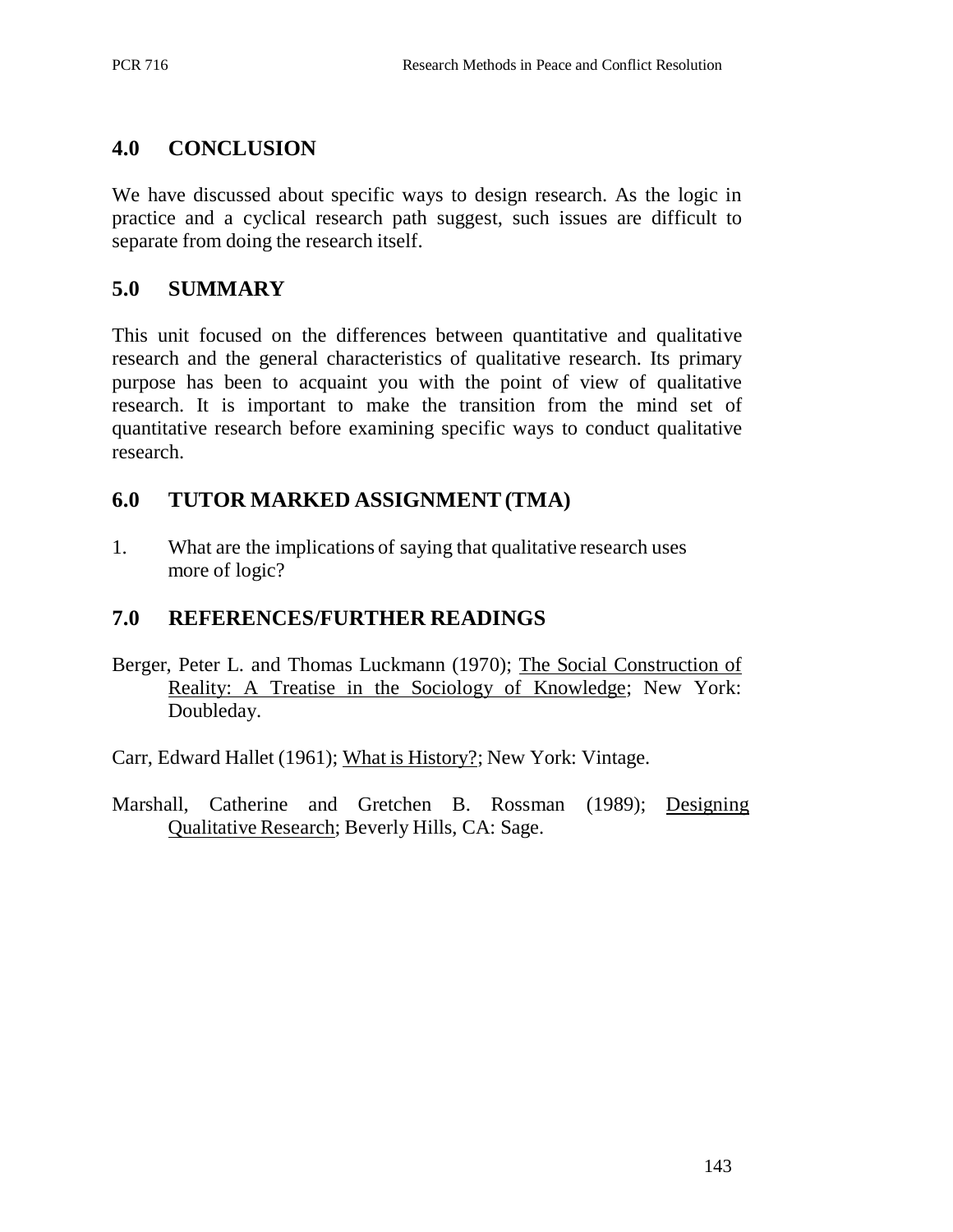## 4.0 CONCLUSION

We have discussed about specific ways to design research. As the logic in practice and a cyclical research path suggest, such issues are difficult to separate from doing the research itself.

## 5.0 SUMMARY

This unit focused on the differences between quantitative and qualitative research and the general characteristics of qualitative research. Its primary purpose has been to acquaint you with the point of view of qualitative research. It is important to make the transition from the mind set of quantitative research before examining specific ways to conduct qualitative research.

## 6.0 TUTOR MARKED ASSIGNMENT (TMA)

1. What are the implications of saying that qualitative research uses more of logic?

## 7.0 REFERENCES/FURTHER READINGS

Berger, Peter L. and Thomas Luckmann (1970); The Social Construction of Reality: A Treatise in the Sociology of Knowledge; New York: Doubleday.

Carr, Edward Hallet (1961); What is History?; New York: Vintage.

Marshall, Catherine and Gretchen B. Rossman (1989); Designing Qualitative Research; Beverly Hills, CA: Sage.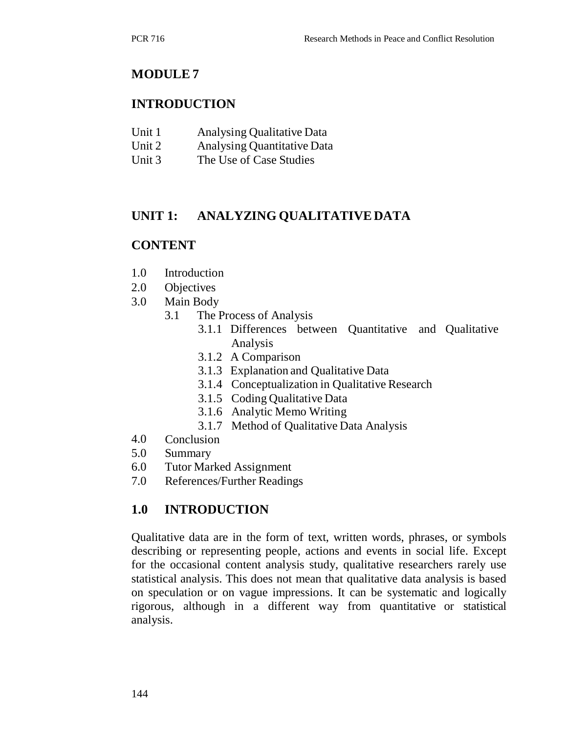## MODULE 7

## INTRODUCTION

Unit 1 Analysing Qualitative Data
Unit 2 Analysing Quantitative Data
Unit 3 The Use of Case Studies

## UNIT 1: ANALYZING QUALITATIVE DATA

## CONTENT

1.0 Introduction
2.0 Objectives
3.0 Main Body
  3.1 The Process of Analysis
    3.1.1 Differences between Quantitative and Qualitative Analysis
    3.1.2 A Comparison
    3.1.3 Explanation and Qualitative Data
    3.1.4 Conceptualization in Qualitative Research
    3.1.5 Coding Qualitative Data
    3.1.6 Analytic Memo Writing
    3.1.7 Method of Qualitative Data Analysis
4.0 Conclusion
5.0 Summary
6.0 Tutor Marked Assignment
7.0 References/Further Readings

## 1.0 INTRODUCTION

Qualitative data are in the form of text, written words, phrases, or symbols describing or representing people, actions and events in social life. Except for the occasional content analysis study, qualitative researchers rarely use statistical analysis. This does not mean that qualitative data analysis is based on speculation or on vague impressions. It can be systematic and logically rigorous, although in a different way from quantitative or statistical analysis.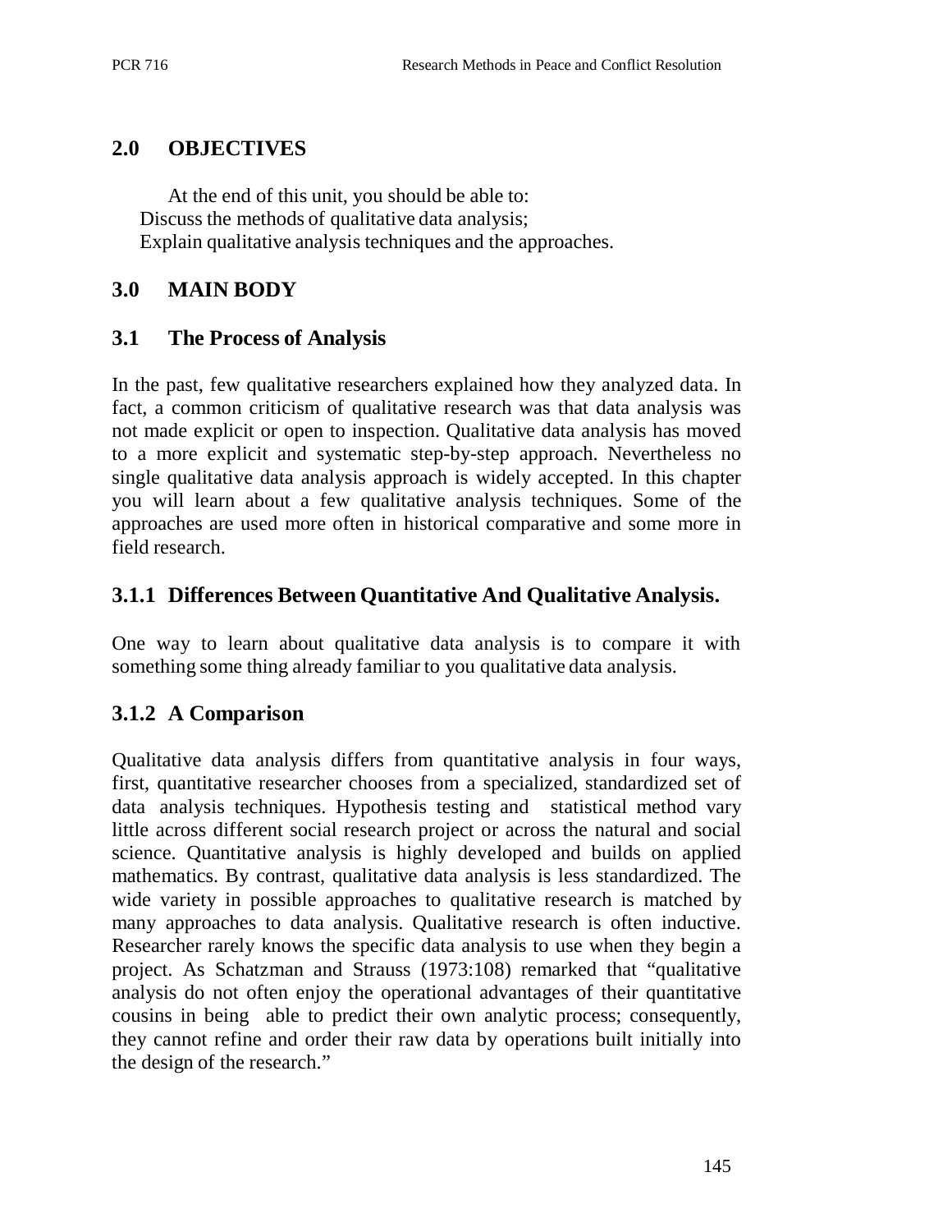## 2.0 OBJECTIVES

At the end of this unit, you should be able to:
Discuss the methods of qualitative data analysis;
Explain qualitative analysis techniques and the approaches.

## 3.0 MAIN BODY

### 3.1 The Process of Analysis

In the past, few qualitative researchers explained how they analyzed data. In fact, a common criticism of qualitative research was that data analysis was not made explicit or open to inspection. Qualitative data analysis has moved to a more explicit and systematic step-by-step approach. Nevertheless no single qualitative data analysis approach is widely accepted. In this chapter you will learn about a few qualitative analysis techniques. Some of the approaches are used more often in historical comparative and some more in field research.

### 3.1.1 Differences Between Quantitative And Qualitative Analysis.

One way to learn about qualitative data analysis is to compare it with something some thing already familiar to you qualitative data analysis.

### 3.1.2 A Comparison

Qualitative data analysis differs from quantitative analysis in four ways, first, quantitative researcher chooses from a specialized, standardized set of data analysis techniques. Hypothesis testing and statistical method vary little across different social research project or across the natural and social science. Quantitative analysis is highly developed and builds on applied mathematics. By contrast, qualitative data analysis is less standardized. The wide variety in possible approaches to qualitative research is matched by many approaches to data analysis. Qualitative research is often inductive. Researcher rarely knows the specific data analysis to use when they begin a project. As Schatzman and Strauss (1973:108) remarked that "qualitative analysis do not often enjoy the operational advantages of their quantitative cousins in being able to predict their own analytic process; consequently, they cannot refine and order their raw data by operations built initially into the design of the research."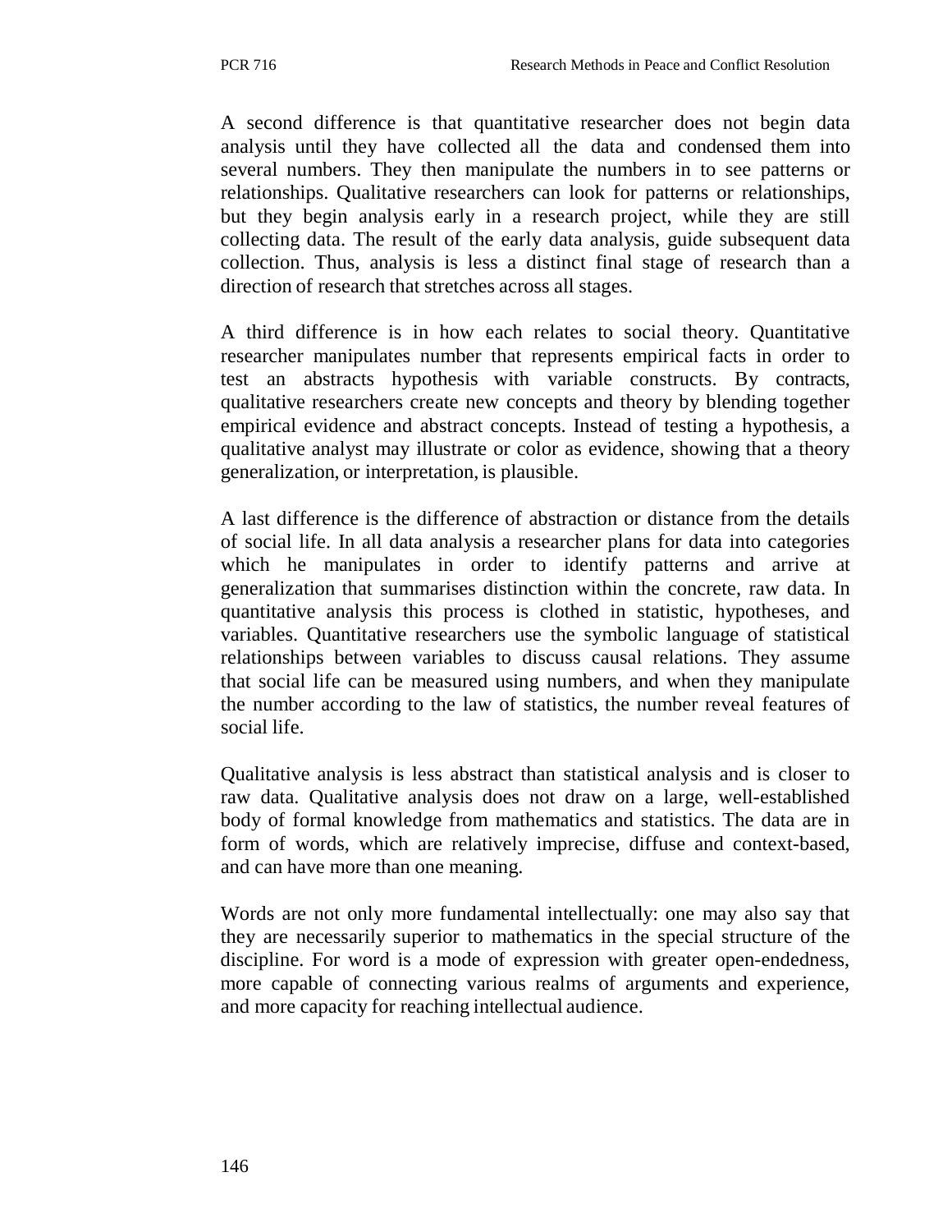A second difference is that quantitative researcher does not begin data analysis until they have collected all the data and condensed them into several numbers. They then manipulate the numbers in to see patterns or relationships. Qualitative researchers can look for patterns or relationships, but they begin analysis early in a research project, while they are still collecting data. The result of the early data analysis, guide subsequent data collection. Thus, analysis is less a distinct final stage of research than a direction of research that stretches across all stages.

A third difference is in how each relates to social theory. Quantitative researcher manipulates number that represents empirical facts in order to test an abstracts hypothesis with variable constructs. By contracts, qualitative researchers create new concepts and theory by blending together empirical evidence and abstract concepts. Instead of testing a hypothesis, a qualitative analyst may illustrate or color as evidence, showing that a theory generalization, or interpretation, is plausible.

A last difference is the difference of abstraction or distance from the details of social life. In all data analysis a researcher plans for data into categories which he manipulates in order to identify patterns and arrive at generalization that summarises distinction within the concrete, raw data. In quantitative analysis this process is clothed in statistic, hypotheses, and variables. Quantitative researchers use the symbolic language of statistical relationships between variables to discuss causal relations. They assume that social life can be measured using numbers, and when they manipulate the number according to the law of statistics, the number reveal features of social life.

Qualitative analysis is less abstract than statistical analysis and is closer to raw data. Qualitative analysis does not draw on a large, well-established body of formal knowledge from mathematics and statistics. The data are in form of words, which are relatively imprecise, diffuse and context-based, and can have more than one meaning.

Words are not only more fundamental intellectually: one may also say that they are necessarily superior to mathematics in the special structure of the discipline. For word is a mode of expression with greater open-endedness, more capable of connecting various realms of arguments and experience, and more capacity for reaching intellectual audience.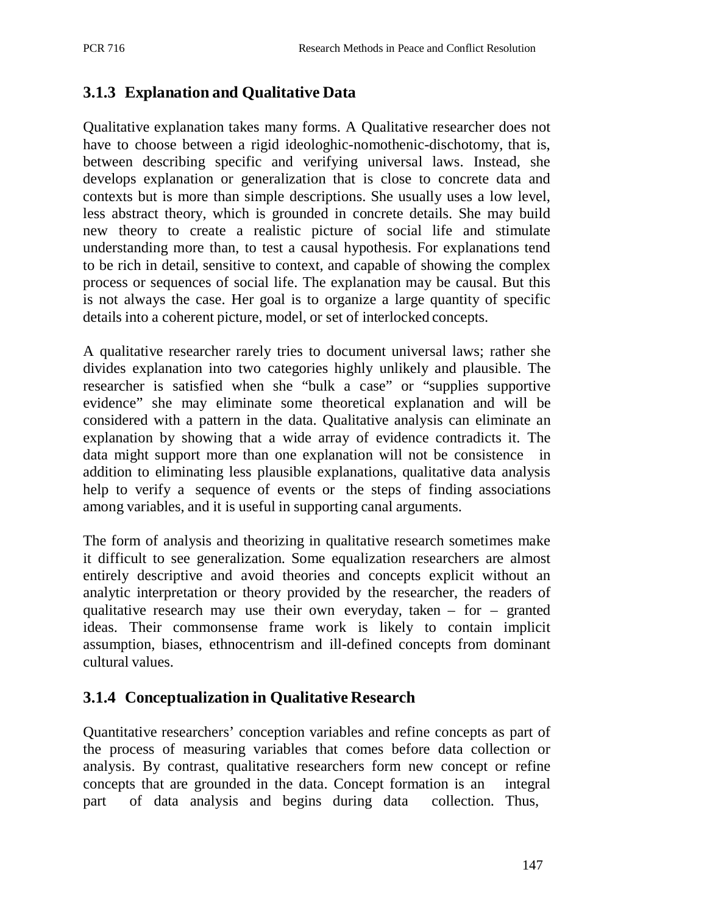### 3.1.3 Explanation and Qualitative Data

Qualitative explanation takes many forms. A Qualitative researcher does not have to choose between a rigid ideologhic-nomothenic-dischotomy, that is, between describing specific and verifying universal laws. Instead, she develops explanation or generalization that is close to concrete data and contexts but is more than simple descriptions. She usually uses a low level, less abstract theory, which is grounded in concrete details. She may build new theory to create a realistic picture of social life and stimulate understanding more than, to test a causal hypothesis. For explanations tend to be rich in detail, sensitive to context, and capable of showing the complex process or sequences of social life. The explanation may be causal. But this is not always the case. Her goal is to organize a large quantity of specific details into a coherent picture, model, or set of interlocked concepts.

A qualitative researcher rarely tries to document universal laws; rather she divides explanation into two categories highly unlikely and plausible. The researcher is satisfied when she "bulk a case" or "supplies supportive evidence" she may eliminate some theoretical explanation and will be considered with a pattern in the data. Qualitative analysis can eliminate an explanation by showing that a wide array of evidence contradicts it. The data might support more than one explanation will not be consistence in addition to eliminating less plausible explanations, qualitative data analysis help to verify a sequence of events or the steps of finding associations among variables, and it is useful in supporting canal arguments.

The form of analysis and theorizing in qualitative research sometimes make it difficult to see generalization. Some equalization researchers are almost entirely descriptive and avoid theories and concepts explicit without an analytic interpretation or theory provided by the researcher, the readers of qualitative research may use their own everyday, taken – for – granted ideas. Their commonsense frame work is likely to contain implicit assumption, biases, ethnocentrism and ill-defined concepts from dominant cultural values.

### 3.1.4 Conceptualization in Qualitative Research

Quantitative researchers' conception variables and refine concepts as part of the process of measuring variables that comes before data collection or analysis. By contrast, qualitative researchers form new concept or refine concepts that are grounded in the data. Concept formation is an integral part of data analysis and begins during data collection. Thus,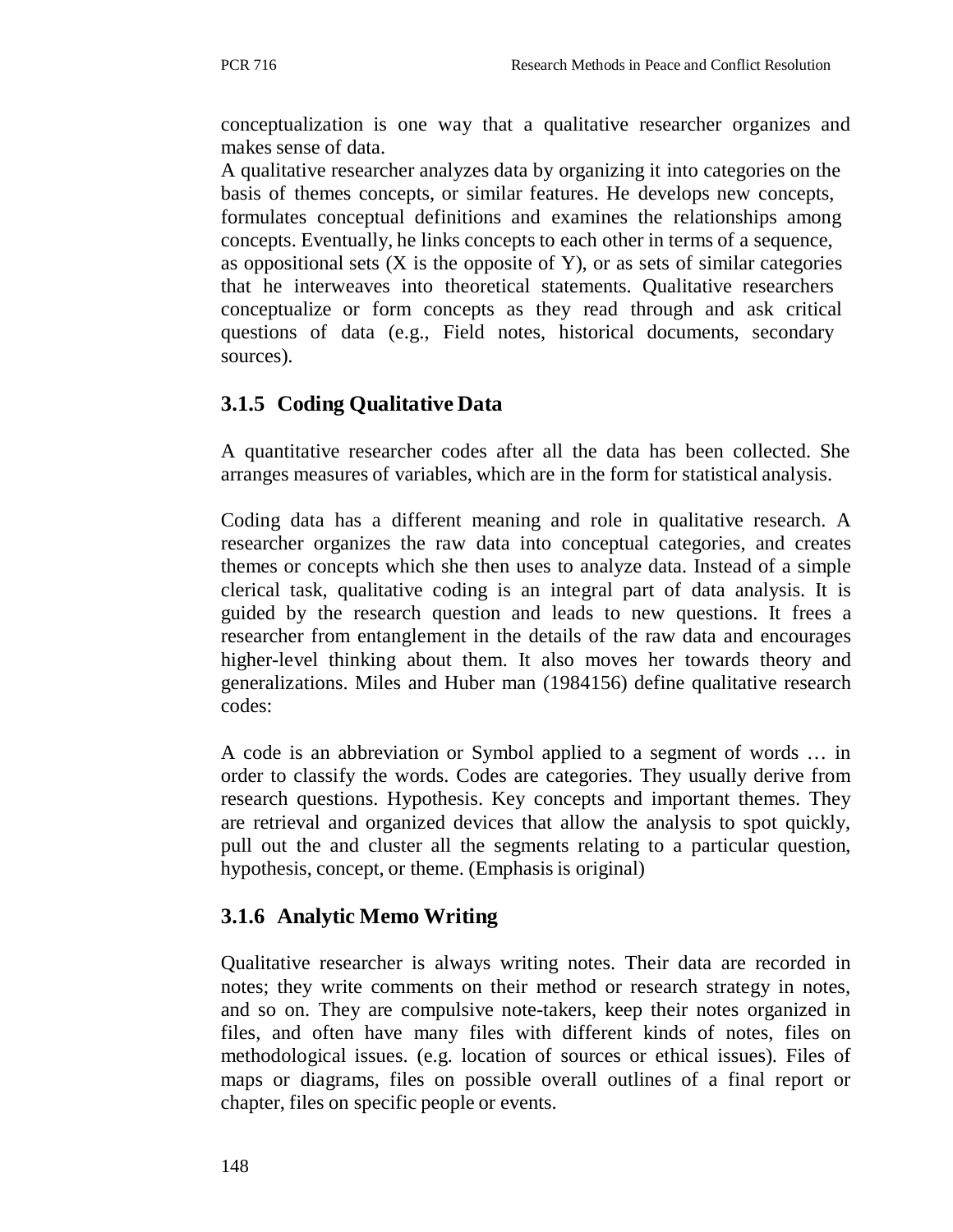conceptualization is one way that a qualitative researcher organizes and makes sense of data.

A qualitative researcher analyzes data by organizing it into categories on the basis of themes concepts, or similar features. He develops new concepts, formulates conceptual definitions and examines the relationships among concepts. Eventually, he links concepts to each other in terms of a sequence, as oppositional sets (X is the opposite of Y), or as sets of similar categories that he interweaves into theoretical statements. Qualitative researchers conceptualize or form concepts as they read through and ask critical questions of data (e.g., Field notes, historical documents, secondary sources).

### 3.1.5 Coding Qualitative Data

A quantitative researcher codes after all the data has been collected. She arranges measures of variables, which are in the form for statistical analysis.

Coding data has a different meaning and role in qualitative research. A researcher organizes the raw data into conceptual categories, and creates themes or concepts which she then uses to analyze data. Instead of a simple clerical task, qualitative coding is an integral part of data analysis. It is guided by the research question and leads to new questions. It frees a researcher from entanglement in the details of the raw data and encourages higher-level thinking about them. It also moves her towards theory and generalizations. Miles and Huber man (1984156) define qualitative research codes:

A code is an abbreviation or Symbol applied to a segment of words … in order to classify the words. Codes are categories. They usually derive from research questions. Hypothesis. Key concepts and important themes. They are retrieval and organized devices that allow the analysis to spot quickly, pull out the and cluster all the segments relating to a particular question, hypothesis, concept, or theme. (Emphasis is original)

### 3.1.6 Analytic Memo Writing

Qualitative researcher is always writing notes. Their data are recorded in notes; they write comments on their method or research strategy in notes, and so on. They are compulsive note-takers, keep their notes organized in files, and often have many files with different kinds of notes, files on methodological issues. (e.g. location of sources or ethical issues). Files of maps or diagrams, files on possible overall outlines of a final report or chapter, files on specific people or events.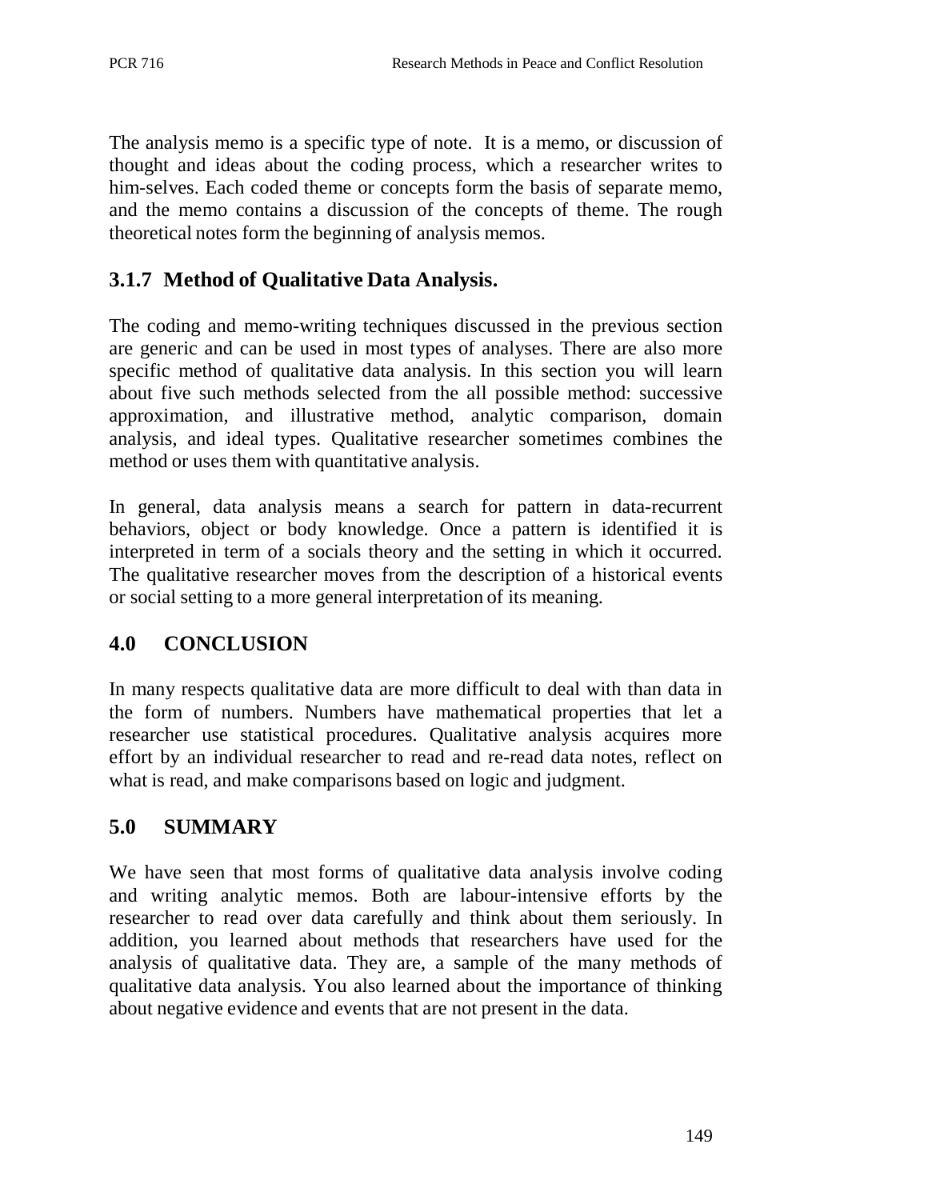The analysis memo is a specific type of note. It is a memo, or discussion of thought and ideas about the coding process, which a researcher writes to him-selves. Each coded theme or concepts form the basis of separate memo, and the memo contains a discussion of the concepts of theme. The rough theoretical notes form the beginning of analysis memos.

### 3.1.7 Method of Qualitative Data Analysis.

The coding and memo-writing techniques discussed in the previous section are generic and can be used in most types of analyses. There are also more specific method of qualitative data analysis. In this section you will learn about five such methods selected from the all possible method: successive approximation, and illustrative method, analytic comparison, domain analysis, and ideal types. Qualitative researcher sometimes combines the method or uses them with quantitative analysis.

In general, data analysis means a search for pattern in data-recurrent behaviors, object or body knowledge. Once a pattern is identified it is interpreted in term of a socials theory and the setting in which it occurred. The qualitative researcher moves from the description of a historical events or social setting to a more general interpretation of its meaning.

## 4.0 CONCLUSION

In many respects qualitative data are more difficult to deal with than data in the form of numbers. Numbers have mathematical properties that let a researcher use statistical procedures. Qualitative analysis acquires more effort by an individual researcher to read and re-read data notes, reflect on what is read, and make comparisons based on logic and judgment.

## 5.0 SUMMARY

We have seen that most forms of qualitative data analysis involve coding and writing analytic memos. Both are labour-intensive efforts by the researcher to read over data carefully and think about them seriously. In addition, you learned about methods that researchers have used for the analysis of qualitative data. They are, a sample of the many methods of qualitative data analysis. You also learned about the importance of thinking about negative evidence and events that are not present in the data.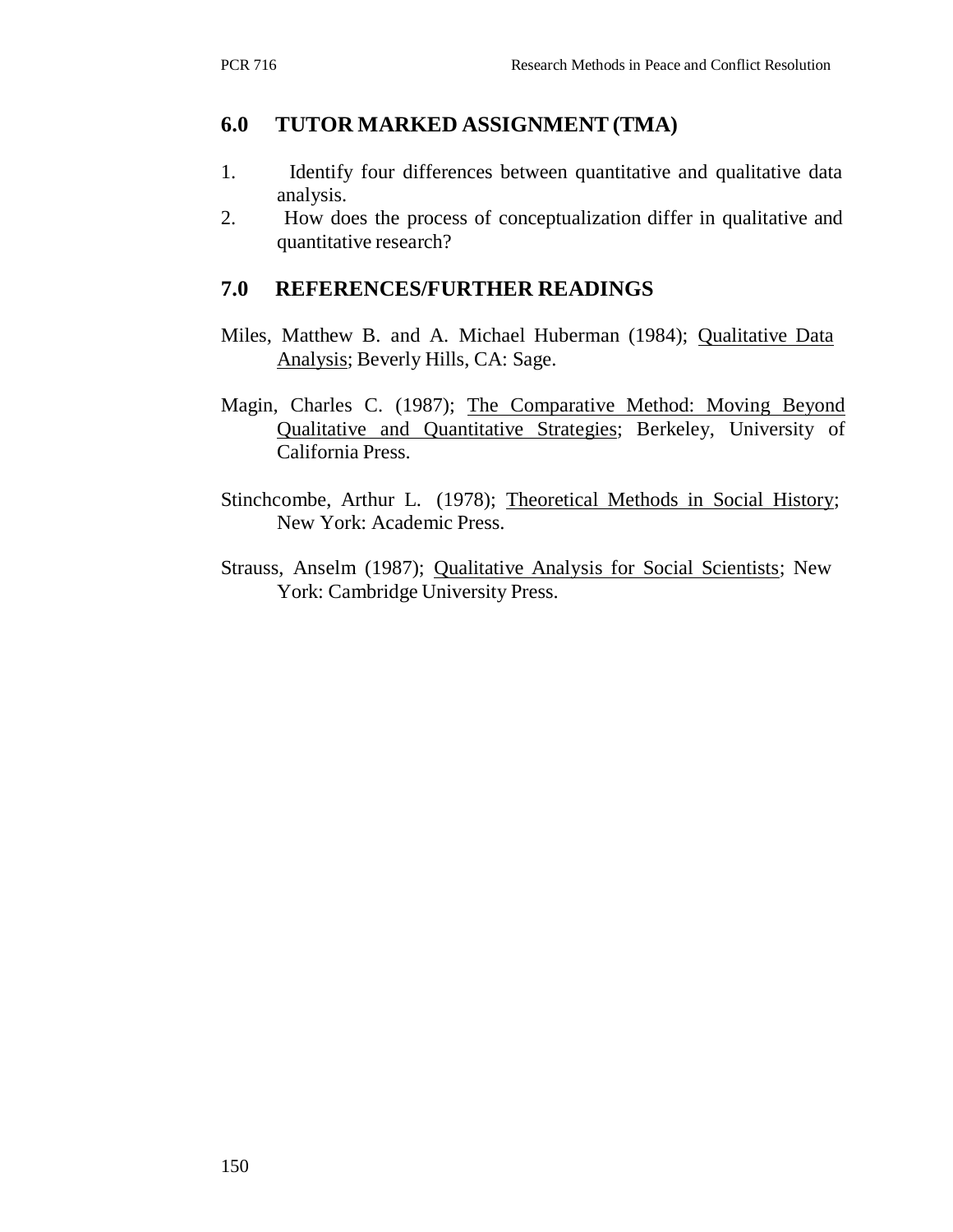## 6.0 TUTOR MARKED ASSIGNMENT (TMA)

1. Identify four differences between quantitative and qualitative data analysis.
2. How does the process of conceptualization differ in qualitative and quantitative research?

## 7.0 REFERENCES/FURTHER READINGS

Miles, Matthew B. and A. Michael Huberman (1984); Qualitative Data Analysis; Beverly Hills, CA: Sage.

Magin, Charles C. (1987); The Comparative Method: Moving Beyond Qualitative and Quantitative Strategies; Berkeley, University of California Press.

Stinchcombe, Arthur L. (1978); Theoretical Methods in Social History; New York: Academic Press.

Strauss, Anselm (1987); Qualitative Analysis for Social Scientists; New York: Cambridge University Press.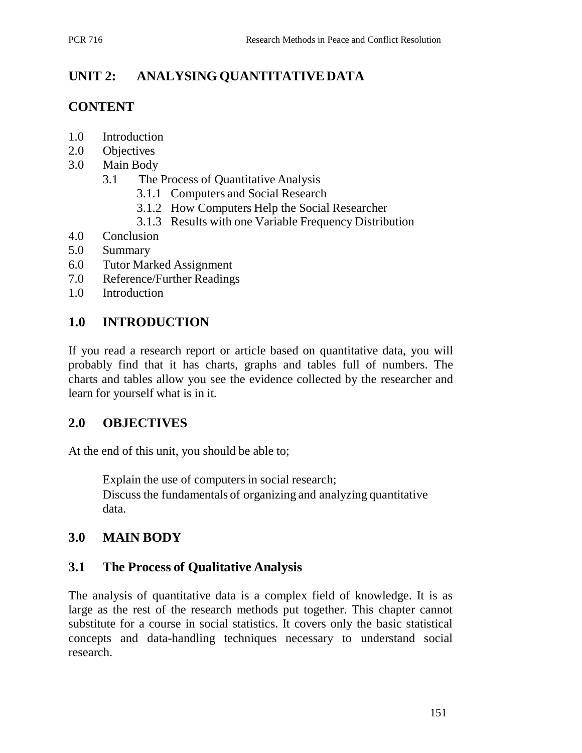## UNIT 2: ANALYSING QUANTITATIVE DATA

## CONTENT

1.0 Introduction
2.0 Objectives
3.0 Main Body
    3.1 The Process of Quantitative Analysis
        3.1.1 Computers and Social Research
        3.1.2 How Computers Help the Social Researcher
        3.1.3 Results with one Variable Frequency Distribution
4.0 Conclusion
5.0 Summary
6.0 Tutor Marked Assignment
7.0 Reference/Further Readings
1.0 Introduction

## 1.0 INTRODUCTION

If you read a research report or article based on quantitative data, you will probably find that it has charts, graphs and tables full of numbers. The charts and tables allow you see the evidence collected by the researcher and learn for yourself what is in it.

## 2.0 OBJECTIVES

At the end of this unit, you should be able to;

Explain the use of computers in social research;
Discuss the fundamentals of organizing and analyzing quantitative data.

## 3.0 MAIN BODY

### 3.1 The Process of Qualitative Analysis

The analysis of quantitative data is a complex field of knowledge. It is as large as the rest of the research methods put together. This chapter cannot substitute for a course in social statistics. It covers only the basic statistical concepts and data-handling techniques necessary to understand social research.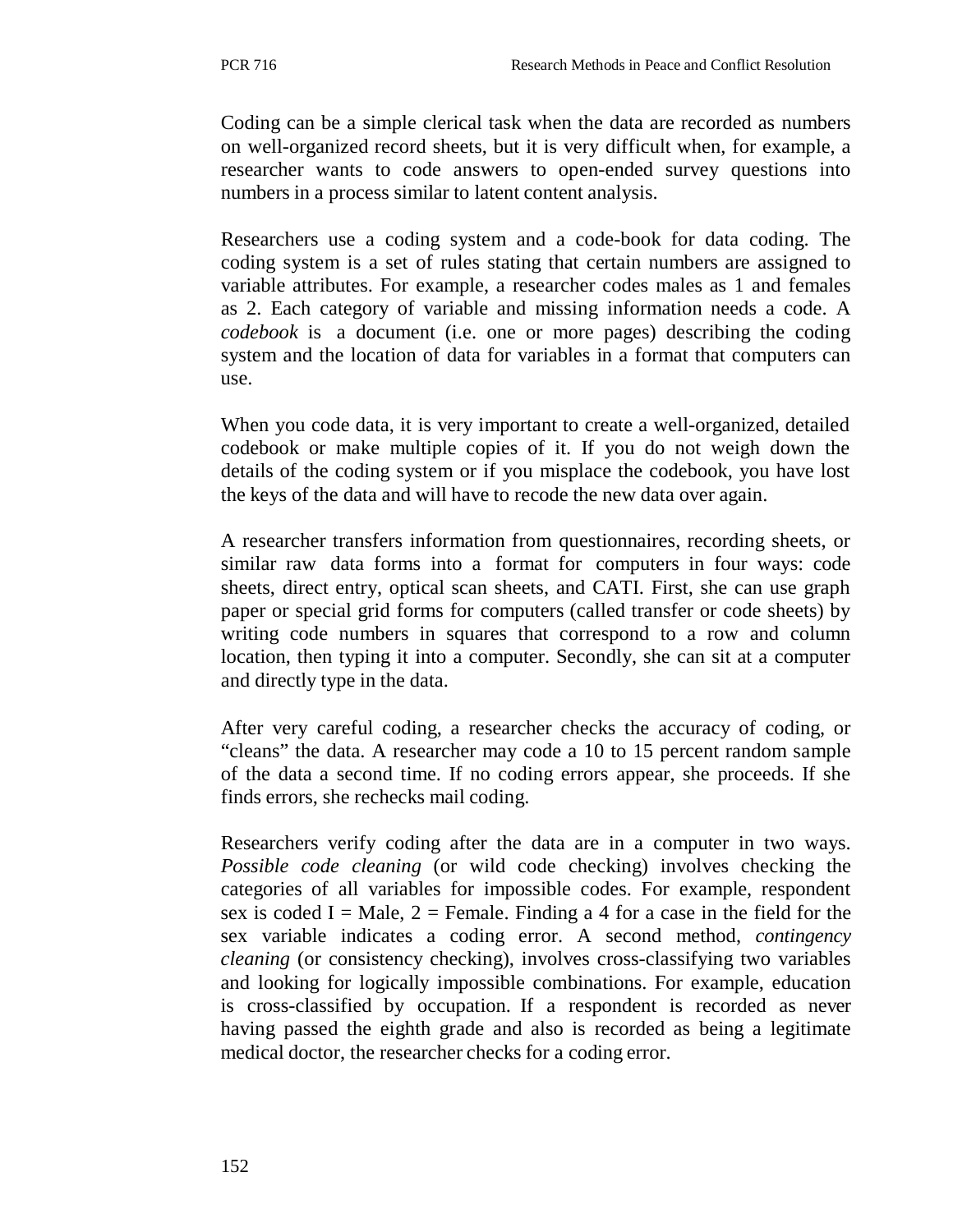Coding can be a simple clerical task when the data are recorded as numbers on well-organized record sheets, but it is very difficult when, for example, a researcher wants to code answers to open-ended survey questions into numbers in a process similar to latent content analysis.

Researchers use a coding system and a code-book for data coding. The coding system is a set of rules stating that certain numbers are assigned to variable attributes. For example, a researcher codes males as 1 and females as 2. Each category of variable and missing information needs a code. A *codebook* is a document (i.e. one or more pages) describing the coding system and the location of data for variables in a format that computers can use.

When you code data, it is very important to create a well-organized, detailed codebook or make multiple copies of it. If you do not weigh down the details of the coding system or if you misplace the codebook, you have lost the keys of the data and will have to recode the new data over again.

A researcher transfers information from questionnaires, recording sheets, or similar raw data forms into a format for computers in four ways: code sheets, direct entry, optical scan sheets, and CATI. First, she can use graph paper or special grid forms for computers (called transfer or code sheets) by writing code numbers in squares that correspond to a row and column location, then typing it into a computer. Secondly, she can sit at a computer and directly type in the data.

After very careful coding, a researcher checks the accuracy of coding, or "cleans" the data. A researcher may code a 10 to 15 percent random sample of the data a second time. If no coding errors appear, she proceeds. If she finds errors, she rechecks mail coding.

Researchers verify coding after the data are in a computer in two ways. *Possible code cleaning* (or wild code checking) involves checking the categories of all variables for impossible codes. For example, respondent sex is coded I = Male, 2 = Female. Finding a 4 for a case in the field for the sex variable indicates a coding error. A second method, *contingency cleaning* (or consistency checking), involves cross-classifying two variables and looking for logically impossible combinations. For example, education is cross-classified by occupation. If a respondent is recorded as never having passed the eighth grade and also is recorded as being a legitimate medical doctor, the researcher checks for a coding error.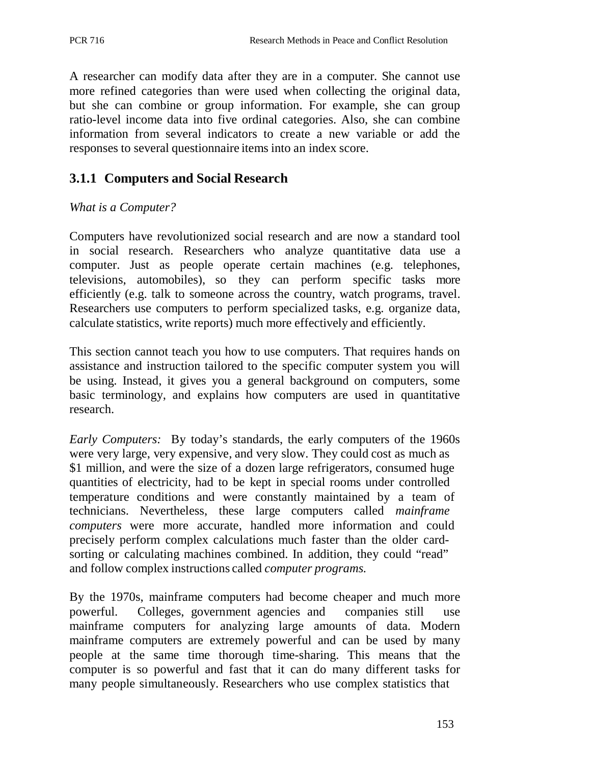A researcher can modify data after they are in a computer. She cannot use more refined categories than were used when collecting the original data, but she can combine or group information. For example, she can group ratio-level income data into five ordinal categories. Also, she can combine information from several indicators to create a new variable or add the responses to several questionnaire items into an index score.

### 3.1.1 Computers and Social Research

*What is a Computer?*

Computers have revolutionized social research and are now a standard tool in social research. Researchers who analyze quantitative data use a computer. Just as people operate certain machines (e.g. telephones, televisions, automobiles), so they can perform specific tasks more efficiently (e.g. talk to someone across the country, watch programs, travel. Researchers use computers to perform specialized tasks, e.g. organize data, calculate statistics, write reports) much more effectively and efficiently.

This section cannot teach you how to use computers. That requires hands on assistance and instruction tailored to the specific computer system you will be using. Instead, it gives you a general background on computers, some basic terminology, and explains how computers are used in quantitative research.

*Early Computers:* By today's standards, the early computers of the 1960s were very large, very expensive, and very slow. They could cost as much as $1 million, and were the size of a dozen large refrigerators, consumed huge quantities of electricity, had to be kept in special rooms under controlled temperature conditions and were constantly maintained by a team of technicians. Nevertheless, these large computers called *mainframe computers* were more accurate, handled more information and could precisely perform complex calculations much faster than the older card-sorting or calculating machines combined. In addition, they could "read" and follow complex instructions called *computer programs.*

By the 1970s, mainframe computers had become cheaper and much more powerful. Colleges, government agencies and companies still use mainframe computers for analyzing large amounts of data. Modern mainframe computers are extremely powerful and can be used by many people at the same time thorough time-sharing. This means that the computer is so powerful and fast that it can do many different tasks for many people simultaneously. Researchers who use complex statistics that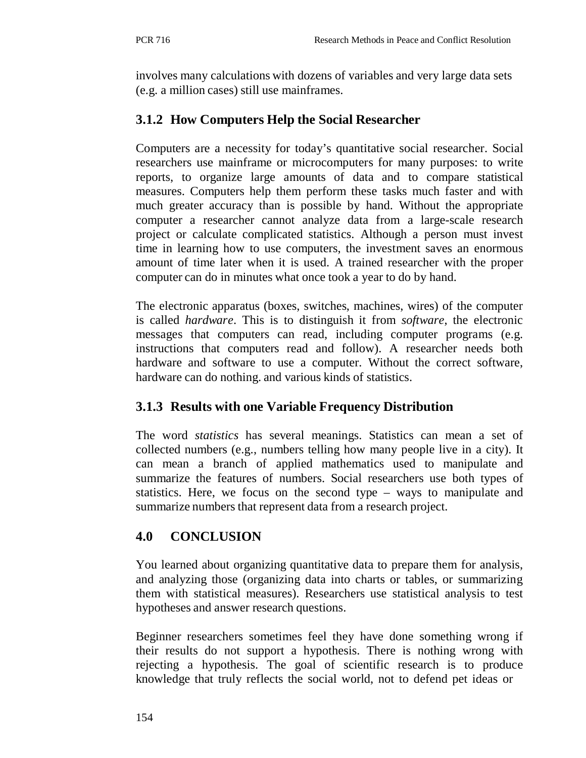involves many calculations with dozens of variables and very large data sets (e.g. a million cases) still use mainframes.

### 3.1.2 How Computers Help the Social Researcher

Computers are a necessity for today's quantitative social researcher. Social researchers use mainframe or microcomputers for many purposes: to write reports, to organize large amounts of data and to compare statistical measures. Computers help them perform these tasks much faster and with much greater accuracy than is possible by hand. Without the appropriate computer a researcher cannot analyze data from a large-scale research project or calculate complicated statistics. Although a person must invest time in learning how to use computers, the investment saves an enormous amount of time later when it is used. A trained researcher with the proper computer can do in minutes what once took a year to do by hand.

The electronic apparatus (boxes, switches, machines, wires) of the computer is called *hardware*. This is to distinguish it from *software*, the electronic messages that computers can read, including computer programs (e.g. instructions that computers read and follow). A researcher needs both hardware and software to use a computer. Without the correct software, hardware can do nothing. and various kinds of statistics.

### 3.1.3 Results with one Variable Frequency Distribution

The word *statistics* has several meanings. Statistics can mean a set of collected numbers (e.g., numbers telling how many people live in a city). It can mean a branch of applied mathematics used to manipulate and summarize the features of numbers. Social researchers use both types of statistics. Here, we focus on the second type – ways to manipulate and summarize numbers that represent data from a research project.

## 4.0 CONCLUSION

You learned about organizing quantitative data to prepare them for analysis, and analyzing those (organizing data into charts or tables, or summarizing them with statistical measures). Researchers use statistical analysis to test hypotheses and answer research questions.

Beginner researchers sometimes feel they have done something wrong if their results do not support a hypothesis. There is nothing wrong with rejecting a hypothesis. The goal of scientific research is to produce knowledge that truly reflects the social world, not to defend pet ideas or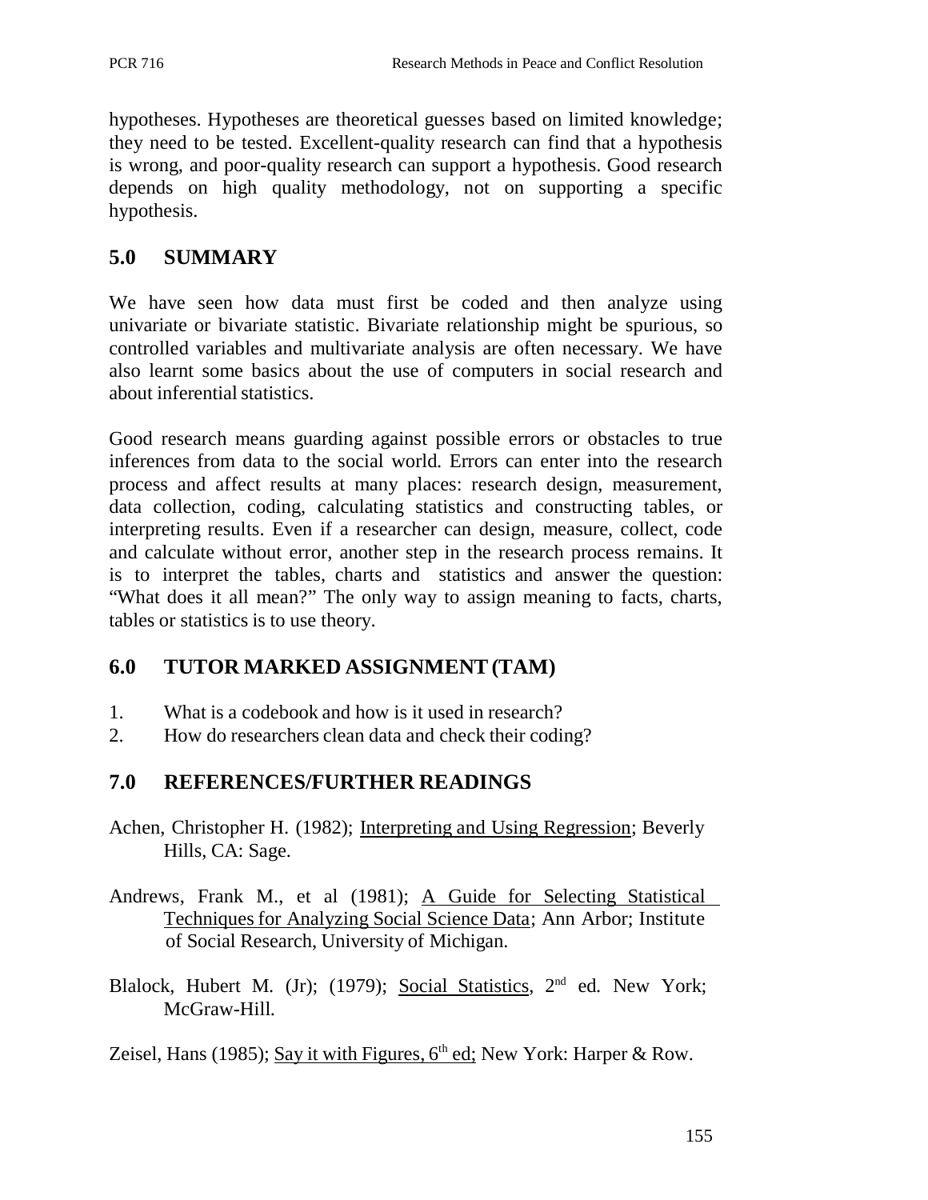hypotheses. Hypotheses are theoretical guesses based on limited knowledge; they need to be tested. Excellent-quality research can find that a hypothesis is wrong, and poor-quality research can support a hypothesis. Good research depends on high quality methodology, not on supporting a specific hypothesis.

## 5.0 SUMMARY

We have seen how data must first be coded and then analyze using univariate or bivariate statistic. Bivariate relationship might be spurious, so controlled variables and multivariate analysis are often necessary. We have also learnt some basics about the use of computers in social research and about inferential statistics.

Good research means guarding against possible errors or obstacles to true inferences from data to the social world. Errors can enter into the research process and affect results at many places: research design, measurement, data collection, coding, calculating statistics and constructing tables, or interpreting results. Even if a researcher can design, measure, collect, code and calculate without error, another step in the research process remains. It is to interpret the tables, charts and statistics and answer the question: "What does it all mean?" The only way to assign meaning to facts, charts, tables or statistics is to use theory.

## 6.0 TUTOR MARKED ASSIGNMENT (TAM)

1. What is a codebook and how is it used in research?
2. How do researchers clean data and check their coding?

## 7.0 REFERENCES/FURTHER READINGS

Achen, Christopher H. (1982); Interpreting and Using Regression; Beverly Hills, CA: Sage.

Andrews, Frank M., et al (1981); A Guide for Selecting Statistical Techniques for Analyzing Social Science Data; Ann Arbor; Institute of Social Research, University of Michigan.

Blalock, Hubert M. (Jr); (1979); Social Statistics, 2nd ed. New York; McGraw-Hill.

Zeisel, Hans (1985); Say it with Figures, 6th ed; New York: Harper & Row.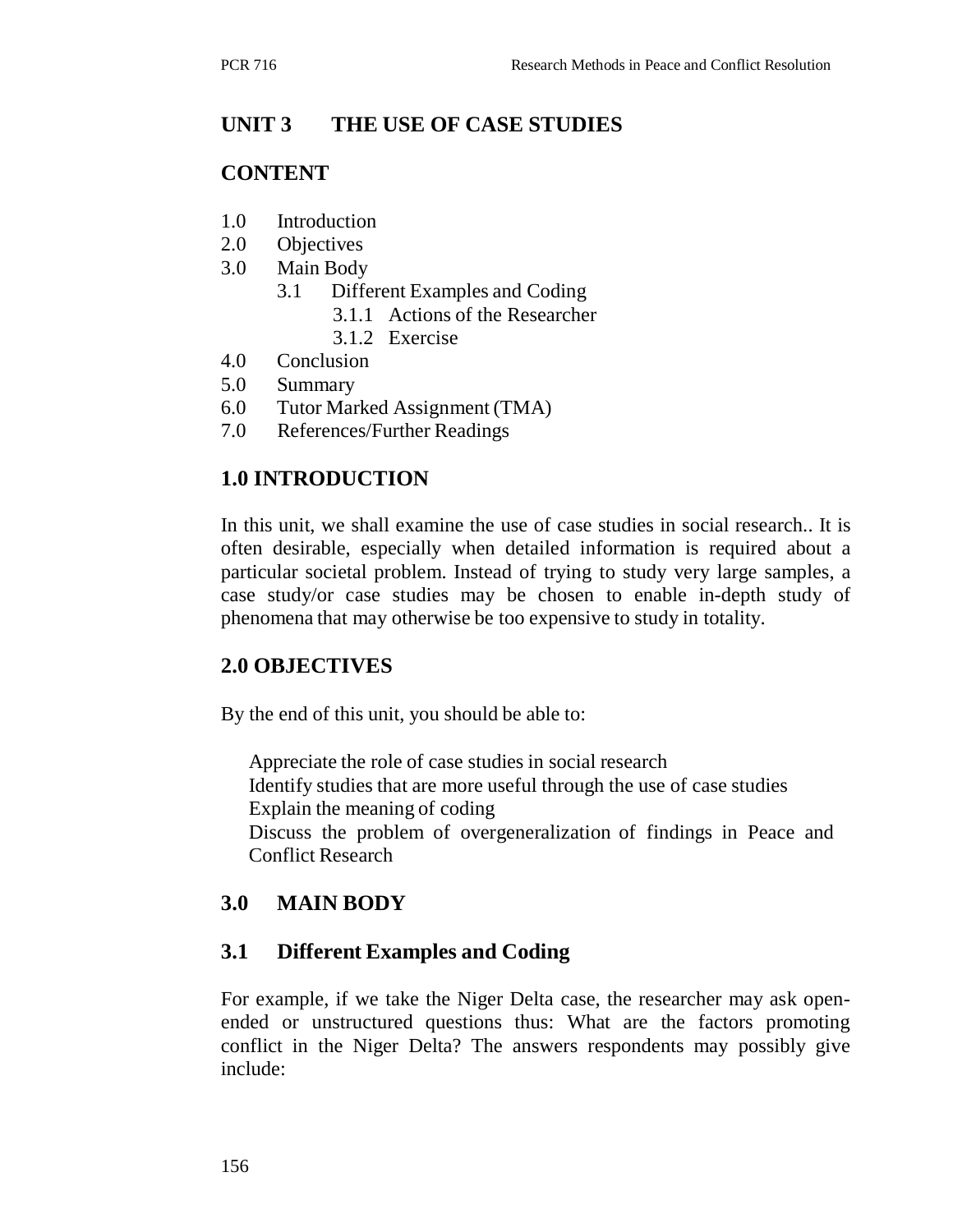## UNIT 3 THE USE OF CASE STUDIES

### CONTENT

1.0 Introduction
2.0 Objectives
3.0 Main Body
   3.1 Different Examples and Coding
      3.1.1 Actions of the Researcher
      3.1.2 Exercise
4.0 Conclusion
5.0 Summary
6.0 Tutor Marked Assignment (TMA)
7.0 References/Further Readings

## 1.0 INTRODUCTION

In this unit, we shall examine the use of case studies in social research.. It is often desirable, especially when detailed information is required about a particular societal problem. Instead of trying to study very large samples, a case study/or case studies may be chosen to enable in-depth study of phenomena that may otherwise be too expensive to study in totality.

## 2.0 OBJECTIVES

By the end of this unit, you should be able to:

- Appreciate the role of case studies in social research
- Identify studies that are more useful through the use of case studies
- Explain the meaning of coding
- Discuss the problem of overgeneralization of findings in Peace and Conflict Research

## 3.0 MAIN BODY

### 3.1 Different Examples and Coding

For example, if we take the Niger Delta case, the researcher may ask open-ended or unstructured questions thus: What are the factors promoting conflict in the Niger Delta? The answers respondents may possibly give include: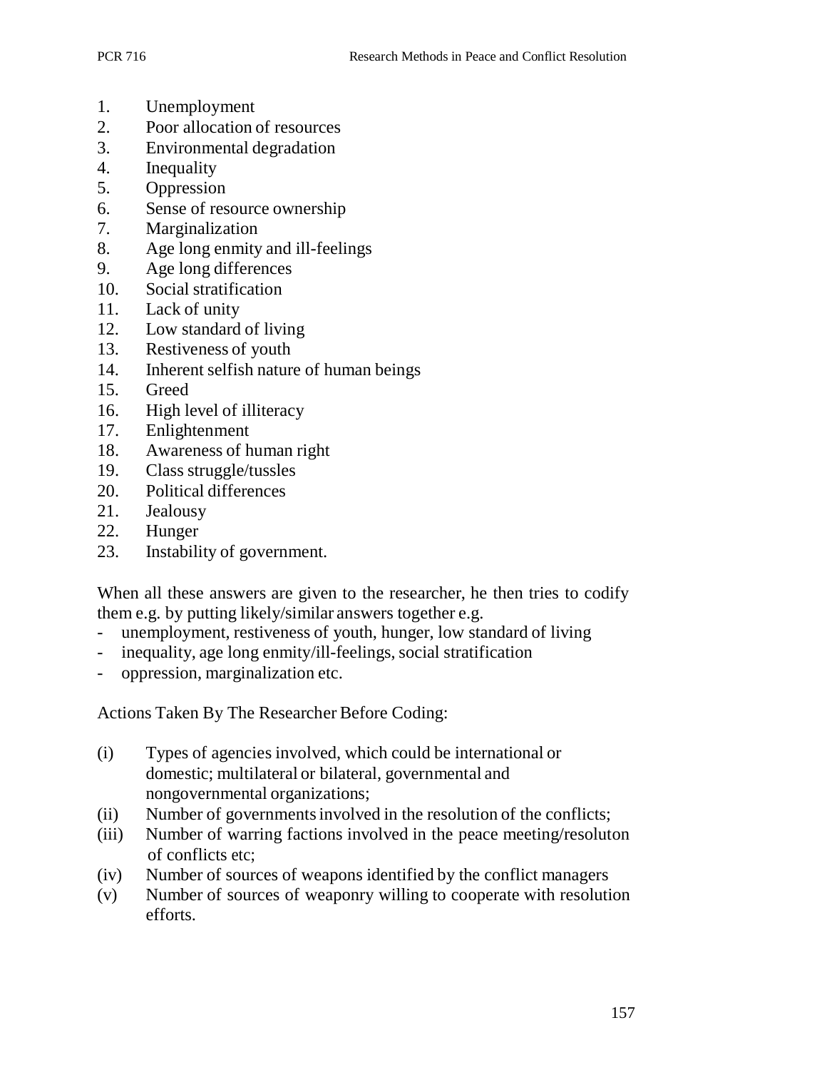1. Unemployment
2. Poor allocation of resources
3. Environmental degradation
4. Inequality
5. Oppression
6. Sense of resource ownership
7. Marginalization
8. Age long enmity and ill-feelings
9. Age long differences
10. Social stratification
11. Lack of unity
12. Low standard of living
13. Restiveness of youth
14. Inherent selfish nature of human beings
15. Greed
16. High level of illiteracy
17. Enlightenment
18. Awareness of human right
19. Class struggle/tussles
20. Political differences
21. Jealousy
22. Hunger
23. Instability of government.

When all these answers are given to the researcher, he then tries to codify them e.g. by putting likely/similar answers together e.g.

- unemployment, restiveness of youth, hunger, low standard of living
- inequality, age long enmity/ill-feelings, social stratification
- oppression, marginalization etc.

Actions Taken By The Researcher Before Coding:

(i) Types of agencies involved, which could be international or domestic; multilateral or bilateral, governmental and nongovernmental organizations;
(ii) Number of governments involved in the resolution of the conflicts;
(iii) Number of warring factions involved in the peace meeting/resoluton of conflicts etc;
(iv) Number of sources of weapons identified by the conflict managers
(v) Number of sources of weaponry willing to cooperate with resolution efforts.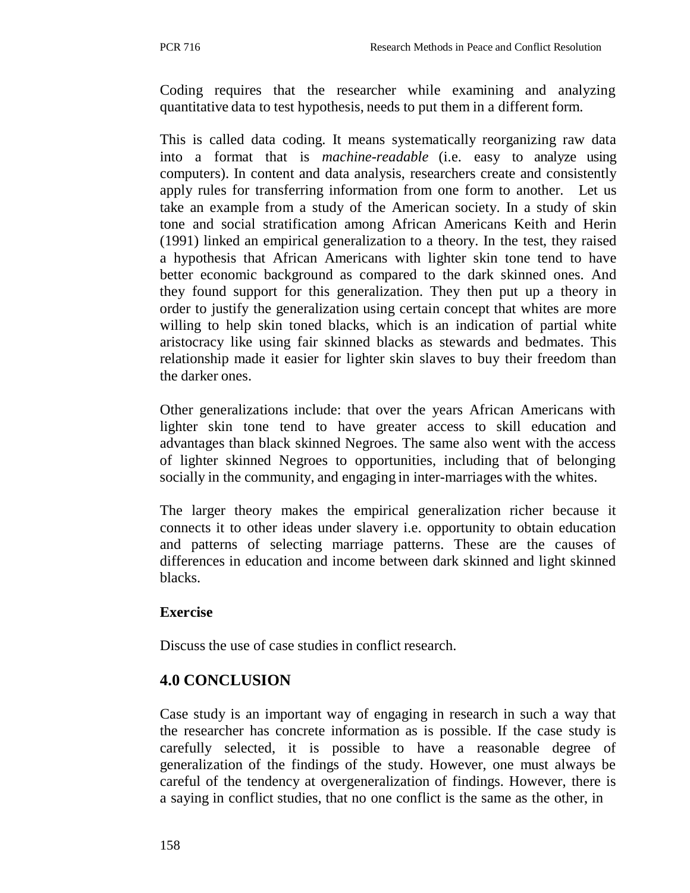Coding requires that the researcher while examining and analyzing quantitative data to test hypothesis, needs to put them in a different form.

This is called data coding. It means systematically reorganizing raw data into a format that is *machine-readable* (i.e. easy to analyze using computers). In content and data analysis, researchers create and consistently apply rules for transferring information from one form to another. Let us take an example from a study of the American society. In a study of skin tone and social stratification among African Americans Keith and Herin (1991) linked an empirical generalization to a theory. In the test, they raised a hypothesis that African Americans with lighter skin tone tend to have better economic background as compared to the dark skinned ones. And they found support for this generalization. They then put up a theory in order to justify the generalization using certain concept that whites are more willing to help skin toned blacks, which is an indication of partial white aristocracy like using fair skinned blacks as stewards and bedmates. This relationship made it easier for lighter skin slaves to buy their freedom than the darker ones.

Other generalizations include: that over the years African Americans with lighter skin tone tend to have greater access to skill education and advantages than black skinned Negroes. The same also went with the access of lighter skinned Negroes to opportunities, including that of belonging socially in the community, and engaging in inter-marriages with the whites.

The larger theory makes the empirical generalization richer because it connects it to other ideas under slavery i.e. opportunity to obtain education and patterns of selecting marriage patterns. These are the causes of differences in education and income between dark skinned and light skinned blacks.

**Exercise**

Discuss the use of case studies in conflict research.

## 4.0 CONCLUSION

Case study is an important way of engaging in research in such a way that the researcher has concrete information as is possible. If the case study is carefully selected, it is possible to have a reasonable degree of generalization of the findings of the study. However, one must always be careful of the tendency at overgeneralization of findings. However, there is a saying in conflict studies, that no one conflict is the same as the other, in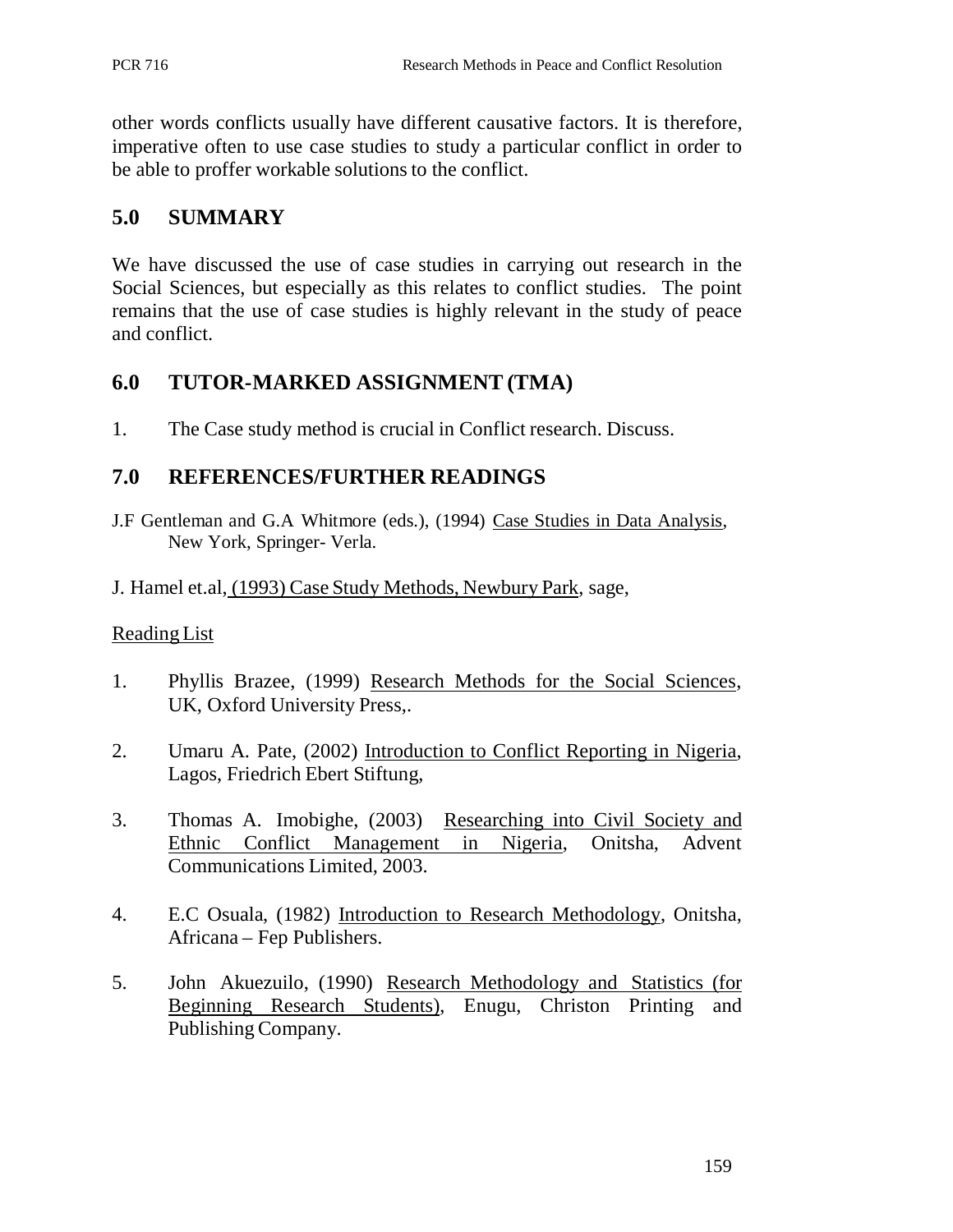other words conflicts usually have different causative factors. It is therefore, imperative often to use case studies to study a particular conflict in order to be able to proffer workable solutions to the conflict.

## 5.0 SUMMARY

We have discussed the use of case studies in carrying out research in the Social Sciences, but especially as this relates to conflict studies. The point remains that the use of case studies is highly relevant in the study of peace and conflict.

## 6.0 TUTOR-MARKED ASSIGNMENT (TMA)

1. The Case study method is crucial in Conflict research. Discuss.

## 7.0 REFERENCES/FURTHER READINGS

J.F Gentleman and G.A Whitmore (eds.), (1994) Case Studies in Data Analysis, New York, Springer- Verla.

J. Hamel et.al, (1993) Case Study Methods, Newbury Park, sage,

Reading List

1. Phyllis Brazee, (1999) Research Methods for the Social Sciences, UK, Oxford University Press,.
2. Umaru A. Pate, (2002) Introduction to Conflict Reporting in Nigeria, Lagos, Friedrich Ebert Stiftung,
3. Thomas A. Imobighe, (2003) Researching into Civil Society and Ethnic Conflict Management in Nigeria, Onitsha, Advent Communications Limited, 2003.
4. E.C Osuala, (1982) Introduction to Research Methodology, Onitsha, Africana – Fep Publishers.
5. John Akuezuilo, (1990) Research Methodology and Statistics (for Beginning Research Students), Enugu, Christon Printing and Publishing Company.